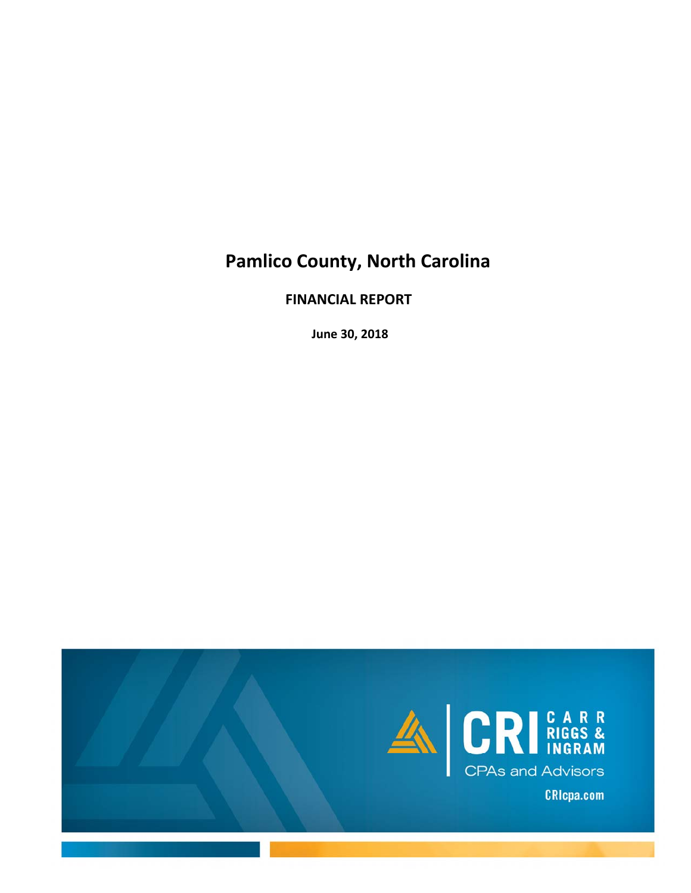# Pamlico County, North Carolina

## FINANCIAL REPORT

**June 30, 2018**

CRI CARR RIGGS & INGRAM

CPAs and Advisors

CRIcpa.com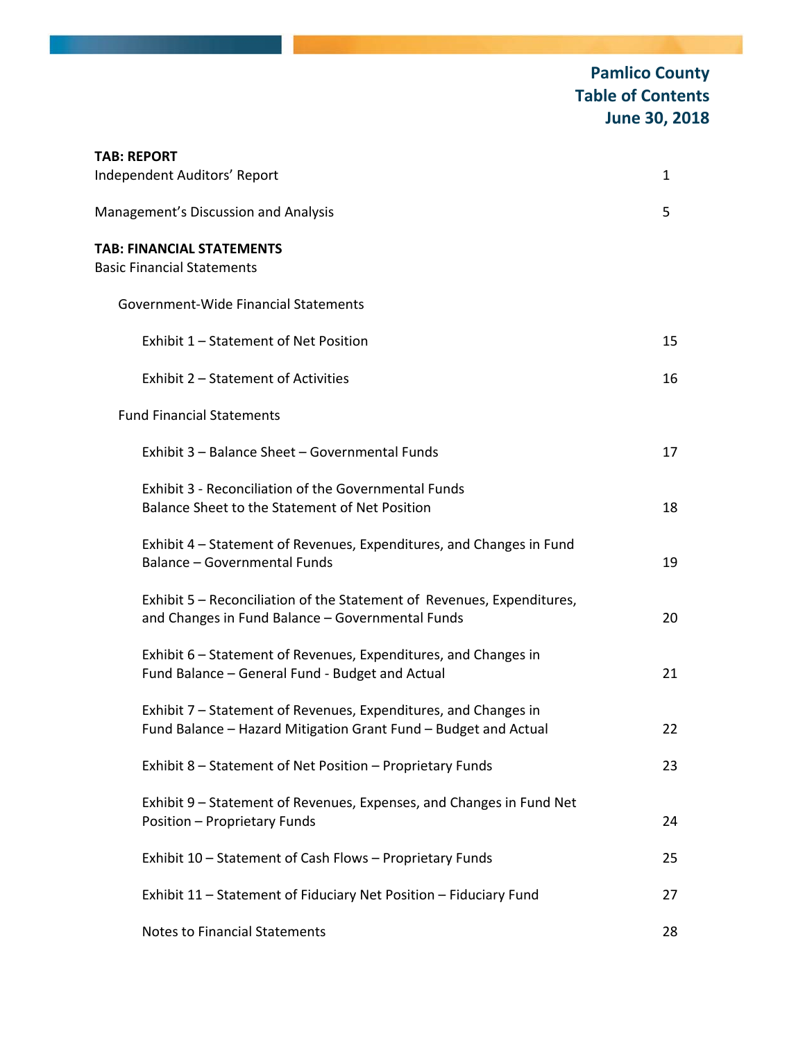# Pamlico County
# Table of Contents
# June 30, 2018

| | |
|---|---|
| **TAB: REPORT** | |
| Independent Auditors' Report | 1 |
| Management's Discussion and Analysis | 5 |
| **TAB: FINANCIAL STATEMENTS** | |
| Basic Financial Statements | |
| Government-Wide Financial Statements | |
| Exhibit 1 – Statement of Net Position | 15 |
| Exhibit 2 – Statement of Activities | 16 |
| Fund Financial Statements | |
| Exhibit 3 – Balance Sheet – Governmental Funds | 17 |
| Exhibit 3 - Reconciliation of the Governmental Funds Balance Sheet to the Statement of Net Position | 18 |
| Exhibit 4 – Statement of Revenues, Expenditures, and Changes in Fund Balance – Governmental Funds | 19 |
| Exhibit 5 – Reconciliation of the Statement of Revenues, Expenditures, and Changes in Fund Balance – Governmental Funds | 20 |
| Exhibit 6 – Statement of Revenues, Expenditures, and Changes in Fund Balance – General Fund - Budget and Actual | 21 |
| Exhibit 7 – Statement of Revenues, Expenditures, and Changes in Fund Balance – Hazard Mitigation Grant Fund – Budget and Actual | 22 |
| Exhibit 8 – Statement of Net Position – Proprietary Funds | 23 |
| Exhibit 9 – Statement of Revenues, Expenses, and Changes in Fund Net Position – Proprietary Funds | 24 |
| Exhibit 10 – Statement of Cash Flows – Proprietary Funds | 25 |
| Exhibit 11 – Statement of Fiduciary Net Position – Fiduciary Fund | 27 |
| Notes to Financial Statements | 28 |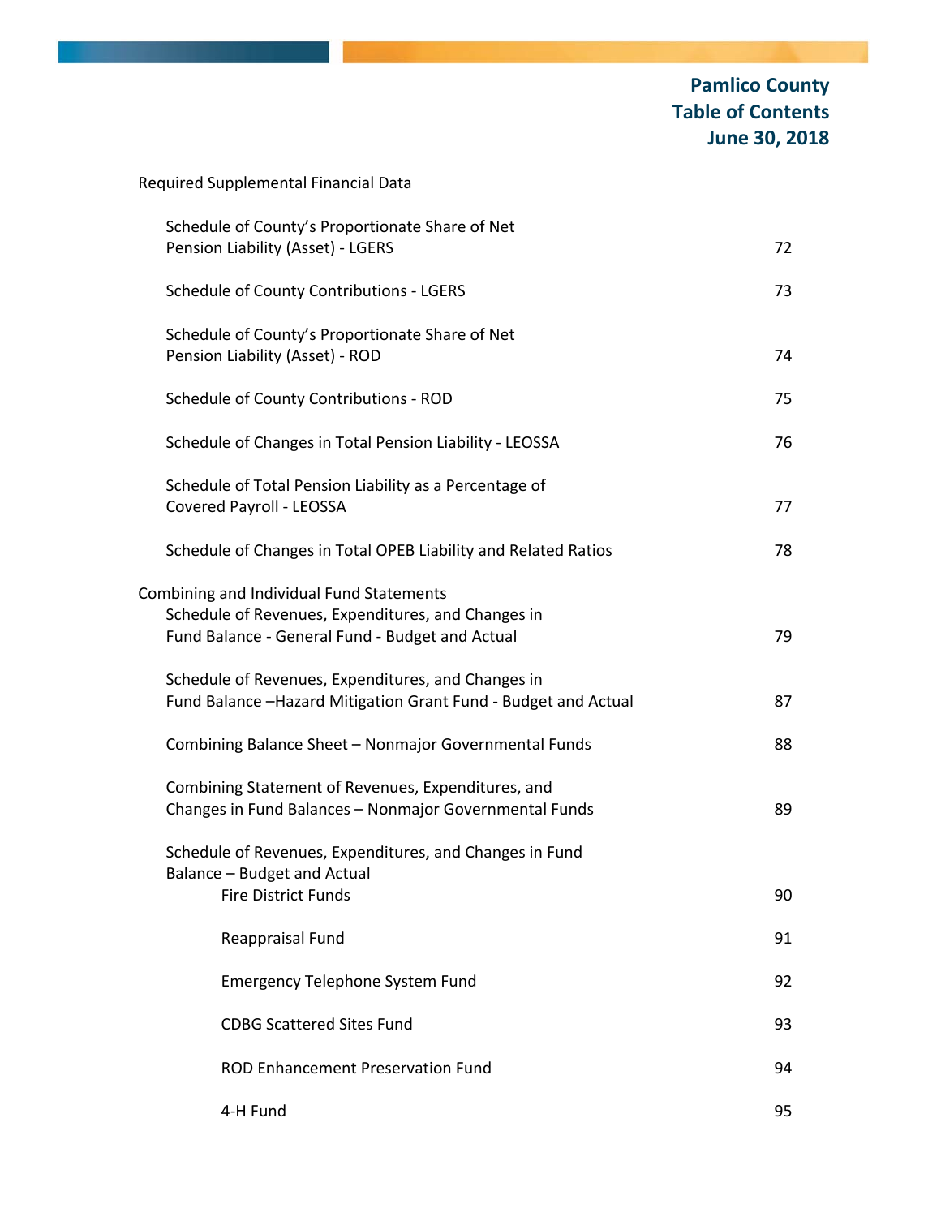# Pamlico County
# Table of Contents
# June 30, 2018

| | |
|---|---|
| **Required Supplemental Financial Data** | |
| Schedule of County's Proportionate Share of Net Pension Liability (Asset) - LGERS | 72 |
| Schedule of County Contributions - LGERS | 73 |
| Schedule of County's Proportionate Share of Net Pension Liability (Asset) - ROD | 74 |
| Schedule of County Contributions - ROD | 75 |
| Schedule of Changes in Total Pension Liability - LEOSSA | 76 |
| Schedule of Total Pension Liability as a Percentage of Covered Payroll - LEOSSA | 77 |
| Schedule of Changes in Total OPEB Liability and Related Ratios | 78 |
| **Combining and Individual Fund Statements** | |
| Schedule of Revenues, Expenditures, and Changes in Fund Balance - General Fund - Budget and Actual | 79 |
| Schedule of Revenues, Expenditures, and Changes in Fund Balance –Hazard Mitigation Grant Fund - Budget and Actual | 87 |
| Combining Balance Sheet – Nonmajor Governmental Funds | 88 |
| Combining Statement of Revenues, Expenditures, and Changes in Fund Balances – Nonmajor Governmental Funds | 89 |
| Schedule of Revenues, Expenditures, and Changes in Fund Balance – Budget and Actual | |
| Fire District Funds | 90 |
| Reappraisal Fund | 91 |
| Emergency Telephone System Fund | 92 |
| CDBG Scattered Sites Fund | 93 |
| ROD Enhancement Preservation Fund | 94 |
| 4-H Fund | 95 |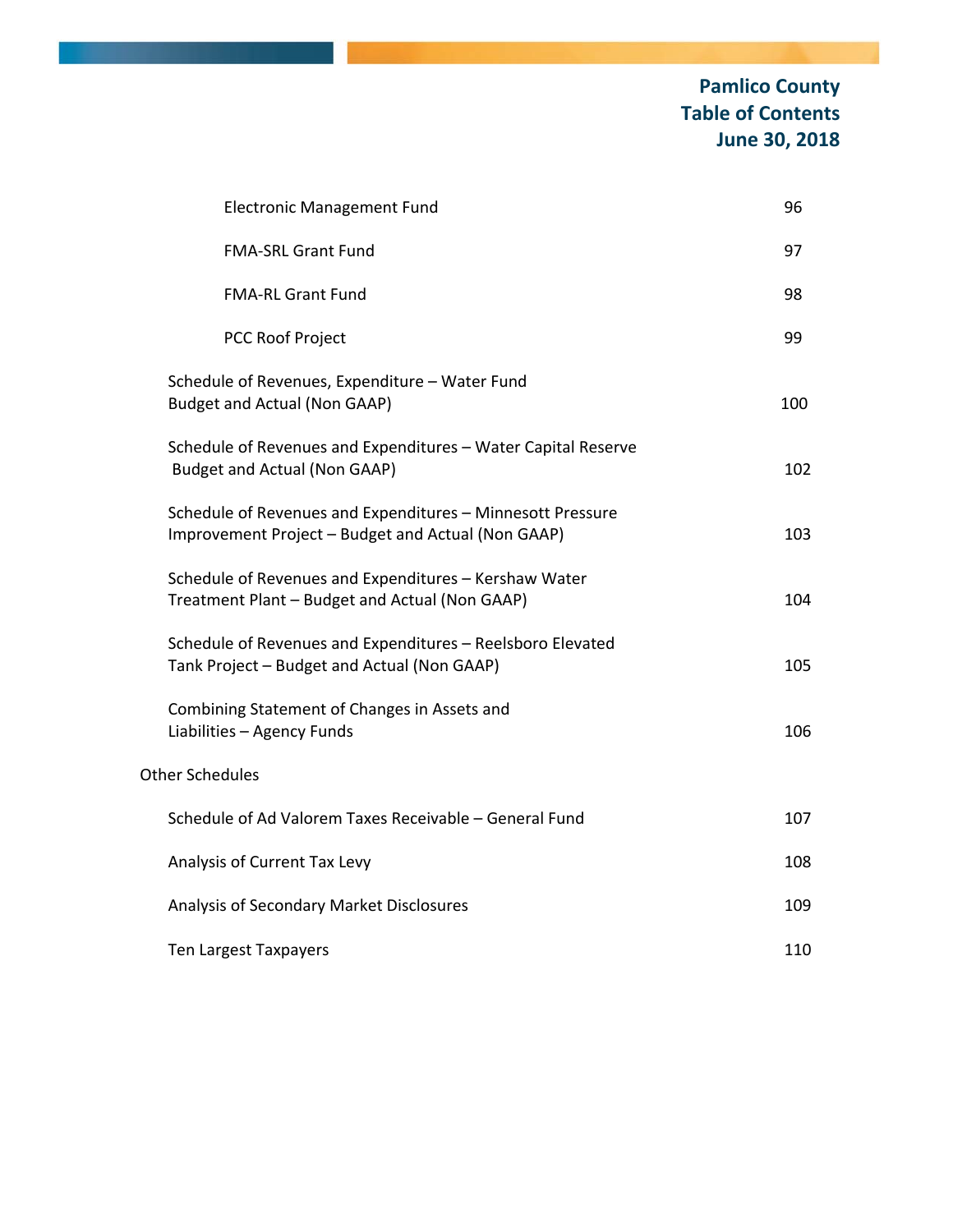# Pamlico County
## Table of Contents
## June 30, 2018

| | |
|---|---|
| Electronic Management Fund | 96 |
| FMA-SRL Grant Fund | 97 |
| FMA-RL Grant Fund | 98 |
| PCC Roof Project | 99 |
| Schedule of Revenues, Expenditure – Water Fund Budget and Actual (Non GAAP) | 100 |
| Schedule of Revenues and Expenditures – Water Capital Reserve Budget and Actual (Non GAAP) | 102 |
| Schedule of Revenues and Expenditures – Minnesott Pressure Improvement Project – Budget and Actual (Non GAAP) | 103 |
| Schedule of Revenues and Expenditures – Kershaw Water Treatment Plant – Budget and Actual (Non GAAP) | 104 |
| Schedule of Revenues and Expenditures – Reelsboro Elevated Tank Project – Budget and Actual (Non GAAP) | 105 |
| Combining Statement of Changes in Assets and Liabilities – Agency Funds | 106 |
| **Other Schedules** | |
| Schedule of Ad Valorem Taxes Receivable – General Fund | 107 |
| Analysis of Current Tax Levy | 108 |
| Analysis of Secondary Market Disclosures | 109 |
| Ten Largest Taxpayers | 110 |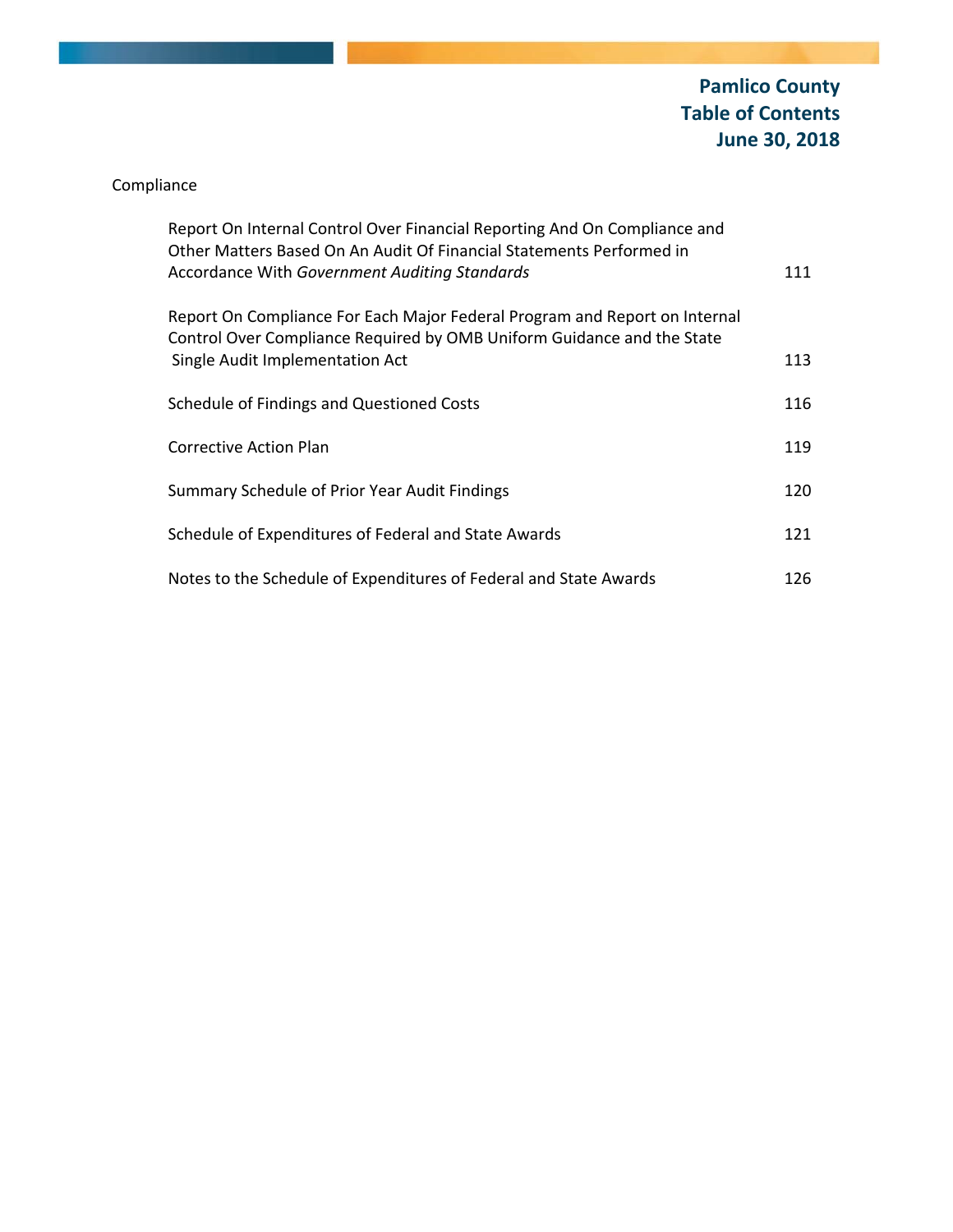# Pamlico County
# Table of Contents
# June 30, 2018

Compliance

| | |
|---|---|
| Report On Internal Control Over Financial Reporting And On Compliance and Other Matters Based On An Audit Of Financial Statements Performed in Accordance With *Government Auditing Standards* | 111 |
| Report On Compliance For Each Major Federal Program and Report on Internal Control Over Compliance Required by OMB Uniform Guidance and the State Single Audit Implementation Act | 113 |
| Schedule of Findings and Questioned Costs | 116 |
| Corrective Action Plan | 119 |
| Summary Schedule of Prior Year Audit Findings | 120 |
| Schedule of Expenditures of Federal and State Awards | 121 |
| Notes to the Schedule of Expenditures of Federal and State Awards | 126 |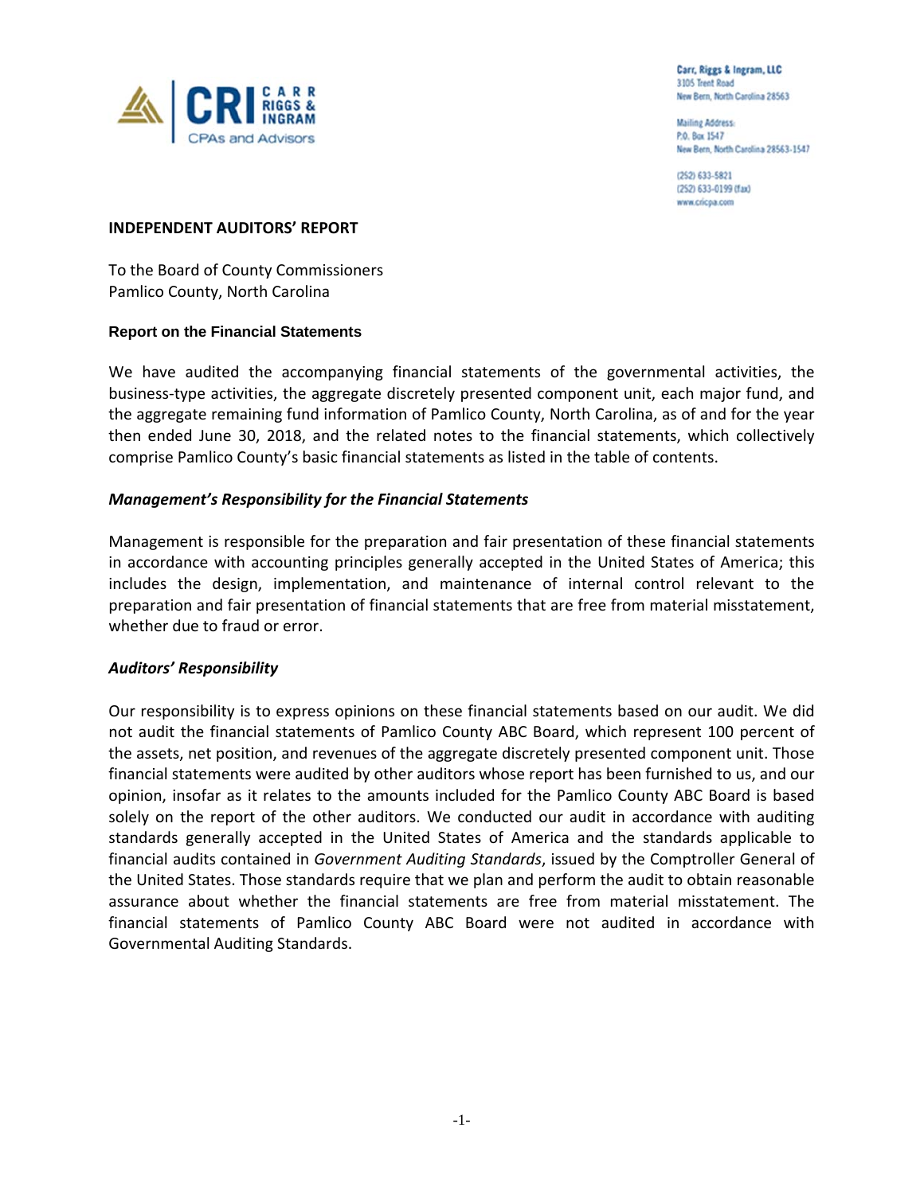Carr, Riggs & Ingram, LLC
3105 Trent Road
New Bern, North Carolina 28563

Mailing Address:
P.O. Box 1547
New Bern, North Carolina 28563-1547

(252) 633-5821
(252) 633-0199 (fax)
www.cricpa.com

**INDEPENDENT AUDITORS' REPORT**

To the Board of County Commissioners
Pamlico County, North Carolina

**Report on the Financial Statements**

We have audited the accompanying financial statements of the governmental activities, the business-type activities, the aggregate discretely presented component unit, each major fund, and the aggregate remaining fund information of Pamlico County, North Carolina, as of and for the year then ended June 30, 2018, and the related notes to the financial statements, which collectively comprise Pamlico County's basic financial statements as listed in the table of contents.

***Management's Responsibility for the Financial Statements***

Management is responsible for the preparation and fair presentation of these financial statements in accordance with accounting principles generally accepted in the United States of America; this includes the design, implementation, and maintenance of internal control relevant to the preparation and fair presentation of financial statements that are free from material misstatement, whether due to fraud or error.

***Auditors' Responsibility***

Our responsibility is to express opinions on these financial statements based on our audit. We did not audit the financial statements of Pamlico County ABC Board, which represent 100 percent of the assets, net position, and revenues of the aggregate discretely presented component unit. Those financial statements were audited by other auditors whose report has been furnished to us, and our opinion, insofar as it relates to the amounts included for the Pamlico County ABC Board is based solely on the report of the other auditors. We conducted our audit in accordance with auditing standards generally accepted in the United States of America and the standards applicable to financial audits contained in *Government Auditing Standards*, issued by the Comptroller General of the United States. Those standards require that we plan and perform the audit to obtain reasonable assurance about whether the financial statements are free from material misstatement. The financial statements of Pamlico County ABC Board were not audited in accordance with Governmental Auditing Standards.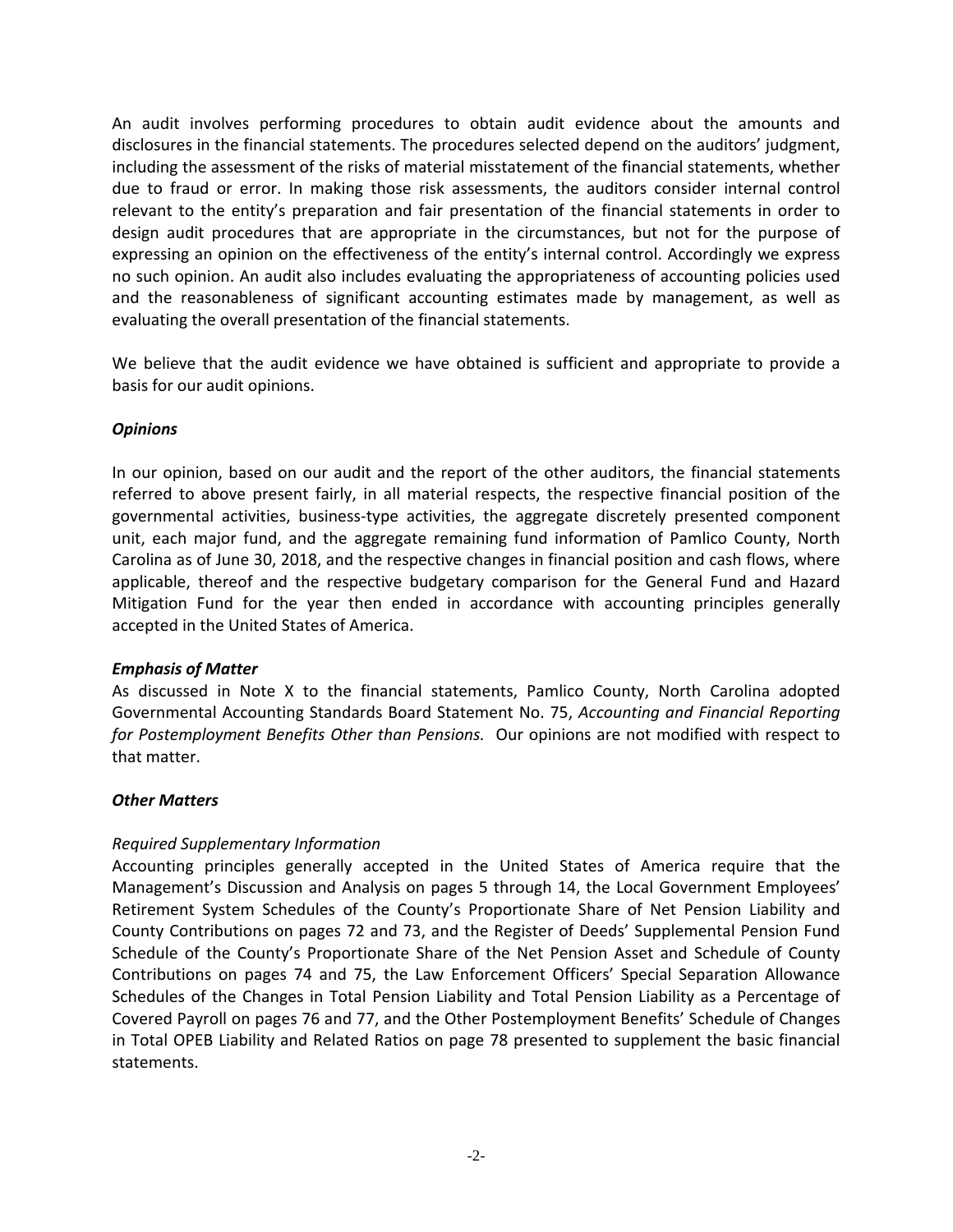An audit involves performing procedures to obtain audit evidence about the amounts and disclosures in the financial statements. The procedures selected depend on the auditors' judgment, including the assessment of the risks of material misstatement of the financial statements, whether due to fraud or error. In making those risk assessments, the auditors consider internal control relevant to the entity's preparation and fair presentation of the financial statements in order to design audit procedures that are appropriate in the circumstances, but not for the purpose of expressing an opinion on the effectiveness of the entity's internal control. Accordingly we express no such opinion. An audit also includes evaluating the appropriateness of accounting policies used and the reasonableness of significant accounting estimates made by management, as well as evaluating the overall presentation of the financial statements.

We believe that the audit evidence we have obtained is sufficient and appropriate to provide a basis for our audit opinions.

***Opinions***

In our opinion, based on our audit and the report of the other auditors, the financial statements referred to above present fairly, in all material respects, the respective financial position of the governmental activities, business-type activities, the aggregate discretely presented component unit, each major fund, and the aggregate remaining fund information of Pamlico County, North Carolina as of June 30, 2018, and the respective changes in financial position and cash flows, where applicable, thereof and the respective budgetary comparison for the General Fund and Hazard Mitigation Fund for the year then ended in accordance with accounting principles generally accepted in the United States of America.

***Emphasis of Matter***

As discussed in Note X to the financial statements, Pamlico County, North Carolina adopted Governmental Accounting Standards Board Statement No. 75, *Accounting and Financial Reporting for Postemployment Benefits Other than Pensions.* Our opinions are not modified with respect to that matter.

***Other Matters***

*Required Supplementary Information*

Accounting principles generally accepted in the United States of America require that the Management's Discussion and Analysis on pages 5 through 14, the Local Government Employees' Retirement System Schedules of the County's Proportionate Share of Net Pension Liability and County Contributions on pages 72 and 73, and the Register of Deeds' Supplemental Pension Fund Schedule of the County's Proportionate Share of the Net Pension Asset and Schedule of County Contributions on pages 74 and 75, the Law Enforcement Officers' Special Separation Allowance Schedules of the Changes in Total Pension Liability and Total Pension Liability as a Percentage of Covered Payroll on pages 76 and 77, and the Other Postemployment Benefits' Schedule of Changes in Total OPEB Liability and Related Ratios on page 78 presented to supplement the basic financial statements.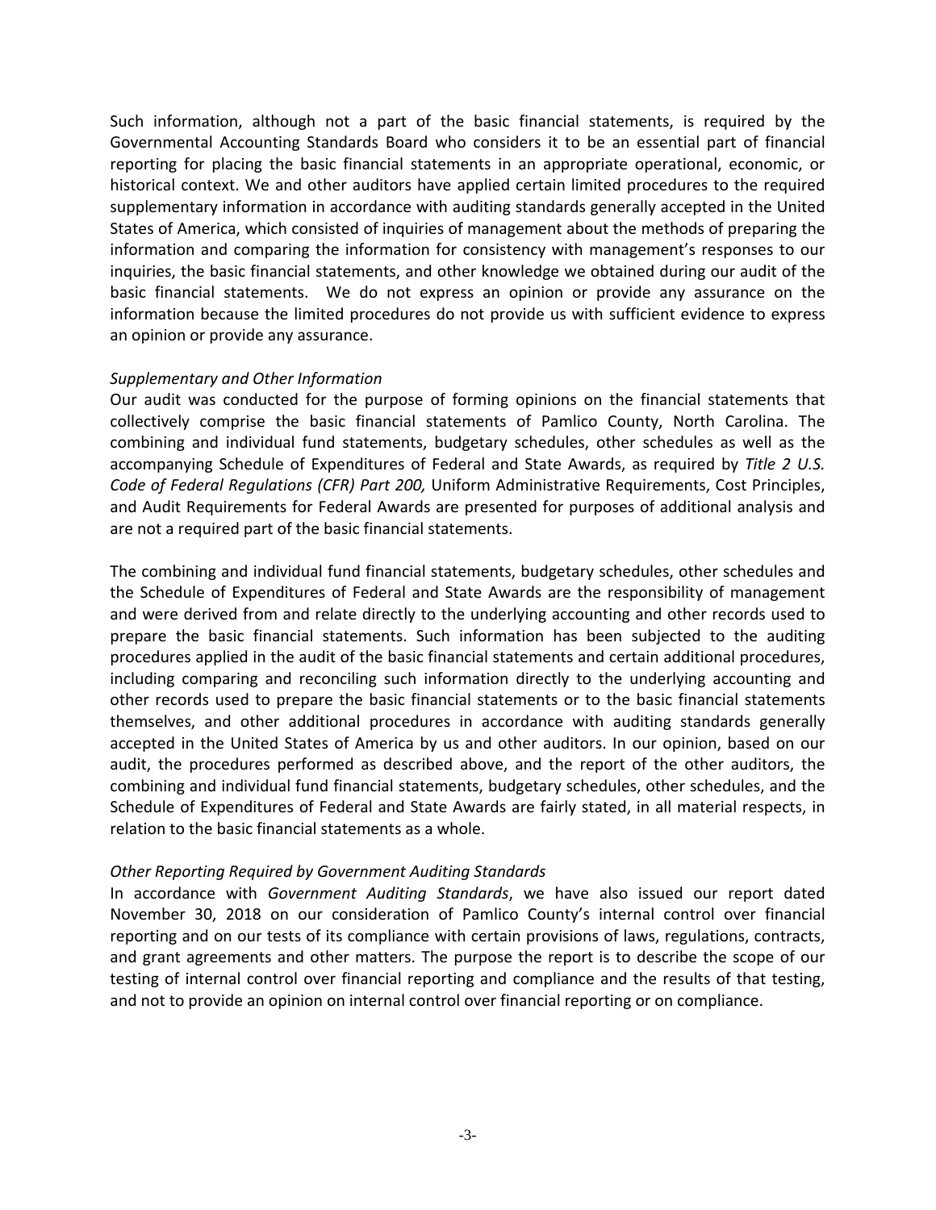Such information, although not a part of the basic financial statements, is required by the Governmental Accounting Standards Board who considers it to be an essential part of financial reporting for placing the basic financial statements in an appropriate operational, economic, or historical context. We and other auditors have applied certain limited procedures to the required supplementary information in accordance with auditing standards generally accepted in the United States of America, which consisted of inquiries of management about the methods of preparing the information and comparing the information for consistency with management's responses to our inquiries, the basic financial statements, and other knowledge we obtained during our audit of the basic financial statements. We do not express an opinion or provide any assurance on the information because the limited procedures do not provide us with sufficient evidence to express an opinion or provide any assurance.

*Supplementary and Other Information*

Our audit was conducted for the purpose of forming opinions on the financial statements that collectively comprise the basic financial statements of Pamlico County, North Carolina. The combining and individual fund statements, budgetary schedules, other schedules as well as the accompanying Schedule of Expenditures of Federal and State Awards, as required by *Title 2 U.S. Code of Federal Regulations (CFR) Part 200,* Uniform Administrative Requirements, Cost Principles, and Audit Requirements for Federal Awards are presented for purposes of additional analysis and are not a required part of the basic financial statements.

The combining and individual fund financial statements, budgetary schedules, other schedules and the Schedule of Expenditures of Federal and State Awards are the responsibility of management and were derived from and relate directly to the underlying accounting and other records used to prepare the basic financial statements. Such information has been subjected to the auditing procedures applied in the audit of the basic financial statements and certain additional procedures, including comparing and reconciling such information directly to the underlying accounting and other records used to prepare the basic financial statements or to the basic financial statements themselves, and other additional procedures in accordance with auditing standards generally accepted in the United States of America by us and other auditors. In our opinion, based on our audit, the procedures performed as described above, and the report of the other auditors, the combining and individual fund financial statements, budgetary schedules, other schedules, and the Schedule of Expenditures of Federal and State Awards are fairly stated, in all material respects, in relation to the basic financial statements as a whole.

*Other Reporting Required by Government Auditing Standards*

In accordance with *Government Auditing Standards*, we have also issued our report dated November 30, 2018 on our consideration of Pamlico County's internal control over financial reporting and on our tests of its compliance with certain provisions of laws, regulations, contracts, and grant agreements and other matters. The purpose the report is to describe the scope of our testing of internal control over financial reporting and compliance and the results of that testing, and not to provide an opinion on internal control over financial reporting or on compliance.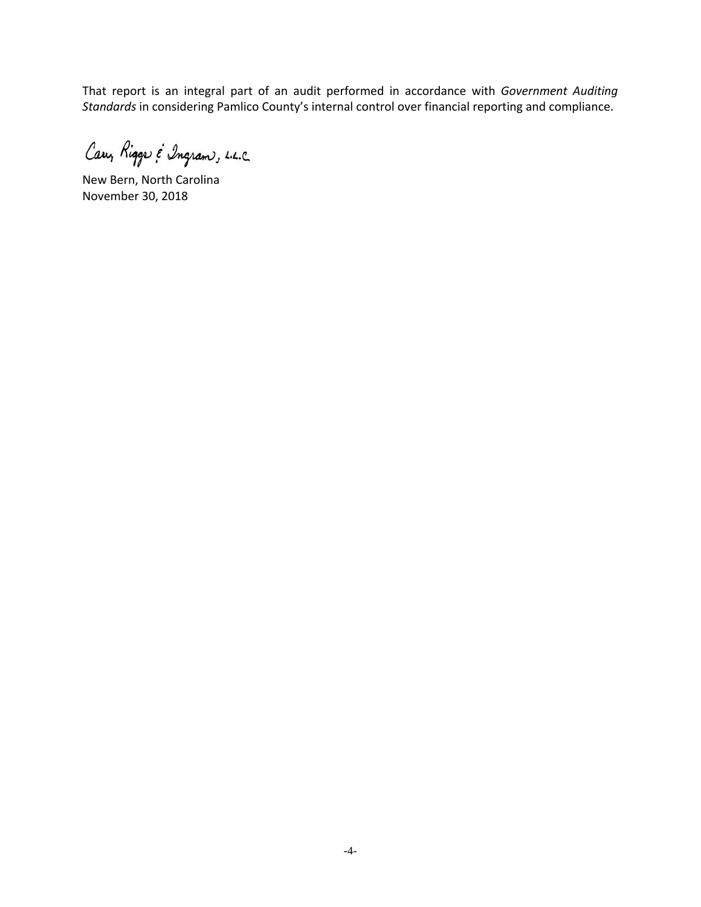That report is an integral part of an audit performed in accordance with *Government Auditing Standards* in considering Pamlico County's internal control over financial reporting and compliance.

Carr, Riggs & Ingram, L.L.C.

New Bern, North Carolina
November 30, 2018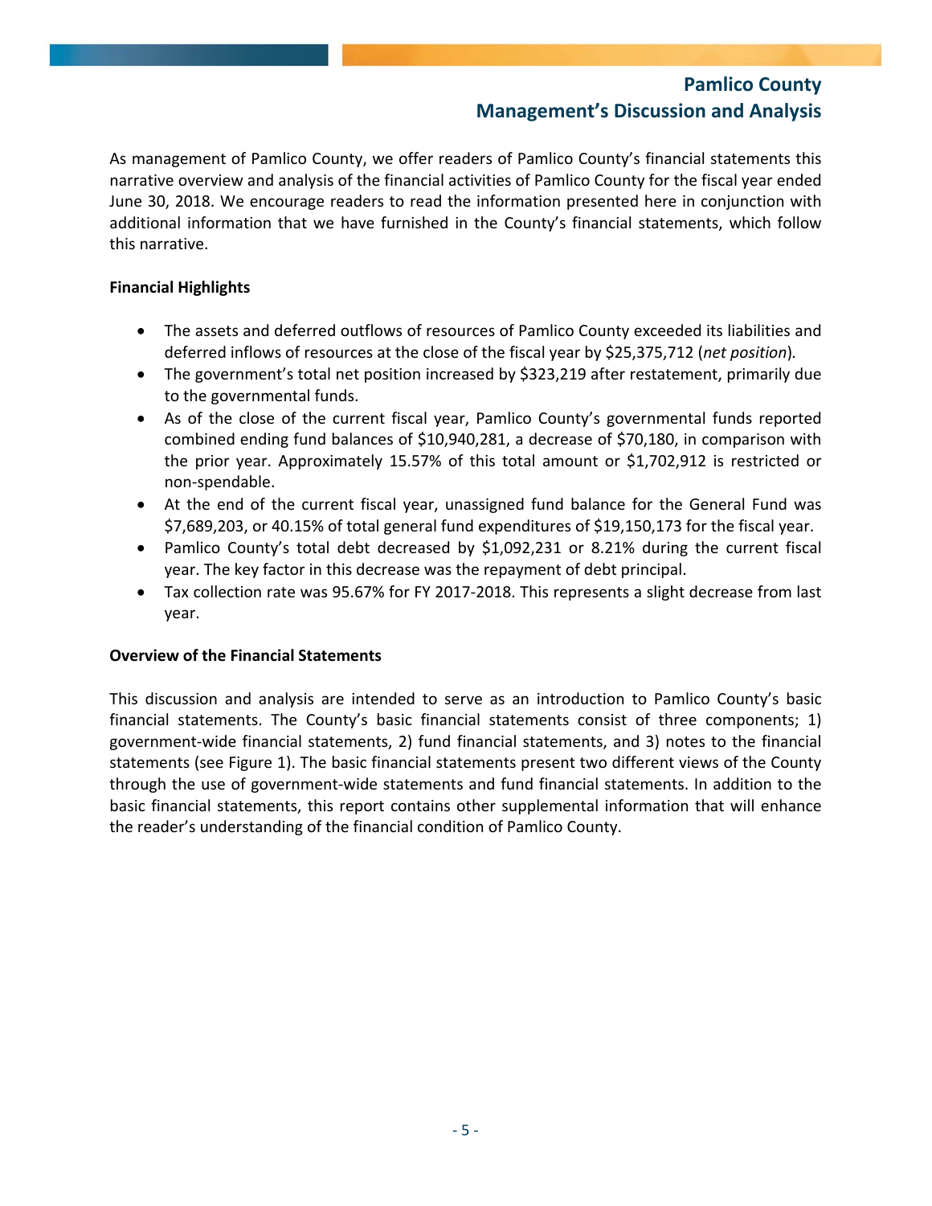# Pamlico County
## Management's Discussion and Analysis

As management of Pamlico County, we offer readers of Pamlico County's financial statements this narrative overview and analysis of the financial activities of Pamlico County for the fiscal year ended June 30, 2018. We encourage readers to read the information presented here in conjunction with additional information that we have furnished in the County's financial statements, which follow this narrative.

**Financial Highlights**

- The assets and deferred outflows of resources of Pamlico County exceeded its liabilities and deferred inflows of resources at the close of the fiscal year by $25,375,712 (*net position*).
- The government's total net position increased by $323,219 after restatement, primarily due to the governmental funds.
- As of the close of the current fiscal year, Pamlico County's governmental funds reported combined ending fund balances of $10,940,281, a decrease of $70,180, in comparison with the prior year. Approximately 15.57% of this total amount or $1,702,912 is restricted or non-spendable.
- At the end of the current fiscal year, unassigned fund balance for the General Fund was $7,689,203, or 40.15% of total general fund expenditures of $19,150,173 for the fiscal year.
- Pamlico County's total debt decreased by $1,092,231 or 8.21% during the current fiscal year. The key factor in this decrease was the repayment of debt principal.
- Tax collection rate was 95.67% for FY 2017-2018. This represents a slight decrease from last year.

**Overview of the Financial Statements**

This discussion and analysis are intended to serve as an introduction to Pamlico County's basic financial statements. The County's basic financial statements consist of three components; 1) government-wide financial statements, 2) fund financial statements, and 3) notes to the financial statements (see Figure 1). The basic financial statements present two different views of the County through the use of government-wide statements and fund financial statements. In addition to the basic financial statements, this report contains other supplemental information that will enhance the reader's understanding of the financial condition of Pamlico County.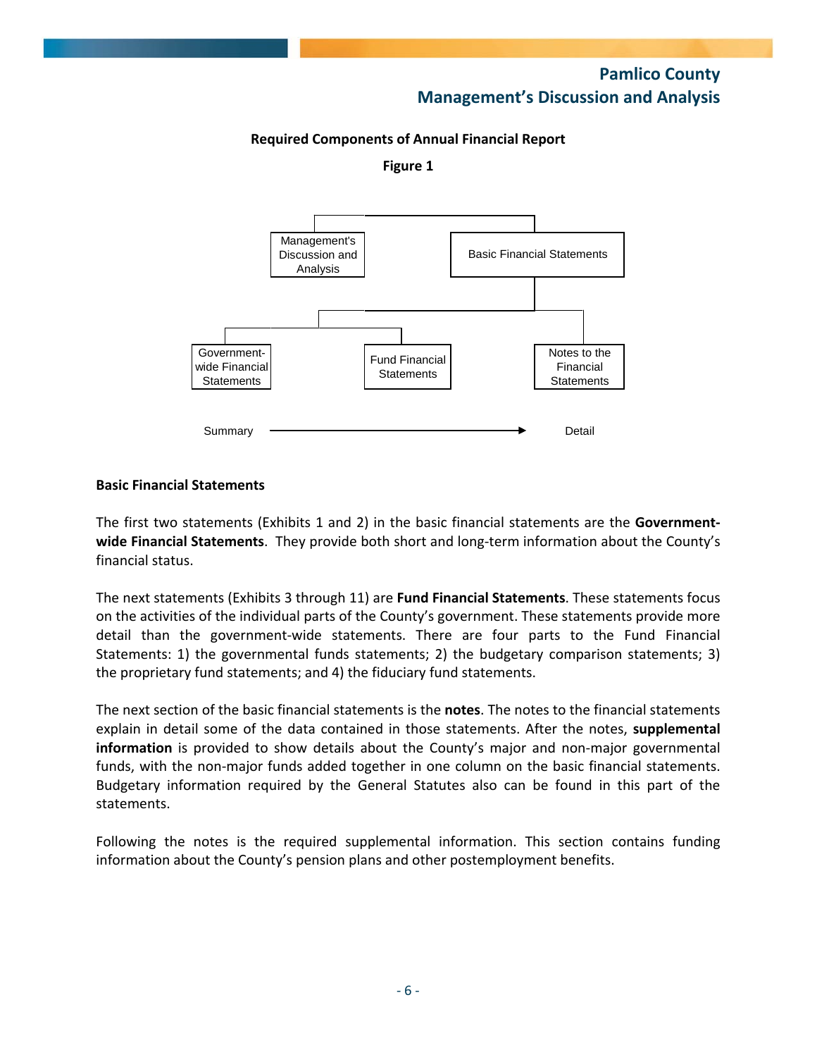**Required Components of Annual Financial Report**

**Figure 1**

Management's Discussion and Analysis

Basic Financial Statements

Government-wide Financial Statements

Fund Financial Statements

Notes to the Financial Statements

Summary → Detail

**Basic Financial Statements**

The first two statements (Exhibits 1 and 2) in the basic financial statements are the **Government-wide Financial Statements**. They provide both short and long-term information about the County's financial status.

The next statements (Exhibits 3 through 11) are **Fund Financial Statements**. These statements focus on the activities of the individual parts of the County's government. These statements provide more detail than the government-wide statements. There are four parts to the Fund Financial Statements: 1) the governmental funds statements; 2) the budgetary comparison statements; 3) the proprietary fund statements; and 4) the fiduciary fund statements.

The next section of the basic financial statements is the **notes**. The notes to the financial statements explain in detail some of the data contained in those statements. After the notes, **supplemental information** is provided to show details about the County's major and non-major governmental funds, with the non-major funds added together in one column on the basic financial statements. Budgetary information required by the General Statutes also can be found in this part of the statements.

Following the notes is the required supplemental information. This section contains funding information about the County's pension plans and other postemployment benefits.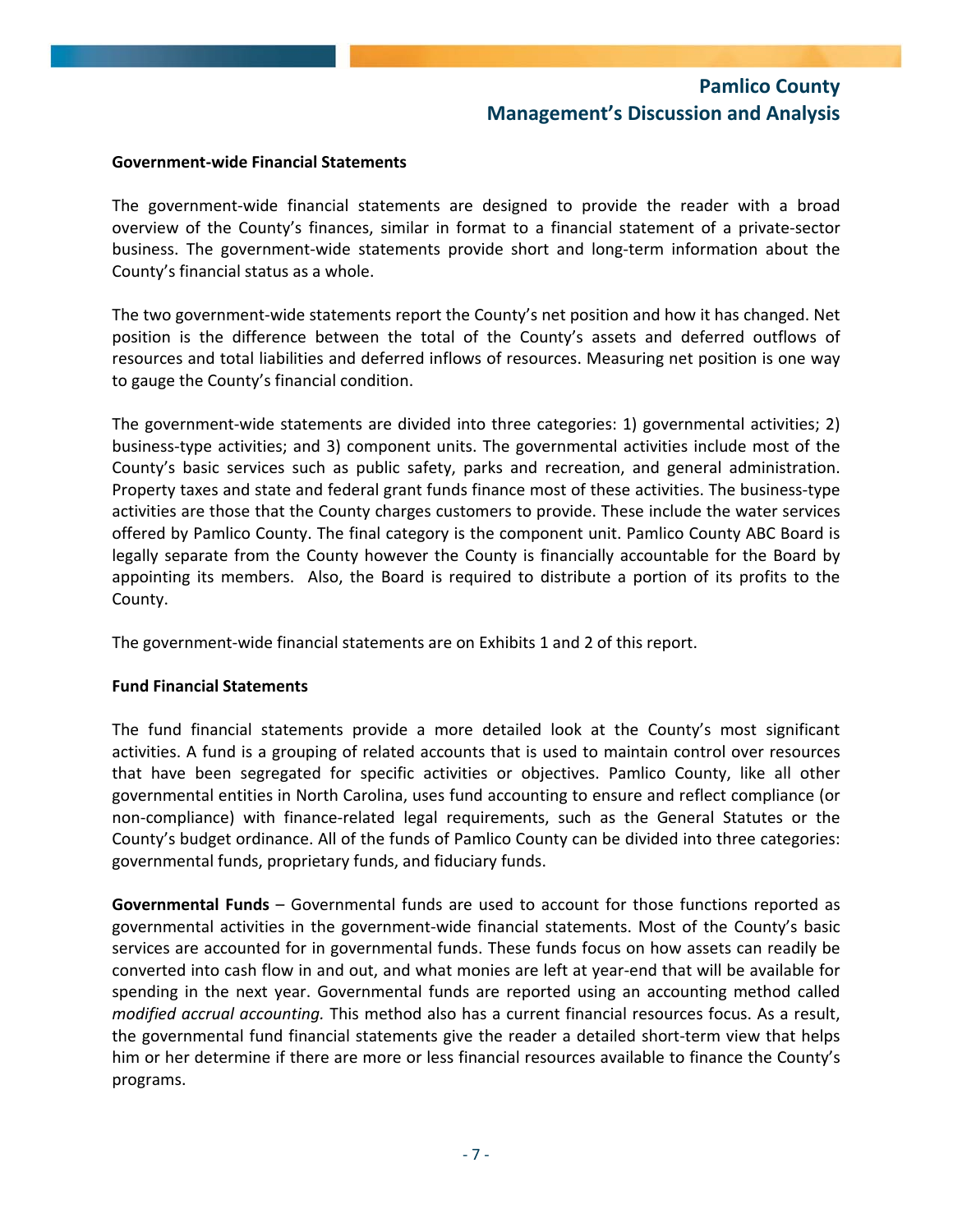**Government-wide Financial Statements**

The government-wide financial statements are designed to provide the reader with a broad overview of the County's finances, similar in format to a financial statement of a private-sector business. The government-wide statements provide short and long-term information about the County's financial status as a whole.

The two government-wide statements report the County's net position and how it has changed. Net position is the difference between the total of the County's assets and deferred outflows of resources and total liabilities and deferred inflows of resources. Measuring net position is one way to gauge the County's financial condition.

The government-wide statements are divided into three categories: 1) governmental activities; 2) business-type activities; and 3) component units. The governmental activities include most of the County's basic services such as public safety, parks and recreation, and general administration. Property taxes and state and federal grant funds finance most of these activities. The business-type activities are those that the County charges customers to provide. These include the water services offered by Pamlico County. The final category is the component unit. Pamlico County ABC Board is legally separate from the County however the County is financially accountable for the Board by appointing its members. Also, the Board is required to distribute a portion of its profits to the County.

The government-wide financial statements are on Exhibits 1 and 2 of this report.

**Fund Financial Statements**

The fund financial statements provide a more detailed look at the County's most significant activities. A fund is a grouping of related accounts that is used to maintain control over resources that have been segregated for specific activities or objectives. Pamlico County, like all other governmental entities in North Carolina, uses fund accounting to ensure and reflect compliance (or non-compliance) with finance-related legal requirements, such as the General Statutes or the County's budget ordinance. All of the funds of Pamlico County can be divided into three categories: governmental funds, proprietary funds, and fiduciary funds.

**Governmental Funds** – Governmental funds are used to account for those functions reported as governmental activities in the government-wide financial statements. Most of the County's basic services are accounted for in governmental funds. These funds focus on how assets can readily be converted into cash flow in and out, and what monies are left at year-end that will be available for spending in the next year. Governmental funds are reported using an accounting method called *modified accrual accounting.* This method also has a current financial resources focus. As a result, the governmental fund financial statements give the reader a detailed short-term view that helps him or her determine if there are more or less financial resources available to finance the County's programs.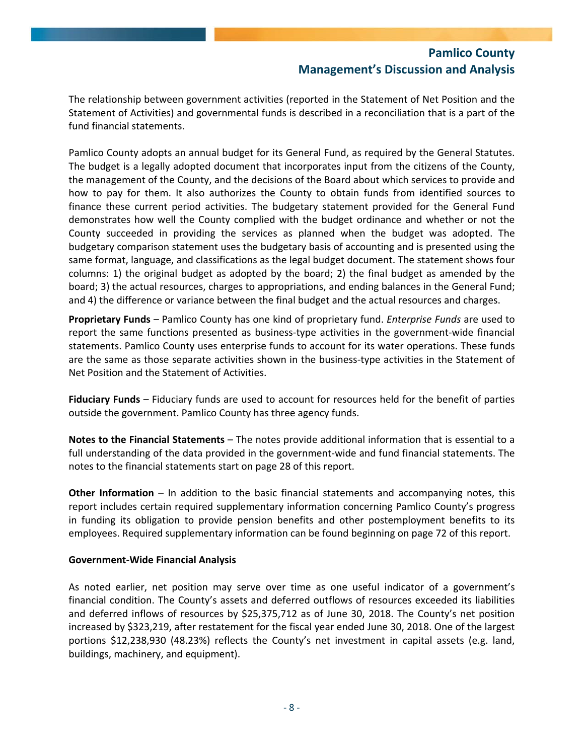The relationship between government activities (reported in the Statement of Net Position and the Statement of Activities) and governmental funds is described in a reconciliation that is a part of the fund financial statements.

Pamlico County adopts an annual budget for its General Fund, as required by the General Statutes. The budget is a legally adopted document that incorporates input from the citizens of the County, the management of the County, and the decisions of the Board about which services to provide and how to pay for them. It also authorizes the County to obtain funds from identified sources to finance these current period activities. The budgetary statement provided for the General Fund demonstrates how well the County complied with the budget ordinance and whether or not the County succeeded in providing the services as planned when the budget was adopted. The budgetary comparison statement uses the budgetary basis of accounting and is presented using the same format, language, and classifications as the legal budget document. The statement shows four columns: 1) the original budget as adopted by the board; 2) the final budget as amended by the board; 3) the actual resources, charges to appropriations, and ending balances in the General Fund; and 4) the difference or variance between the final budget and the actual resources and charges.

**Proprietary Funds** – Pamlico County has one kind of proprietary fund. *Enterprise Funds* are used to report the same functions presented as business-type activities in the government-wide financial statements. Pamlico County uses enterprise funds to account for its water operations. These funds are the same as those separate activities shown in the business-type activities in the Statement of Net Position and the Statement of Activities.

**Fiduciary Funds** – Fiduciary funds are used to account for resources held for the benefit of parties outside the government. Pamlico County has three agency funds.

**Notes to the Financial Statements** – The notes provide additional information that is essential to a full understanding of the data provided in the government-wide and fund financial statements. The notes to the financial statements start on page 28 of this report.

**Other Information** – In addition to the basic financial statements and accompanying notes, this report includes certain required supplementary information concerning Pamlico County's progress in funding its obligation to provide pension benefits and other postemployment benefits to its employees. Required supplementary information can be found beginning on page 72 of this report.

**Government-Wide Financial Analysis**

As noted earlier, net position may serve over time as one useful indicator of a government's financial condition. The County's assets and deferred outflows of resources exceeded its liabilities and deferred inflows of resources by $25,375,712 as of June 30, 2018. The County's net position increased by $323,219, after restatement for the fiscal year ended June 30, 2018. One of the largest portions $12,238,930 (48.23%) reflects the County's net investment in capital assets (e.g. land, buildings, machinery, and equipment).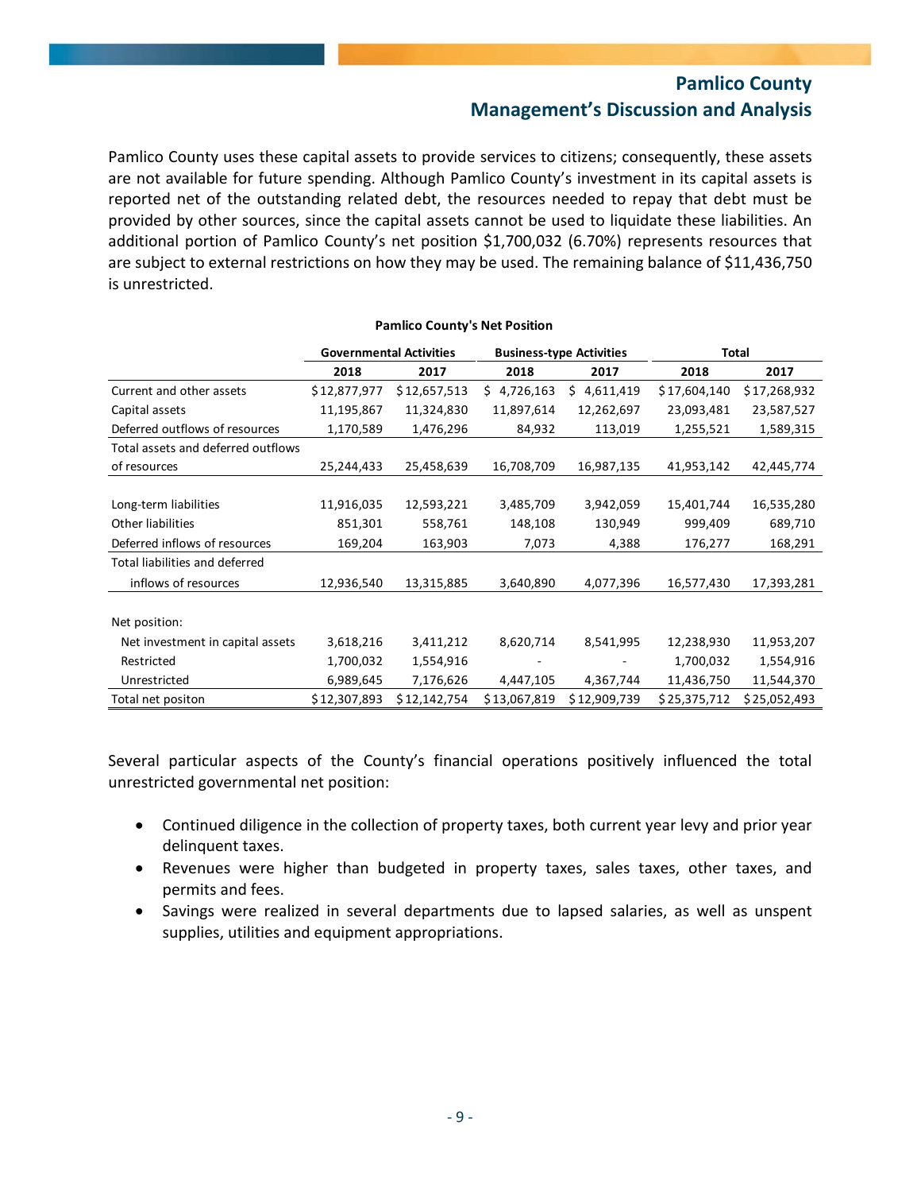Pamlico County uses these capital assets to provide services to citizens; consequently, these assets are not available for future spending. Although Pamlico County's investment in its capital assets is reported net of the outstanding related debt, the resources needed to repay that debt must be provided by other sources, since the capital assets cannot be used to liquidate these liabilities. An additional portion of Pamlico County's net position $1,700,032 (6.70%) represents resources that are subject to external restrictions on how they may be used. The remaining balance of $11,436,750 is unrestricted.

**Pamlico County's Net Position**

| | Governmental Activities | | Business-type Activities | | Total | |
|---|---|---|---|---|---|---|
| | 2018 | 2017 | 2018 | 2017 | 2018 | 2017 |
| Current and other assets | $12,877,977 | $12,657,513 | $ 4,726,163 | $ 4,611,419 | $17,604,140 | $17,268,932 |
| Capital assets | 11,195,867 | 11,324,830 | 11,897,614 | 12,262,697 | 23,093,481 | 23,587,527 |
| Deferred outflows of resources | 1,170,589 | 1,476,296 | 84,932 | 113,019 | 1,255,521 | 1,589,315 |
| Total assets and deferred outflows of resources | 25,244,433 | 25,458,639 | 16,708,709 | 16,987,135 | 41,953,142 | 42,445,774 |
| | | | | | | |
| Long-term liabilities | 11,916,035 | 12,593,221 | 3,485,709 | 3,942,059 | 15,401,744 | 16,535,280 |
| Other liabilities | 851,301 | 558,761 | 148,108 | 130,949 | 999,409 | 689,710 |
| Deferred inflows of resources | 169,204 | 163,903 | 7,073 | 4,388 | 176,277 | 168,291 |
| Total liabilities and deferred inflows of resources | 12,936,540 | 13,315,885 | 3,640,890 | 4,077,396 | 16,577,430 | 17,393,281 |
| | | | | | | |
| Net position: | | | | | | |
| Net investment in capital assets | 3,618,216 | 3,411,212 | 8,620,714 | 8,541,995 | 12,238,930 | 11,953,207 |
| Restricted | 1,700,032 | 1,554,916 | - | - | 1,700,032 | 1,554,916 |
| Unrestricted | 6,989,645 | 7,176,626 | 4,447,105 | 4,367,744 | 11,436,750 | 11,544,370 |
| Total net positon | $12,307,893 | $12,142,754 | $13,067,819 | $12,909,739 | $25,375,712 | $25,052,493 |

Several particular aspects of the County's financial operations positively influenced the total unrestricted governmental net position:

- Continued diligence in the collection of property taxes, both current year levy and prior year delinquent taxes.
- Revenues were higher than budgeted in property taxes, sales taxes, other taxes, and permits and fees.
- Savings were realized in several departments due to lapsed salaries, as well as unspent supplies, utilities and equipment appropriations.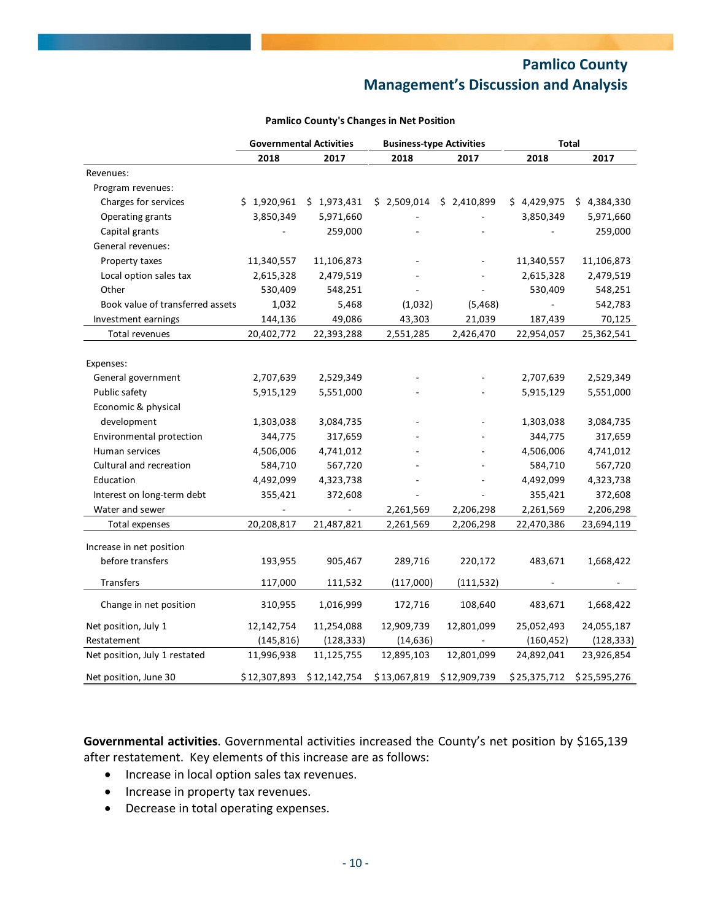**Pamlico County's Changes in Net Position**

| | Governmental Activities | | Business-type Activities | | Total | |
|---|---|---|---|---|---|---|
| | 2018 | 2017 | 2018 | 2017 | 2018 | 2017 |
| Revenues: | | | | | | |
| Program revenues: | | | | | | |
| Charges for services | $ 1,920,961 | $ 1,973,431 | $ 2,509,014 | $ 2,410,899 | $ 4,429,975 | $ 4,384,330 |
| Operating grants | 3,850,349 | 5,971,660 | - | - | 3,850,349 | 5,971,660 |
| Capital grants | - | 259,000 | - | - | - | 259,000 |
| General revenues: | | | | | | |
| Property taxes | 11,340,557 | 11,106,873 | - | - | 11,340,557 | 11,106,873 |
| Local option sales tax | 2,615,328 | 2,479,519 | - | - | 2,615,328 | 2,479,519 |
| Other | 530,409 | 548,251 | - | - | 530,409 | 548,251 |
| Book value of transferred assets | 1,032 | 5,468 | (1,032) | (5,468) | - | 542,783 |
| Investment earnings | 144,136 | 49,086 | 43,303 | 21,039 | 187,439 | 70,125 |
| Total revenues | 20,402,772 | 22,393,288 | 2,551,285 | 2,426,470 | 22,954,057 | 25,362,541 |
| Expenses: | | | | | | |
| General government | 2,707,639 | 2,529,349 | - | - | 2,707,639 | 2,529,349 |
| Public safety | 5,915,129 | 5,551,000 | - | - | 5,915,129 | 5,551,000 |
| Economic & physical development | 1,303,038 | 3,084,735 | - | - | 1,303,038 | 3,084,735 |
| Environmental protection | 344,775 | 317,659 | - | - | 344,775 | 317,659 |
| Human services | 4,506,006 | 4,741,012 | - | - | 4,506,006 | 4,741,012 |
| Cultural and recreation | 584,710 | 567,720 | - | - | 584,710 | 567,720 |
| Education | 4,492,099 | 4,323,738 | - | - | 4,492,099 | 4,323,738 |
| Interest on long-term debt | 355,421 | 372,608 | - | - | 355,421 | 372,608 |
| Water and sewer | - | - | 2,261,569 | 2,206,298 | 2,261,569 | 2,206,298 |
| Total expenses | 20,208,817 | 21,487,821 | 2,261,569 | 2,206,298 | 22,470,386 | 23,694,119 |
| Increase in net position before transfers | 193,955 | 905,467 | 289,716 | 220,172 | 483,671 | 1,668,422 |
| Transfers | 117,000 | 111,532 | (117,000) | (111,532) | - | - |
| Change in net position | 310,955 | 1,016,999 | 172,716 | 108,640 | 483,671 | 1,668,422 |
| Net position, July 1 | 12,142,754 | 11,254,088 | 12,909,739 | 12,801,099 | 25,052,493 | 24,055,187 |
| Restatement | (145,816) | (128,333) | (14,636) | - | (160,452) | (128,333) |
| Net position, July 1 restated | 11,996,938 | 11,125,755 | 12,895,103 | 12,801,099 | 24,892,041 | 23,926,854 |
| Net position, June 30 | $12,307,893 | $12,142,754 | $13,067,819 | $12,909,739 | $25,375,712 | $25,595,276 |

**Governmental activities**. Governmental activities increased the County's net position by $165,139 after restatement. Key elements of this increase are as follows:

- Increase in local option sales tax revenues.
- Increase in property tax revenues.
- Decrease in total operating expenses.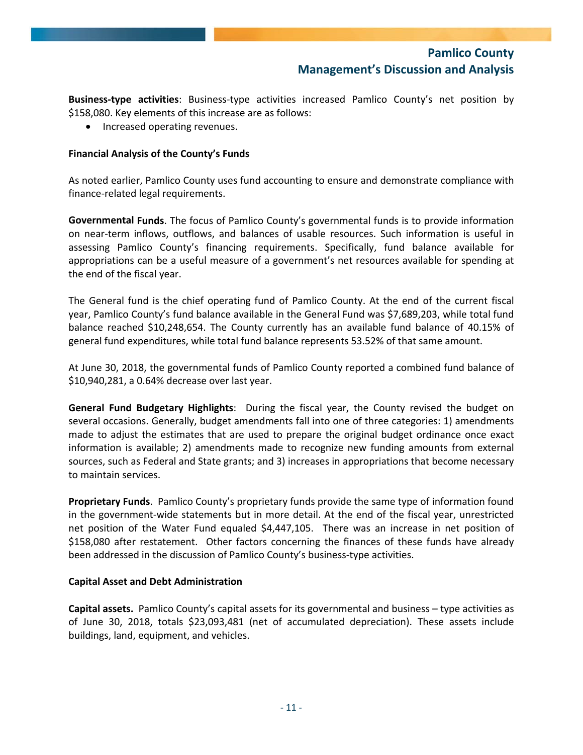**Business-type activities**: Business-type activities increased Pamlico County's net position by $158,080. Key elements of this increase are as follows:

- Increased operating revenues.

**Financial Analysis of the County's Funds**

As noted earlier, Pamlico County uses fund accounting to ensure and demonstrate compliance with finance-related legal requirements.

**Governmental Funds**. The focus of Pamlico County's governmental funds is to provide information on near-term inflows, outflows, and balances of usable resources. Such information is useful in assessing Pamlico County's financing requirements. Specifically, fund balance available for appropriations can be a useful measure of a government's net resources available for spending at the end of the fiscal year.

The General fund is the chief operating fund of Pamlico County. At the end of the current fiscal year, Pamlico County's fund balance available in the General Fund was $7,689,203, while total fund balance reached $10,248,654. The County currently has an available fund balance of 40.15% of general fund expenditures, while total fund balance represents 53.52% of that same amount.

At June 30, 2018, the governmental funds of Pamlico County reported a combined fund balance of $10,940,281, a 0.64% decrease over last year.

**General Fund Budgetary Highlights**: During the fiscal year, the County revised the budget on several occasions. Generally, budget amendments fall into one of three categories: 1) amendments made to adjust the estimates that are used to prepare the original budget ordinance once exact information is available; 2) amendments made to recognize new funding amounts from external sources, such as Federal and State grants; and 3) increases in appropriations that become necessary to maintain services.

**Proprietary Funds**. Pamlico County's proprietary funds provide the same type of information found in the government-wide statements but in more detail. At the end of the fiscal year, unrestricted net position of the Water Fund equaled $4,447,105. There was an increase in net position of $158,080 after restatement. Other factors concerning the finances of these funds have already been addressed in the discussion of Pamlico County's business-type activities.

**Capital Asset and Debt Administration**

**Capital assets.** Pamlico County's capital assets for its governmental and business – type activities as of June 30, 2018, totals $23,093,481 (net of accumulated depreciation). These assets include buildings, land, equipment, and vehicles.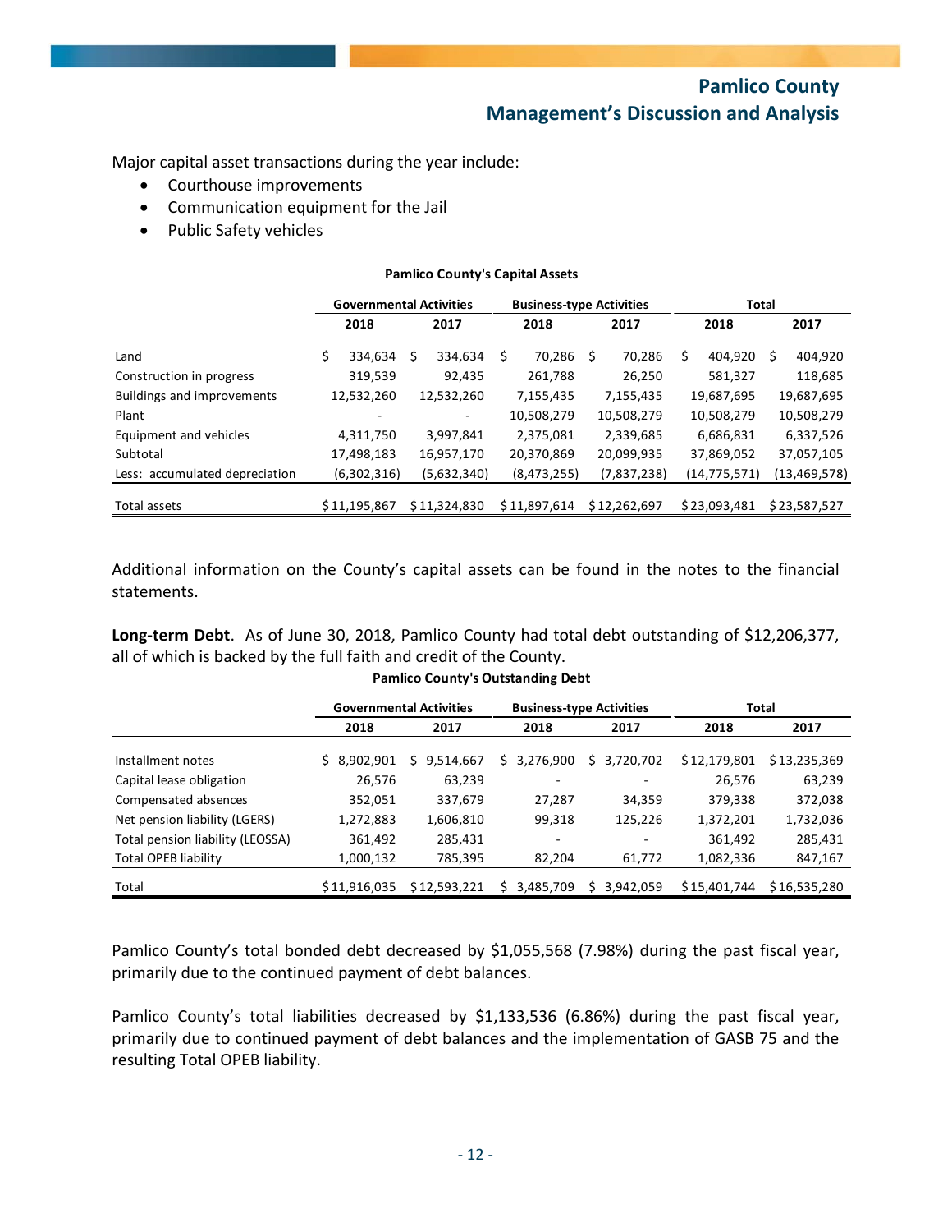Major capital asset transactions during the year include:

- Courthouse improvements
- Communication equipment for the Jail
- Public Safety vehicles

**Pamlico County's Capital Assets**

| | Governmental Activities | | Business-type Activities | | Total | |
|---|---|---|---|---|---|---|
| | 2018 | 2017 | 2018 | 2017 | 2018 | 2017 |
| Land | $ 334,634 | $ 334,634 | $ 70,286 | $ 70,286 | $ 404,920 | $ 404,920 |
| Construction in progress | 319,539 | 92,435 | 261,788 | 26,250 | 581,327 | 118,685 |
| Buildings and improvements | 12,532,260 | 12,532,260 | 7,155,435 | 7,155,435 | 19,687,695 | 19,687,695 |
| Plant | - | - | 10,508,279 | 10,508,279 | 10,508,279 | 10,508,279 |
| Equipment and vehicles | 4,311,750 | 3,997,841 | 2,375,081 | 2,339,685 | 6,686,831 | 6,337,526 |
| Subtotal | 17,498,183 | 16,957,170 | 20,370,869 | 20,099,935 | 37,869,052 | 37,057,105 |
| Less: accumulated depreciation | (6,302,316) | (5,632,340) | (8,473,255) | (7,837,238) | (14,775,571) | (13,469,578) |
| Total assets | $ 11,195,867 | $ 11,324,830 | $ 11,897,614 | $ 12,262,697 | $ 23,093,481 | $ 23,587,527 |

Additional information on the County's capital assets can be found in the notes to the financial statements.

**Long-term Debt**. As of June 30, 2018, Pamlico County had total debt outstanding of $12,206,377, all of which is backed by the full faith and credit of the County.

**Pamlico County's Outstanding Debt**

| | Governmental Activities | | Business-type Activities | | Total | |
|---|---|---|---|---|---|---|
| | 2018 | 2017 | 2018 | 2017 | 2018 | 2017 |
| Installment notes | $ 8,902,901 | $ 9,514,667 | $ 3,276,900 | $ 3,720,702 | $ 12,179,801 | $ 13,235,369 |
| Capital lease obligation | 26,576 | 63,239 | - | - | 26,576 | 63,239 |
| Compensated absences | 352,051 | 337,679 | 27,287 | 34,359 | 379,338 | 372,038 |
| Net pension liability (LGERS) | 1,272,883 | 1,606,810 | 99,318 | 125,226 | 1,372,201 | 1,732,036 |
| Total pension liability (LEOSSA) | 361,492 | 285,431 | - | - | 361,492 | 285,431 |
| Total OPEB liability | 1,000,132 | 785,395 | 82,204 | 61,772 | 1,082,336 | 847,167 |
| Total | $ 11,916,035 | $ 12,593,221 | $ 3,485,709 | $ 3,942,059 | $ 15,401,744 | $ 16,535,280 |

Pamlico County's total bonded debt decreased by $1,055,568 (7.98%) during the past fiscal year, primarily due to the continued payment of debt balances.

Pamlico County's total liabilities decreased by $1,133,536 (6.86%) during the past fiscal year, primarily due to continued payment of debt balances and the implementation of GASB 75 and the resulting Total OPEB liability.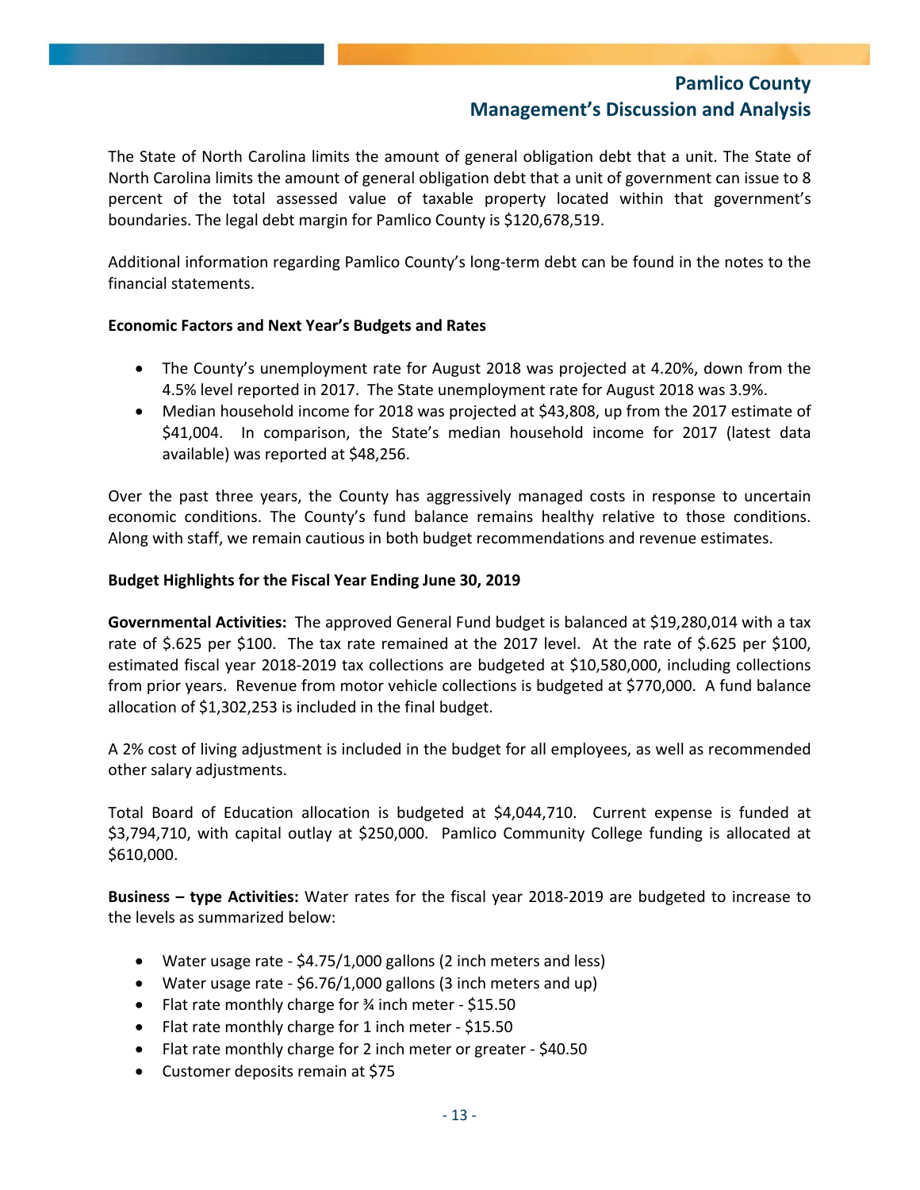The State of North Carolina limits the amount of general obligation debt that a unit. The State of North Carolina limits the amount of general obligation debt that a unit of government can issue to 8 percent of the total assessed value of taxable property located within that government's boundaries. The legal debt margin for Pamlico County is $120,678,519.

Additional information regarding Pamlico County's long-term debt can be found in the notes to the financial statements.

**Economic Factors and Next Year's Budgets and Rates**

- The County's unemployment rate for August 2018 was projected at 4.20%, down from the 4.5% level reported in 2017. The State unemployment rate for August 2018 was 3.9%.
- Median household income for 2018 was projected at $43,808, up from the 2017 estimate of $41,004. In comparison, the State's median household income for 2017 (latest data available) was reported at $48,256.

Over the past three years, the County has aggressively managed costs in response to uncertain economic conditions. The County's fund balance remains healthy relative to those conditions. Along with staff, we remain cautious in both budget recommendations and revenue estimates.

**Budget Highlights for the Fiscal Year Ending June 30, 2019**

**Governmental Activities:** The approved General Fund budget is balanced at $19,280,014 with a tax rate of $.625 per $100. The tax rate remained at the 2017 level. At the rate of $.625 per $100, estimated fiscal year 2018-2019 tax collections are budgeted at $10,580,000, including collections from prior years. Revenue from motor vehicle collections is budgeted at $770,000. A fund balance allocation of $1,302,253 is included in the final budget.

A 2% cost of living adjustment is included in the budget for all employees, as well as recommended other salary adjustments.

Total Board of Education allocation is budgeted at $4,044,710. Current expense is funded at $3,794,710, with capital outlay at $250,000. Pamlico Community College funding is allocated at $610,000.

**Business – type Activities:** Water rates for the fiscal year 2018-2019 are budgeted to increase to the levels as summarized below:

- Water usage rate - $4.75/1,000 gallons (2 inch meters and less)
- Water usage rate - $6.76/1,000 gallons (3 inch meters and up)
- Flat rate monthly charge for ¾ inch meter - $15.50
- Flat rate monthly charge for 1 inch meter - $15.50
- Flat rate monthly charge for 2 inch meter or greater - $40.50
- Customer deposits remain at $75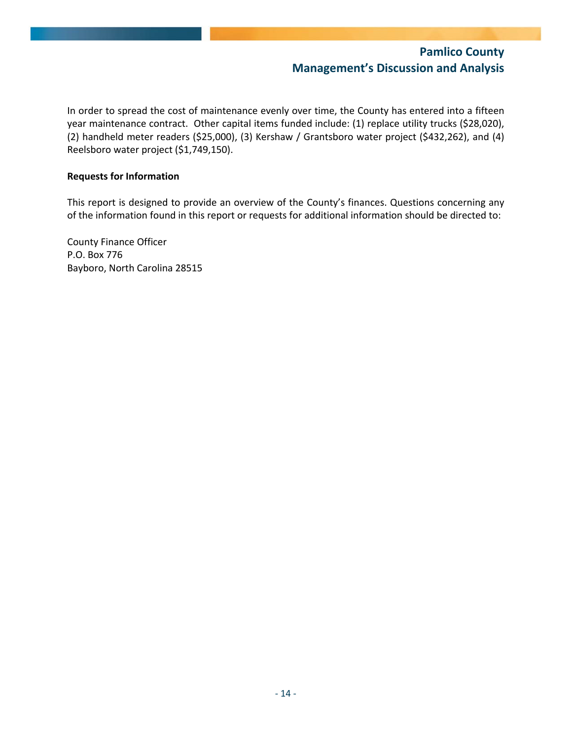In order to spread the cost of maintenance evenly over time, the County has entered into a fifteen year maintenance contract. Other capital items funded include: (1) replace utility trucks ($28,020), (2) handheld meter readers ($25,000), (3) Kershaw / Grantsboro water project ($432,262), and (4) Reelsboro water project ($1,749,150).

**Requests for Information**

This report is designed to provide an overview of the County's finances. Questions concerning any of the information found in this report or requests for additional information should be directed to:

County Finance Officer
P.O. Box 776
Bayboro, North Carolina 28515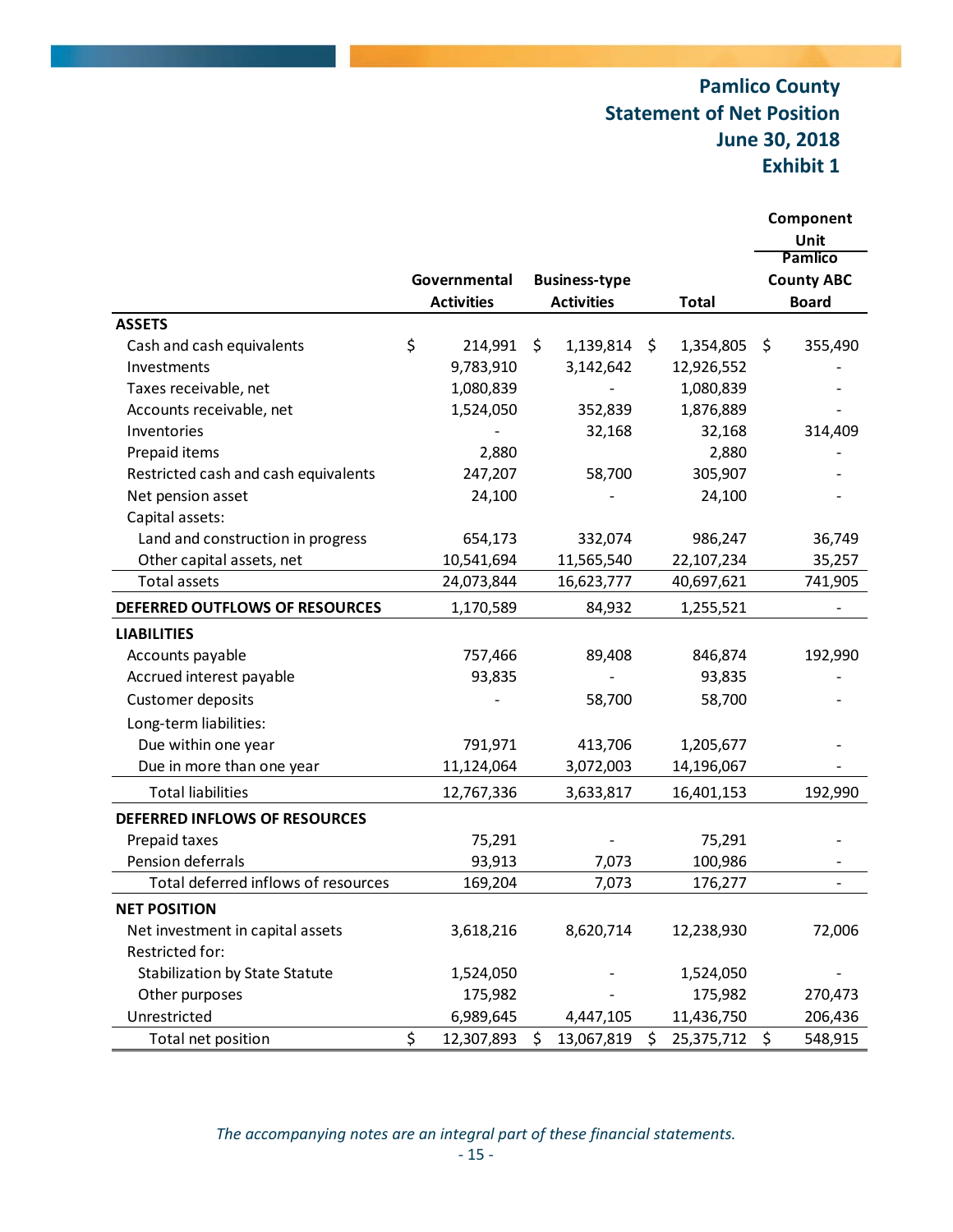# Pamlico County
## Statement of Net Position
## June 30, 2018
## Exhibit 1

| | Governmental Activities | Business-type Activities | Total | Component Unit Pamlico County ABC Board |
|---|---|---|---|---|
| **ASSETS** | | | | |
| Cash and cash equivalents | $ 214,991 | $ 1,139,814 | $ 1,354,805 | $ 355,490 |
| Investments | 9,783,910 | 3,142,642 | 12,926,552 | - |
| Taxes receivable, net | 1,080,839 | - | 1,080,839 | - |
| Accounts receivable, net | 1,524,050 | 352,839 | 1,876,889 | - |
| Inventories | - | 32,168 | 32,168 | 314,409 |
| Prepaid items | 2,880 | | 2,880 | - |
| Restricted cash and cash equivalents | 247,207 | 58,700 | 305,907 | - |
| Net pension asset | 24,100 | - | 24,100 | - |
| Capital assets: | | | | |
| Land and construction in progress | 654,173 | 332,074 | 986,247 | 36,749 |
| Other capital assets, net | 10,541,694 | 11,565,540 | 22,107,234 | 35,257 |
| Total assets | 24,073,844 | 16,623,777 | 40,697,621 | 741,905 |
| **DEFERRED OUTFLOWS OF RESOURCES** | 1,170,589 | 84,932 | 1,255,521 | - |
| **LIABILITIES** | | | | |
| Accounts payable | 757,466 | 89,408 | 846,874 | 192,990 |
| Accrued interest payable | 93,835 | - | 93,835 | - |
| Customer deposits | - | 58,700 | 58,700 | - |
| Long-term liabilities: | | | | |
| Due within one year | 791,971 | 413,706 | 1,205,677 | - |
| Due in more than one year | 11,124,064 | 3,072,003 | 14,196,067 | - |
| Total liabilities | 12,767,336 | 3,633,817 | 16,401,153 | 192,990 |
| **DEFERRED INFLOWS OF RESOURCES** | | | | |
| Prepaid taxes | 75,291 | - | 75,291 | - |
| Pension deferrals | 93,913 | 7,073 | 100,986 | - |
| Total deferred inflows of resources | 169,204 | 7,073 | 176,277 | - |
| **NET POSITION** | | | | |
| Net investment in capital assets | 3,618,216 | 8,620,714 | 12,238,930 | 72,006 |
| Restricted for: | | | | |
| Stabilization by State Statute | 1,524,050 | - | 1,524,050 | - |
| Other purposes | 175,982 | - | 175,982 | 270,473 |
| Unrestricted | 6,989,645 | 4,447,105 | 11,436,750 | 206,436 |
| Total net position | $ 12,307,893 | $ 13,067,819 | $ 25,375,712 | $ 548,915 |

*The accompanying notes are an integral part of these financial statements.*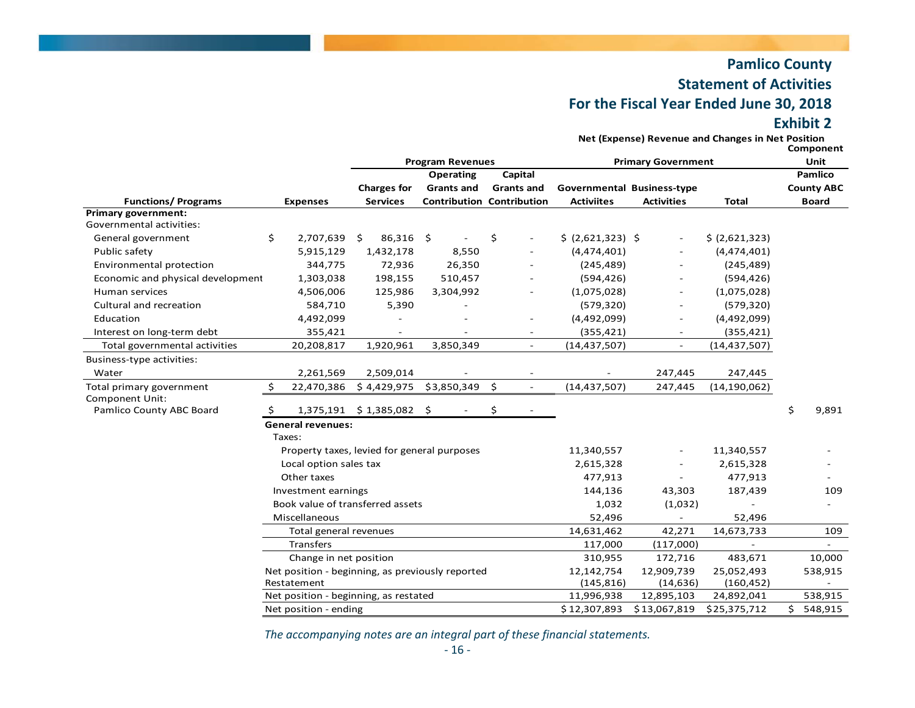# Pamlico County

## Statement of Activities

## For the Fiscal Year Ended June 30, 2018

## Exhibit 2

| Functions/ Programs | Expenses | Program Revenues: Charges for Services | Program Revenues: Operating Grants and Contribution | Program Revenues: Capital Grants and Contribution | Net (Expense) Revenue and Changes in Net Position — Primary Government: Governmental Activiites | Primary Government: Business-type Activities | Primary Government: Total | Component Unit: Pamlico County ABC Board |
|---|---|---|---|---|---|---|---|---|
| **Primary government:** | | | | | | | | |
| Governmental activities: | | | | | | | | |
| General government | $ 2,707,639 | $ 86,316 | $ - | $ - | $ (2,621,323) | $ - | $ (2,621,323) | |
| Public safety | 5,915,129 | 1,432,178 | 8,550 | - | (4,474,401) | - | (4,474,401) | |
| Environmental protection | 344,775 | 72,936 | 26,350 | - | (245,489) | - | (245,489) | |
| Economic and physical development | 1,303,038 | 198,155 | 510,457 | - | (594,426) | - | (594,426) | |
| Human services | 4,506,006 | 125,986 | 3,304,992 | - | (1,075,028) | - | (1,075,028) | |
| Cultural and recreation | 584,710 | 5,390 | - | | (579,320) | - | (579,320) | |
| Education | 4,492,099 | - | - | - | (4,492,099) | - | (4,492,099) | |
| Interest on long-term debt | 355,421 | - | - | - | (355,421) | - | (355,421) | |
| Total governmental activities | 20,208,817 | 1,920,961 | 3,850,349 | - | (14,437,507) | - | (14,437,507) | |
| Business-type activities: | | | | | | | | |
| Water | 2,261,569 | 2,509,014 | - | - | - | 247,445 | 247,445 | |
| Total primary government | $ 22,470,386 | $ 4,429,975 | $3,850,349 | $ - | (14,437,507) | 247,445 | (14,190,062) | |
| Component Unit: | | | | | | | | |
| Pamlico County ABC Board | $ 1,375,191 | $ 1,385,082 | $ - | $ - | | | | $ 9,891 |
| **General revenues:** | | | | | | | | |
| Taxes: | | | | | | | | |
| Property taxes, levied for general purposes | | | | | 11,340,557 | - | 11,340,557 | - |
| Local option sales tax | | | | | 2,615,328 | - | 2,615,328 | - |
| Other taxes | | | | | 477,913 | - | 477,913 | - |
| Investment earnings | | | | | 144,136 | 43,303 | 187,439 | 109 |
| Book value of transferred assets | | | | | 1,032 | (1,032) | - | - |
| Miscellaneous | | | | | 52,496 | - | 52,496 | |
| Total general revenues | | | | | 14,631,462 | 42,271 | 14,673,733 | 109 |
| Transfers | | | | | 117,000 | (117,000) | - | - |
| Change in net position | | | | | 310,955 | 172,716 | 483,671 | 10,000 |
| Net position - beginning, as previously reported | | | | | 12,142,754 | 12,909,739 | 25,052,493 | 538,915 |
| Restatement | | | | | (145,816) | (14,636) | (160,452) | - |
| Net position - beginning, as restated | | | | | 11,996,938 | 12,895,103 | 24,892,041 | 538,915 |
| Net position - ending | | | | | $ 12,307,893 | $ 13,067,819 | $ 25,375,712 | $ 548,915 |

*The accompanying notes are an integral part of these financial statements.*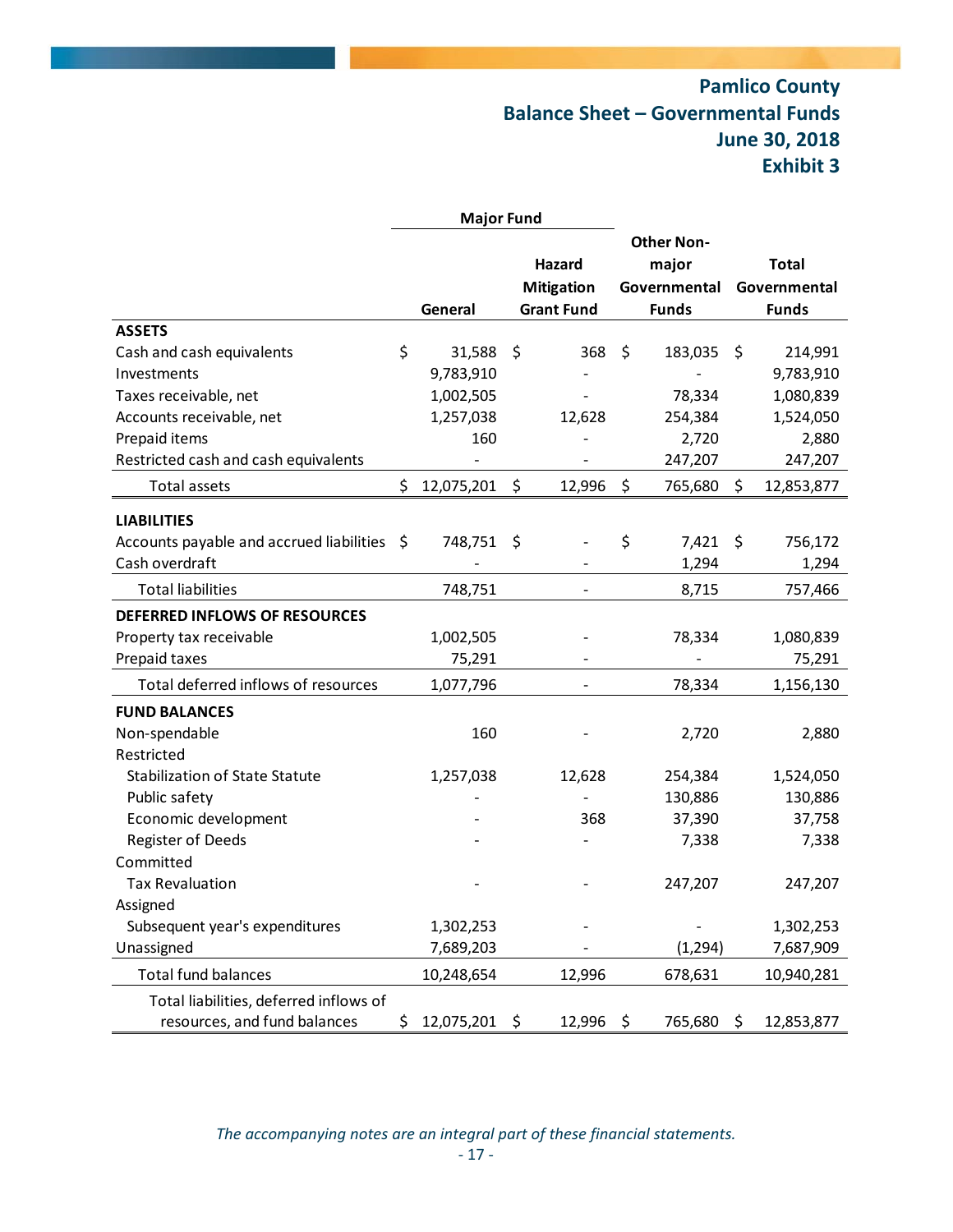# Pamlico County
## Balance Sheet – Governmental Funds
## June 30, 2018
## Exhibit 3

| | Major Fund | | Other Non-major Governmental Funds | Total Governmental Funds |
|---|---|---|---|---|
| | General | Hazard Mitigation Grant Fund | | |
| **ASSETS** | | | | |
| Cash and cash equivalents | $ 31,588 | $ 368 | $ 183,035 | $ 214,991 |
| Investments | 9,783,910 | - | - | 9,783,910 |
| Taxes receivable, net | 1,002,505 | - | 78,334 | 1,080,839 |
| Accounts receivable, net | 1,257,038 | 12,628 | 254,384 | 1,524,050 |
| Prepaid items | 160 | - | 2,720 | 2,880 |
| Restricted cash and cash equivalents | - | - | 247,207 | 247,207 |
| Total assets | $ 12,075,201 | $ 12,996 | $ 765,680 | $ 12,853,877 |
| **LIABILITIES** | | | | |
| Accounts payable and accrued liabilities | $ 748,751 | $ - | $ 7,421 | $ 756,172 |
| Cash overdraft | - | - | 1,294 | 1,294 |
| Total liabilities | 748,751 | - | 8,715 | 757,466 |
| **DEFERRED INFLOWS OF RESOURCES** | | | | |
| Property tax receivable | 1,002,505 | - | 78,334 | 1,080,839 |
| Prepaid taxes | 75,291 | - | - | 75,291 |
| Total deferred inflows of resources | 1,077,796 | - | 78,334 | 1,156,130 |
| **FUND BALANCES** | | | | |
| Non-spendable | 160 | - | 2,720 | 2,880 |
| Restricted | | | | |
| Stabilization of State Statute | 1,257,038 | 12,628 | 254,384 | 1,524,050 |
| Public safety | - | - | 130,886 | 130,886 |
| Economic development | - | 368 | 37,390 | 37,758 |
| Register of Deeds | - | - | 7,338 | 7,338 |
| Committed | | | | |
| Tax Revaluation | - | - | 247,207 | 247,207 |
| Assigned | | | | |
| Subsequent year's expenditures | 1,302,253 | - | - | 1,302,253 |
| Unassigned | 7,689,203 | - | (1,294) | 7,687,909 |
| Total fund balances | 10,248,654 | 12,996 | 678,631 | 10,940,281 |
| Total liabilities, deferred inflows of resources, and fund balances | $ 12,075,201 | $ 12,996 | $ 765,680 | $ 12,853,877 |

*The accompanying notes are an integral part of these financial statements.*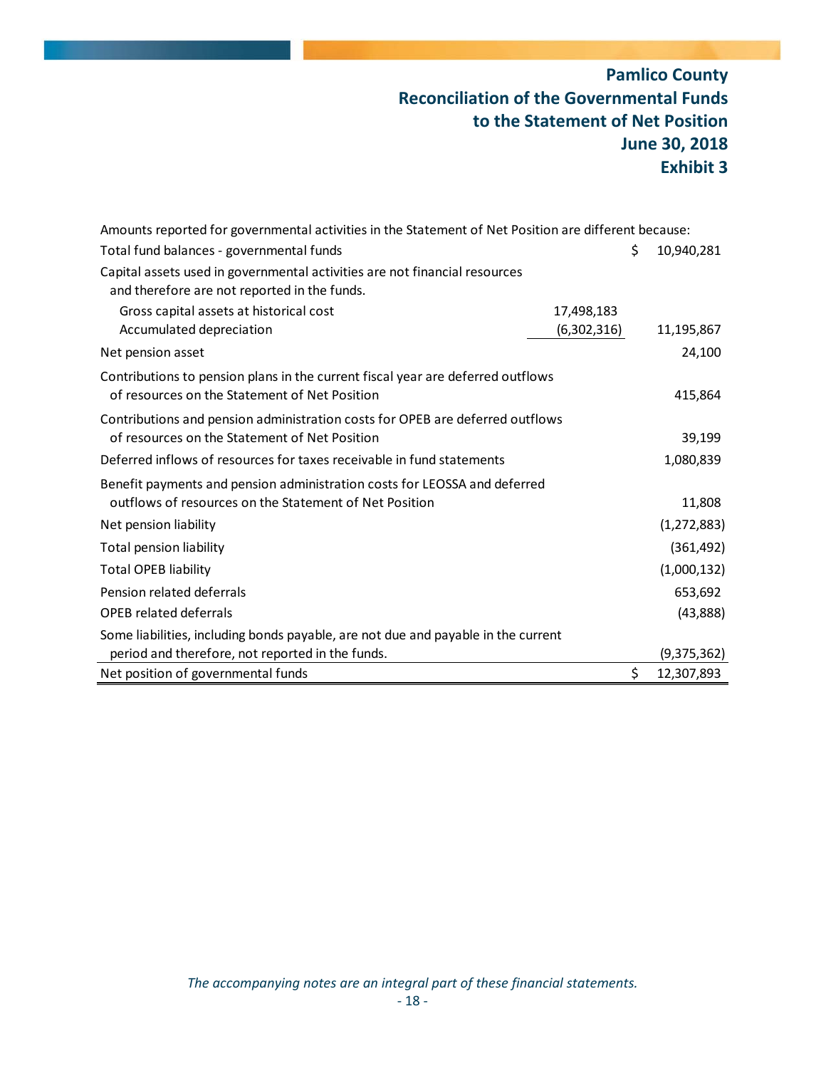# Pamlico County
## Reconciliation of the Governmental Funds to the Statement of Net Position
## June 30, 2018
## Exhibit 3

| | | |
|---|---|---|
| Amounts reported for governmental activities in the Statement of Net Position are different because: | | |
| Total fund balances - governmental funds | | $ 10,940,281 |
| Capital assets used in governmental activities are not financial resources and therefore are not reported in the funds. | | |
| Gross capital assets at historical cost | 17,498,183 | |
| Accumulated depreciation | (6,302,316) | 11,195,867 |
| Net pension asset | | 24,100 |
| Contributions to pension plans in the current fiscal year are deferred outflows of resources on the Statement of Net Position | | 415,864 |
| Contributions and pension administration costs for OPEB are deferred outflows of resources on the Statement of Net Position | | 39,199 |
| Deferred inflows of resources for taxes receivable in fund statements | | 1,080,839 |
| Benefit payments and pension administration costs for LEOSSA and deferred outflows of resources on the Statement of Net Position | | 11,808 |
| Net pension liability | | (1,272,883) |
| Total pension liability | | (361,492) |
| Total OPEB liability | | (1,000,132) |
| Pension related deferrals | | 653,692 |
| OPEB related deferrals | | (43,888) |
| Some liabilities, including bonds payable, are not due and payable in the current period and therefore, not reported in the funds. | | (9,375,362) |
| Net position of governmental funds | | $ 12,307,893 |

*The accompanying notes are an integral part of these financial statements.*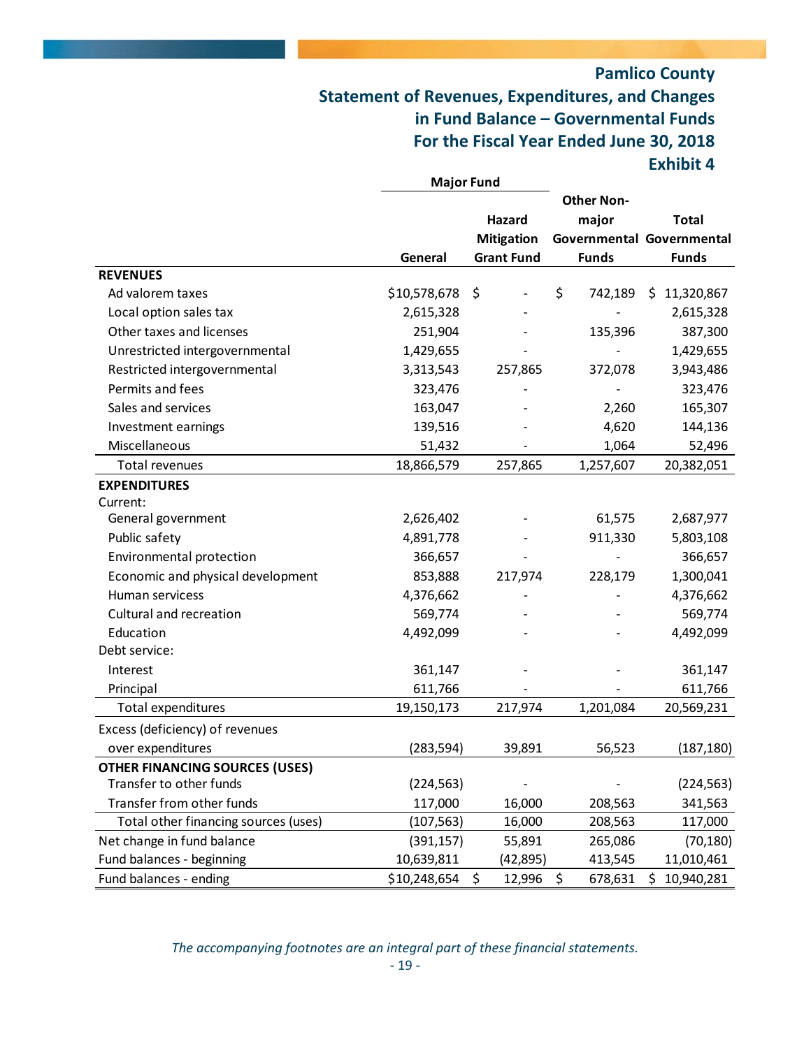# Pamlico County

## Statement of Revenues, Expenditures, and Changes in Fund Balance – Governmental Funds

## For the Fiscal Year Ended June 30, 2018

## Exhibit 4

| | Major Fund | | | |
|---|---|---|---|---|
| | General | Hazard Mitigation Grant Fund | Other Non-major Governmental Funds | Total Governmental Funds |
| **REVENUES** | | | | |
| Ad valorem taxes | $10,578,678 | $ - | $ 742,189 | $ 11,320,867 |
| Local option sales tax | 2,615,328 | - | - | 2,615,328 |
| Other taxes and licenses | 251,904 | - | 135,396 | 387,300 |
| Unrestricted intergovernmental | 1,429,655 | - | - | 1,429,655 |
| Restricted intergovernmental | 3,313,543 | 257,865 | 372,078 | 3,943,486 |
| Permits and fees | 323,476 | - | - | 323,476 |
| Sales and services | 163,047 | - | 2,260 | 165,307 |
| Investment earnings | 139,516 | - | 4,620 | 144,136 |
| Miscellaneous | 51,432 | - | 1,064 | 52,496 |
| Total revenues | 18,866,579 | 257,865 | 1,257,607 | 20,382,051 |
| **EXPENDITURES** | | | | |
| Current: | | | | |
| General government | 2,626,402 | - | 61,575 | 2,687,977 |
| Public safety | 4,891,778 | - | 911,330 | 5,803,108 |
| Environmental protection | 366,657 | - | - | 366,657 |
| Economic and physical development | 853,888 | 217,974 | 228,179 | 1,300,041 |
| Human servicess | 4,376,662 | - | - | 4,376,662 |
| Cultural and recreation | 569,774 | - | - | 569,774 |
| Education | 4,492,099 | - | - | 4,492,099 |
| Debt service: | | | | |
| Interest | 361,147 | - | - | 361,147 |
| Principal | 611,766 | - | - | 611,766 |
| Total expenditures | 19,150,173 | 217,974 | 1,201,084 | 20,569,231 |
| Excess (deficiency) of revenues over expenditures | (283,594) | 39,891 | 56,523 | (187,180) |
| **OTHER FINANCING SOURCES (USES)** | | | | |
| Transfer to other funds | (224,563) | - | - | (224,563) |
| Transfer from other funds | 117,000 | 16,000 | 208,563 | 341,563 |
| Total other financing sources (uses) | (107,563) | 16,000 | 208,563 | 117,000 |
| Net change in fund balance | (391,157) | 55,891 | 265,086 | (70,180) |
| Fund balances - beginning | 10,639,811 | (42,895) | 413,545 | 11,010,461 |
| Fund balances - ending | $10,248,654 | $ 12,996 | $ 678,631 | $ 10,940,281 |

*The accompanying footnotes are an integral part of these financial statements.*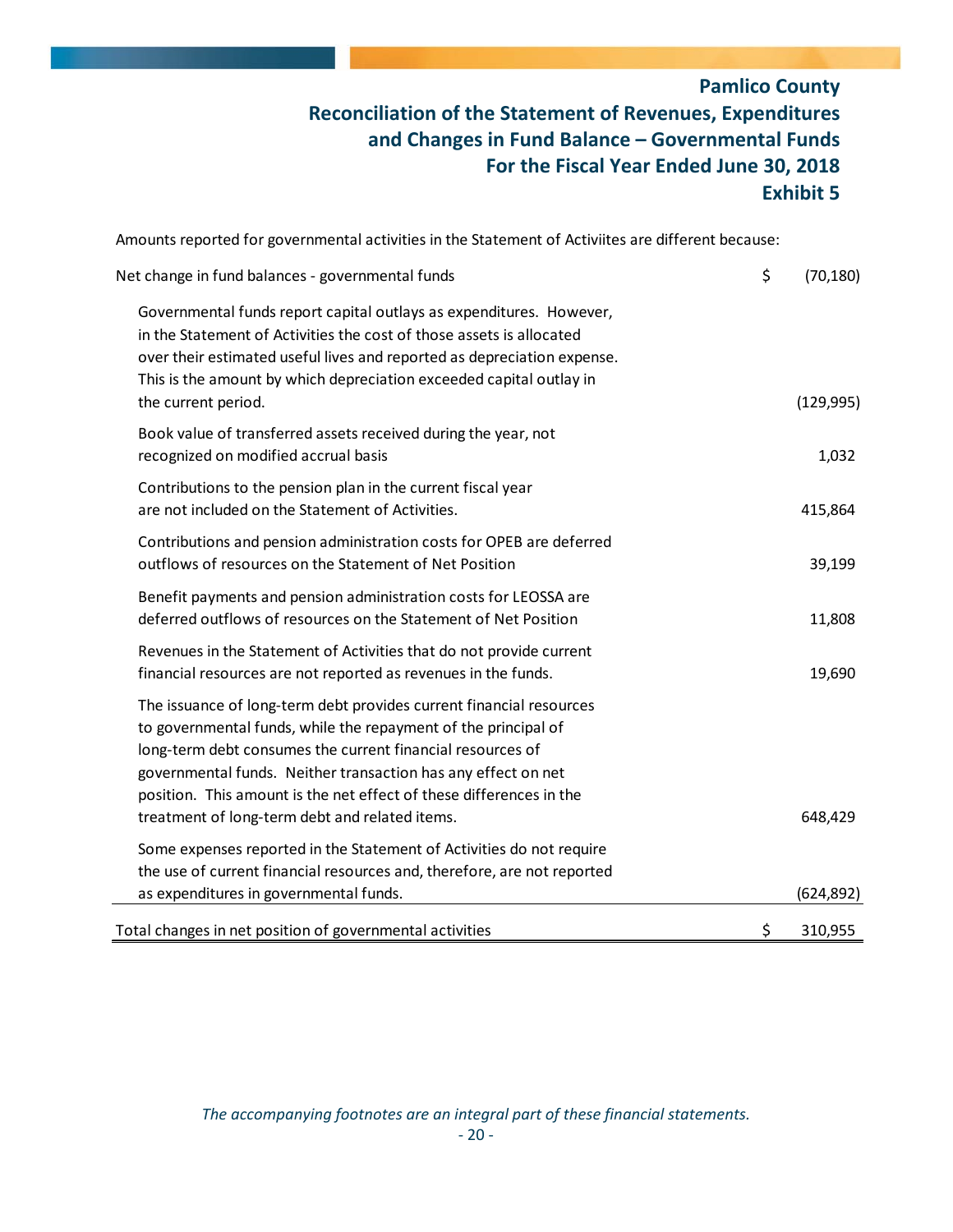# Pamlico County
## Reconciliation of the Statement of Revenues, Expenditures and Changes in Fund Balance – Governmental Funds
## For the Fiscal Year Ended June 30, 2018
## Exhibit 5

Amounts reported for governmental activities in the Statement of Activiites are different because:

| | |
|---|---|
| Net change in fund balances - governmental funds | $ (70,180) |
| Governmental funds report capital outlays as expenditures. However, in the Statement of Activities the cost of those assets is allocated over their estimated useful lives and reported as depreciation expense. This is the amount by which depreciation exceeded capital outlay in the current period. | (129,995) |
| Book value of transferred assets received during the year, not recognized on modified accrual basis | 1,032 |
| Contributions to the pension plan in the current fiscal year are not included on the Statement of Activities. | 415,864 |
| Contributions and pension administration costs for OPEB are deferred outflows of resources on the Statement of Net Position | 39,199 |
| Benefit payments and pension administration costs for LEOSSA are deferred outflows of resources on the Statement of Net Position | 11,808 |
| Revenues in the Statement of Activities that do not provide current financial resources are not reported as revenues in the funds. | 19,690 |
| The issuance of long-term debt provides current financial resources to governmental funds, while the repayment of the principal of long-term debt consumes the current financial resources of governmental funds. Neither transaction has any effect on net position. This amount is the net effect of these differences in the treatment of long-term debt and related items. | 648,429 |
| Some expenses reported in the Statement of Activities do not require the use of current financial resources and, therefore, are not reported as expenditures in governmental funds. | (624,892) |
| Total changes in net position of governmental activities | $ 310,955 |

*The accompanying footnotes are an integral part of these financial statements.*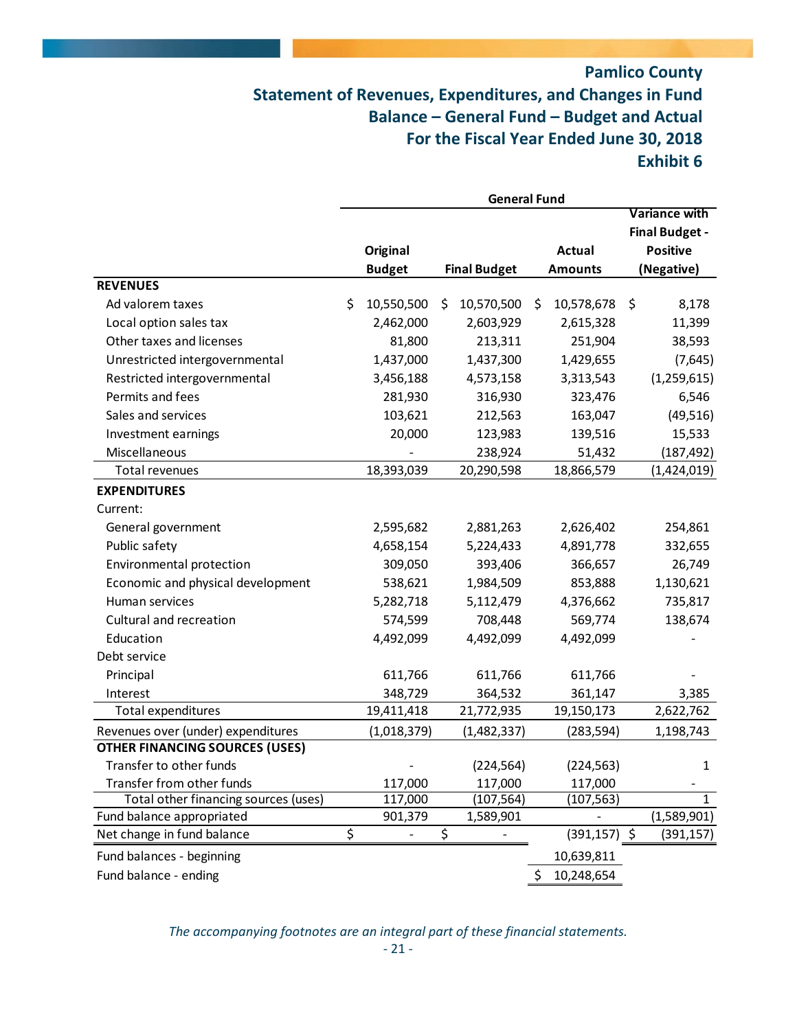# Pamlico County
## Statement of Revenues, Expenditures, and Changes in Fund Balance – General Fund – Budget and Actual
## For the Fiscal Year Ended June 30, 2018
## Exhibit 6

| | General Fund | | | |
|---|---|---|---|---|
| | Original Budget | Final Budget | Actual Amounts | Variance with Final Budget - Positive (Negative) |
| **REVENUES** | | | | |
| Ad valorem taxes | $ 10,550,500 | $ 10,570,500 | $ 10,578,678 | $ 8,178 |
| Local option sales tax | 2,462,000 | 2,603,929 | 2,615,328 | 11,399 |
| Other taxes and licenses | 81,800 | 213,311 | 251,904 | 38,593 |
| Unrestricted intergovernmental | 1,437,000 | 1,437,300 | 1,429,655 | (7,645) |
| Restricted intergovernmental | 3,456,188 | 4,573,158 | 3,313,543 | (1,259,615) |
| Permits and fees | 281,930 | 316,930 | 323,476 | 6,546 |
| Sales and services | 103,621 | 212,563 | 163,047 | (49,516) |
| Investment earnings | 20,000 | 123,983 | 139,516 | 15,533 |
| Miscellaneous | - | 238,924 | 51,432 | (187,492) |
| Total revenues | 18,393,039 | 20,290,598 | 18,866,579 | (1,424,019) |
| **EXPENDITURES** | | | | |
| Current: | | | | |
| General government | 2,595,682 | 2,881,263 | 2,626,402 | 254,861 |
| Public safety | 4,658,154 | 5,224,433 | 4,891,778 | 332,655 |
| Environmental protection | 309,050 | 393,406 | 366,657 | 26,749 |
| Economic and physical development | 538,621 | 1,984,509 | 853,888 | 1,130,621 |
| Human services | 5,282,718 | 5,112,479 | 4,376,662 | 735,817 |
| Cultural and recreation | 574,599 | 708,448 | 569,774 | 138,674 |
| Education | 4,492,099 | 4,492,099 | 4,492,099 | - |
| Debt service | | | | |
| Principal | 611,766 | 611,766 | 611,766 | - |
| Interest | 348,729 | 364,532 | 361,147 | 3,385 |
| Total expenditures | 19,411,418 | 21,772,935 | 19,150,173 | 2,622,762 |
| Revenues over (under) expenditures | (1,018,379) | (1,482,337) | (283,594) | 1,198,743 |
| **OTHER FINANCING SOURCES (USES)** | | | | |
| Transfer to other funds | - | (224,564) | (224,563) | 1 |
| Transfer from other funds | 117,000 | 117,000 | 117,000 | - |
| Total other financing sources (uses) | 117,000 | (107,564) | (107,563) | 1 |
| Fund balance appropriated | 901,379 | 1,589,901 | - | (1,589,901) |
| Net change in fund balance | $ - | $ - | (391,157) | $ (391,157) |
| Fund balances - beginning | | | 10,639,811 | |
| Fund balance - ending | | | $ 10,248,654 | |

*The accompanying footnotes are an integral part of these financial statements.*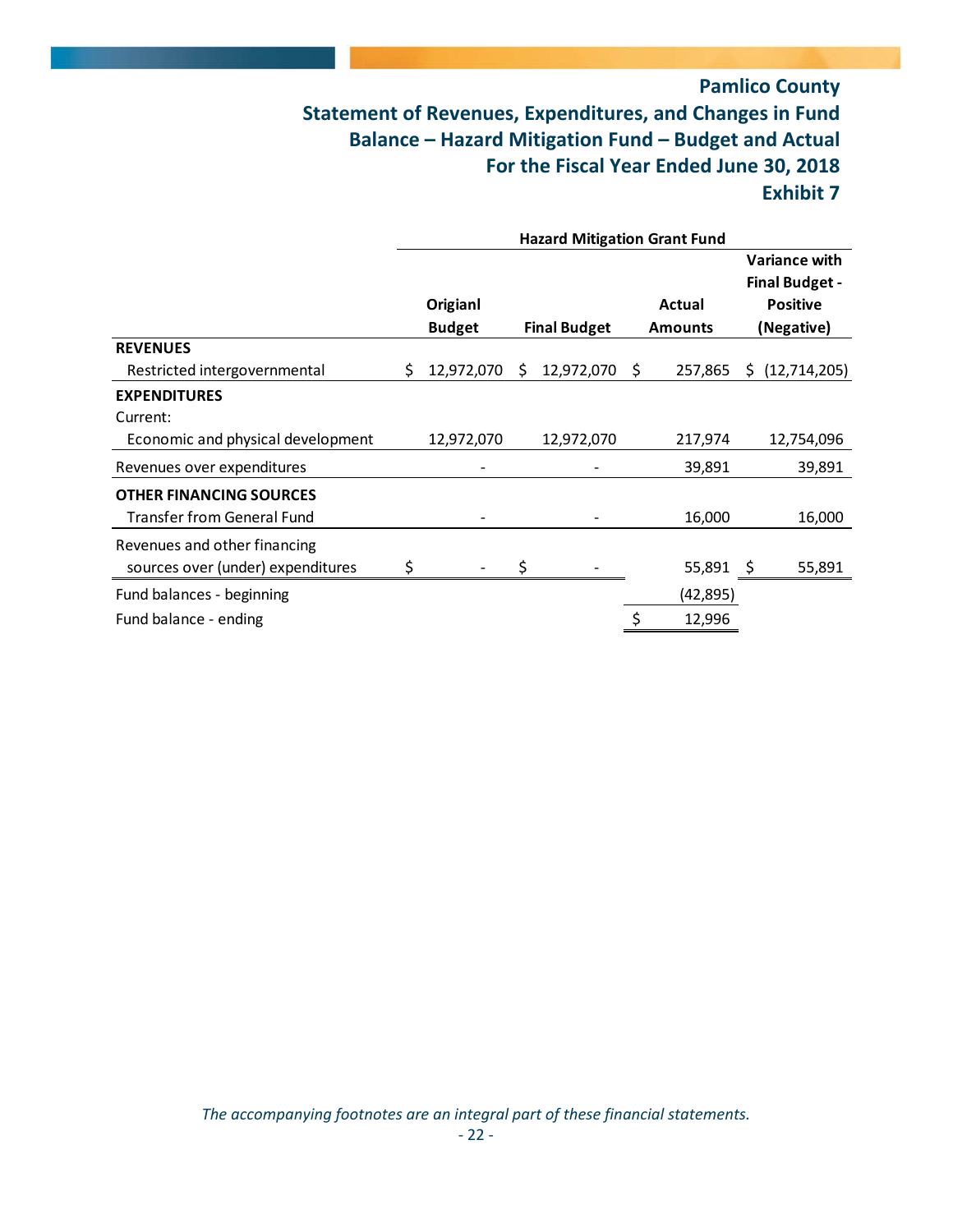# Pamlico County
## Statement of Revenues, Expenditures, and Changes in Fund Balance – Hazard Mitigation Fund – Budget and Actual
## For the Fiscal Year Ended June 30, 2018
## Exhibit 7

| | Hazard Mitigation Grant Fund | | | |
|---|---|---|---|---|
| | Origianl Budget | Final Budget | Actual Amounts | Variance with Final Budget - Positive (Negative) |
| **REVENUES** | | | | |
| Restricted intergovernmental | $ 12,972,070 | $ 12,972,070 | $ 257,865 | $ (12,714,205) |
| **EXPENDITURES** | | | | |
| Current: | | | | |
| Economic and physical development | 12,972,070 | 12,972,070 | 217,974 | 12,754,096 |
| Revenues over expenditures | - | - | 39,891 | 39,891 |
| **OTHER FINANCING SOURCES** | | | | |
| Transfer from General Fund | - | - | 16,000 | 16,000 |
| Revenues and other financing sources over (under) expenditures | $ - | $ - | 55,891 | $ 55,891 |
| Fund balances - beginning | | | (42,895) | |
| Fund balance - ending | | | $ 12,996 | |

*The accompanying footnotes are an integral part of these financial statements.*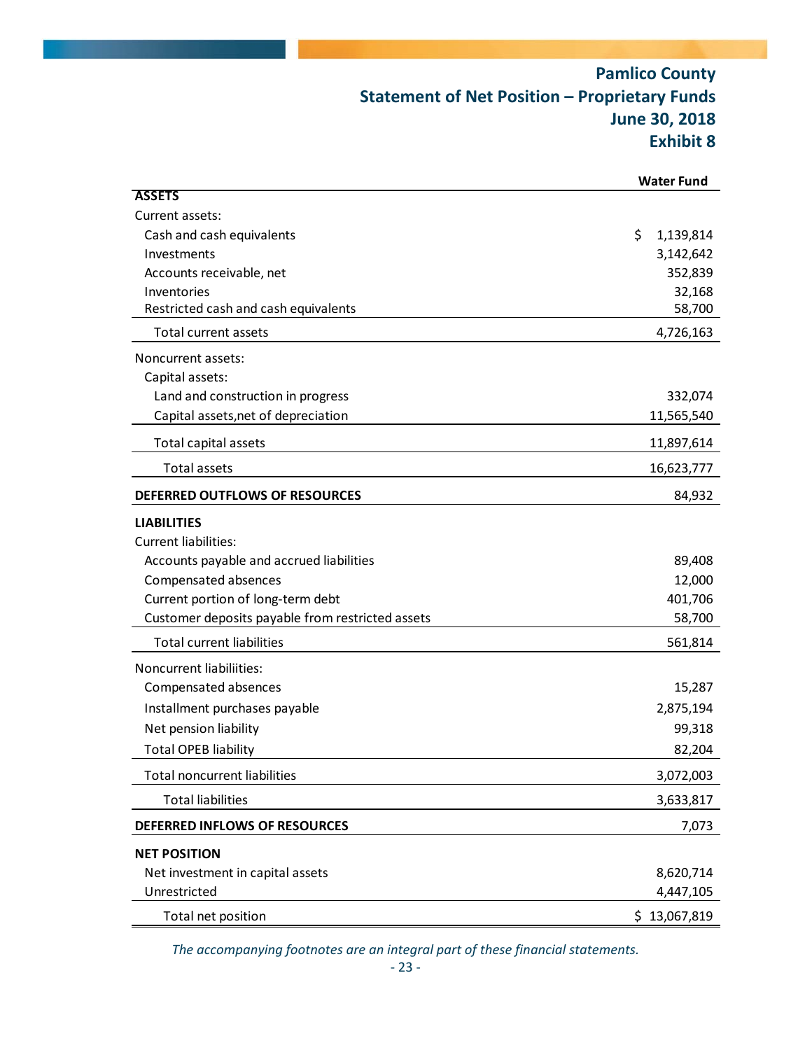# Pamlico County
## Statement of Net Position – Proprietary Funds
## June 30, 2018
## Exhibit 8

| | Water Fund |
|---|---|
| **ASSETS** | |
| Current assets: | |
| Cash and cash equivalents | $ 1,139,814 |
| Investments | 3,142,642 |
| Accounts receivable, net | 352,839 |
| Inventories | 32,168 |
| Restricted cash and cash equivalents | 58,700 |
| Total current assets | 4,726,163 |
| Noncurrent assets: | |
| Capital assets: | |
| Land and construction in progress | 332,074 |
| Capital assets,net of depreciation | 11,565,540 |
| Total capital assets | 11,897,614 |
| Total assets | 16,623,777 |
| **DEFERRED OUTFLOWS OF RESOURCES** | 84,932 |
| **LIABILITIES** | |
| Current liabilities: | |
| Accounts payable and accrued liabilities | 89,408 |
| Compensated absences | 12,000 |
| Current portion of long-term debt | 401,706 |
| Customer deposits payable from restricted assets | 58,700 |
| Total current liabilities | 561,814 |
| Noncurrent liabiliities: | |
| Compensated absences | 15,287 |
| Installment purchases payable | 2,875,194 |
| Net pension liability | 99,318 |
| Total OPEB liability | 82,204 |
| Total noncurrent liabilities | 3,072,003 |
| Total liabilities | 3,633,817 |
| **DEFERRED INFLOWS OF RESOURCES** | 7,073 |
| **NET POSITION** | |
| Net investment in capital assets | 8,620,714 |
| Unrestricted | 4,447,105 |
| Total net position | $ 13,067,819 |

*The accompanying footnotes are an integral part of these financial statements.*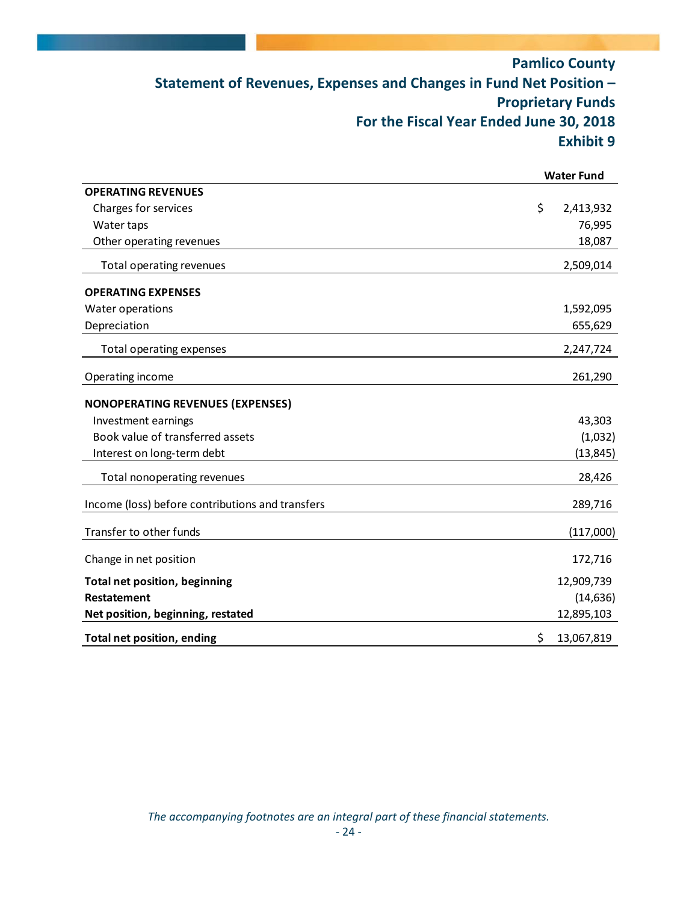# Pamlico County

## Statement of Revenues, Expenses and Changes in Fund Net Position – Proprietary Funds

## For the Fiscal Year Ended June 30, 2018

## Exhibit 9

| | Water Fund |
|---|---|
| **OPERATING REVENUES** | |
| Charges for services | $ 2,413,932 |
| Water taps | 76,995 |
| Other operating revenues | 18,087 |
| Total operating revenues | 2,509,014 |
| **OPERATING EXPENSES** | |
| Water operations | 1,592,095 |
| Depreciation | 655,629 |
| Total operating expenses | 2,247,724 |
| Operating income | 261,290 |
| **NONOPERATING REVENUES (EXPENSES)** | |
| Investment earnings | 43,303 |
| Book value of transferred assets | (1,032) |
| Interest on long-term debt | (13,845) |
| Total nonoperating revenues | 28,426 |
| Income (loss) before contributions and transfers | 289,716 |
| Transfer to other funds | (117,000) |
| Change in net position | 172,716 |
| **Total net position, beginning** | 12,909,739 |
| **Restatement** | (14,636) |
| **Net position, beginning, restated** | 12,895,103 |
| **Total net position, ending** | $ 13,067,819 |

*The accompanying footnotes are an integral part of these financial statements.*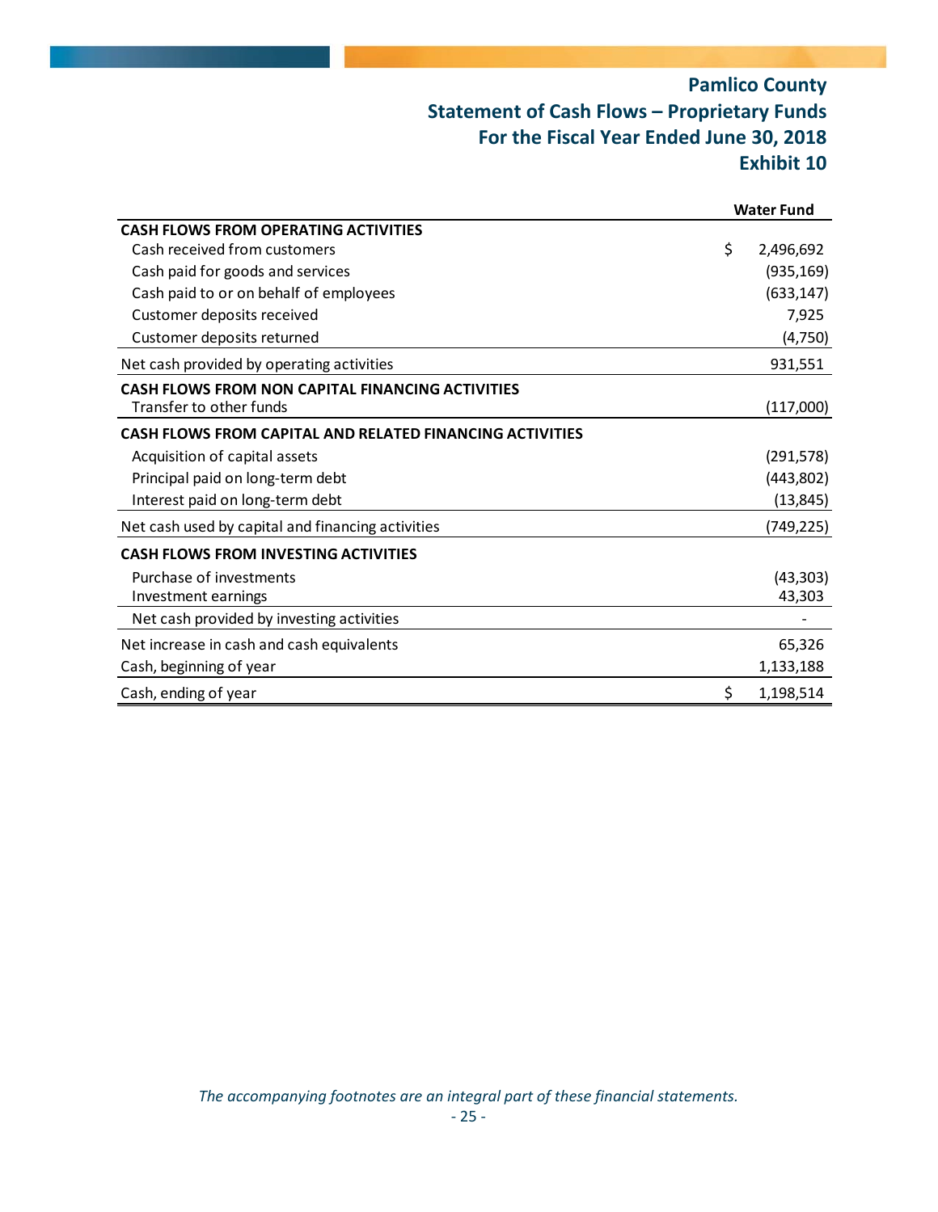# Pamlico County
## Statement of Cash Flows – Proprietary Funds
## For the Fiscal Year Ended June 30, 2018
## Exhibit 10

| | Water Fund |
|---|---|
| **CASH FLOWS FROM OPERATING ACTIVITIES** | |
| Cash received from customers | $ 2,496,692 |
| Cash paid for goods and services | (935,169) |
| Cash paid to or on behalf of employees | (633,147) |
| Customer deposits received | 7,925 |
| Customer deposits returned | (4,750) |
| Net cash provided by operating activities | 931,551 |
| **CASH FLOWS FROM NON CAPITAL FINANCING ACTIVITIES** | |
| Transfer to other funds | (117,000) |
| **CASH FLOWS FROM CAPITAL AND RELATED FINANCING ACTIVITIES** | |
| Acquisition of capital assets | (291,578) |
| Principal paid on long-term debt | (443,802) |
| Interest paid on long-term debt | (13,845) |
| Net cash used by capital and financing activities | (749,225) |
| **CASH FLOWS FROM INVESTING ACTIVITIES** | |
| Purchase of investments | (43,303) |
| Investment earnings | 43,303 |
| Net cash provided by investing activities | - |
| Net increase in cash and cash equivalents | 65,326 |
| Cash, beginning of year | 1,133,188 |
| Cash, ending of year | $ 1,198,514 |

*The accompanying footnotes are an integral part of these financial statements.*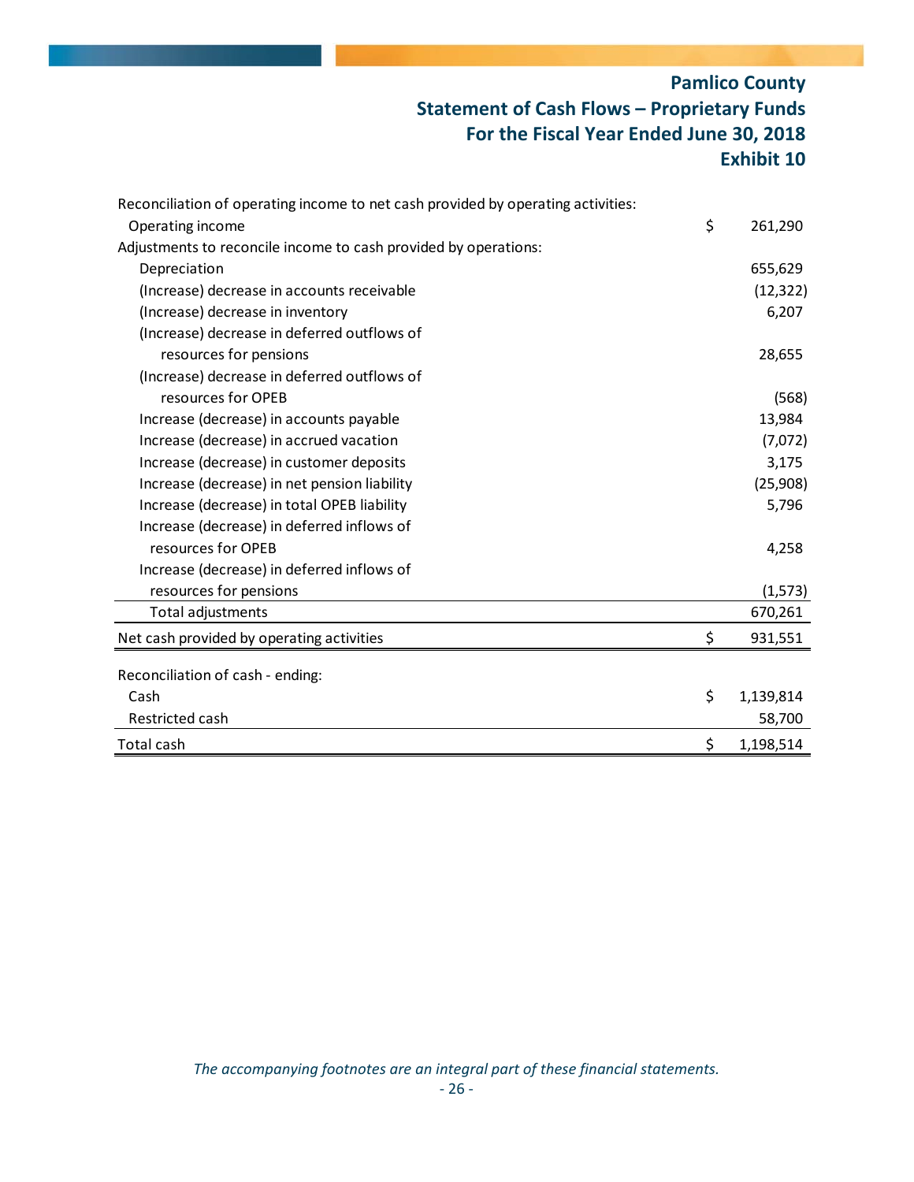# Pamlico County
## Statement of Cash Flows – Proprietary Funds
## For the Fiscal Year Ended June 30, 2018
## Exhibit 10

| | | |
|---|---|---|
| Reconciliation of operating income to net cash provided by operating activities: | | |
| Operating income | $ | 261,290 |
| Adjustments to reconcile income to cash provided by operations: | | |
| Depreciation | | 655,629 |
| (Increase) decrease in accounts receivable | | (12,322) |
| (Increase) decrease in inventory | | 6,207 |
| (Increase) decrease in deferred outflows of resources for pensions | | 28,655 |
| (Increase) decrease in deferred outflows of resources for OPEB | | (568) |
| Increase (decrease) in accounts payable | | 13,984 |
| Increase (decrease) in accrued vacation | | (7,072) |
| Increase (decrease) in customer deposits | | 3,175 |
| Increase (decrease) in net pension liability | | (25,908) |
| Increase (decrease) in total OPEB liability | | 5,796 |
| Increase (decrease) in deferred inflows of resources for OPEB | | 4,258 |
| Increase (decrease) in deferred inflows of resources for pensions | | (1,573) |
| Total adjustments | | 670,261 |
| Net cash provided by operating activities | $ | 931,551 |
| | | |
| Reconciliation of cash - ending: | | |
| Cash | $ | 1,139,814 |
| Restricted cash | | 58,700 |
| Total cash | $ | 1,198,514 |

*The accompanying footnotes are an integral part of these financial statements.*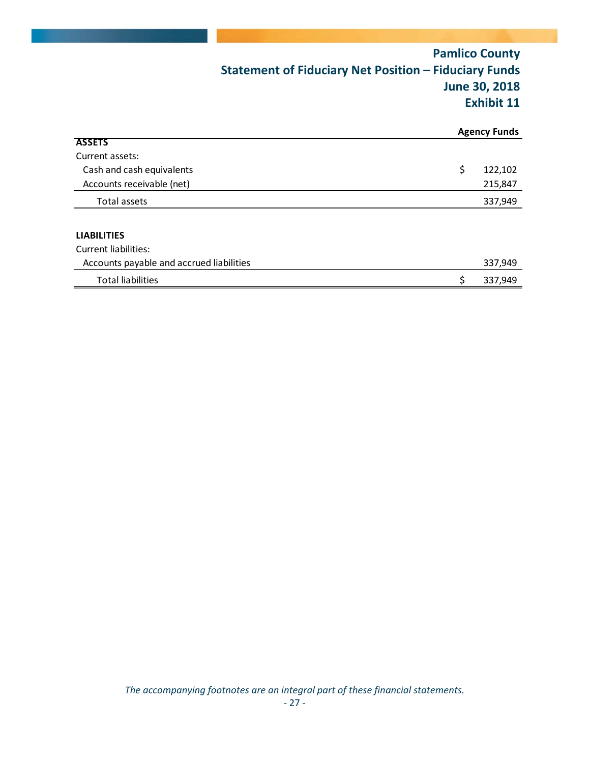# Pamlico County
## Statement of Fiduciary Net Position – Fiduciary Funds
## June 30, 2018
## Exhibit 11

| | Agency Funds |
|---|---|
| **ASSETS** | |
| Current assets: | |
| Cash and cash equivalents | $ 122,102 |
| Accounts receivable (net) | 215,847 |
| Total assets | 337,949 |
| | |
| **LIABILITIES** | |
| Current liabilities: | |
| Accounts payable and accrued liabilities | 337,949 |
| Total liabilities | $ 337,949 |

*The accompanying footnotes are an integral part of these financial statements.*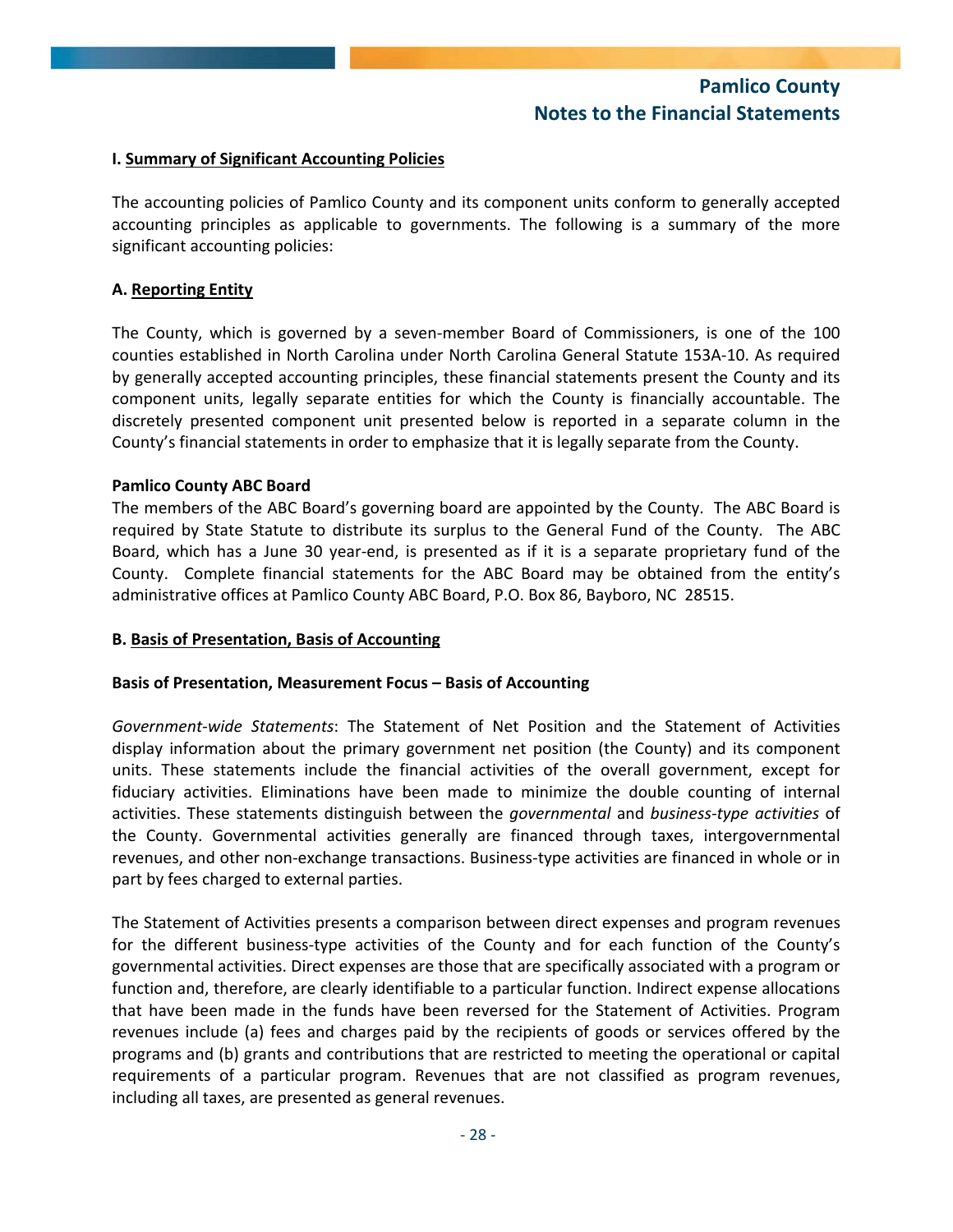## I. Summary of Significant Accounting Policies

The accounting policies of Pamlico County and its component units conform to generally accepted accounting principles as applicable to governments. The following is a summary of the more significant accounting policies:

### A. Reporting Entity

The County, which is governed by a seven-member Board of Commissioners, is one of the 100 counties established in North Carolina under North Carolina General Statute 153A-10. As required by generally accepted accounting principles, these financial statements present the County and its component units, legally separate entities for which the County is financially accountable. The discretely presented component unit presented below is reported in a separate column in the County's financial statements in order to emphasize that it is legally separate from the County.

**Pamlico County ABC Board**

The members of the ABC Board's governing board are appointed by the County. The ABC Board is required by State Statute to distribute its surplus to the General Fund of the County. The ABC Board, which has a June 30 year-end, is presented as if it is a separate proprietary fund of the County. Complete financial statements for the ABC Board may be obtained from the entity's administrative offices at Pamlico County ABC Board, P.O. Box 86, Bayboro, NC 28515.

### B. Basis of Presentation, Basis of Accounting

**Basis of Presentation, Measurement Focus – Basis of Accounting**

*Government-wide Statements*: The Statement of Net Position and the Statement of Activities display information about the primary government net position (the County) and its component units. These statements include the financial activities of the overall government, except for fiduciary activities. Eliminations have been made to minimize the double counting of internal activities. These statements distinguish between the *governmental* and *business-type activities* of the County. Governmental activities generally are financed through taxes, intergovernmental revenues, and other non-exchange transactions. Business-type activities are financed in whole or in part by fees charged to external parties.

The Statement of Activities presents a comparison between direct expenses and program revenues for the different business-type activities of the County and for each function of the County's governmental activities. Direct expenses are those that are specifically associated with a program or function and, therefore, are clearly identifiable to a particular function. Indirect expense allocations that have been made in the funds have been reversed for the Statement of Activities. Program revenues include (a) fees and charges paid by the recipients of goods or services offered by the programs and (b) grants and contributions that are restricted to meeting the operational or capital requirements of a particular program. Revenues that are not classified as program revenues, including all taxes, are presented as general revenues.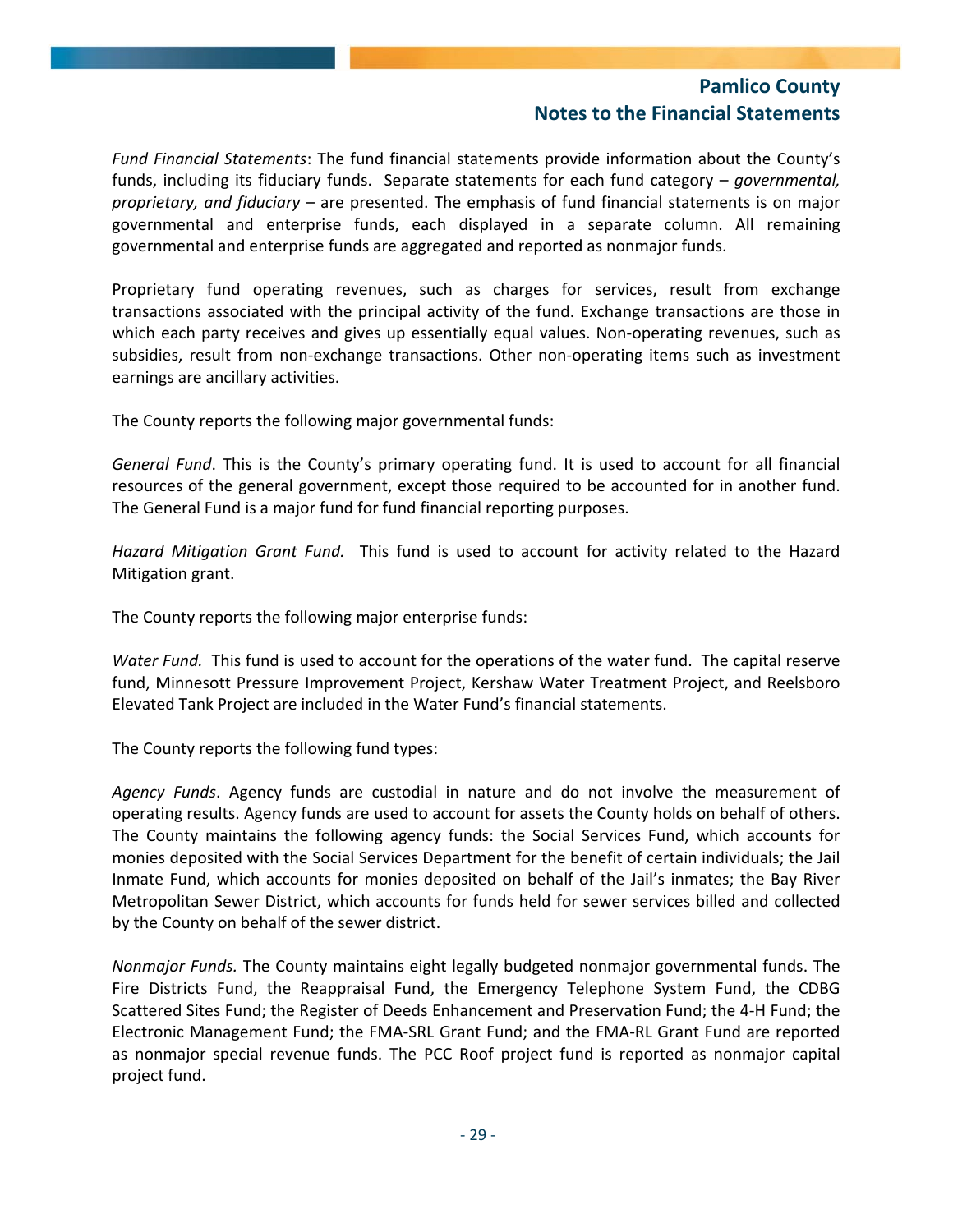*Fund Financial Statements*: The fund financial statements provide information about the County's funds, including its fiduciary funds. Separate statements for each fund category – *governmental, proprietary, and fiduciary* – are presented. The emphasis of fund financial statements is on major governmental and enterprise funds, each displayed in a separate column. All remaining governmental and enterprise funds are aggregated and reported as nonmajor funds.

Proprietary fund operating revenues, such as charges for services, result from exchange transactions associated with the principal activity of the fund. Exchange transactions are those in which each party receives and gives up essentially equal values. Non-operating revenues, such as subsidies, result from non-exchange transactions. Other non-operating items such as investment earnings are ancillary activities.

The County reports the following major governmental funds:

*General Fund*. This is the County's primary operating fund. It is used to account for all financial resources of the general government, except those required to be accounted for in another fund. The General Fund is a major fund for fund financial reporting purposes.

*Hazard Mitigation Grant Fund.* This fund is used to account for activity related to the Hazard Mitigation grant.

The County reports the following major enterprise funds:

*Water Fund.* This fund is used to account for the operations of the water fund. The capital reserve fund, Minnesott Pressure Improvement Project, Kershaw Water Treatment Project, and Reelsboro Elevated Tank Project are included in the Water Fund's financial statements.

The County reports the following fund types:

*Agency Funds*. Agency funds are custodial in nature and do not involve the measurement of operating results. Agency funds are used to account for assets the County holds on behalf of others. The County maintains the following agency funds: the Social Services Fund, which accounts for monies deposited with the Social Services Department for the benefit of certain individuals; the Jail Inmate Fund, which accounts for monies deposited on behalf of the Jail's inmates; the Bay River Metropolitan Sewer District, which accounts for funds held for sewer services billed and collected by the County on behalf of the sewer district.

*Nonmajor Funds.* The County maintains eight legally budgeted nonmajor governmental funds. The Fire Districts Fund, the Reappraisal Fund, the Emergency Telephone System Fund, the CDBG Scattered Sites Fund; the Register of Deeds Enhancement and Preservation Fund; the 4-H Fund; the Electronic Management Fund; the FMA-SRL Grant Fund; and the FMA-RL Grant Fund are reported as nonmajor special revenue funds. The PCC Roof project fund is reported as nonmajor capital project fund.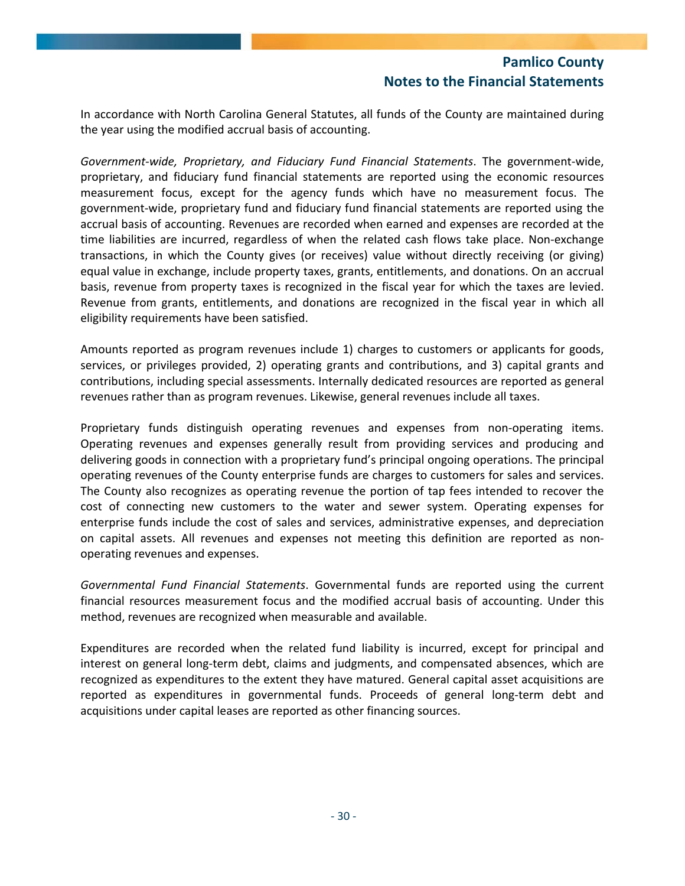In accordance with North Carolina General Statutes, all funds of the County are maintained during the year using the modified accrual basis of accounting.

*Government-wide, Proprietary, and Fiduciary Fund Financial Statements*. The government-wide, proprietary, and fiduciary fund financial statements are reported using the economic resources measurement focus, except for the agency funds which have no measurement focus. The government-wide, proprietary fund and fiduciary fund financial statements are reported using the accrual basis of accounting. Revenues are recorded when earned and expenses are recorded at the time liabilities are incurred, regardless of when the related cash flows take place. Non-exchange transactions, in which the County gives (or receives) value without directly receiving (or giving) equal value in exchange, include property taxes, grants, entitlements, and donations. On an accrual basis, revenue from property taxes is recognized in the fiscal year for which the taxes are levied. Revenue from grants, entitlements, and donations are recognized in the fiscal year in which all eligibility requirements have been satisfied.

Amounts reported as program revenues include 1) charges to customers or applicants for goods, services, or privileges provided, 2) operating grants and contributions, and 3) capital grants and contributions, including special assessments. Internally dedicated resources are reported as general revenues rather than as program revenues. Likewise, general revenues include all taxes.

Proprietary funds distinguish operating revenues and expenses from non-operating items. Operating revenues and expenses generally result from providing services and producing and delivering goods in connection with a proprietary fund's principal ongoing operations. The principal operating revenues of the County enterprise funds are charges to customers for sales and services. The County also recognizes as operating revenue the portion of tap fees intended to recover the cost of connecting new customers to the water and sewer system. Operating expenses for enterprise funds include the cost of sales and services, administrative expenses, and depreciation on capital assets. All revenues and expenses not meeting this definition are reported as non-operating revenues and expenses.

*Governmental Fund Financial Statements*. Governmental funds are reported using the current financial resources measurement focus and the modified accrual basis of accounting. Under this method, revenues are recognized when measurable and available.

Expenditures are recorded when the related fund liability is incurred, except for principal and interest on general long-term debt, claims and judgments, and compensated absences, which are recognized as expenditures to the extent they have matured. General capital asset acquisitions are reported as expenditures in governmental funds. Proceeds of general long-term debt and acquisitions under capital leases are reported as other financing sources.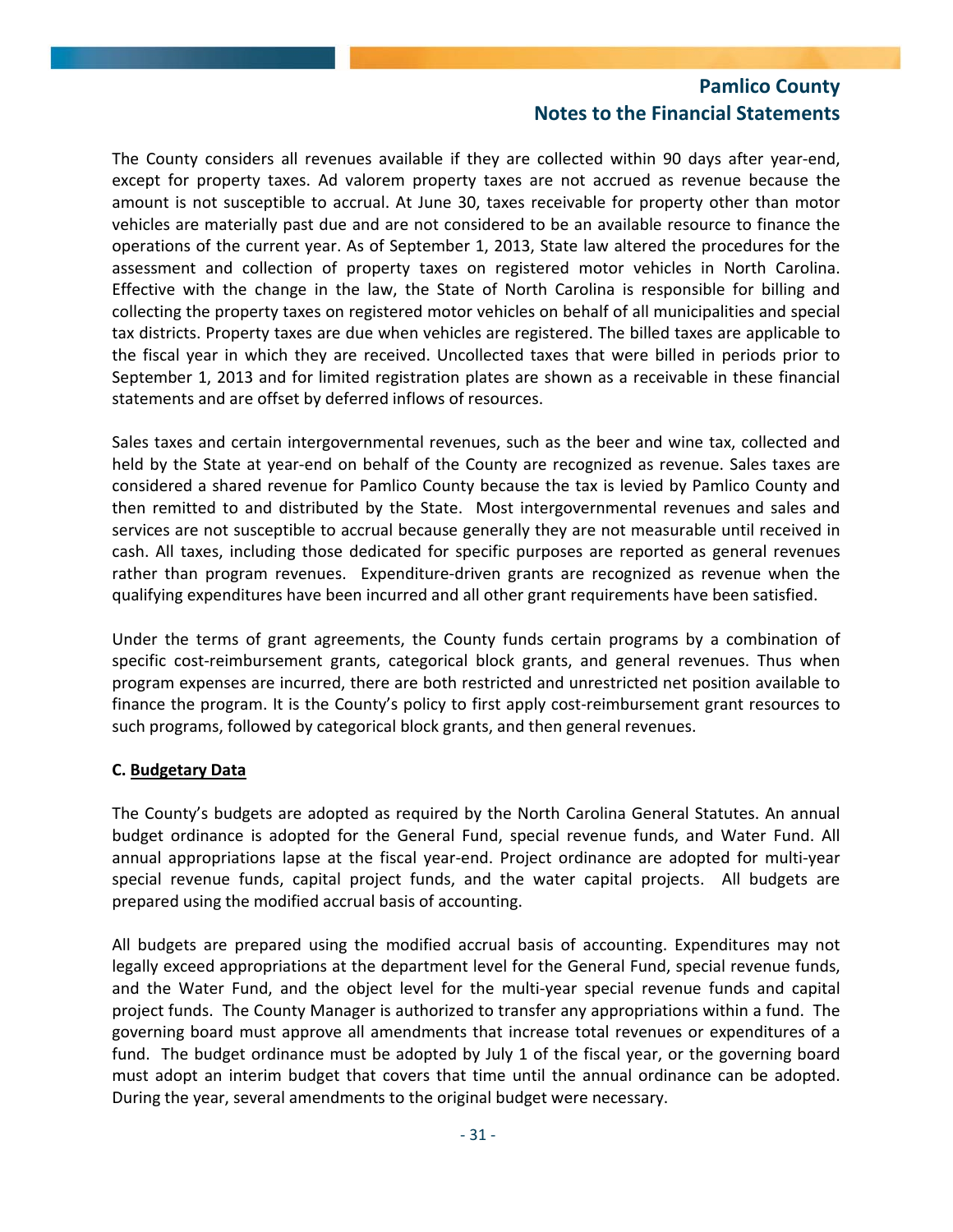The County considers all revenues available if they are collected within 90 days after year-end, except for property taxes. Ad valorem property taxes are not accrued as revenue because the amount is not susceptible to accrual. At June 30, taxes receivable for property other than motor vehicles are materially past due and are not considered to be an available resource to finance the operations of the current year. As of September 1, 2013, State law altered the procedures for the assessment and collection of property taxes on registered motor vehicles in North Carolina. Effective with the change in the law, the State of North Carolina is responsible for billing and collecting the property taxes on registered motor vehicles on behalf of all municipalities and special tax districts. Property taxes are due when vehicles are registered. The billed taxes are applicable to the fiscal year in which they are received. Uncollected taxes that were billed in periods prior to September 1, 2013 and for limited registration plates are shown as a receivable in these financial statements and are offset by deferred inflows of resources.

Sales taxes and certain intergovernmental revenues, such as the beer and wine tax, collected and held by the State at year-end on behalf of the County are recognized as revenue. Sales taxes are considered a shared revenue for Pamlico County because the tax is levied by Pamlico County and then remitted to and distributed by the State. Most intergovernmental revenues and sales and services are not susceptible to accrual because generally they are not measurable until received in cash. All taxes, including those dedicated for specific purposes are reported as general revenues rather than program revenues. Expenditure-driven grants are recognized as revenue when the qualifying expenditures have been incurred and all other grant requirements have been satisfied.

Under the terms of grant agreements, the County funds certain programs by a combination of specific cost-reimbursement grants, categorical block grants, and general revenues. Thus when program expenses are incurred, there are both restricted and unrestricted net position available to finance the program. It is the County's policy to first apply cost-reimbursement grant resources to such programs, followed by categorical block grants, and then general revenues.

**C. Budgetary Data**

The County's budgets are adopted as required by the North Carolina General Statutes. An annual budget ordinance is adopted for the General Fund, special revenue funds, and Water Fund. All annual appropriations lapse at the fiscal year-end. Project ordinance are adopted for multi-year special revenue funds, capital project funds, and the water capital projects. All budgets are prepared using the modified accrual basis of accounting.

All budgets are prepared using the modified accrual basis of accounting. Expenditures may not legally exceed appropriations at the department level for the General Fund, special revenue funds, and the Water Fund, and the object level for the multi-year special revenue funds and capital project funds. The County Manager is authorized to transfer any appropriations within a fund. The governing board must approve all amendments that increase total revenues or expenditures of a fund. The budget ordinance must be adopted by July 1 of the fiscal year, or the governing board must adopt an interim budget that covers that time until the annual ordinance can be adopted. During the year, several amendments to the original budget were necessary.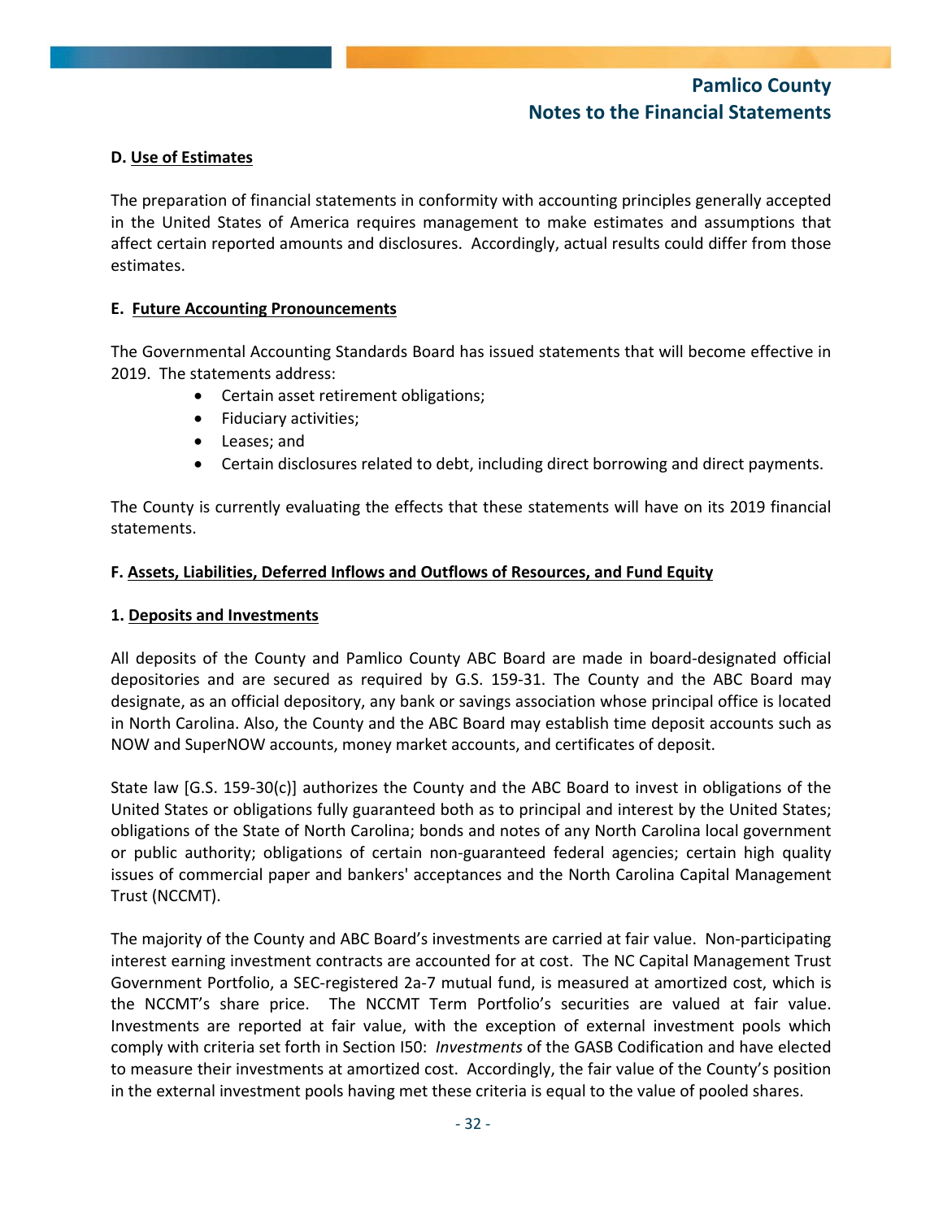**D. Use of Estimates**

The preparation of financial statements in conformity with accounting principles generally accepted in the United States of America requires management to make estimates and assumptions that affect certain reported amounts and disclosures. Accordingly, actual results could differ from those estimates.

**E. Future Accounting Pronouncements**

The Governmental Accounting Standards Board has issued statements that will become effective in 2019. The statements address:

- Certain asset retirement obligations;
- Fiduciary activities;
- Leases; and
- Certain disclosures related to debt, including direct borrowing and direct payments.

The County is currently evaluating the effects that these statements will have on its 2019 financial statements.

**F. Assets, Liabilities, Deferred Inflows and Outflows of Resources, and Fund Equity**

**1. Deposits and Investments**

All deposits of the County and Pamlico County ABC Board are made in board-designated official depositories and are secured as required by G.S. 159-31. The County and the ABC Board may designate, as an official depository, any bank or savings association whose principal office is located in North Carolina. Also, the County and the ABC Board may establish time deposit accounts such as NOW and SuperNOW accounts, money market accounts, and certificates of deposit.

State law [G.S. 159-30(c)] authorizes the County and the ABC Board to invest in obligations of the United States or obligations fully guaranteed both as to principal and interest by the United States; obligations of the State of North Carolina; bonds and notes of any North Carolina local government or public authority; obligations of certain non-guaranteed federal agencies; certain high quality issues of commercial paper and bankers' acceptances and the North Carolina Capital Management Trust (NCCMT).

The majority of the County and ABC Board's investments are carried at fair value. Non-participating interest earning investment contracts are accounted for at cost. The NC Capital Management Trust Government Portfolio, a SEC-registered 2a-7 mutual fund, is measured at amortized cost, which is the NCCMT's share price. The NCCMT Term Portfolio's securities are valued at fair value. Investments are reported at fair value, with the exception of external investment pools which comply with criteria set forth in Section I50: *Investments* of the GASB Codification and have elected to measure their investments at amortized cost. Accordingly, the fair value of the County's position in the external investment pools having met these criteria is equal to the value of pooled shares.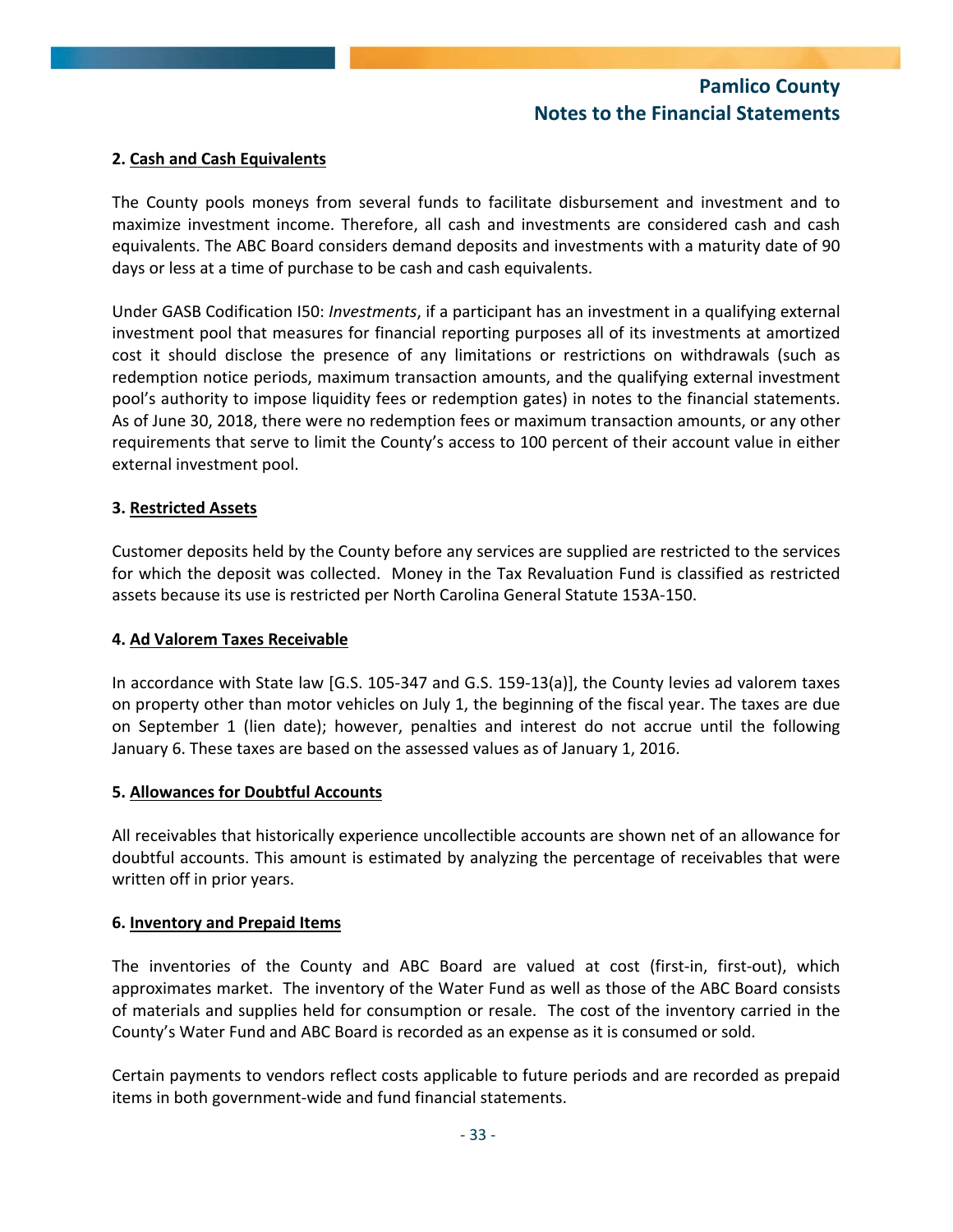**2. Cash and Cash Equivalents**

The County pools moneys from several funds to facilitate disbursement and investment and to maximize investment income. Therefore, all cash and investments are considered cash and cash equivalents. The ABC Board considers demand deposits and investments with a maturity date of 90 days or less at a time of purchase to be cash and cash equivalents.

Under GASB Codification I50: *Investments*, if a participant has an investment in a qualifying external investment pool that measures for financial reporting purposes all of its investments at amortized cost it should disclose the presence of any limitations or restrictions on withdrawals (such as redemption notice periods, maximum transaction amounts, and the qualifying external investment pool's authority to impose liquidity fees or redemption gates) in notes to the financial statements. As of June 30, 2018, there were no redemption fees or maximum transaction amounts, or any other requirements that serve to limit the County's access to 100 percent of their account value in either external investment pool.

**3. Restricted Assets**

Customer deposits held by the County before any services are supplied are restricted to the services for which the deposit was collected. Money in the Tax Revaluation Fund is classified as restricted assets because its use is restricted per North Carolina General Statute 153A-150.

**4. Ad Valorem Taxes Receivable**

In accordance with State law [G.S. 105-347 and G.S. 159-13(a)], the County levies ad valorem taxes on property other than motor vehicles on July 1, the beginning of the fiscal year. The taxes are due on September 1 (lien date); however, penalties and interest do not accrue until the following January 6. These taxes are based on the assessed values as of January 1, 2016.

**5. Allowances for Doubtful Accounts**

All receivables that historically experience uncollectible accounts are shown net of an allowance for doubtful accounts. This amount is estimated by analyzing the percentage of receivables that were written off in prior years.

**6. Inventory and Prepaid Items**

The inventories of the County and ABC Board are valued at cost (first-in, first-out), which approximates market. The inventory of the Water Fund as well as those of the ABC Board consists of materials and supplies held for consumption or resale. The cost of the inventory carried in the County's Water Fund and ABC Board is recorded as an expense as it is consumed or sold.

Certain payments to vendors reflect costs applicable to future periods and are recorded as prepaid items in both government-wide and fund financial statements.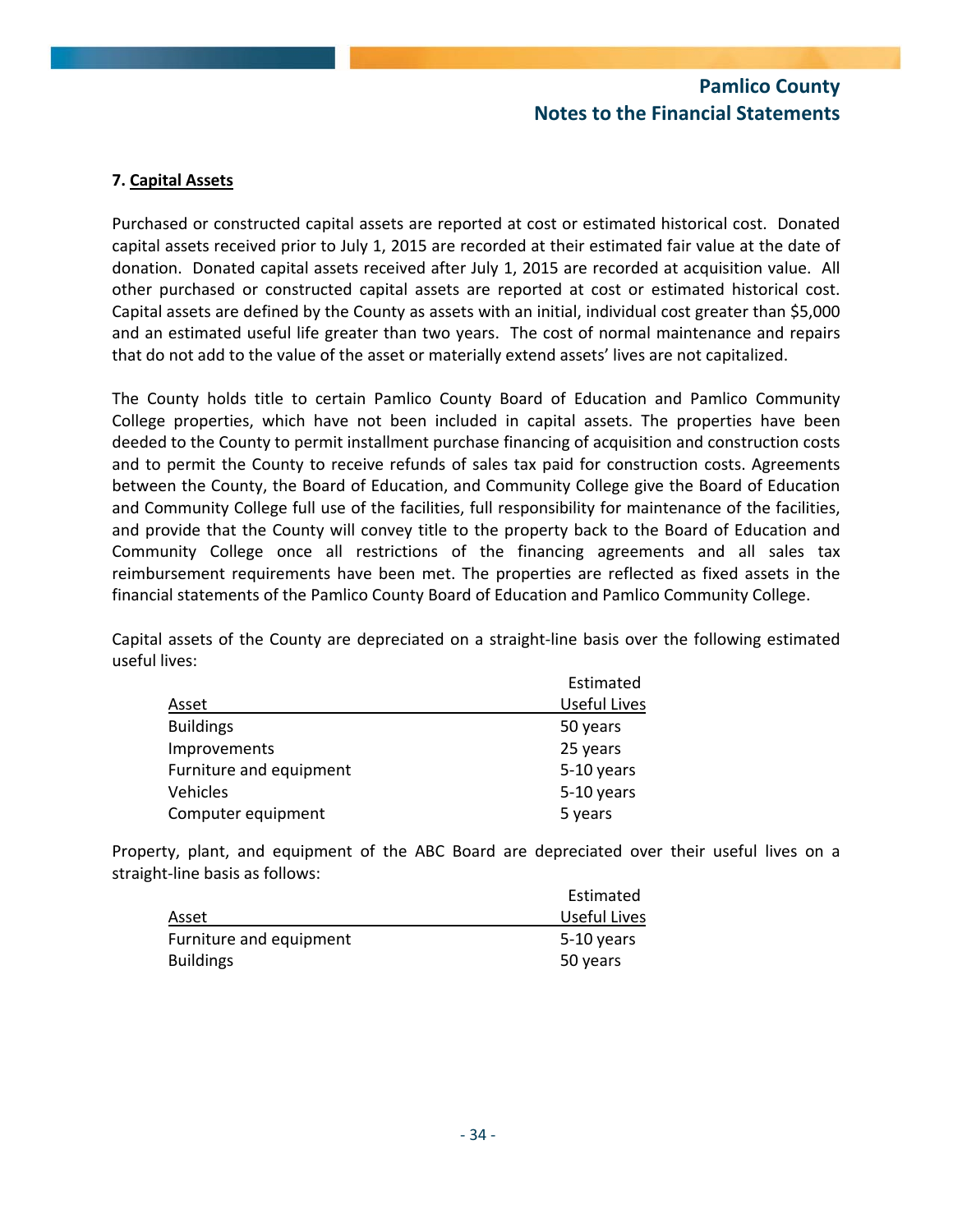### 7. Capital Assets

Purchased or constructed capital assets are reported at cost or estimated historical cost. Donated capital assets received prior to July 1, 2015 are recorded at their estimated fair value at the date of donation. Donated capital assets received after July 1, 2015 are recorded at acquisition value. All other purchased or constructed capital assets are reported at cost or estimated historical cost. Capital assets are defined by the County as assets with an initial, individual cost greater than $5,000 and an estimated useful life greater than two years. The cost of normal maintenance and repairs that do not add to the value of the asset or materially extend assets' lives are not capitalized.

The County holds title to certain Pamlico County Board of Education and Pamlico Community College properties, which have not been included in capital assets. The properties have been deeded to the County to permit installment purchase financing of acquisition and construction costs and to permit the County to receive refunds of sales tax paid for construction costs. Agreements between the County, the Board of Education, and Community College give the Board of Education and Community College full use of the facilities, full responsibility for maintenance of the facilities, and provide that the County will convey title to the property back to the Board of Education and Community College once all restrictions of the financing agreements and all sales tax reimbursement requirements have been met. The properties are reflected as fixed assets in the financial statements of the Pamlico County Board of Education and Pamlico Community College.

Capital assets of the County are depreciated on a straight-line basis over the following estimated useful lives:

| Asset | Estimated Useful Lives |
|---|---|
| Buildings | 50 years |
| Improvements | 25 years |
| Furniture and equipment | 5-10 years |
| Vehicles | 5-10 years |
| Computer equipment | 5 years |

Property, plant, and equipment of the ABC Board are depreciated over their useful lives on a straight-line basis as follows:

| Asset | Estimated Useful Lives |
|---|---|
| Furniture and equipment | 5-10 years |
| Buildings | 50 years |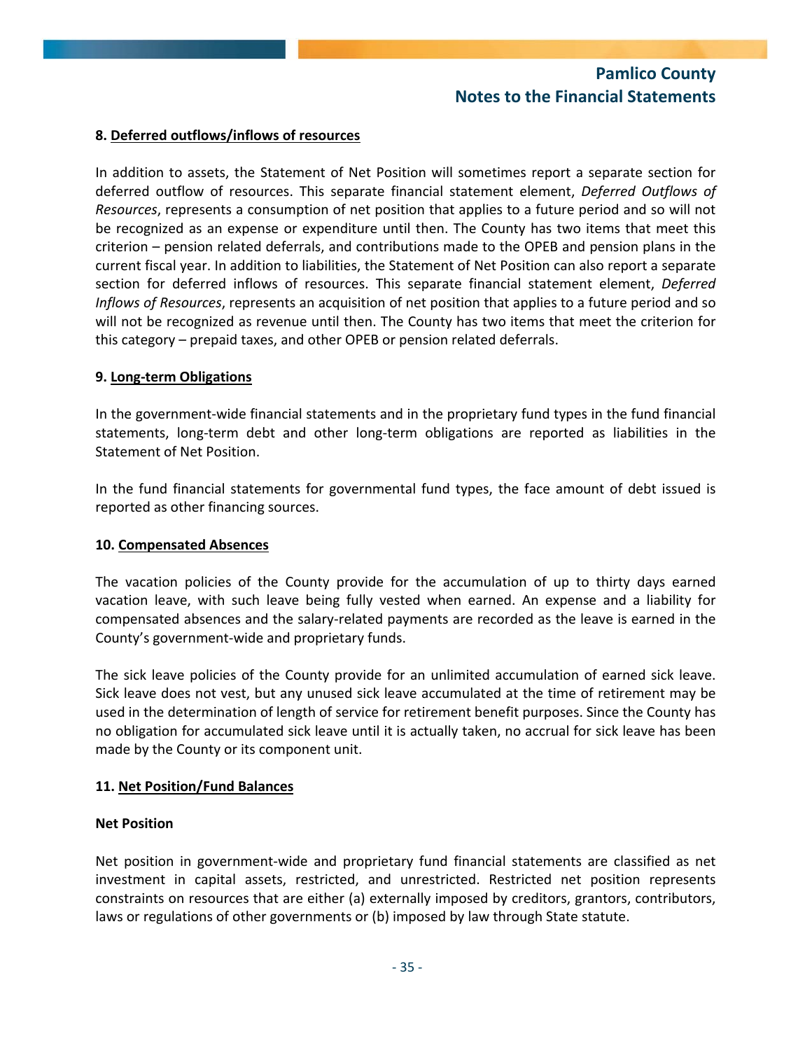**8. Deferred outflows/inflows of resources**

In addition to assets, the Statement of Net Position will sometimes report a separate section for deferred outflow of resources. This separate financial statement element, *Deferred Outflows of Resources*, represents a consumption of net position that applies to a future period and so will not be recognized as an expense or expenditure until then. The County has two items that meet this criterion – pension related deferrals, and contributions made to the OPEB and pension plans in the current fiscal year. In addition to liabilities, the Statement of Net Position can also report a separate section for deferred inflows of resources. This separate financial statement element, *Deferred Inflows of Resources*, represents an acquisition of net position that applies to a future period and so will not be recognized as revenue until then. The County has two items that meet the criterion for this category – prepaid taxes, and other OPEB or pension related deferrals.

**9. Long-term Obligations**

In the government-wide financial statements and in the proprietary fund types in the fund financial statements, long-term debt and other long-term obligations are reported as liabilities in the Statement of Net Position.

In the fund financial statements for governmental fund types, the face amount of debt issued is reported as other financing sources.

**10. Compensated Absences**

The vacation policies of the County provide for the accumulation of up to thirty days earned vacation leave, with such leave being fully vested when earned. An expense and a liability for compensated absences and the salary-related payments are recorded as the leave is earned in the County's government-wide and proprietary funds.

The sick leave policies of the County provide for an unlimited accumulation of earned sick leave. Sick leave does not vest, but any unused sick leave accumulated at the time of retirement may be used in the determination of length of service for retirement benefit purposes. Since the County has no obligation for accumulated sick leave until it is actually taken, no accrual for sick leave has been made by the County or its component unit.

**11. Net Position/Fund Balances**

**Net Position**

Net position in government-wide and proprietary fund financial statements are classified as net investment in capital assets, restricted, and unrestricted. Restricted net position represents constraints on resources that are either (a) externally imposed by creditors, grantors, contributors, laws or regulations of other governments or (b) imposed by law through State statute.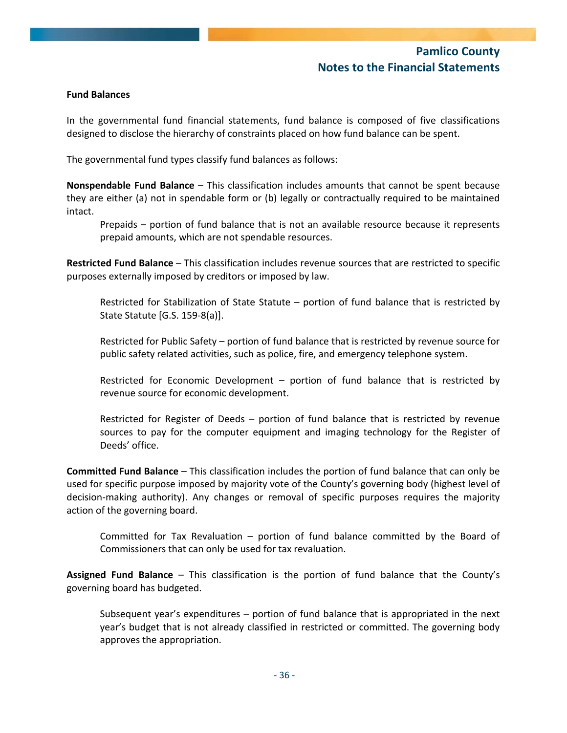**Fund Balances**

In the governmental fund financial statements, fund balance is composed of five classifications designed to disclose the hierarchy of constraints placed on how fund balance can be spent.

The governmental fund types classify fund balances as follows:

**Nonspendable Fund Balance** – This classification includes amounts that cannot be spent because they are either (a) not in spendable form or (b) legally or contractually required to be maintained intact.

> Prepaids – portion of fund balance that is not an available resource because it represents prepaid amounts, which are not spendable resources.

**Restricted Fund Balance** – This classification includes revenue sources that are restricted to specific purposes externally imposed by creditors or imposed by law.

> Restricted for Stabilization of State Statute – portion of fund balance that is restricted by State Statute [G.S. 159-8(a)].
>
> Restricted for Public Safety – portion of fund balance that is restricted by revenue source for public safety related activities, such as police, fire, and emergency telephone system.
>
> Restricted for Economic Development – portion of fund balance that is restricted by revenue source for economic development.
>
> Restricted for Register of Deeds – portion of fund balance that is restricted by revenue sources to pay for the computer equipment and imaging technology for the Register of Deeds' office.

**Committed Fund Balance** – This classification includes the portion of fund balance that can only be used for specific purpose imposed by majority vote of the County's governing body (highest level of decision-making authority). Any changes or removal of specific purposes requires the majority action of the governing board.

> Committed for Tax Revaluation – portion of fund balance committed by the Board of Commissioners that can only be used for tax revaluation.

**Assigned Fund Balance** – This classification is the portion of fund balance that the County's governing board has budgeted.

> Subsequent year's expenditures – portion of fund balance that is appropriated in the next year's budget that is not already classified in restricted or committed. The governing body approves the appropriation.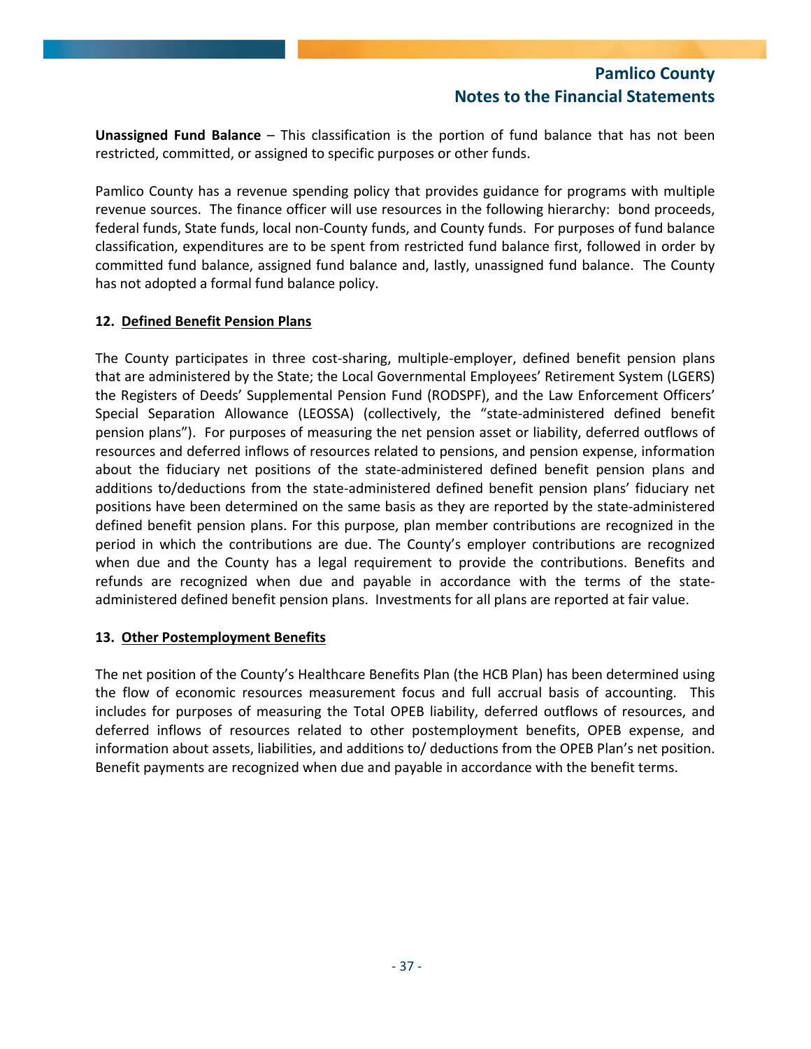**Unassigned Fund Balance** – This classification is the portion of fund balance that has not been restricted, committed, or assigned to specific purposes or other funds.

Pamlico County has a revenue spending policy that provides guidance for programs with multiple revenue sources. The finance officer will use resources in the following hierarchy: bond proceeds, federal funds, State funds, local non-County funds, and County funds. For purposes of fund balance classification, expenditures are to be spent from restricted fund balance first, followed in order by committed fund balance, assigned fund balance and, lastly, unassigned fund balance. The County has not adopted a formal fund balance policy.

### 12. Defined Benefit Pension Plans

The County participates in three cost-sharing, multiple-employer, defined benefit pension plans that are administered by the State; the Local Governmental Employees' Retirement System (LGERS) the Registers of Deeds' Supplemental Pension Fund (RODSPF), and the Law Enforcement Officers' Special Separation Allowance (LEOSSA) (collectively, the "state-administered defined benefit pension plans"). For purposes of measuring the net pension asset or liability, deferred outflows of resources and deferred inflows of resources related to pensions, and pension expense, information about the fiduciary net positions of the state-administered defined benefit pension plans and additions to/deductions from the state-administered defined benefit pension plans' fiduciary net positions have been determined on the same basis as they are reported by the state-administered defined benefit pension plans. For this purpose, plan member contributions are recognized in the period in which the contributions are due. The County's employer contributions are recognized when due and the County has a legal requirement to provide the contributions. Benefits and refunds are recognized when due and payable in accordance with the terms of the state-administered defined benefit pension plans. Investments for all plans are reported at fair value.

### 13. Other Postemployment Benefits

The net position of the County's Healthcare Benefits Plan (the HCB Plan) has been determined using the flow of economic resources measurement focus and full accrual basis of accounting. This includes for purposes of measuring the Total OPEB liability, deferred outflows of resources, and deferred inflows of resources related to other postemployment benefits, OPEB expense, and information about assets, liabilities, and additions to/ deductions from the OPEB Plan's net position. Benefit payments are recognized when due and payable in accordance with the benefit terms.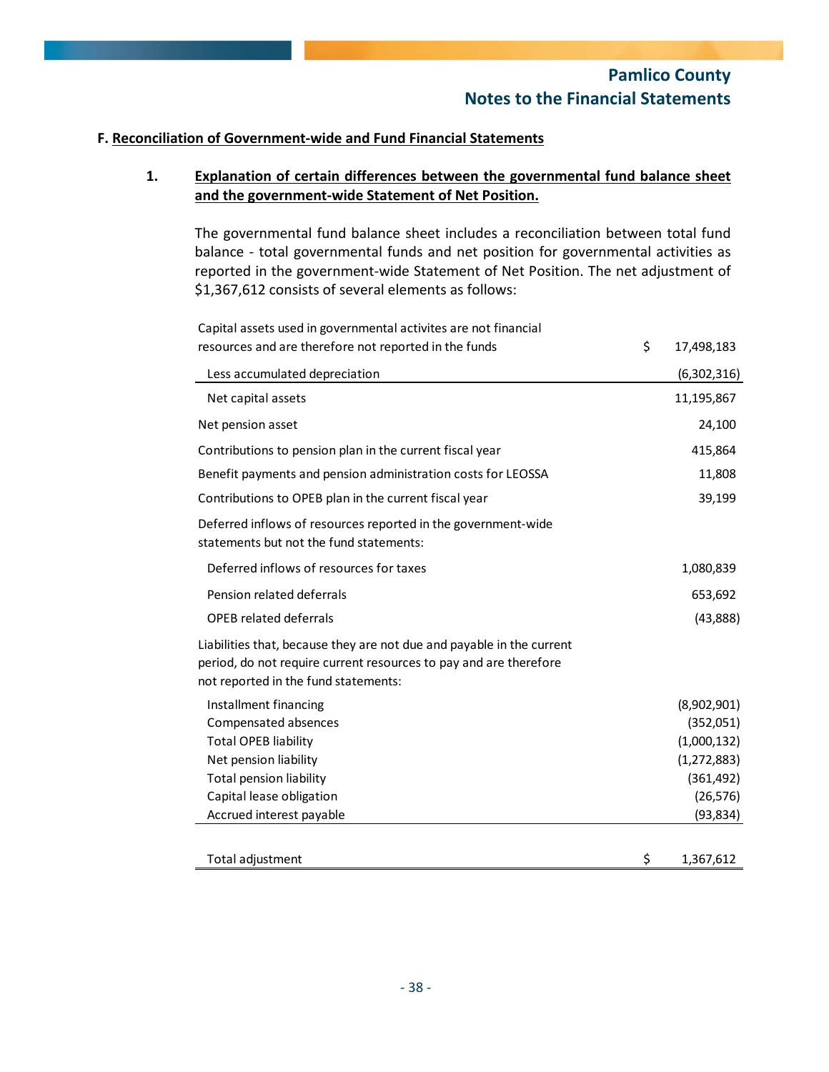**F. Reconciliation of Government-wide and Fund Financial Statements**

**1. Explanation of certain differences between the governmental fund balance sheet and the government-wide Statement of Net Position.**

The governmental fund balance sheet includes a reconciliation between total fund balance - total governmental funds and net position for governmental activities as reported in the government-wide Statement of Net Position. The net adjustment of $1,367,612 consists of several elements as follows:

| | |
|---|---|
| Capital assets used in governmental activites are not financial resources and are therefore not reported in the funds | $ 17,498,183 |
| Less accumulated depreciation | (6,302,316) |
| Net capital assets | 11,195,867 |
| Net pension asset | 24,100 |
| Contributions to pension plan in the current fiscal year | 415,864 |
| Benefit payments and pension administration costs for LEOSSA | 11,808 |
| Contributions to OPEB plan in the current fiscal year | 39,199 |
| Deferred inflows of resources reported in the government-wide statements but not the fund statements: | |
| Deferred inflows of resources for taxes | 1,080,839 |
| Pension related deferrals | 653,692 |
| OPEB related deferrals | (43,888) |
| Liabilities that, because they are not due and payable in the current period, do not require current resources to pay and are therefore not reported in the fund statements: | |
| Installment financing | (8,902,901) |
| Compensated absences | (352,051) |
| Total OPEB liability | (1,000,132) |
| Net pension liability | (1,272,883) |
| Total pension liability | (361,492) |
| Capital lease obligation | (26,576) |
| Accrued interest payable | (93,834) |
| Total adjustment | $ 1,367,612 |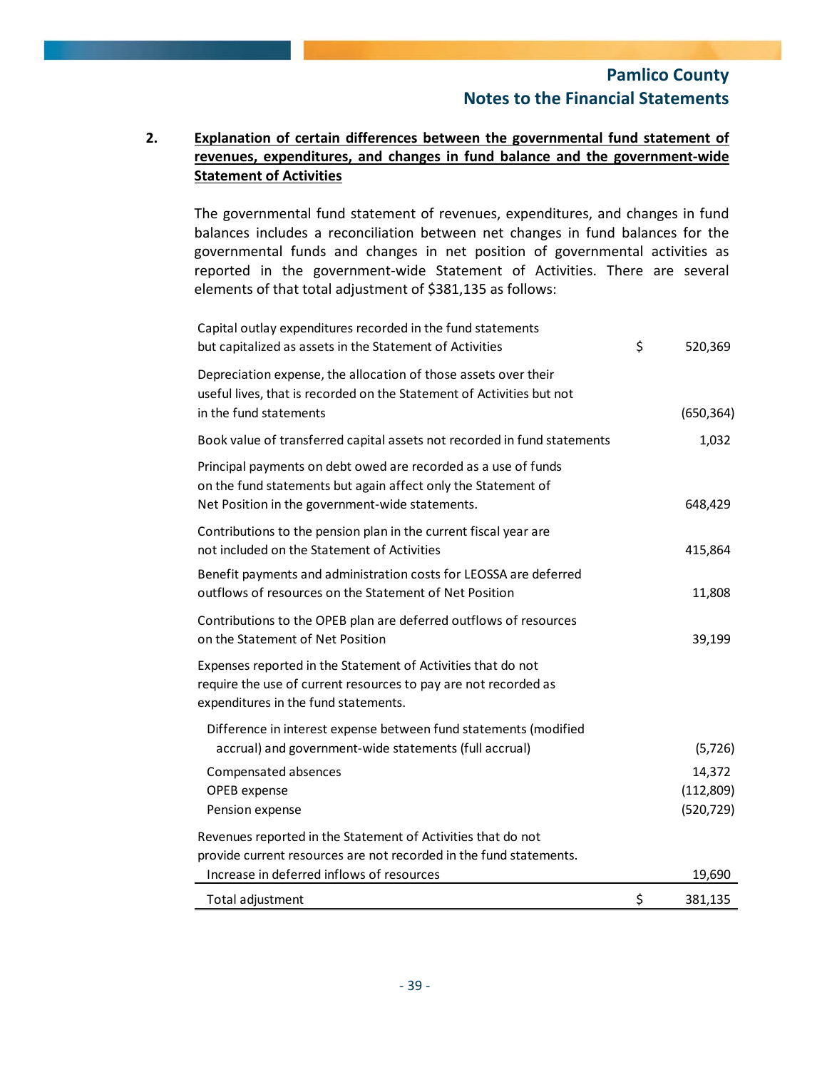## 2. Explanation of certain differences between the governmental fund statement of revenues, expenditures, and changes in fund balance and the government-wide Statement of Activities

The governmental fund statement of revenues, expenditures, and changes in fund balances includes a reconciliation between net changes in fund balances for the governmental funds and changes in net position of governmental activities as reported in the government-wide Statement of Activities. There are several elements of that total adjustment of $381,135 as follows:

| | | |
|---|---|---|
| Capital outlay expenditures recorded in the fund statements but capitalized as assets in the Statement of Activities | $ | 520,369 |
| Depreciation expense, the allocation of those assets over their useful lives, that is recorded on the Statement of Activities but not in the fund statements | | (650,364) |
| Book value of transferred capital assets not recorded in fund statements | | 1,032 |
| Principal payments on debt owed are recorded as a use of funds on the fund statements but again affect only the Statement of Net Position in the government-wide statements. | | 648,429 |
| Contributions to the pension plan in the current fiscal year are not included on the Statement of Activities | | 415,864 |
| Benefit payments and administration costs for LEOSSA are deferred outflows of resources on the Statement of Net Position | | 11,808 |
| Contributions to the OPEB plan are deferred outflows of resources on the Statement of Net Position | | 39,199 |
| Expenses reported in the Statement of Activities that do not require the use of current resources to pay are not recorded as expenditures in the fund statements. | | |
| Difference in interest expense between fund statements (modified accrual) and government-wide statements (full accrual) | | (5,726) |
| Compensated absences | | 14,372 |
| OPEB expense | | (112,809) |
| Pension expense | | (520,729) |
| Revenues reported in the Statement of Activities that do not provide current resources are not recorded in the fund statements. | | |
| Increase in deferred inflows of resources | | 19,690 |
| Total adjustment | $ | 381,135 |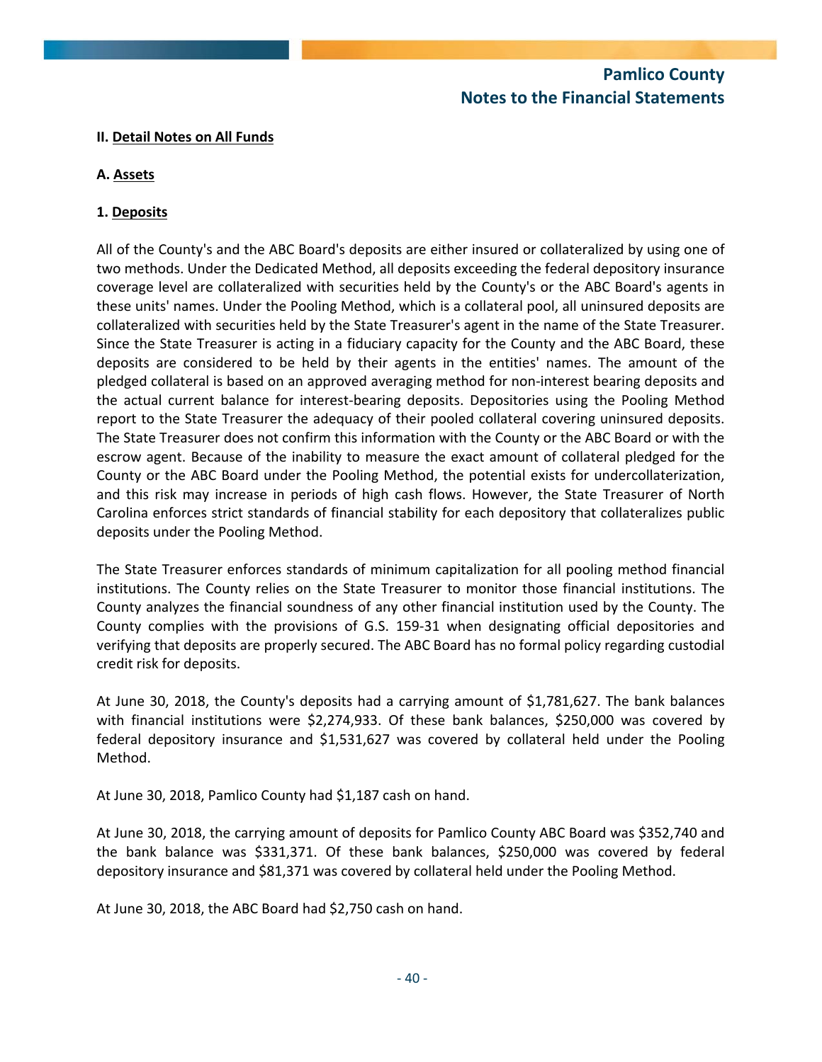**II. Detail Notes on All Funds**

**A. Assets**

**1. Deposits**

All of the County's and the ABC Board's deposits are either insured or collateralized by using one of two methods. Under the Dedicated Method, all deposits exceeding the federal depository insurance coverage level are collateralized with securities held by the County's or the ABC Board's agents in these units' names. Under the Pooling Method, which is a collateral pool, all uninsured deposits are collateralized with securities held by the State Treasurer's agent in the name of the State Treasurer. Since the State Treasurer is acting in a fiduciary capacity for the County and the ABC Board, these deposits are considered to be held by their agents in the entities' names. The amount of the pledged collateral is based on an approved averaging method for non-interest bearing deposits and the actual current balance for interest-bearing deposits. Depositories using the Pooling Method report to the State Treasurer the adequacy of their pooled collateral covering uninsured deposits. The State Treasurer does not confirm this information with the County or the ABC Board or with the escrow agent. Because of the inability to measure the exact amount of collateral pledged for the County or the ABC Board under the Pooling Method, the potential exists for undercollaterization, and this risk may increase in periods of high cash flows. However, the State Treasurer of North Carolina enforces strict standards of financial stability for each depository that collateralizes public deposits under the Pooling Method.

The State Treasurer enforces standards of minimum capitalization for all pooling method financial institutions. The County relies on the State Treasurer to monitor those financial institutions. The County analyzes the financial soundness of any other financial institution used by the County. The County complies with the provisions of G.S. 159-31 when designating official depositories and verifying that deposits are properly secured. The ABC Board has no formal policy regarding custodial credit risk for deposits.

At June 30, 2018, the County's deposits had a carrying amount of $1,781,627. The bank balances with financial institutions were $2,274,933. Of these bank balances, $250,000 was covered by federal depository insurance and $1,531,627 was covered by collateral held under the Pooling Method.

At June 30, 2018, Pamlico County had $1,187 cash on hand.

At June 30, 2018, the carrying amount of deposits for Pamlico County ABC Board was $352,740 and the bank balance was $331,371. Of these bank balances, $250,000 was covered by federal depository insurance and $81,371 was covered by collateral held under the Pooling Method.

At June 30, 2018, the ABC Board had $2,750 cash on hand.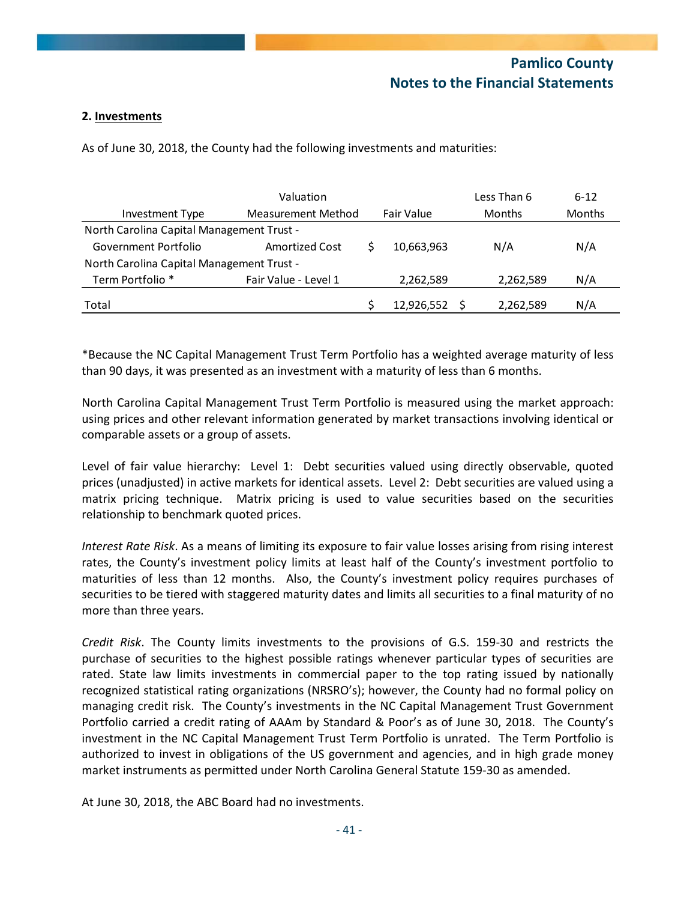## 2. Investments

As of June 30, 2018, the County had the following investments and maturities:

| Investment Type | Valuation Measurement Method | Fair Value | Less Than 6 Months | 6-12 Months |
|---|---|---|---|---|
| North Carolina Capital Management Trust - Government Portfolio | Amortized Cost | $ 10,663,963 | N/A | N/A |
| North Carolina Capital Management Trust - Term Portfolio * | Fair Value - Level 1 | 2,262,589 | 2,262,589 | N/A |
| Total | | $ 12,926,552 | $ 2,262,589 | N/A |

*Because the NC Capital Management Trust Term Portfolio has a weighted average maturity of less than 90 days, it was presented as an investment with a maturity of less than 6 months.

North Carolina Capital Management Trust Term Portfolio is measured using the market approach: using prices and other relevant information generated by market transactions involving identical or comparable assets or a group of assets.

Level of fair value hierarchy: Level 1: Debt securities valued using directly observable, quoted prices (unadjusted) in active markets for identical assets. Level 2: Debt securities are valued using a matrix pricing technique. Matrix pricing is used to value securities based on the securities relationship to benchmark quoted prices.

*Interest Rate Risk*. As a means of limiting its exposure to fair value losses arising from rising interest rates, the County's investment policy limits at least half of the County's investment portfolio to maturities of less than 12 months. Also, the County's investment policy requires purchases of securities to be tiered with staggered maturity dates and limits all securities to a final maturity of no more than three years.

*Credit Risk*. The County limits investments to the provisions of G.S. 159-30 and restricts the purchase of securities to the highest possible ratings whenever particular types of securities are rated. State law limits investments in commercial paper to the top rating issued by nationally recognized statistical rating organizations (NRSRO's); however, the County had no formal policy on managing credit risk. The County's investments in the NC Capital Management Trust Government Portfolio carried a credit rating of AAAm by Standard & Poor's as of June 30, 2018. The County's investment in the NC Capital Management Trust Term Portfolio is unrated. The Term Portfolio is authorized to invest in obligations of the US government and agencies, and in high grade money market instruments as permitted under North Carolina General Statute 159-30 as amended.

At June 30, 2018, the ABC Board had no investments.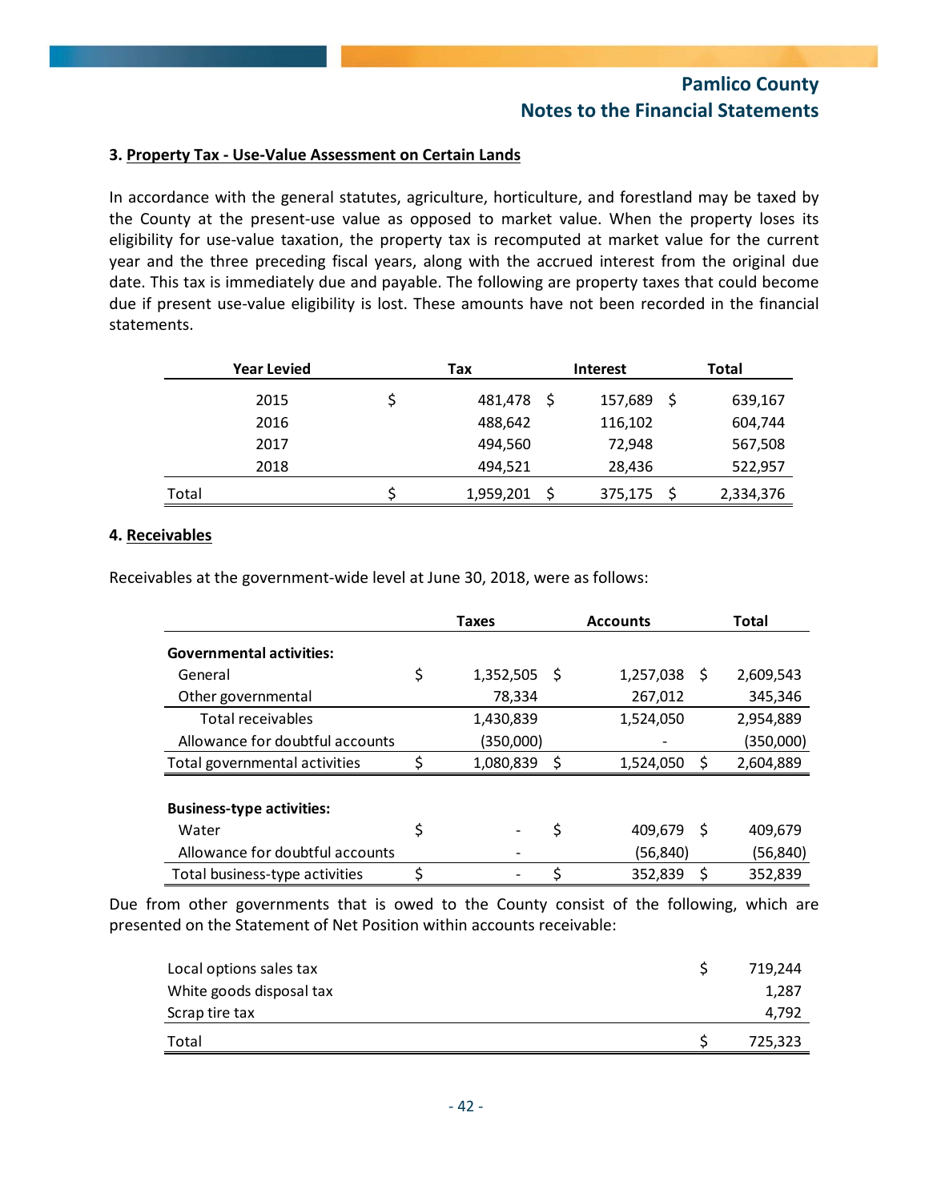### 3. Property Tax - Use-Value Assessment on Certain Lands

In accordance with the general statutes, agriculture, horticulture, and forestland may be taxed by the County at the present-use value as opposed to market value. When the property loses its eligibility for use-value taxation, the property tax is recomputed at market value for the current year and the three preceding fiscal years, along with the accrued interest from the original due date. This tax is immediately due and payable. The following are property taxes that could become due if present use-value eligibility is lost. These amounts have not been recorded in the financial statements.

| Year Levied | Tax | Interest | Total |
|---|---|---|---|
| 2015 | $ 481,478 | $ 157,689 | $ 639,167 |
| 2016 | 488,642 | 116,102 | 604,744 |
| 2017 | 494,560 | 72,948 | 567,508 |
| 2018 | 494,521 | 28,436 | 522,957 |
| Total | $ 1,959,201 | $ 375,175 | $ 2,334,376 |

### 4. Receivables

Receivables at the government-wide level at June 30, 2018, were as follows:

| | Taxes | Accounts | Total |
|---|---|---|---|
| **Governmental activities:** | | | |
| General | $ 1,352,505 | $ 1,257,038 | $ 2,609,543 |
| Other governmental | 78,334 | 267,012 | 345,346 |
| Total receivables | 1,430,839 | 1,524,050 | 2,954,889 |
| Allowance for doubtful accounts | (350,000) | - | (350,000) |
| Total governmental activities | $ 1,080,839 | $ 1,524,050 | $ 2,604,889 |
| | | | |
| **Business-type activities:** | | | |
| Water | $ - | $ 409,679 | $ 409,679 |
| Allowance for doubtful accounts | - | (56,840) | (56,840) |
| Total business-type activities | $ - | $ 352,839 | $ 352,839 |

Due from other governments that is owed to the County consist of the following, which are presented on the Statement of Net Position within accounts receivable:

| | |
|---|---|
| Local options sales tax | $ 719,244 |
| White goods disposal tax | 1,287 |
| Scrap tire tax | 4,792 |
| Total | $ 725,323 |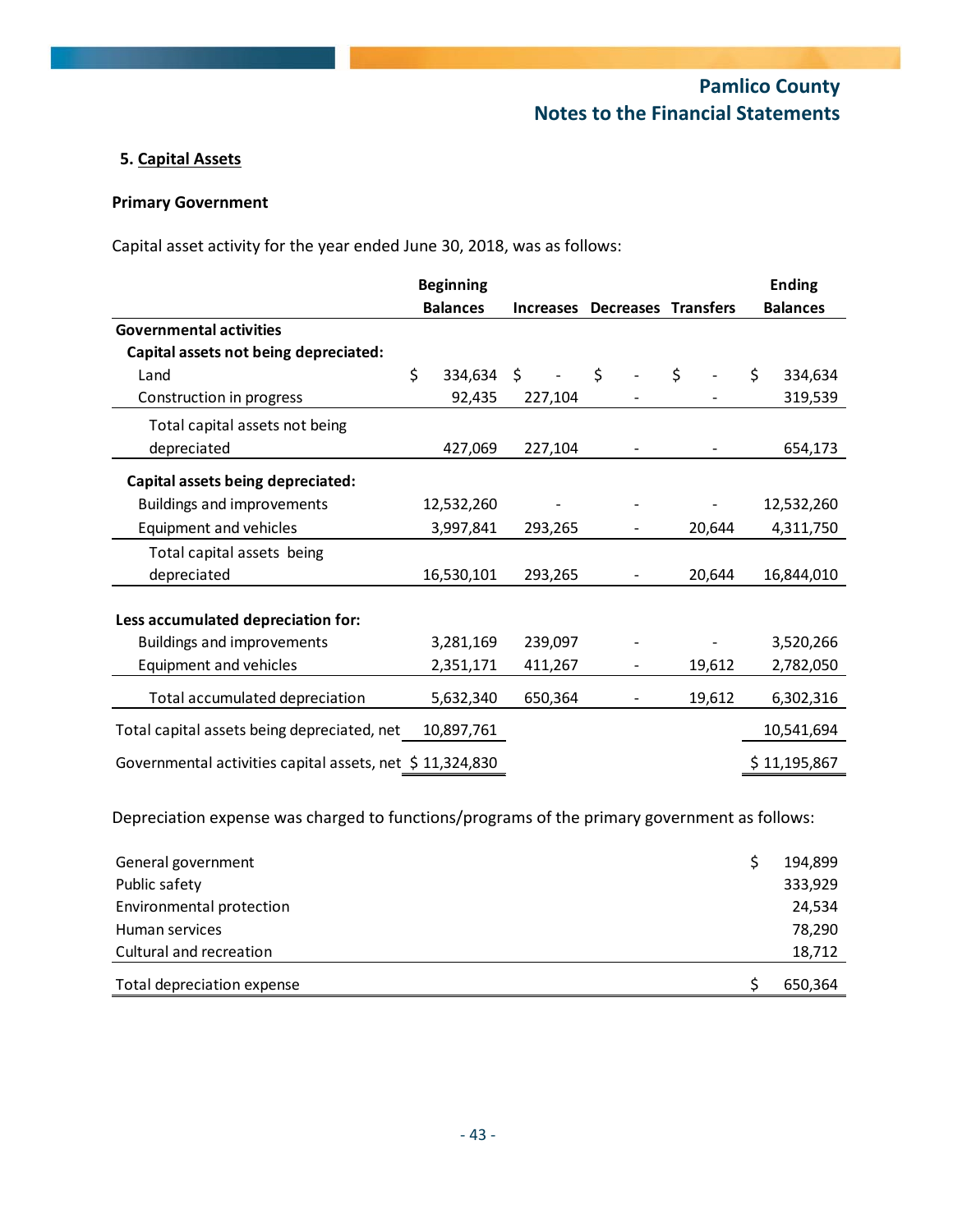### 5. Capital Assets

**Primary Government**

Capital asset activity for the year ended June 30, 2018, was as follows:

| | Beginning Balances | Increases | Decreases | Transfers | Ending Balances |
|---|---|---|---|---|---|
| **Governmental activities** | | | | | |
| **Capital assets not being depreciated:** | | | | | |
| Land | $ 334,634 | $ - | $ - | $ - | $ 334,634 |
| Construction in progress | 92,435 | 227,104 | - | - | 319,539 |
| Total capital assets not being depreciated | 427,069 | 227,104 | - | - | 654,173 |
| **Capital assets being depreciated:** | | | | | |
| Buildings and improvements | 12,532,260 | - | - | - | 12,532,260 |
| Equipment and vehicles | 3,997,841 | 293,265 | - | 20,644 | 4,311,750 |
| Total capital assets being depreciated | 16,530,101 | 293,265 | - | 20,644 | 16,844,010 |
| **Less accumulated depreciation for:** | | | | | |
| Buildings and improvements | 3,281,169 | 239,097 | - | - | 3,520,266 |
| Equipment and vehicles | 2,351,171 | 411,267 | - | 19,612 | 2,782,050 |
| Total accumulated depreciation | 5,632,340 | 650,364 | - | 19,612 | 6,302,316 |
| Total capital assets being depreciated, net | 10,897,761 | | | | 10,541,694 |
| Governmental activities capital assets, net | $ 11,324,830 | | | | $ 11,195,867 |

Depreciation expense was charged to functions/programs of the primary government as follows:

| | |
|---|---|
| General government | $ 194,899 |
| Public safety | 333,929 |
| Environmental protection | 24,534 |
| Human services | 78,290 |
| Cultural and recreation | 18,712 |
| Total depreciation expense | $ 650,364 |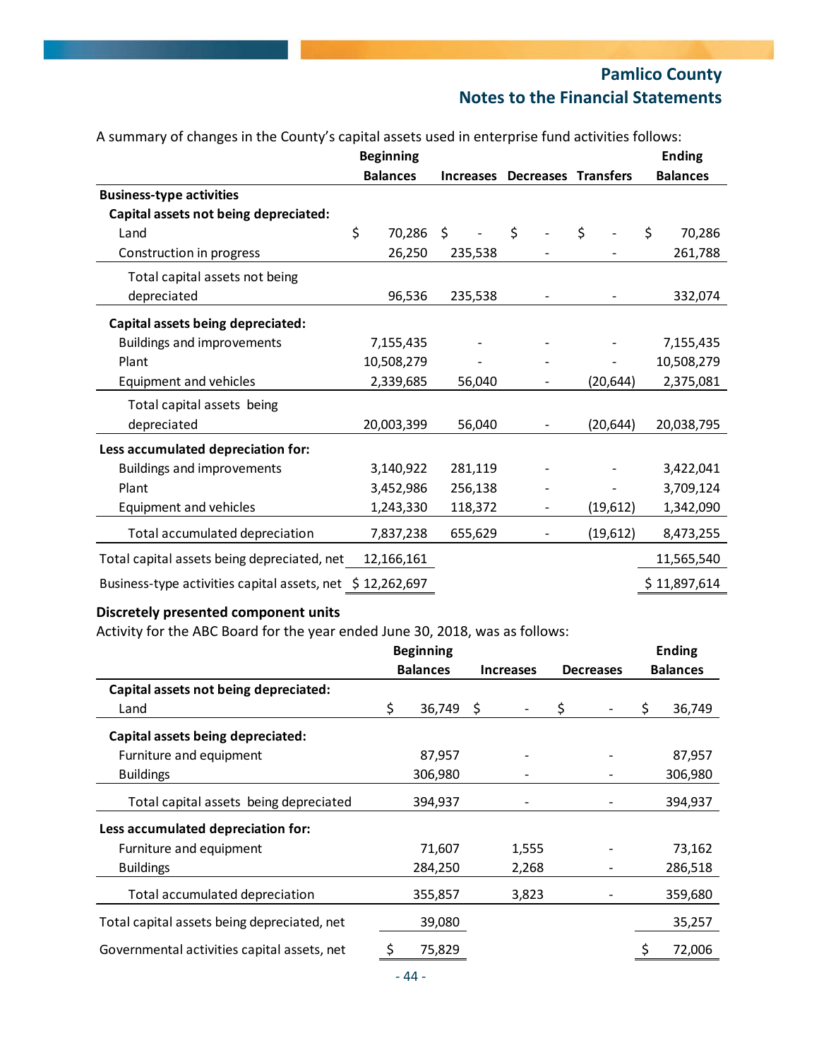A summary of changes in the County's capital assets used in enterprise fund activities follows:

| | Beginning Balances | Increases | Decreases | Transfers | Ending Balances |
|---|---|---|---|---|---|
| **Business-type activities** | | | | | |
| **Capital assets not being depreciated:** | | | | | |
| Land | $ 70,286 | $ - | $ - | $ - | $ 70,286 |
| Construction in progress | 26,250 | 235,538 | - | - | 261,788 |
| Total capital assets not being depreciated | 96,536 | 235,538 | - | - | 332,074 |
| **Capital assets being depreciated:** | | | | | |
| Buildings and improvements | 7,155,435 | - | - | - | 7,155,435 |
| Plant | 10,508,279 | - | - | - | 10,508,279 |
| Equipment and vehicles | 2,339,685 | 56,040 | - | (20,644) | 2,375,081 |
| Total capital assets being depreciated | 20,003,399 | 56,040 | - | (20,644) | 20,038,795 |
| **Less accumulated depreciation for:** | | | | | |
| Buildings and improvements | 3,140,922 | 281,119 | - | - | 3,422,041 |
| Plant | 3,452,986 | 256,138 | - | - | 3,709,124 |
| Equipment and vehicles | 1,243,330 | 118,372 | - | (19,612) | 1,342,090 |
| Total accumulated depreciation | 7,837,238 | 655,629 | - | (19,612) | 8,473,255 |
| Total capital assets being depreciated, net | 12,166,161 | | | | 11,565,540 |
| Business-type activities capital assets, net | $ 12,262,697 | | | | $ 11,897,614 |

**Discretely presented component units**

Activity for the ABC Board for the year ended June 30, 2018, was as follows:

| | Beginning Balances | Increases | Decreases | Ending Balances |
|---|---|---|---|---|
| **Capital assets not being depreciated:** | | | | |
| Land | $ 36,749 | $ - | $ - | $ 36,749 |
| **Capital assets being depreciated:** | | | | |
| Furniture and equipment | 87,957 | - | - | 87,957 |
| Buildings | 306,980 | - | - | 306,980 |
| Total capital assets being depreciated | 394,937 | - | - | 394,937 |
| **Less accumulated depreciation for:** | | | | |
| Furniture and equipment | 71,607 | 1,555 | - | 73,162 |
| Buildings | 284,250 | 2,268 | - | 286,518 |
| Total accumulated depreciation | 355,857 | 3,823 | - | 359,680 |
| Total capital assets being depreciated, net | 39,080 | | | 35,257 |
| Governmental activities capital assets, net | $ 75,829 | | | $ 72,006 |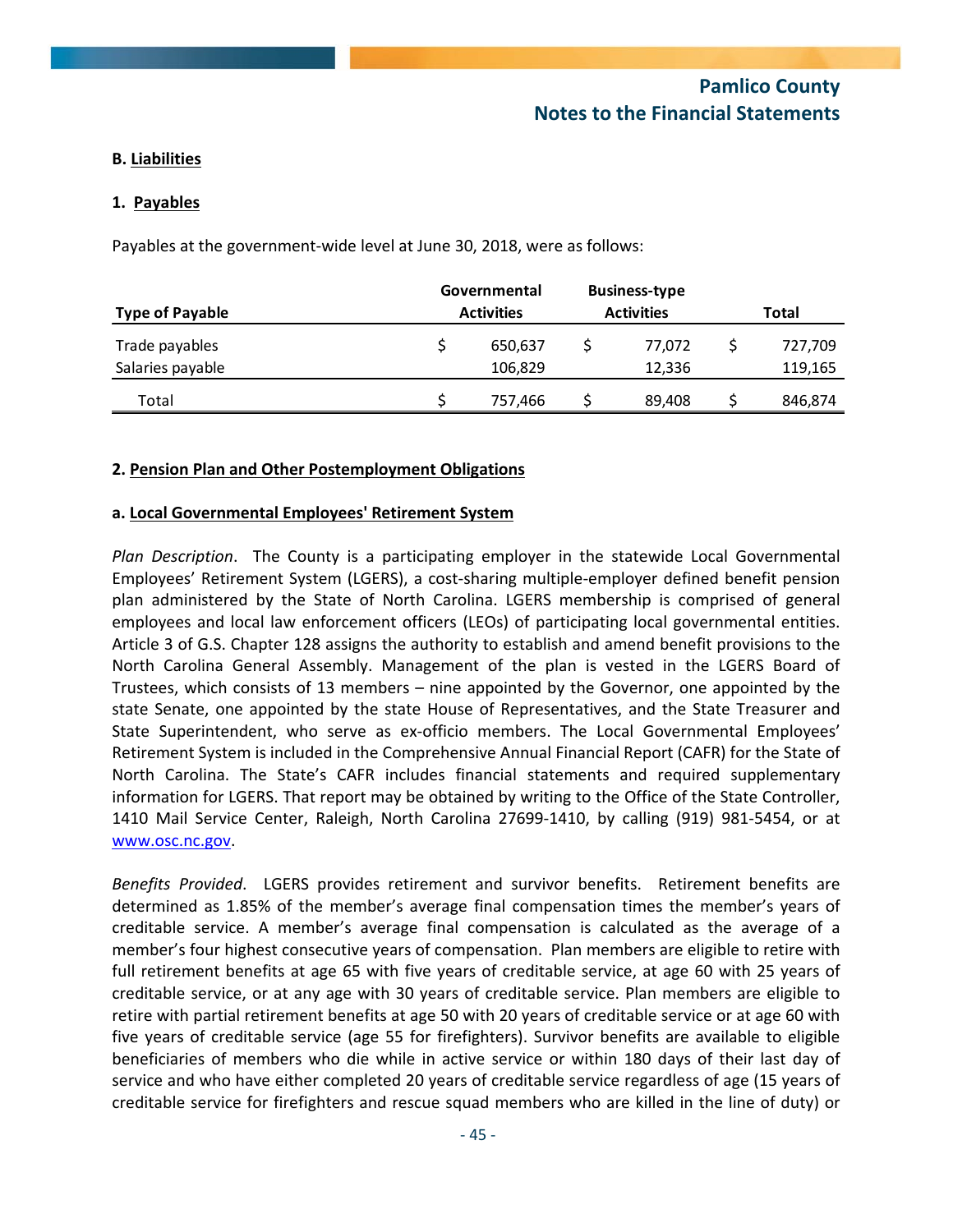**B. Liabilities**

**1. Payables**

Payables at the government-wide level at June 30, 2018, were as follows:

| Type of Payable | Governmental Activities | Business-type Activities | Total |
|---|---|---|---|
| Trade payables | $ 650,637 | $ 77,072 | $ 727,709 |
| Salaries payable | 106,829 | 12,336 | 119,165 |
| Total | $ 757,466 | $ 89,408 | $ 846,874 |

**2. Pension Plan and Other Postemployment Obligations**

**a. Local Governmental Employees' Retirement System**

*Plan Description*. The County is a participating employer in the statewide Local Governmental Employees' Retirement System (LGERS), a cost-sharing multiple-employer defined benefit pension plan administered by the State of North Carolina. LGERS membership is comprised of general employees and local law enforcement officers (LEOs) of participating local governmental entities. Article 3 of G.S. Chapter 128 assigns the authority to establish and amend benefit provisions to the North Carolina General Assembly. Management of the plan is vested in the LGERS Board of Trustees, which consists of 13 members – nine appointed by the Governor, one appointed by the state Senate, one appointed by the state House of Representatives, and the State Treasurer and State Superintendent, who serve as ex-officio members. The Local Governmental Employees' Retirement System is included in the Comprehensive Annual Financial Report (CAFR) for the State of North Carolina. The State's CAFR includes financial statements and required supplementary information for LGERS. That report may be obtained by writing to the Office of the State Controller, 1410 Mail Service Center, Raleigh, North Carolina 27699-1410, by calling (919) 981-5454, or at www.osc.nc.gov.

*Benefits Provided*. LGERS provides retirement and survivor benefits. Retirement benefits are determined as 1.85% of the member's average final compensation times the member's years of creditable service. A member's average final compensation is calculated as the average of a member's four highest consecutive years of compensation. Plan members are eligible to retire with full retirement benefits at age 65 with five years of creditable service, at age 60 with 25 years of creditable service, or at any age with 30 years of creditable service. Plan members are eligible to retire with partial retirement benefits at age 50 with 20 years of creditable service or at age 60 with five years of creditable service (age 55 for firefighters). Survivor benefits are available to eligible beneficiaries of members who die while in active service or within 180 days of their last day of service and who have either completed 20 years of creditable service regardless of age (15 years of creditable service for firefighters and rescue squad members who are killed in the line of duty) or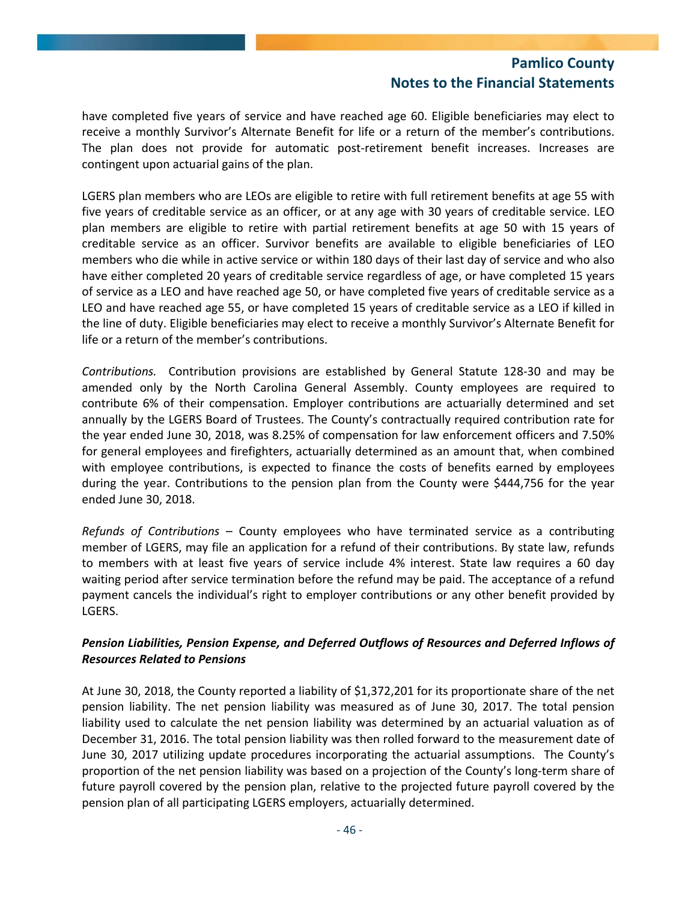have completed five years of service and have reached age 60. Eligible beneficiaries may elect to receive a monthly Survivor's Alternate Benefit for life or a return of the member's contributions. The plan does not provide for automatic post-retirement benefit increases. Increases are contingent upon actuarial gains of the plan.

LGERS plan members who are LEOs are eligible to retire with full retirement benefits at age 55 with five years of creditable service as an officer, or at any age with 30 years of creditable service. LEO plan members are eligible to retire with partial retirement benefits at age 50 with 15 years of creditable service as an officer. Survivor benefits are available to eligible beneficiaries of LEO members who die while in active service or within 180 days of their last day of service and who also have either completed 20 years of creditable service regardless of age, or have completed 15 years of service as a LEO and have reached age 50, or have completed five years of creditable service as a LEO and have reached age 55, or have completed 15 years of creditable service as a LEO if killed in the line of duty. Eligible beneficiaries may elect to receive a monthly Survivor's Alternate Benefit for life or a return of the member's contributions.

*Contributions.* Contribution provisions are established by General Statute 128-30 and may be amended only by the North Carolina General Assembly. County employees are required to contribute 6% of their compensation. Employer contributions are actuarially determined and set annually by the LGERS Board of Trustees. The County's contractually required contribution rate for the year ended June 30, 2018, was 8.25% of compensation for law enforcement officers and 7.50% for general employees and firefighters, actuarially determined as an amount that, when combined with employee contributions, is expected to finance the costs of benefits earned by employees during the year. Contributions to the pension plan from the County were $444,756 for the year ended June 30, 2018.

*Refunds of Contributions* – County employees who have terminated service as a contributing member of LGERS, may file an application for a refund of their contributions. By state law, refunds to members with at least five years of service include 4% interest. State law requires a 60 day waiting period after service termination before the refund may be paid. The acceptance of a refund payment cancels the individual's right to employer contributions or any other benefit provided by LGERS.

***Pension Liabilities, Pension Expense, and Deferred Outflows of Resources and Deferred Inflows of Resources Related to Pensions***

At June 30, 2018, the County reported a liability of $1,372,201 for its proportionate share of the net pension liability. The net pension liability was measured as of June 30, 2017. The total pension liability used to calculate the net pension liability was determined by an actuarial valuation as of December 31, 2016. The total pension liability was then rolled forward to the measurement date of June 30, 2017 utilizing update procedures incorporating the actuarial assumptions. The County's proportion of the net pension liability was based on a projection of the County's long-term share of future payroll covered by the pension plan, relative to the projected future payroll covered by the pension plan of all participating LGERS employers, actuarially determined.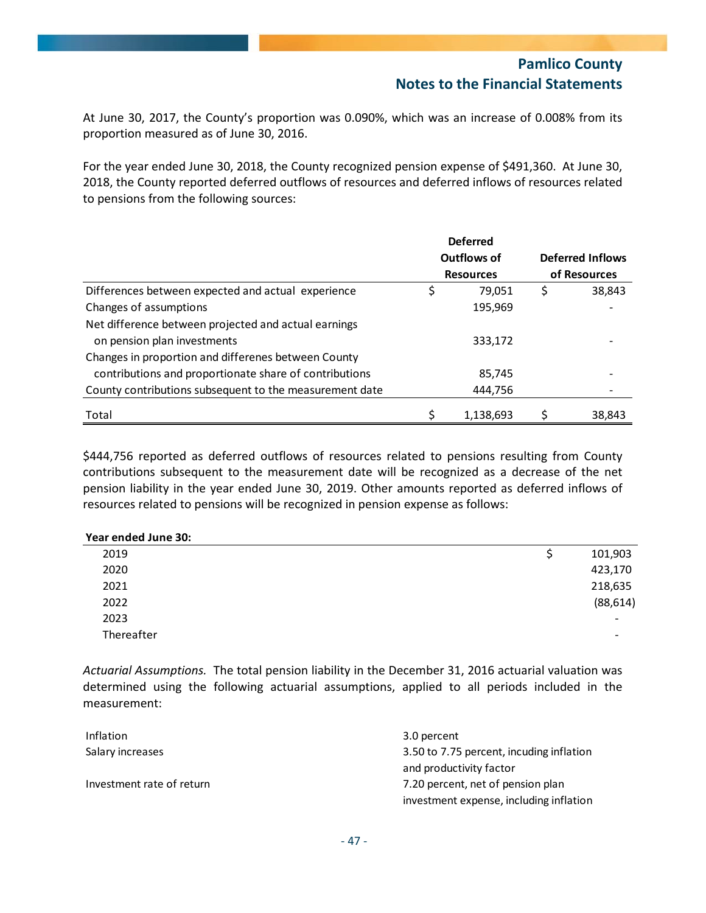At June 30, 2017, the County's proportion was 0.090%, which was an increase of 0.008% from its proportion measured as of June 30, 2016.

For the year ended June 30, 2018, the County recognized pension expense of $491,360. At June 30, 2018, the County reported deferred outflows of resources and deferred inflows of resources related to pensions from the following sources:

| | Deferred Outflows of Resources | Deferred Inflows of Resources |
|---|---|---|
| Differences between expected and actual experience | $ 79,051 | $ 38,843 |
| Changes of assumptions | 195,969 | - |
| Net difference between projected and actual earnings on pension plan investments | 333,172 | - |
| Changes in proportion and differenes between County contributions and proportionate share of contributions | 85,745 | - |
| County contributions subsequent to the measurement date | 444,756 | - |
| Total | $ 1,138,693 | $ 38,843 |

$444,756 reported as deferred outflows of resources related to pensions resulting from County contributions subsequent to the measurement date will be recognized as a decrease of the net pension liability in the year ended June 30, 2019. Other amounts reported as deferred inflows of resources related to pensions will be recognized in pension expense as follows:

| Year ended June 30: | |
|---|---|
| 2019 | $ 101,903 |
| 2020 | 423,170 |
| 2021 | 218,635 |
| 2022 | (88,614) |
| 2023 | - |
| Thereafter | - |

*Actuarial Assumptions.* The total pension liability in the December 31, 2016 actuarial valuation was determined using the following actuarial assumptions, applied to all periods included in the measurement:

| | |
|---|---|
| Inflation | 3.0 percent |
| Salary increases | 3.50 to 7.75 percent, incuding inflation and productivity factor |
| Investment rate of return | 7.20 percent, net of pension plan investment expense, including inflation |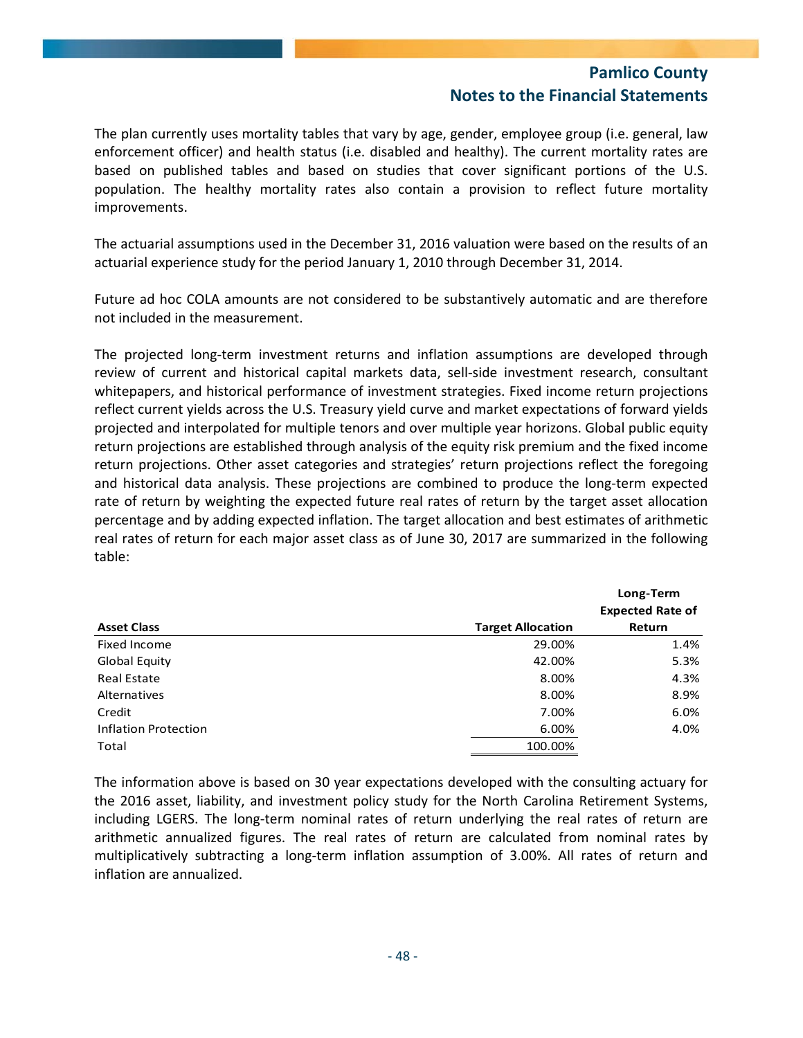The plan currently uses mortality tables that vary by age, gender, employee group (i.e. general, law enforcement officer) and health status (i.e. disabled and healthy). The current mortality rates are based on published tables and based on studies that cover significant portions of the U.S. population. The healthy mortality rates also contain a provision to reflect future mortality improvements.

The actuarial assumptions used in the December 31, 2016 valuation were based on the results of an actuarial experience study for the period January 1, 2010 through December 31, 2014.

Future ad hoc COLA amounts are not considered to be substantively automatic and are therefore not included in the measurement.

The projected long-term investment returns and inflation assumptions are developed through review of current and historical capital markets data, sell-side investment research, consultant whitepapers, and historical performance of investment strategies. Fixed income return projections reflect current yields across the U.S. Treasury yield curve and market expectations of forward yields projected and interpolated for multiple tenors and over multiple year horizons. Global public equity return projections are established through analysis of the equity risk premium and the fixed income return projections. Other asset categories and strategies' return projections reflect the foregoing and historical data analysis. These projections are combined to produce the long-term expected rate of return by weighting the expected future real rates of return by the target asset allocation percentage and by adding expected inflation. The target allocation and best estimates of arithmetic real rates of return for each major asset class as of June 30, 2017 are summarized in the following table:

| Asset Class | Target Allocation | Long-Term Expected Rate of Return |
|---|---|---|
| Fixed Income | 29.00% | 1.4% |
| Global Equity | 42.00% | 5.3% |
| Real Estate | 8.00% | 4.3% |
| Alternatives | 8.00% | 8.9% |
| Credit | 7.00% | 6.0% |
| Inflation Protection | 6.00% | 4.0% |
| Total | 100.00% | |

The information above is based on 30 year expectations developed with the consulting actuary for the 2016 asset, liability, and investment policy study for the North Carolina Retirement Systems, including LGERS. The long-term nominal rates of return underlying the real rates of return are arithmetic annualized figures. The real rates of return are calculated from nominal rates by multiplicatively subtracting a long-term inflation assumption of 3.00%. All rates of return and inflation are annualized.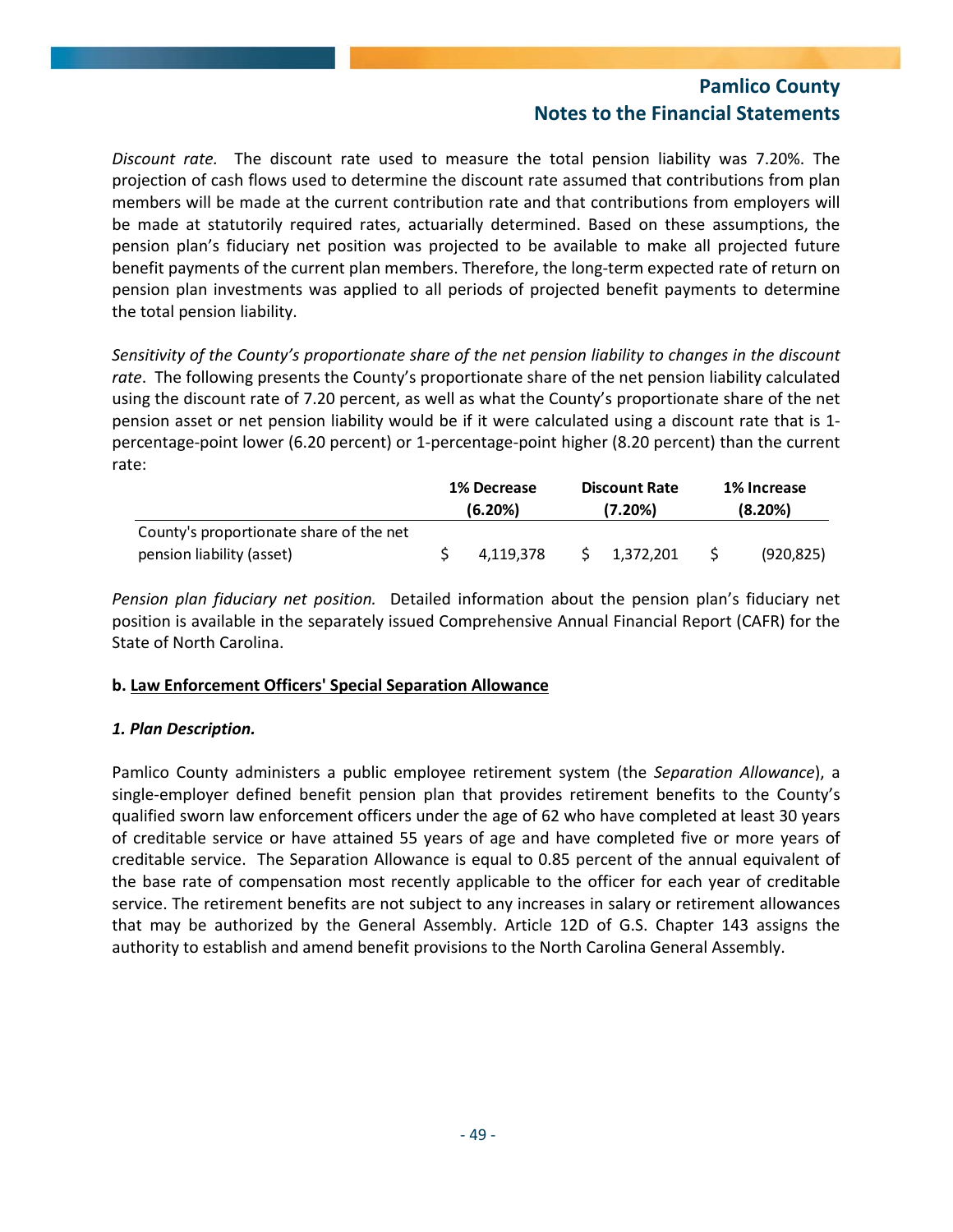*Discount rate.* The discount rate used to measure the total pension liability was 7.20%. The projection of cash flows used to determine the discount rate assumed that contributions from plan members will be made at the current contribution rate and that contributions from employers will be made at statutorily required rates, actuarially determined. Based on these assumptions, the pension plan's fiduciary net position was projected to be available to make all projected future benefit payments of the current plan members. Therefore, the long-term expected rate of return on pension plan investments was applied to all periods of projected benefit payments to determine the total pension liability.

*Sensitivity of the County's proportionate share of the net pension liability to changes in the discount rate*. The following presents the County's proportionate share of the net pension liability calculated using the discount rate of 7.20 percent, as well as what the County's proportionate share of the net pension asset or net pension liability would be if it were calculated using a discount rate that is 1-percentage-point lower (6.20 percent) or 1-percentage-point higher (8.20 percent) than the current rate:

| | 1% Decrease (6.20%) | Discount Rate (7.20%) | 1% Increase (8.20%) |
|---|---|---|---|
| County's proportionate share of the net pension liability (asset) | $ 4,119,378 | $ 1,372,201 | $ (920,825) |

*Pension plan fiduciary net position.* Detailed information about the pension plan's fiduciary net position is available in the separately issued Comprehensive Annual Financial Report (CAFR) for the State of North Carolina.

**b. <u>Law Enforcement Officers' Special Separation Allowance</u>**

***1. Plan Description.***

Pamlico County administers a public employee retirement system (the *Separation Allowance*), a single-employer defined benefit pension plan that provides retirement benefits to the County's qualified sworn law enforcement officers under the age of 62 who have completed at least 30 years of creditable service or have attained 55 years of age and have completed five or more years of creditable service. The Separation Allowance is equal to 0.85 percent of the annual equivalent of the base rate of compensation most recently applicable to the officer for each year of creditable service. The retirement benefits are not subject to any increases in salary or retirement allowances that may be authorized by the General Assembly. Article 12D of G.S. Chapter 143 assigns the authority to establish and amend benefit provisions to the North Carolina General Assembly.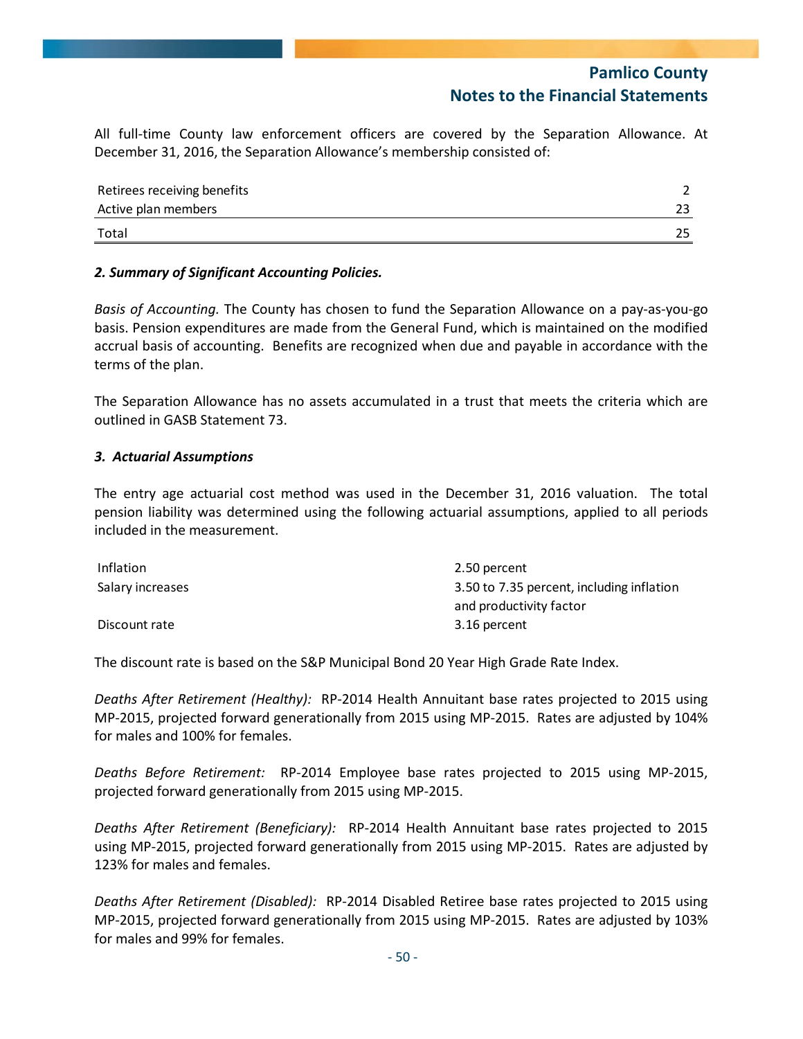All full-time County law enforcement officers are covered by the Separation Allowance. At December 31, 2016, the Separation Allowance's membership consisted of:

| | |
|---|---|
| Retirees receiving benefits | 2 |
| Active plan members | 23 |
| Total | 25 |

***2. Summary of Significant Accounting Policies.***

*Basis of Accounting.* The County has chosen to fund the Separation Allowance on a pay-as-you-go basis. Pension expenditures are made from the General Fund, which is maintained on the modified accrual basis of accounting. Benefits are recognized when due and payable in accordance with the terms of the plan.

The Separation Allowance has no assets accumulated in a trust that meets the criteria which are outlined in GASB Statement 73.

***3. Actuarial Assumptions***

The entry age actuarial cost method was used in the December 31, 2016 valuation. The total pension liability was determined using the following actuarial assumptions, applied to all periods included in the measurement.

| | |
|---|---|
| Inflation | 2.50 percent |
| Salary increases | 3.50 to 7.35 percent, including inflation and productivity factor |
| Discount rate | 3.16 percent |

The discount rate is based on the S&P Municipal Bond 20 Year High Grade Rate Index.

*Deaths After Retirement (Healthy):* RP-2014 Health Annuitant base rates projected to 2015 using MP-2015, projected forward generationally from 2015 using MP-2015. Rates are adjusted by 104% for males and 100% for females.

*Deaths Before Retirement:* RP-2014 Employee base rates projected to 2015 using MP-2015, projected forward generationally from 2015 using MP-2015.

*Deaths After Retirement (Beneficiary):* RP-2014 Health Annuitant base rates projected to 2015 using MP-2015, projected forward generationally from 2015 using MP-2015. Rates are adjusted by 123% for males and females.

*Deaths After Retirement (Disabled):* RP-2014 Disabled Retiree base rates projected to 2015 using MP-2015, projected forward generationally from 2015 using MP-2015. Rates are adjusted by 103% for males and 99% for females.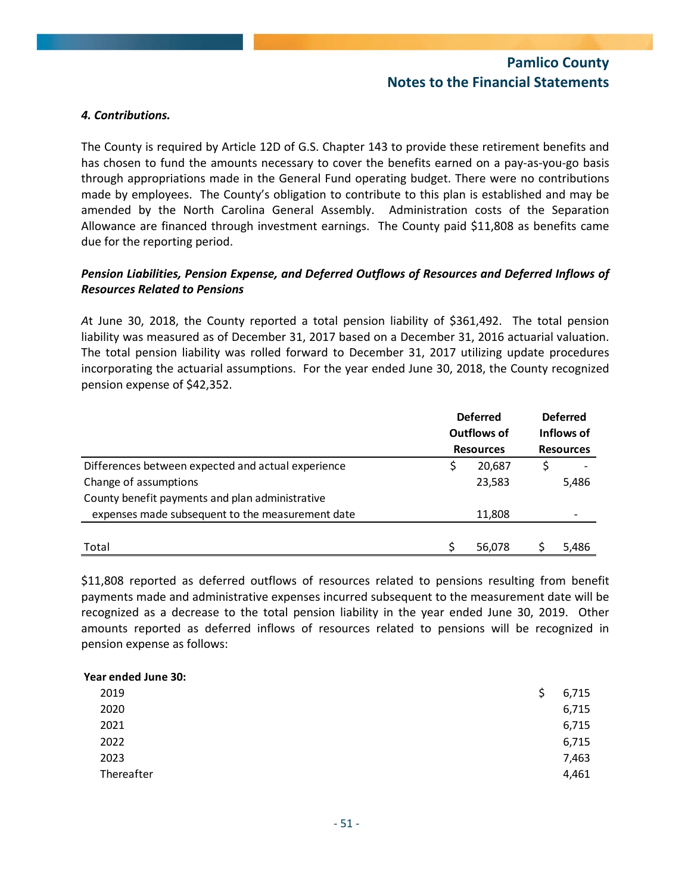***4. Contributions.***

The County is required by Article 12D of G.S. Chapter 143 to provide these retirement benefits and has chosen to fund the amounts necessary to cover the benefits earned on a pay-as-you-go basis through appropriations made in the General Fund operating budget. There were no contributions made by employees. The County's obligation to contribute to this plan is established and may be amended by the North Carolina General Assembly. Administration costs of the Separation Allowance are financed through investment earnings. The County paid $11,808 as benefits came due for the reporting period.

***Pension Liabilities, Pension Expense, and Deferred Outflows of Resources and Deferred Inflows of Resources Related to Pensions***

*A*t June 30, 2018, the County reported a total pension liability of $361,492. The total pension liability was measured as of December 31, 2017 based on a December 31, 2016 actuarial valuation. The total pension liability was rolled forward to December 31, 2017 utilizing update procedures incorporating the actuarial assumptions. For the year ended June 30, 2018, the County recognized pension expense of $42,352.

| | Deferred Outflows of Resources | Deferred Inflows of Resources |
|---|---|---|
| Differences between expected and actual experience | $ 20,687 | $ - |
| Change of assumptions | 23,583 | 5,486 |
| County benefit payments and plan administrative expenses made subsequent to the measurement date | 11,808 | - |
| Total | $ 56,078 | $ 5,486 |

$11,808 reported as deferred outflows of resources related to pensions resulting from benefit payments made and administrative expenses incurred subsequent to the measurement date will be recognized as a decrease to the total pension liability in the year ended June 30, 2019. Other amounts reported as deferred inflows of resources related to pensions will be recognized in pension expense as follows:

| **Year ended June 30:** | |
|---|---|
| 2019 | $ 6,715 |
| 2020 | 6,715 |
| 2021 | 6,715 |
| 2022 | 6,715 |
| 2023 | 7,463 |
| Thereafter | 4,461 |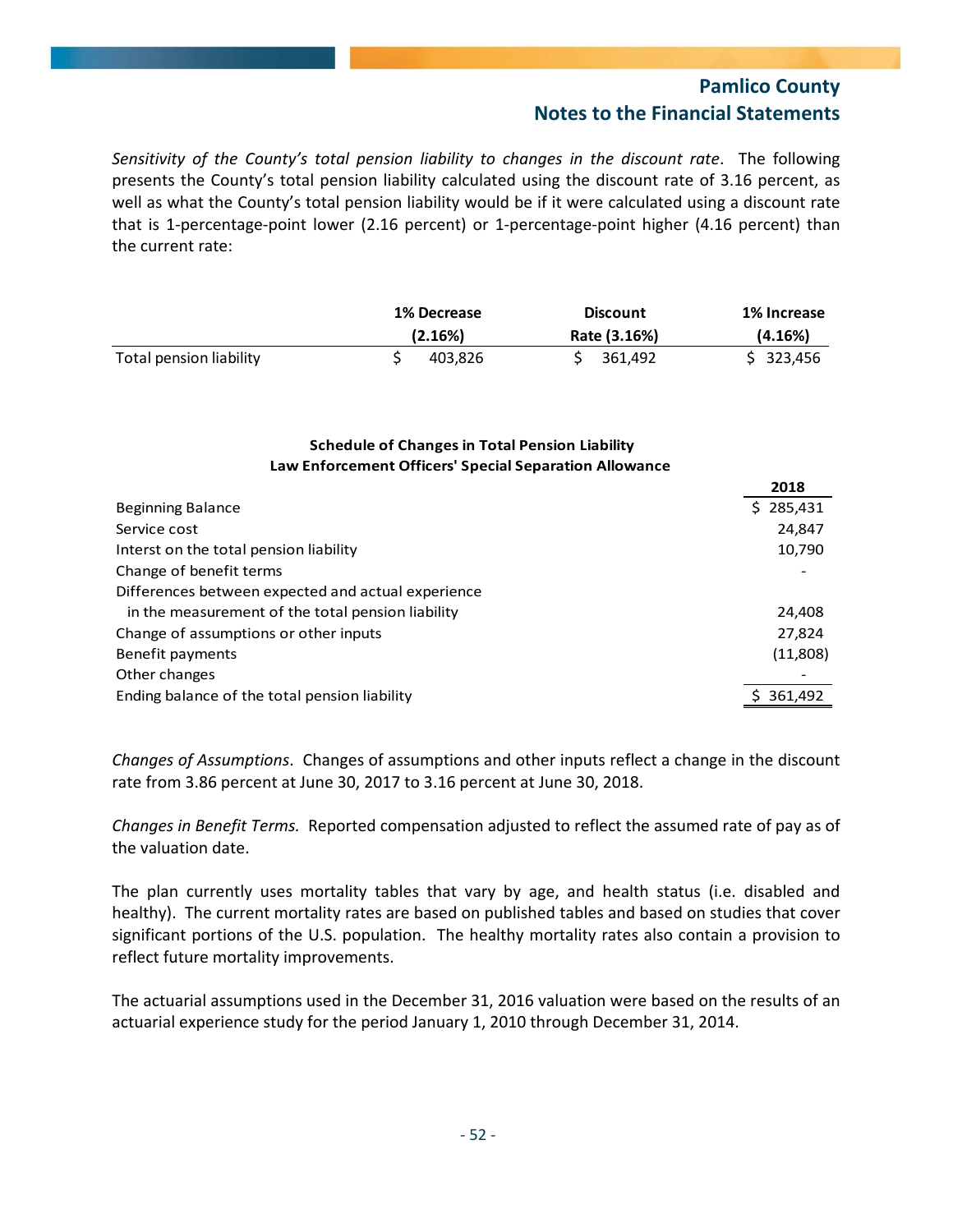*Sensitivity of the County's total pension liability to changes in the discount rate*. The following presents the County's total pension liability calculated using the discount rate of 3.16 percent, as well as what the County's total pension liability would be if it were calculated using a discount rate that is 1-percentage-point lower (2.16 percent) or 1-percentage-point higher (4.16 percent) than the current rate:

| | 1% Decrease (2.16%) | Discount Rate (3.16%) | 1% Increase (4.16%) |
|---|---|---|---|
| Total pension liability | $ 403,826 | $ 361,492 | $ 323,456 |

**Schedule of Changes in Total Pension Liability**
**Law Enforcement Officers' Special Separation Allowance**

| | 2018 |
|---|---|
| Beginning Balance | $ 285,431 |
| Service cost | 24,847 |
| Interst on the total pension liability | 10,790 |
| Change of benefit terms | - |
| Differences between expected and actual experience in the measurement of the total pension liability | 24,408 |
| Change of assumptions or other inputs | 27,824 |
| Benefit payments | (11,808) |
| Other changes | - |
| Ending balance of the total pension liability | $ 361,492 |

*Changes of Assumptions*. Changes of assumptions and other inputs reflect a change in the discount rate from 3.86 percent at June 30, 2017 to 3.16 percent at June 30, 2018.

*Changes in Benefit Terms.* Reported compensation adjusted to reflect the assumed rate of pay as of the valuation date.

The plan currently uses mortality tables that vary by age, and health status (i.e. disabled and healthy). The current mortality rates are based on published tables and based on studies that cover significant portions of the U.S. population. The healthy mortality rates also contain a provision to reflect future mortality improvements.

The actuarial assumptions used in the December 31, 2016 valuation were based on the results of an actuarial experience study for the period January 1, 2010 through December 31, 2014.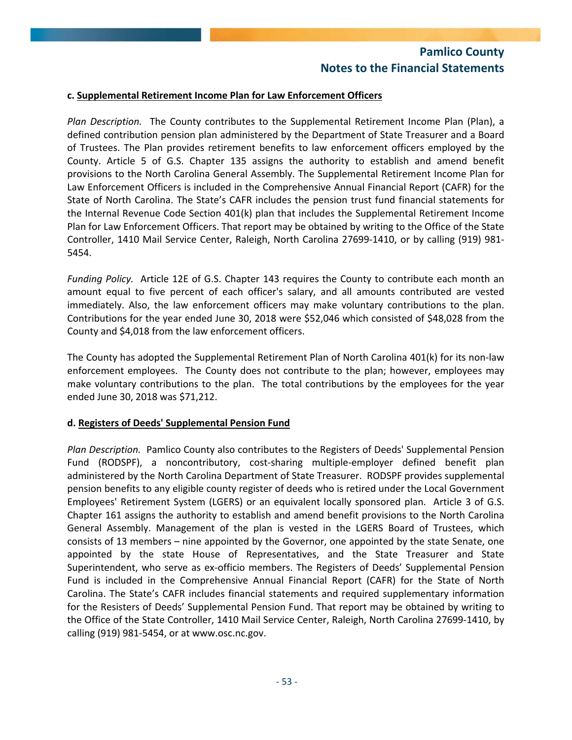**c. Supplemental Retirement Income Plan for Law Enforcement Officers**

*Plan Description.* The County contributes to the Supplemental Retirement Income Plan (Plan), a defined contribution pension plan administered by the Department of State Treasurer and a Board of Trustees. The Plan provides retirement benefits to law enforcement officers employed by the County. Article 5 of G.S. Chapter 135 assigns the authority to establish and amend benefit provisions to the North Carolina General Assembly. The Supplemental Retirement Income Plan for Law Enforcement Officers is included in the Comprehensive Annual Financial Report (CAFR) for the State of North Carolina. The State's CAFR includes the pension trust fund financial statements for the Internal Revenue Code Section 401(k) plan that includes the Supplemental Retirement Income Plan for Law Enforcement Officers. That report may be obtained by writing to the Office of the State Controller, 1410 Mail Service Center, Raleigh, North Carolina 27699-1410, or by calling (919) 981-5454.

*Funding Policy.* Article 12E of G.S. Chapter 143 requires the County to contribute each month an amount equal to five percent of each officer's salary, and all amounts contributed are vested immediately. Also, the law enforcement officers may make voluntary contributions to the plan. Contributions for the year ended June 30, 2018 were $52,046 which consisted of $48,028 from the County and $4,018 from the law enforcement officers.

The County has adopted the Supplemental Retirement Plan of North Carolina 401(k) for its non-law enforcement employees. The County does not contribute to the plan; however, employees may make voluntary contributions to the plan. The total contributions by the employees for the year ended June 30, 2018 was $71,212.

**d. Registers of Deeds' Supplemental Pension Fund**

*Plan Description.* Pamlico County also contributes to the Registers of Deeds' Supplemental Pension Fund (RODSPF), a noncontributory, cost-sharing multiple-employer defined benefit plan administered by the North Carolina Department of State Treasurer. RODSPF provides supplemental pension benefits to any eligible county register of deeds who is retired under the Local Government Employees' Retirement System (LGERS) or an equivalent locally sponsored plan. Article 3 of G.S. Chapter 161 assigns the authority to establish and amend benefit provisions to the North Carolina General Assembly. Management of the plan is vested in the LGERS Board of Trustees, which consists of 13 members – nine appointed by the Governor, one appointed by the state Senate, one appointed by the state House of Representatives, and the State Treasurer and State Superintendent, who serve as ex-officio members. The Registers of Deeds' Supplemental Pension Fund is included in the Comprehensive Annual Financial Report (CAFR) for the State of North Carolina. The State's CAFR includes financial statements and required supplementary information for the Resisters of Deeds' Supplemental Pension Fund. That report may be obtained by writing to the Office of the State Controller, 1410 Mail Service Center, Raleigh, North Carolina 27699-1410, by calling (919) 981-5454, or at www.osc.nc.gov.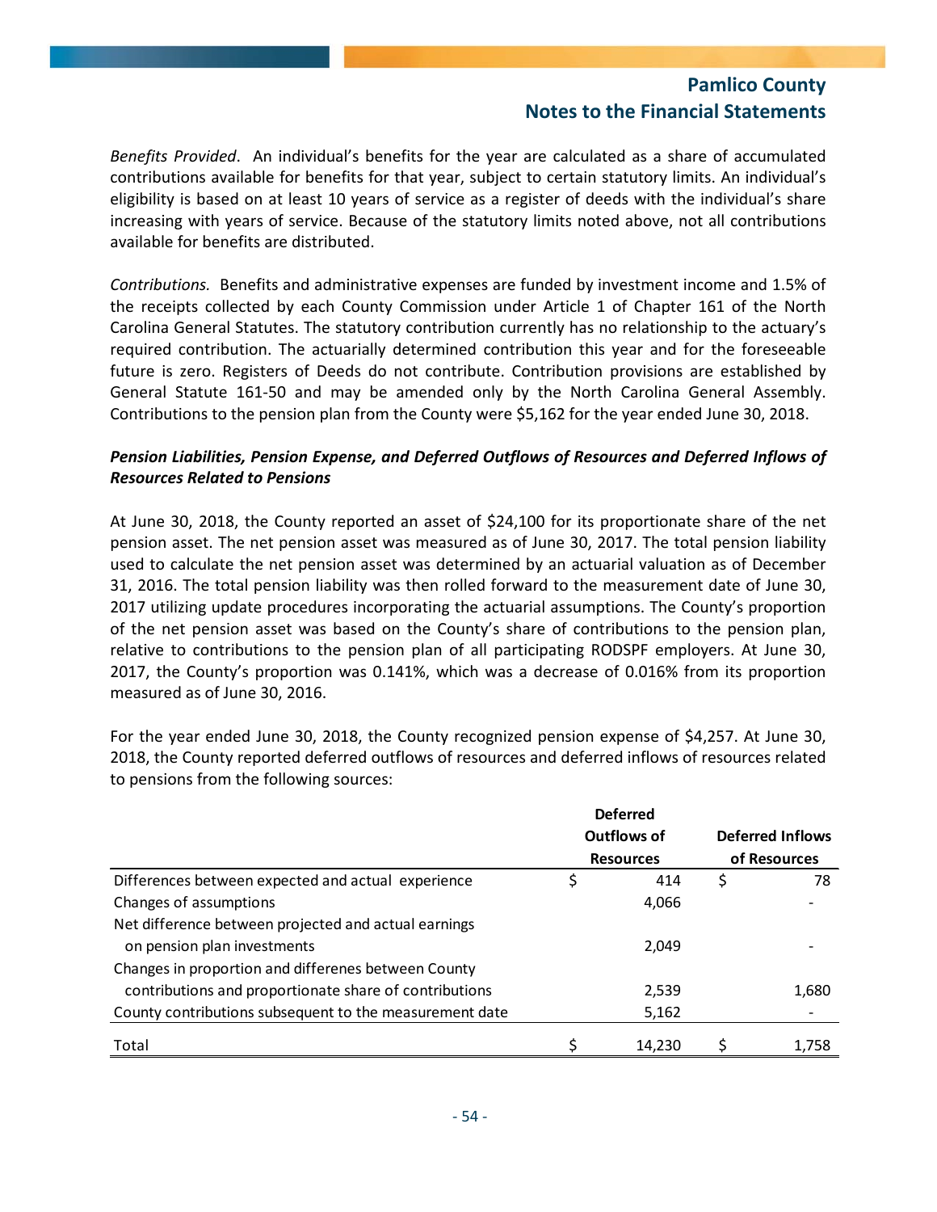*Benefits Provided*. An individual's benefits for the year are calculated as a share of accumulated contributions available for benefits for that year, subject to certain statutory limits. An individual's eligibility is based on at least 10 years of service as a register of deeds with the individual's share increasing with years of service. Because of the statutory limits noted above, not all contributions available for benefits are distributed.

*Contributions.* Benefits and administrative expenses are funded by investment income and 1.5% of the receipts collected by each County Commission under Article 1 of Chapter 161 of the North Carolina General Statutes. The statutory contribution currently has no relationship to the actuary's required contribution. The actuarially determined contribution this year and for the foreseeable future is zero. Registers of Deeds do not contribute. Contribution provisions are established by General Statute 161-50 and may be amended only by the North Carolina General Assembly. Contributions to the pension plan from the County were $5,162 for the year ended June 30, 2018.

***Pension Liabilities, Pension Expense, and Deferred Outflows of Resources and Deferred Inflows of Resources Related to Pensions***

At June 30, 2018, the County reported an asset of $24,100 for its proportionate share of the net pension asset. The net pension asset was measured as of June 30, 2017. The total pension liability used to calculate the net pension asset was determined by an actuarial valuation as of December 31, 2016. The total pension liability was then rolled forward to the measurement date of June 30, 2017 utilizing update procedures incorporating the actuarial assumptions. The County's proportion of the net pension asset was based on the County's share of contributions to the pension plan, relative to contributions to the pension plan of all participating RODSPF employers. At June 30, 2017, the County's proportion was 0.141%, which was a decrease of 0.016% from its proportion measured as of June 30, 2016.

For the year ended June 30, 2018, the County recognized pension expense of $4,257. At June 30, 2018, the County reported deferred outflows of resources and deferred inflows of resources related to pensions from the following sources:

| | Deferred Outflows of Resources | Deferred Inflows of Resources |
|---|---|---|
| Differences between expected and actual experience | $ 414 | $ 78 |
| Changes of assumptions | 4,066 | - |
| Net difference between projected and actual earnings on pension plan investments | 2,049 | - |
| Changes in proportion and differenes between County contributions and proportionate share of contributions | 2,539 | 1,680 |
| County contributions subsequent to the measurement date | 5,162 | - |
| Total | $ 14,230 | $ 1,758 |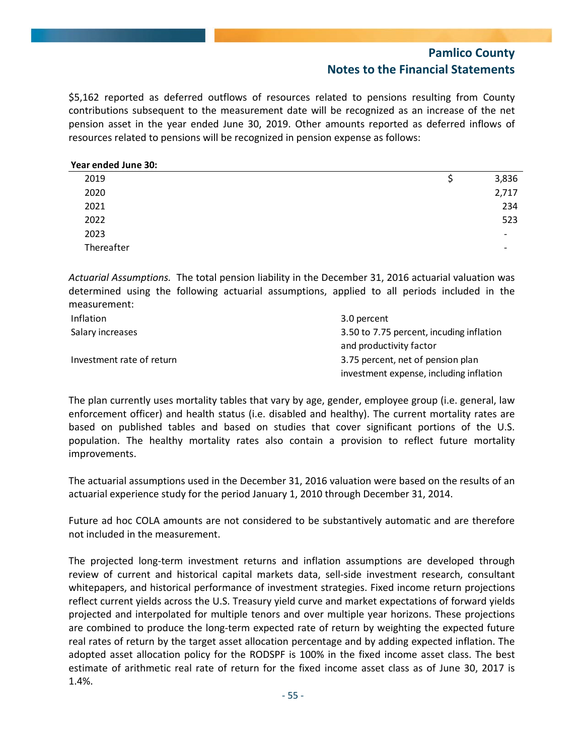$5,162 reported as deferred outflows of resources related to pensions resulting from County contributions subsequent to the measurement date will be recognized as an increase of the net pension asset in the year ended June 30, 2019. Other amounts reported as deferred inflows of resources related to pensions will be recognized in pension expense as follows:

| **Year ended June 30:** | |
|---|---|
| 2019 | $ 3,836 |
| 2020 | 2,717 |
| 2021 | 234 |
| 2022 | 523 |
| 2023 | - |
| Thereafter | - |

*Actuarial Assumptions.* The total pension liability in the December 31, 2016 actuarial valuation was determined using the following actuarial assumptions, applied to all periods included in the measurement:

| | |
|---|---|
| Inflation | 3.0 percent |
| Salary increases | 3.50 to 7.75 percent, incuding inflation and productivity factor |
| Investment rate of return | 3.75 percent, net of pension plan investment expense, including inflation |

The plan currently uses mortality tables that vary by age, gender, employee group (i.e. general, law enforcement officer) and health status (i.e. disabled and healthy). The current mortality rates are based on published tables and based on studies that cover significant portions of the U.S. population. The healthy mortality rates also contain a provision to reflect future mortality improvements.

The actuarial assumptions used in the December 31, 2016 valuation were based on the results of an actuarial experience study for the period January 1, 2010 through December 31, 2014.

Future ad hoc COLA amounts are not considered to be substantively automatic and are therefore not included in the measurement.

The projected long-term investment returns and inflation assumptions are developed through review of current and historical capital markets data, sell-side investment research, consultant whitepapers, and historical performance of investment strategies. Fixed income return projections reflect current yields across the U.S. Treasury yield curve and market expectations of forward yields projected and interpolated for multiple tenors and over multiple year horizons. These projections are combined to produce the long-term expected rate of return by weighting the expected future real rates of return by the target asset allocation percentage and by adding expected inflation. The adopted asset allocation policy for the RODSPF is 100% in the fixed income asset class. The best estimate of arithmetic real rate of return for the fixed income asset class as of June 30, 2017 is 1.4%.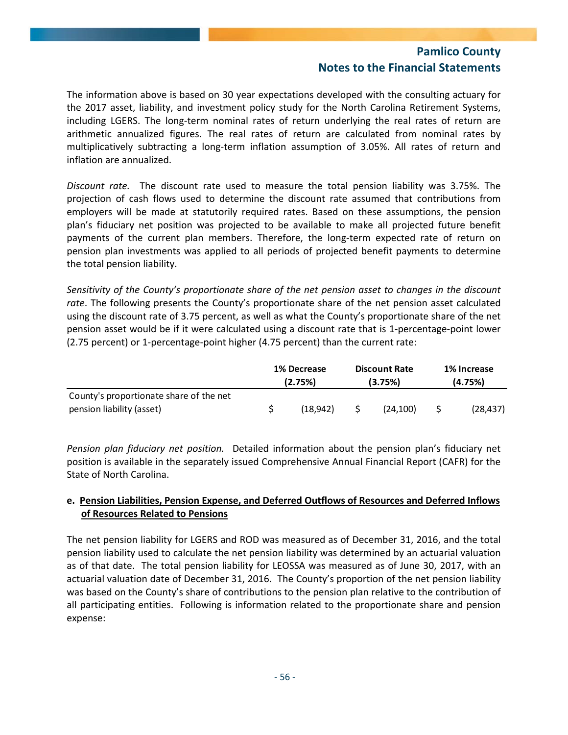The information above is based on 30 year expectations developed with the consulting actuary for the 2017 asset, liability, and investment policy study for the North Carolina Retirement Systems, including LGERS. The long-term nominal rates of return underlying the real rates of return are arithmetic annualized figures. The real rates of return are calculated from nominal rates by multiplicatively subtracting a long-term inflation assumption of 3.05%. All rates of return and inflation are annualized.

*Discount rate.* The discount rate used to measure the total pension liability was 3.75%. The projection of cash flows used to determine the discount rate assumed that contributions from employers will be made at statutorily required rates. Based on these assumptions, the pension plan's fiduciary net position was projected to be available to make all projected future benefit payments of the current plan members. Therefore, the long-term expected rate of return on pension plan investments was applied to all periods of projected benefit payments to determine the total pension liability.

*Sensitivity of the County's proportionate share of the net pension asset to changes in the discount rate*. The following presents the County's proportionate share of the net pension asset calculated using the discount rate of 3.75 percent, as well as what the County's proportionate share of the net pension asset would be if it were calculated using a discount rate that is 1-percentage-point lower (2.75 percent) or 1-percentage-point higher (4.75 percent) than the current rate:

| | 1% Decrease (2.75%) | Discount Rate (3.75%) | 1% Increase (4.75%) |
|---|---|---|---|
| County's proportionate share of the net pension liability (asset) | $ (18,942) | $ (24,100) | $ (28,437) |

*Pension plan fiduciary net position.* Detailed information about the pension plan's fiduciary net position is available in the separately issued Comprehensive Annual Financial Report (CAFR) for the State of North Carolina.

**e. <u>Pension Liabilities, Pension Expense, and Deferred Outflows of Resources and Deferred Inflows of Resources Related to Pensions</u>**

The net pension liability for LGERS and ROD was measured as of December 31, 2016, and the total pension liability used to calculate the net pension liability was determined by an actuarial valuation as of that date. The total pension liability for LEOSSA was measured as of June 30, 2017, with an actuarial valuation date of December 31, 2016. The County's proportion of the net pension liability was based on the County's share of contributions to the pension plan relative to the contribution of all participating entities. Following is information related to the proportionate share and pension expense: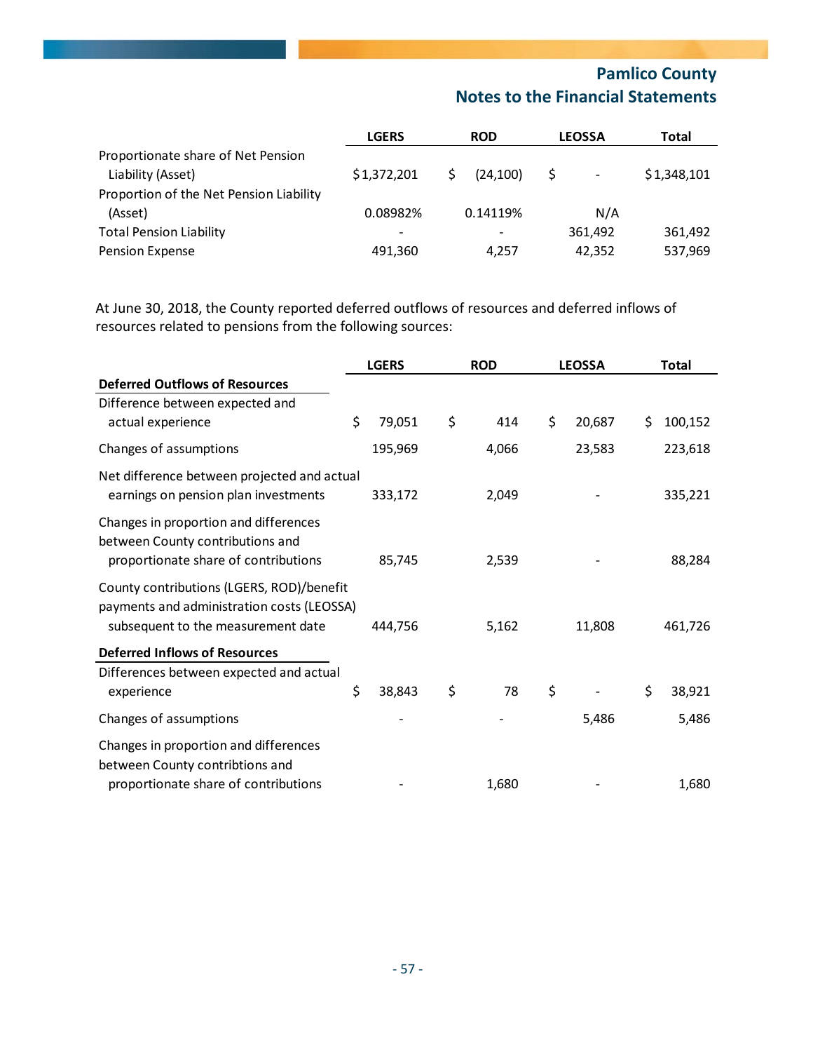|  | LGERS | ROD | LEOSSA | Total |
|---|---|---|---|---|
| Proportionate share of Net Pension Liability (Asset) | $1,372,201 | $ (24,100) | $ - | $1,348,101 |
| Proportion of the Net Pension Liability (Asset) | 0.08982% | 0.14119% | N/A |  |
| Total Pension Liability | - | - | 361,492 | 361,492 |
| Pension Expense | 491,360 | 4,257 | 42,352 | 537,969 |

At June 30, 2018, the County reported deferred outflows of resources and deferred inflows of resources related to pensions from the following sources:

|  | LGERS | ROD | LEOSSA | Total |
|---|---|---|---|---|
| **Deferred Outflows of Resources** |  |  |  |  |
| Difference between expected and actual experience | $ 79,051 | $ 414 | $ 20,687 | $ 100,152 |
| Changes of assumptions | 195,969 | 4,066 | 23,583 | 223,618 |
| Net difference between projected and actual earnings on pension plan investments | 333,172 | 2,049 | - | 335,221 |
| Changes in proportion and differences between County contributions and proportionate share of contributions | 85,745 | 2,539 | - | 88,284 |
| County contributions (LGERS, ROD)/benefit payments and administration costs (LEOSSA) subsequent to the measurement date | 444,756 | 5,162 | 11,808 | 461,726 |
| **Deferred Inflows of Resources** |  |  |  |  |
| Differences between expected and actual experience | $ 38,843 | $ 78 | $ - | $ 38,921 |
| Changes of assumptions | - | - | 5,486 | 5,486 |
| Changes in proportion and differences between County contribtions and proportionate share of contributions | - | 1,680 | - | 1,680 |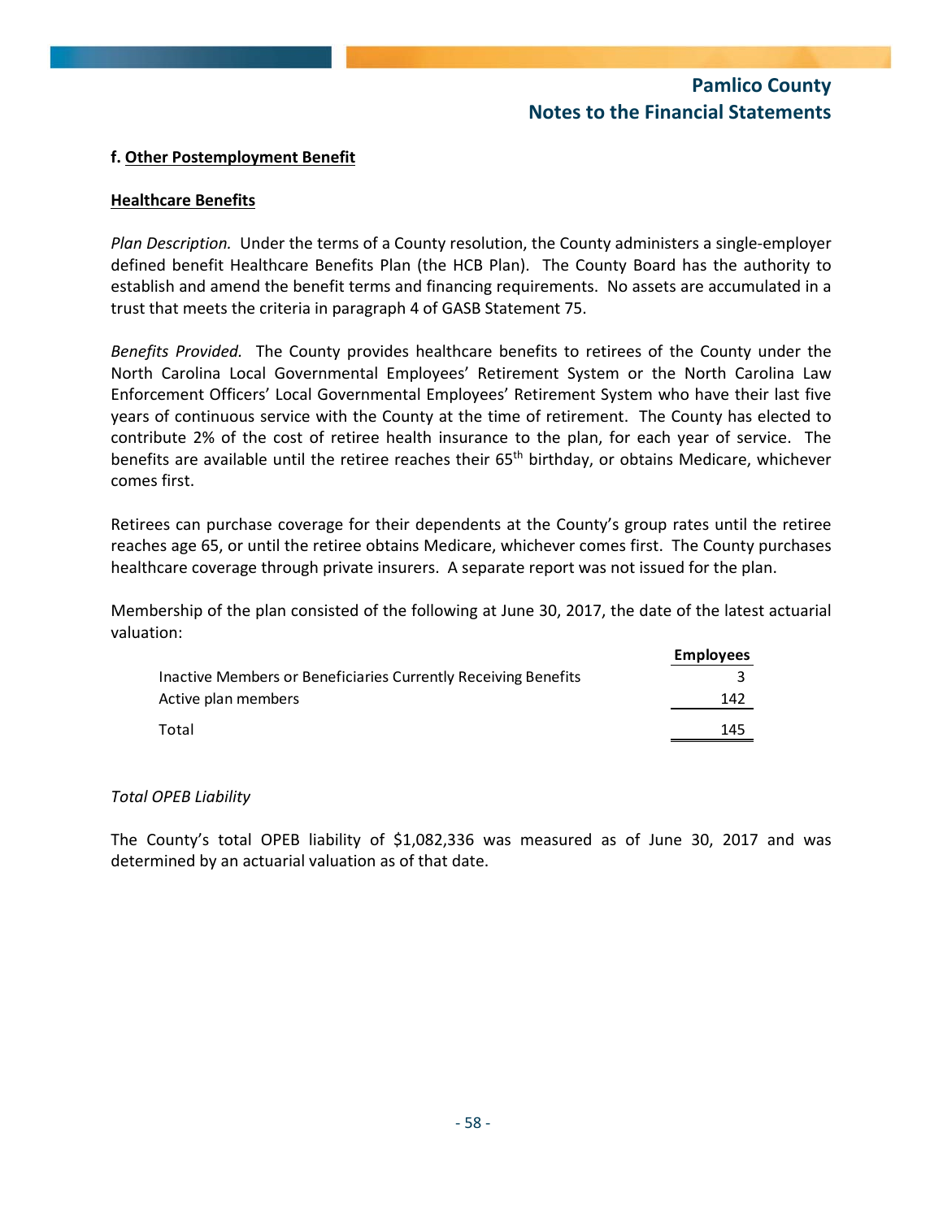**f. Other Postemployment Benefit**

**Healthcare Benefits**

*Plan Description.* Under the terms of a County resolution, the County administers a single-employer defined benefit Healthcare Benefits Plan (the HCB Plan). The County Board has the authority to establish and amend the benefit terms and financing requirements. No assets are accumulated in a trust that meets the criteria in paragraph 4 of GASB Statement 75.

*Benefits Provided.* The County provides healthcare benefits to retirees of the County under the North Carolina Local Governmental Employees' Retirement System or the North Carolina Law Enforcement Officers' Local Governmental Employees' Retirement System who have their last five years of continuous service with the County at the time of retirement. The County has elected to contribute 2% of the cost of retiree health insurance to the plan, for each year of service. The benefits are available until the retiree reaches their 65th birthday, or obtains Medicare, whichever comes first.

Retirees can purchase coverage for their dependents at the County's group rates until the retiree reaches age 65, or until the retiree obtains Medicare, whichever comes first. The County purchases healthcare coverage through private insurers. A separate report was not issued for the plan.

Membership of the plan consisted of the following at June 30, 2017, the date of the latest actuarial valuation:

| | Employees |
|---|---|
| Inactive Members or Beneficiaries Currently Receiving Benefits | 3 |
| Active plan members | 142 |
| Total | 145 |

*Total OPEB Liability*

The County's total OPEB liability of $1,082,336 was measured as of June 30, 2017 and was determined by an actuarial valuation as of that date.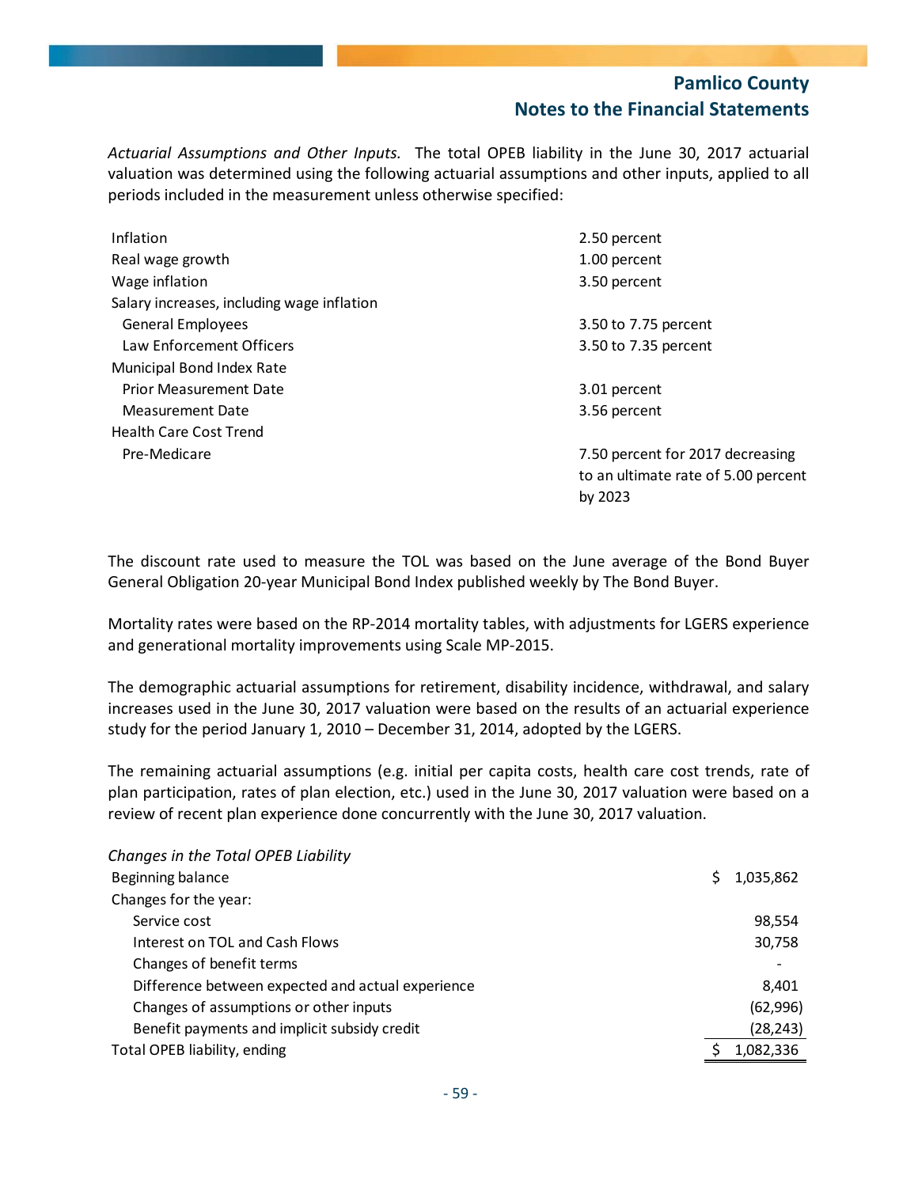*Actuarial Assumptions and Other Inputs.* The total OPEB liability in the June 30, 2017 actuarial valuation was determined using the following actuarial assumptions and other inputs, applied to all periods included in the measurement unless otherwise specified:

| | |
|---|---|
| Inflation | 2.50 percent |
| Real wage growth | 1.00 percent |
| Wage inflation | 3.50 percent |
| Salary increases, including wage inflation | |
| General Employees | 3.50 to 7.75 percent |
| Law Enforcement Officers | 3.50 to 7.35 percent |
| Municipal Bond Index Rate | |
| Prior Measurement Date | 3.01 percent |
| Measurement Date | 3.56 percent |
| Health Care Cost Trend | |
| Pre-Medicare | 7.50 percent for 2017 decreasing to an ultimate rate of 5.00 percent by 2023 |

The discount rate used to measure the TOL was based on the June average of the Bond Buyer General Obligation 20-year Municipal Bond Index published weekly by The Bond Buyer.

Mortality rates were based on the RP-2014 mortality tables, with adjustments for LGERS experience and generational mortality improvements using Scale MP-2015.

The demographic actuarial assumptions for retirement, disability incidence, withdrawal, and salary increases used in the June 30, 2017 valuation were based on the results of an actuarial experience study for the period January 1, 2010 – December 31, 2014, adopted by the LGERS.

The remaining actuarial assumptions (e.g. initial per capita costs, health care cost trends, rate of plan participation, rates of plan election, etc.) used in the June 30, 2017 valuation were based on a review of recent plan experience done concurrently with the June 30, 2017 valuation.

*Changes in the Total OPEB Liability*

| | |
|---|---|
| Beginning balance | $ 1,035,862 |
| Changes for the year: | |
| Service cost | 98,554 |
| Interest on TOL and Cash Flows | 30,758 |
| Changes of benefit terms | - |
| Difference between expected and actual experience | 8,401 |
| Changes of assumptions or other inputs | (62,996) |
| Benefit payments and implicit subsidy credit | (28,243) |
| Total OPEB liability, ending | $ 1,082,336 |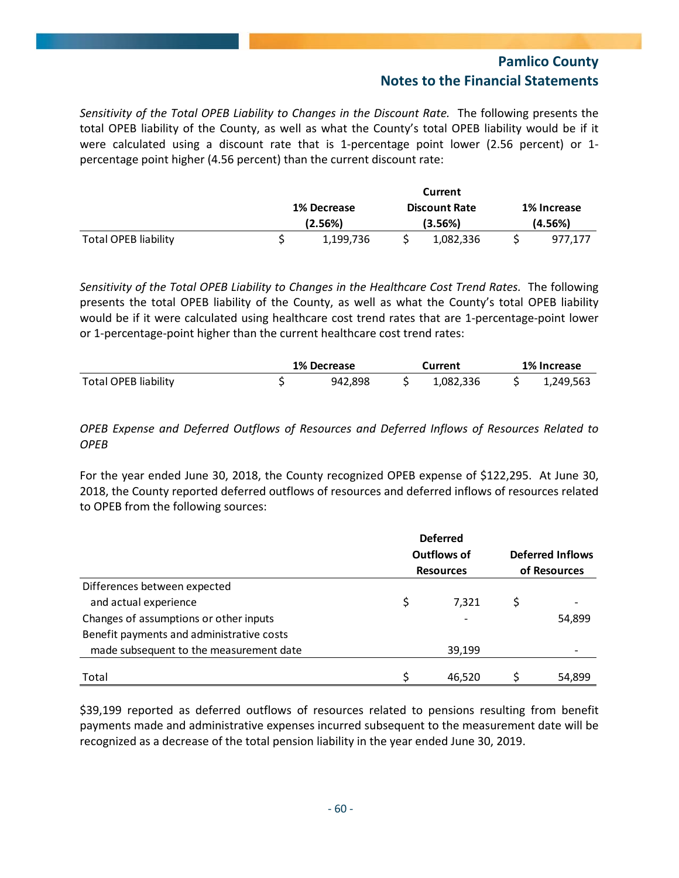*Sensitivity of the Total OPEB Liability to Changes in the Discount Rate.* The following presents the total OPEB liability of the County, as well as what the County's total OPEB liability would be if it were calculated using a discount rate that is 1-percentage point lower (2.56 percent) or 1-percentage point higher (4.56 percent) than the current discount rate:

| | 1% Decrease (2.56%) | Current Discount Rate (3.56%) | 1% Increase (4.56%) |
|---|---|---|---|
| Total OPEB liability | $ 1,199,736 | $ 1,082,336 | $ 977,177 |

*Sensitivity of the Total OPEB Liability to Changes in the Healthcare Cost Trend Rates.* The following presents the total OPEB liability of the County, as well as what the County's total OPEB liability would be if it were calculated using healthcare cost trend rates that are 1-percentage-point lower or 1-percentage-point higher than the current healthcare cost trend rates:

| | 1% Decrease | Current | 1% Increase |
|---|---|---|---|
| Total OPEB liability | $ 942,898 | $ 1,082,336 | $ 1,249,563 |

*OPEB Expense and Deferred Outflows of Resources and Deferred Inflows of Resources Related to OPEB*

For the year ended June 30, 2018, the County recognized OPEB expense of $122,295. At June 30, 2018, the County reported deferred outflows of resources and deferred inflows of resources related to OPEB from the following sources:

| | Deferred Outflows of Resources | Deferred Inflows of Resources |
|---|---|---|
| Differences between expected and actual experience | $ 7,321 | $ - |
| Changes of assumptions or other inputs | - | 54,899 |
| Benefit payments and administrative costs made subsequent to the measurement date | 39,199 | - |
| Total | $ 46,520 | $ 54,899 |

$39,199 reported as deferred outflows of resources related to pensions resulting from benefit payments made and administrative expenses incurred subsequent to the measurement date will be recognized as a decrease of the total pension liability in the year ended June 30, 2019.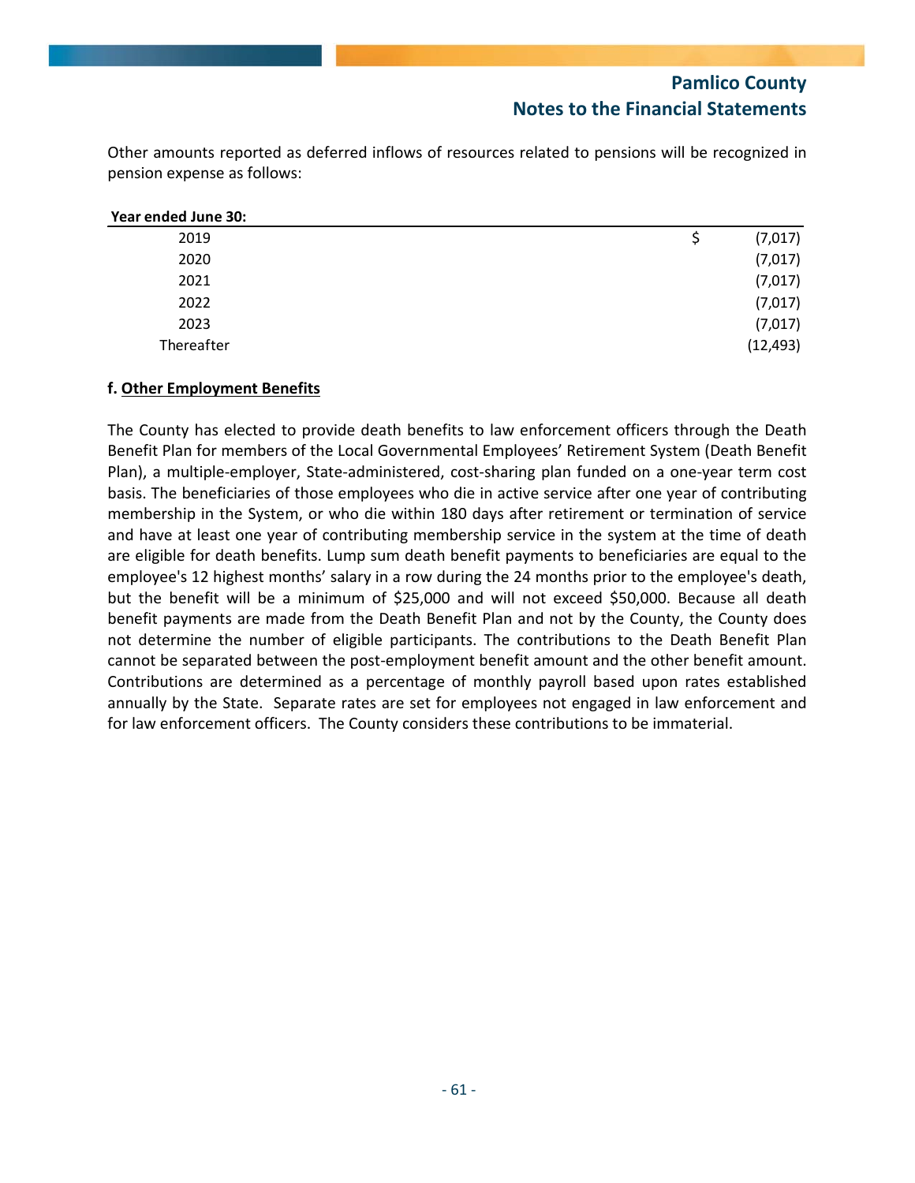Other amounts reported as deferred inflows of resources related to pensions will be recognized in pension expense as follows:

| Year ended June 30: | | |
|---|---|---|
| 2019 | $ | (7,017) |
| 2020 | | (7,017) |
| 2021 | | (7,017) |
| 2022 | | (7,017) |
| 2023 | | (7,017) |
| Thereafter | | (12,493) |

**f. <u>Other Employment Benefits</u>**

The County has elected to provide death benefits to law enforcement officers through the Death Benefit Plan for members of the Local Governmental Employees' Retirement System (Death Benefit Plan), a multiple-employer, State-administered, cost-sharing plan funded on a one-year term cost basis. The beneficiaries of those employees who die in active service after one year of contributing membership in the System, or who die within 180 days after retirement or termination of service and have at least one year of contributing membership service in the system at the time of death are eligible for death benefits. Lump sum death benefit payments to beneficiaries are equal to the employee's 12 highest months' salary in a row during the 24 months prior to the employee's death, but the benefit will be a minimum of $25,000 and will not exceed $50,000. Because all death benefit payments are made from the Death Benefit Plan and not by the County, the County does not determine the number of eligible participants. The contributions to the Death Benefit Plan cannot be separated between the post-employment benefit amount and the other benefit amount. Contributions are determined as a percentage of monthly payroll based upon rates established annually by the State. Separate rates are set for employees not engaged in law enforcement and for law enforcement officers. The County considers these contributions to be immaterial.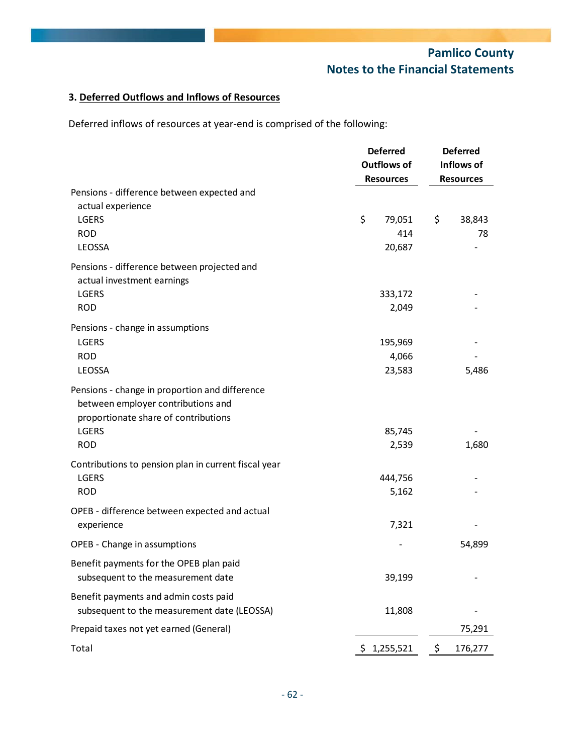### 3. Deferred Outflows and Inflows of Resources

Deferred inflows of resources at year-end is comprised of the following:

| | Deferred Outflows of Resources | Deferred Inflows of Resources |
|---|---|---|
| Pensions - difference between expected and actual experience | | |
| LGERS | $ 79,051 | $ 38,843 |
| ROD | 414 | 78 |
| LEOSSA | 20,687 | - |
| Pensions - difference between projected and actual investment earnings | | |
| LGERS | 333,172 | - |
| ROD | 2,049 | - |
| Pensions - change in assumptions | | |
| LGERS | 195,969 | - |
| ROD | 4,066 | - |
| LEOSSA | 23,583 | 5,486 |
| Pensions - change in proportion and difference between employer contributions and proportionate share of contributions | | |
| LGERS | 85,745 | - |
| ROD | 2,539 | 1,680 |
| Contributions to pension plan in current fiscal year | | |
| LGERS | 444,756 | - |
| ROD | 5,162 | - |
| OPEB - difference between expected and actual experience | 7,321 | - |
| OPEB - Change in assumptions | - | 54,899 |
| Benefit payments for the OPEB plan paid subsequent to the measurement date | 39,199 | - |
| Benefit payments and admin costs paid subsequent to the measurement date (LEOSSA) | 11,808 | - |
| Prepaid taxes not yet earned (General) | | 75,291 |
| Total | $ 1,255,521 | $ 176,277 |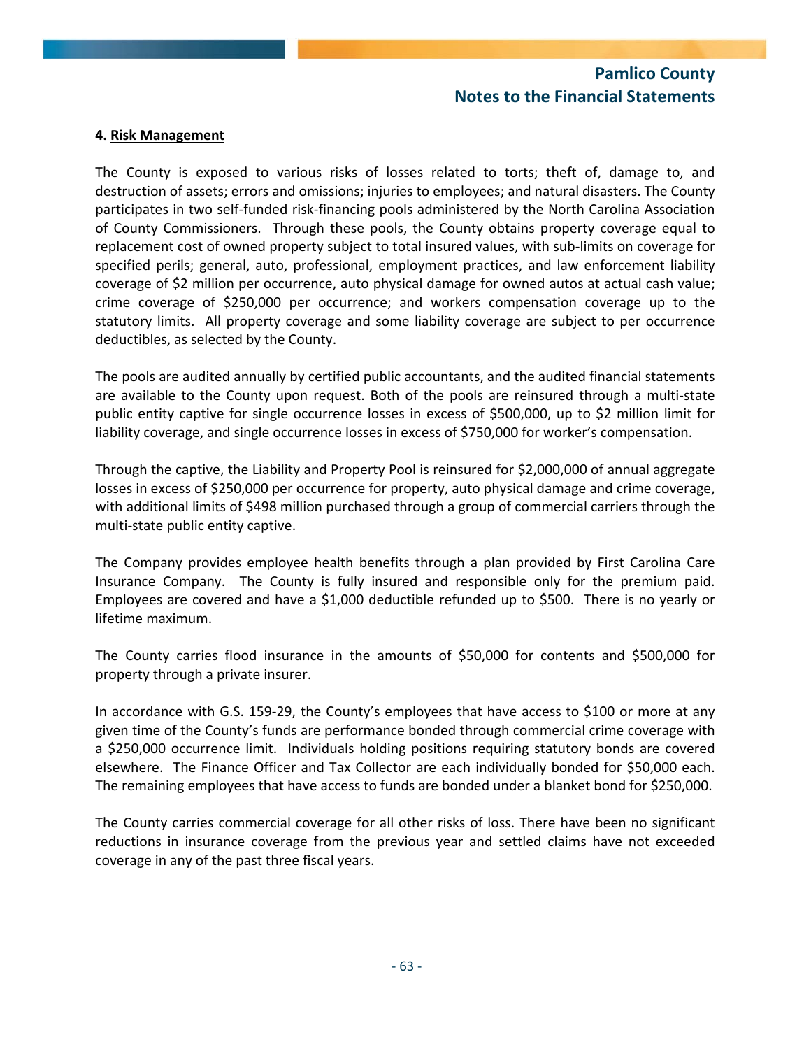#### 4. <u>Risk Management</u>

The County is exposed to various risks of losses related to torts; theft of, damage to, and destruction of assets; errors and omissions; injuries to employees; and natural disasters. The County participates in two self-funded risk-financing pools administered by the North Carolina Association of County Commissioners. Through these pools, the County obtains property coverage equal to replacement cost of owned property subject to total insured values, with sub-limits on coverage for specified perils; general, auto, professional, employment practices, and law enforcement liability coverage of $2 million per occurrence, auto physical damage for owned autos at actual cash value; crime coverage of $250,000 per occurrence; and workers compensation coverage up to the statutory limits. All property coverage and some liability coverage are subject to per occurrence deductibles, as selected by the County.

The pools are audited annually by certified public accountants, and the audited financial statements are available to the County upon request. Both of the pools are reinsured through a multi-state public entity captive for single occurrence losses in excess of $500,000, up to $2 million limit for liability coverage, and single occurrence losses in excess of $750,000 for worker's compensation.

Through the captive, the Liability and Property Pool is reinsured for $2,000,000 of annual aggregate losses in excess of $250,000 per occurrence for property, auto physical damage and crime coverage, with additional limits of $498 million purchased through a group of commercial carriers through the multi-state public entity captive.

The Company provides employee health benefits through a plan provided by First Carolina Care Insurance Company. The County is fully insured and responsible only for the premium paid. Employees are covered and have a $1,000 deductible refunded up to $500. There is no yearly or lifetime maximum.

The County carries flood insurance in the amounts of $50,000 for contents and $500,000 for property through a private insurer.

In accordance with G.S. 159-29, the County's employees that have access to $100 or more at any given time of the County's funds are performance bonded through commercial crime coverage with a $250,000 occurrence limit. Individuals holding positions requiring statutory bonds are covered elsewhere. The Finance Officer and Tax Collector are each individually bonded for $50,000 each. The remaining employees that have access to funds are bonded under a blanket bond for $250,000.

The County carries commercial coverage for all other risks of loss. There have been no significant reductions in insurance coverage from the previous year and settled claims have not exceeded coverage in any of the past three fiscal years.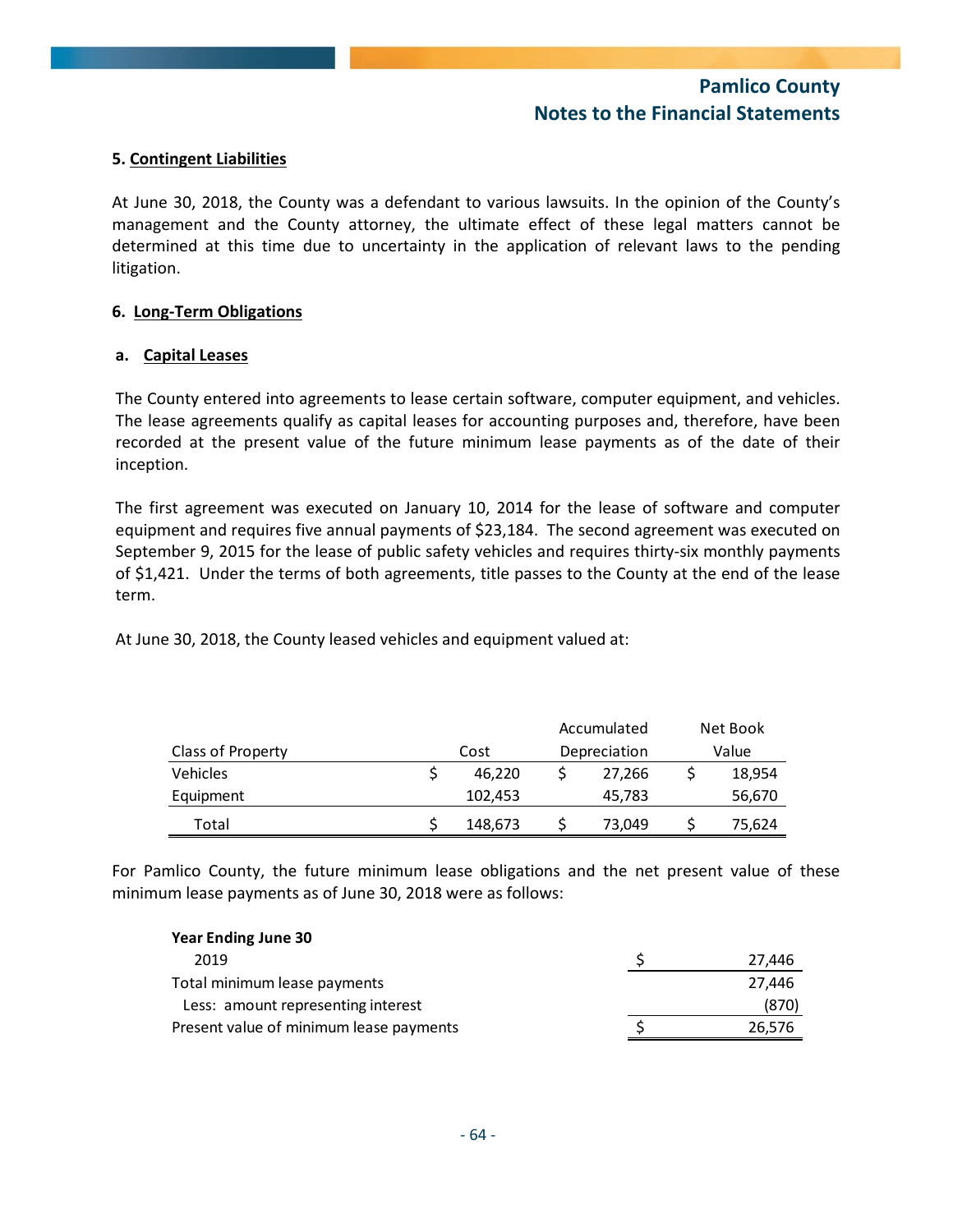## 5. Contingent Liabilities

At June 30, 2018, the County was a defendant to various lawsuits. In the opinion of the County's management and the County attorney, the ultimate effect of these legal matters cannot be determined at this time due to uncertainty in the application of relevant laws to the pending litigation.

## 6. Long-Term Obligations

### a. Capital Leases

The County entered into agreements to lease certain software, computer equipment, and vehicles. The lease agreements qualify as capital leases for accounting purposes and, therefore, have been recorded at the present value of the future minimum lease payments as of the date of their inception.

The first agreement was executed on January 10, 2014 for the lease of software and computer equipment and requires five annual payments of $23,184. The second agreement was executed on September 9, 2015 for the lease of public safety vehicles and requires thirty-six monthly payments of $1,421. Under the terms of both agreements, title passes to the County at the end of the lease term.

At June 30, 2018, the County leased vehicles and equipment valued at:

| Class of Property | Cost | Accumulated Depreciation | Net Book Value |
|---|---|---|---|
| Vehicles | $ 46,220 | $ 27,266 | $ 18,954 |
| Equipment | 102,453 | 45,783 | 56,670 |
| Total | $ 148,673 | $ 73,049 | $ 75,624 |

For Pamlico County, the future minimum lease obligations and the net present value of these minimum lease payments as of June 30, 2018 were as follows:

| Year Ending June 30 | |
|---|---|
| 2019 | $ 27,446 |
| Total minimum lease payments | 27,446 |
| Less: amount representing interest | (870) |
| Present value of minimum lease payments | $ 26,576 |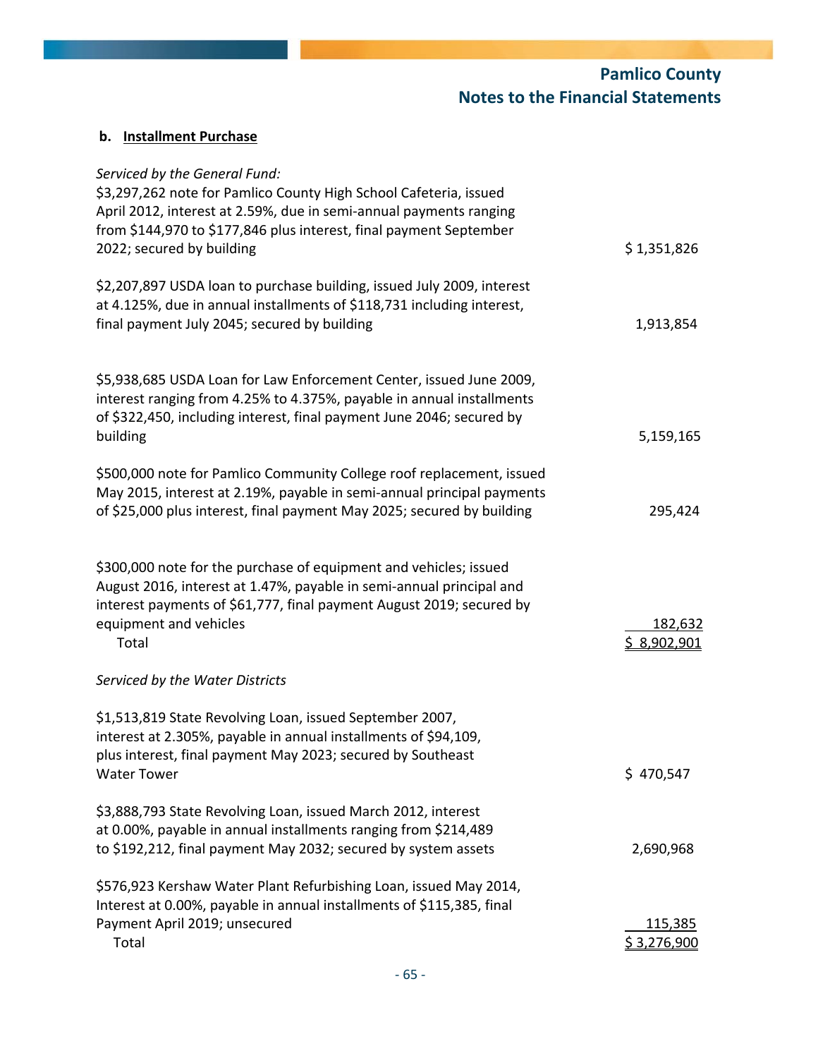**b. Installment Purchase**

| | |
|---|---|
| *Serviced by the General Fund:* | |
| $3,297,262 note for Pamlico County High School Cafeteria, issued April 2012, interest at 2.59%, due in semi-annual payments ranging from $144,970 to $177,846 plus interest, final payment September 2022; secured by building | $ 1,351,826 |
| $2,207,897 USDA loan to purchase building, issued July 2009, interest at 4.125%, due in annual installments of $118,731 including interest, final payment July 2045; secured by building | 1,913,854 |
| $5,938,685 USDA Loan for Law Enforcement Center, issued June 2009, interest ranging from 4.25% to 4.375%, payable in annual installments of $322,450, including interest, final payment June 2046; secured by building | 5,159,165 |
| $500,000 note for Pamlico Community College roof replacement, issued May 2015, interest at 2.19%, payable in semi-annual principal payments of $25,000 plus interest, final payment May 2025; secured by building | 295,424 |
| $300,000 note for the purchase of equipment and vehicles; issued August 2016, interest at 1.47%, payable in semi-annual principal and interest payments of $61,777, final payment August 2019; secured by equipment and vehicles | 182,632 |
| Total | $ 8,902,901 |
| *Serviced by the Water Districts* | |
| $1,513,819 State Revolving Loan, issued September 2007, interest at 2.305%, payable in annual installments of $94,109, plus interest, final payment May 2023; secured by Southeast Water Tower | $ 470,547 |
| $3,888,793 State Revolving Loan, issued March 2012, interest at 0.00%, payable in annual installments ranging from $214,489 to $192,212, final payment May 2032; secured by system assets | 2,690,968 |
| $576,923 Kershaw Water Plant Refurbishing Loan, issued May 2014, Interest at 0.00%, payable in annual installments of $115,385, final Payment April 2019; unsecured | 115,385 |
| Total | $ 3,276,900 |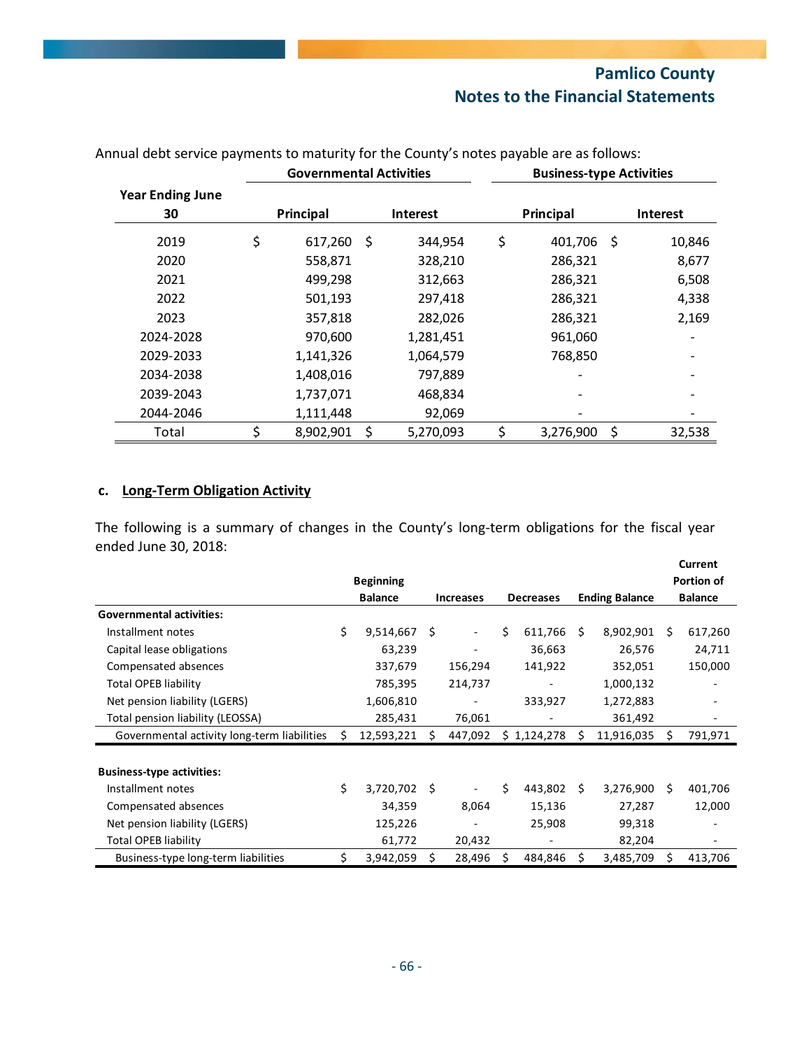Annual debt service payments to maturity for the County's notes payable are as follows:

| Year Ending June 30 | Governmental Activities | | Business-type Activities | |
|---|---|---|---|---|
| | Principal | Interest | Principal | Interest |
| 2019 | $ 617,260 | $ 344,954 | $ 401,706 | $ 10,846 |
| 2020 | 558,871 | 328,210 | 286,321 | 8,677 |
| 2021 | 499,298 | 312,663 | 286,321 | 6,508 |
| 2022 | 501,193 | 297,418 | 286,321 | 4,338 |
| 2023 | 357,818 | 282,026 | 286,321 | 2,169 |
| 2024-2028 | 970,600 | 1,281,451 | 961,060 | - |
| 2029-2033 | 1,141,326 | 1,064,579 | 768,850 | - |
| 2034-2038 | 1,408,016 | 797,889 | - | - |
| 2039-2043 | 1,737,071 | 468,834 | - | - |
| 2044-2046 | 1,111,448 | 92,069 | - | - |
| Total | $ 8,902,901 | $ 5,270,093 | $ 3,276,900 | $ 32,538 |

**c. Long-Term Obligation Activity**

The following is a summary of changes in the County's long-term obligations for the fiscal year ended June 30, 2018:

| | Beginning Balance | Increases | Decreases | Ending Balance | Current Portion of Balance |
|---|---|---|---|---|---|
| **Governmental activities:** | | | | | |
| Installment notes | $ 9,514,667 | $ - | $ 611,766 | $ 8,902,901 | $ 617,260 |
| Capital lease obligations | 63,239 | - | 36,663 | 26,576 | 24,711 |
| Compensated absences | 337,679 | 156,294 | 141,922 | 352,051 | 150,000 |
| Total OPEB liability | 785,395 | 214,737 | - | 1,000,132 | - |
| Net pension liability (LGERS) | 1,606,810 | - | 333,927 | 1,272,883 | - |
| Total pension liability (LEOSSA) | 285,431 | 76,061 | - | 361,492 | - |
| Governmental activity long-term liabilities | $ 12,593,221 | $ 447,092 | $ 1,124,278 | $ 11,916,035 | $ 791,971 |
| **Business-type activities:** | | | | | |
| Installment notes | $ 3,720,702 | $ - | $ 443,802 | $ 3,276,900 | $ 401,706 |
| Compensated absences | 34,359 | 8,064 | 15,136 | 27,287 | 12,000 |
| Net pension liability (LGERS) | 125,226 | - | 25,908 | 99,318 | - |
| Total OPEB liability | 61,772 | 20,432 | - | 82,204 | - |
| Business-type long-term liabilities | $ 3,942,059 | $ 28,496 | $ 484,846 | $ 3,485,709 | $ 413,706 |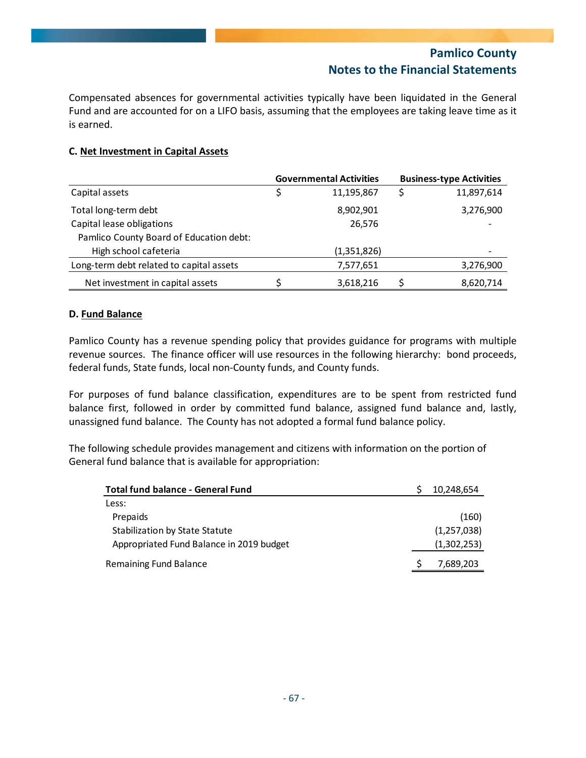Compensated absences for governmental activities typically have been liquidated in the General Fund and are accounted for on a LIFO basis, assuming that the employees are taking leave time as it is earned.

**C. Net Investment in Capital Assets**

| | Governmental Activities | Business-type Activities |
|---|---|---|
| Capital assets | $ 11,195,867 | $ 11,897,614 |
| Total long-term debt | 8,902,901 | 3,276,900 |
| Capital lease obligations | 26,576 | - |
| Pamlico County Board of Education debt: | | |
| High school cafeteria | (1,351,826) | - |
| Long-term debt related to capital assets | 7,577,651 | 3,276,900 |
| Net investment in capital assets | $ 3,618,216 | $ 8,620,714 |

**D. Fund Balance**

Pamlico County has a revenue spending policy that provides guidance for programs with multiple revenue sources. The finance officer will use resources in the following hierarchy: bond proceeds, federal funds, State funds, local non-County funds, and County funds.

For purposes of fund balance classification, expenditures are to be spent from restricted fund balance first, followed in order by committed fund balance, assigned fund balance and, lastly, unassigned fund balance. The County has not adopted a formal fund balance policy.

The following schedule provides management and citizens with information on the portion of General fund balance that is available for appropriation:

| **Total fund balance - General Fund** | $ 10,248,654 |
|---|---|
| Less: | |
| Prepaids | (160) |
| Stabilization by State Statute | (1,257,038) |
| Appropriated Fund Balance in 2019 budget | (1,302,253) |
| Remaining Fund Balance | $ 7,689,203 |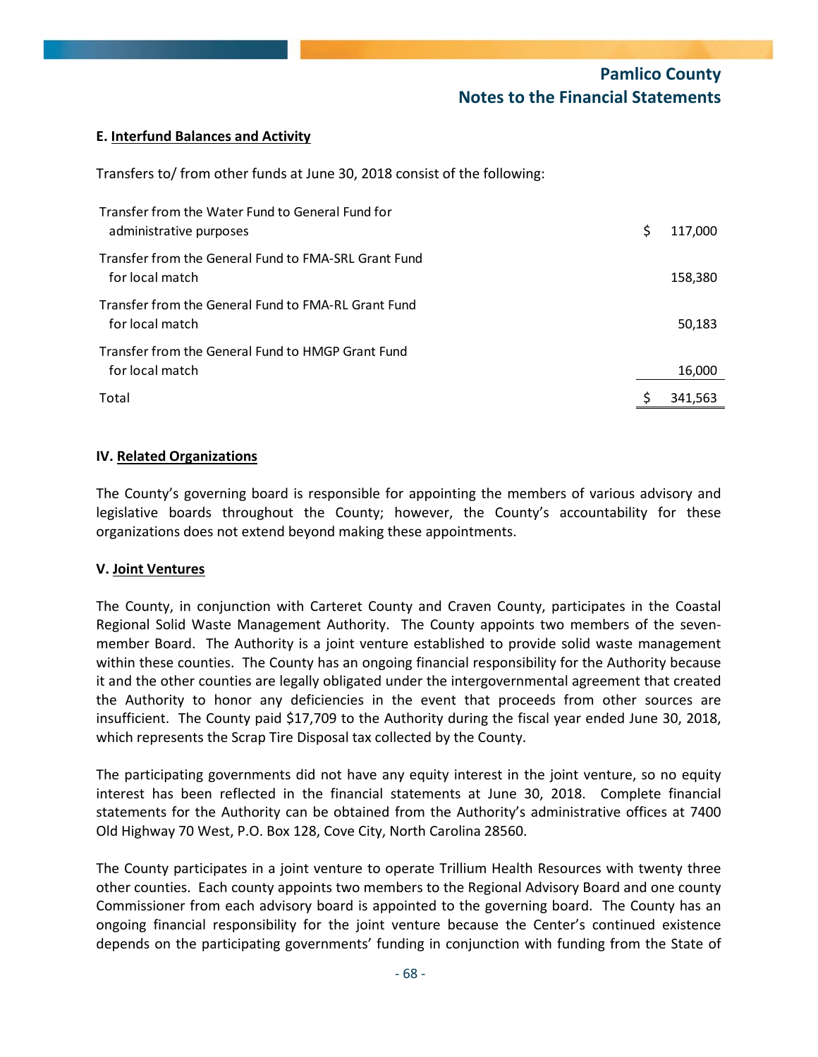**E. Interfund Balances and Activity**

Transfers to/ from other funds at June 30, 2018 consist of the following:

| | | |
|---|---|---|
| Transfer from the Water Fund to General Fund for administrative purposes | $ | 117,000 |
| Transfer from the General Fund to FMA-SRL Grant Fund for local match | | 158,380 |
| Transfer from the General Fund to FMA-RL Grant Fund for local match | | 50,183 |
| Transfer from the General Fund to HMGP Grant Fund for local match | | 16,000 |
| Total | $ | 341,563 |

**IV. Related Organizations**

The County's governing board is responsible for appointing the members of various advisory and legislative boards throughout the County; however, the County's accountability for these organizations does not extend beyond making these appointments.

**V. Joint Ventures**

The County, in conjunction with Carteret County and Craven County, participates in the Coastal Regional Solid Waste Management Authority. The County appoints two members of the seven-member Board. The Authority is a joint venture established to provide solid waste management within these counties. The County has an ongoing financial responsibility for the Authority because it and the other counties are legally obligated under the intergovernmental agreement that created the Authority to honor any deficiencies in the event that proceeds from other sources are insufficient. The County paid $17,709 to the Authority during the fiscal year ended June 30, 2018, which represents the Scrap Tire Disposal tax collected by the County.

The participating governments did not have any equity interest in the joint venture, so no equity interest has been reflected in the financial statements at June 30, 2018. Complete financial statements for the Authority can be obtained from the Authority's administrative offices at 7400 Old Highway 70 West, P.O. Box 128, Cove City, North Carolina 28560.

The County participates in a joint venture to operate Trillium Health Resources with twenty three other counties. Each county appoints two members to the Regional Advisory Board and one county Commissioner from each advisory board is appointed to the governing board. The County has an ongoing financial responsibility for the joint venture because the Center's continued existence depends on the participating governments' funding in conjunction with funding from the State of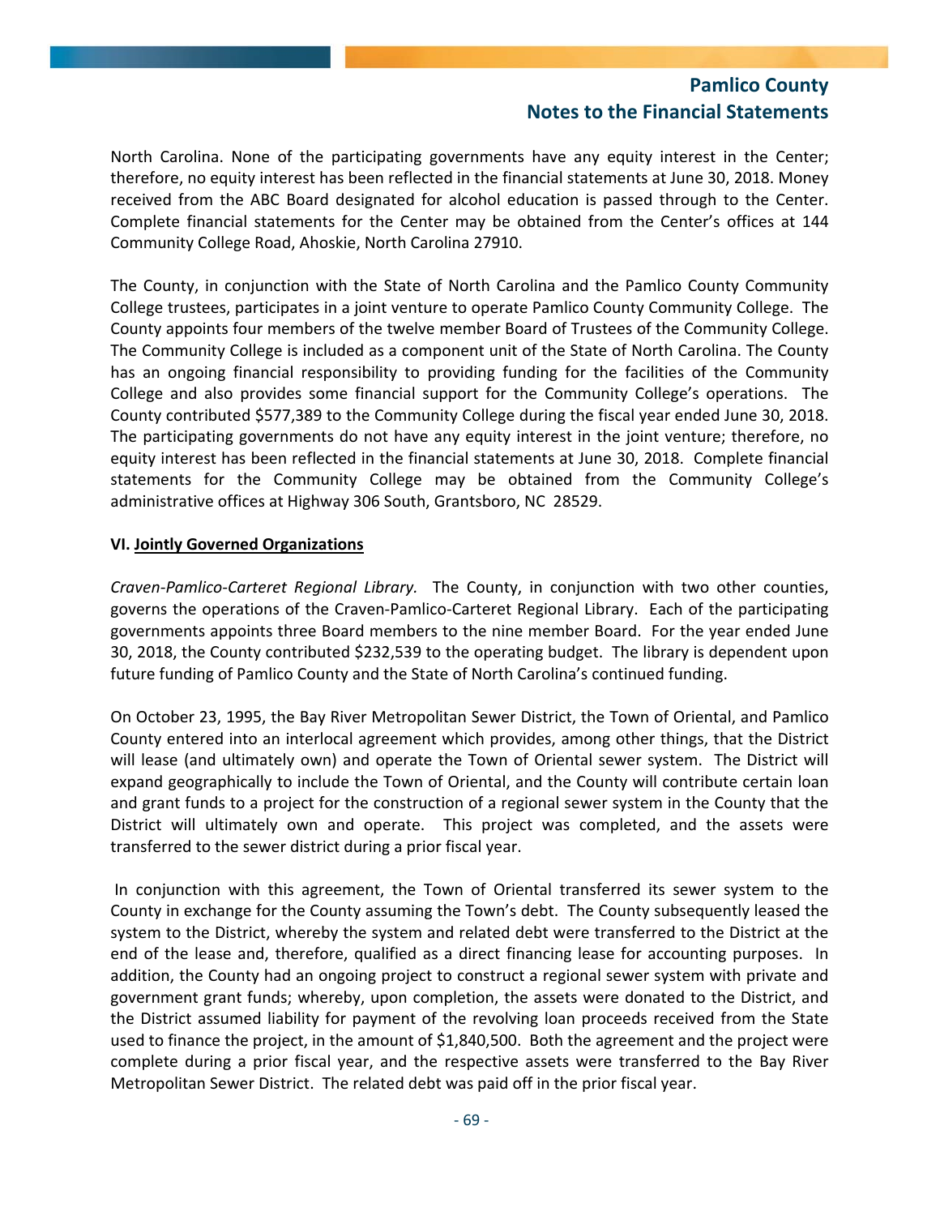North Carolina. None of the participating governments have any equity interest in the Center; therefore, no equity interest has been reflected in the financial statements at June 30, 2018. Money received from the ABC Board designated for alcohol education is passed through to the Center. Complete financial statements for the Center may be obtained from the Center's offices at 144 Community College Road, Ahoskie, North Carolina 27910.

The County, in conjunction with the State of North Carolina and the Pamlico County Community College trustees, participates in a joint venture to operate Pamlico County Community College. The County appoints four members of the twelve member Board of Trustees of the Community College. The Community College is included as a component unit of the State of North Carolina. The County has an ongoing financial responsibility to providing funding for the facilities of the Community College and also provides some financial support for the Community College's operations. The County contributed $577,389 to the Community College during the fiscal year ended June 30, 2018. The participating governments do not have any equity interest in the joint venture; therefore, no equity interest has been reflected in the financial statements at June 30, 2018. Complete financial statements for the Community College may be obtained from the Community College's administrative offices at Highway 306 South, Grantsboro, NC 28529.

**VI. Jointly Governed Organizations**

*Craven-Pamlico-Carteret Regional Library.* The County, in conjunction with two other counties, governs the operations of the Craven-Pamlico-Carteret Regional Library. Each of the participating governments appoints three Board members to the nine member Board. For the year ended June 30, 2018, the County contributed $232,539 to the operating budget. The library is dependent upon future funding of Pamlico County and the State of North Carolina's continued funding.

On October 23, 1995, the Bay River Metropolitan Sewer District, the Town of Oriental, and Pamlico County entered into an interlocal agreement which provides, among other things, that the District will lease (and ultimately own) and operate the Town of Oriental sewer system. The District will expand geographically to include the Town of Oriental, and the County will contribute certain loan and grant funds to a project for the construction of a regional sewer system in the County that the District will ultimately own and operate. This project was completed, and the assets were transferred to the sewer district during a prior fiscal year.

In conjunction with this agreement, the Town of Oriental transferred its sewer system to the County in exchange for the County assuming the Town's debt. The County subsequently leased the system to the District, whereby the system and related debt were transferred to the District at the end of the lease and, therefore, qualified as a direct financing lease for accounting purposes. In addition, the County had an ongoing project to construct a regional sewer system with private and government grant funds; whereby, upon completion, the assets were donated to the District, and the District assumed liability for payment of the revolving loan proceeds received from the State used to finance the project, in the amount of $1,840,500. Both the agreement and the project were complete during a prior fiscal year, and the respective assets were transferred to the Bay River Metropolitan Sewer District. The related debt was paid off in the prior fiscal year.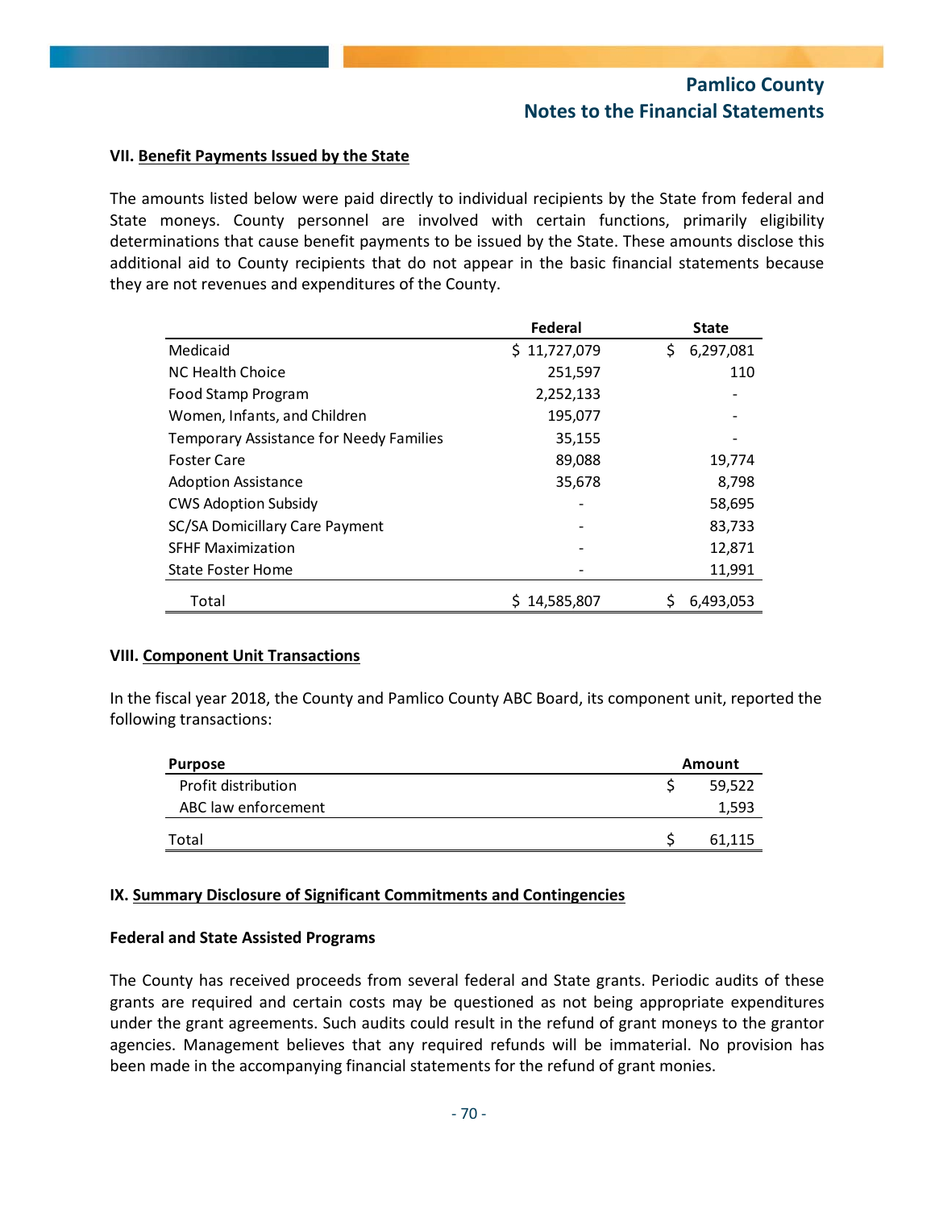## VII. Benefit Payments Issued by the State

The amounts listed below were paid directly to individual recipients by the State from federal and State moneys. County personnel are involved with certain functions, primarily eligibility determinations that cause benefit payments to be issued by the State. These amounts disclose this additional aid to County recipients that do not appear in the basic financial statements because they are not revenues and expenditures of the County.

| | Federal | State |
|---|---|---|
| Medicaid | $ 11,727,079 | $ 6,297,081 |
| NC Health Choice | 251,597 | 110 |
| Food Stamp Program | 2,252,133 | - |
| Women, Infants, and Children | 195,077 | - |
| Temporary Assistance for Needy Families | 35,155 | - |
| Foster Care | 89,088 | 19,774 |
| Adoption Assistance | 35,678 | 8,798 |
| CWS Adoption Subsidy | - | 58,695 |
| SC/SA Domicillary Care Payment | - | 83,733 |
| SFHF Maximization | - | 12,871 |
| State Foster Home | - | 11,991 |
| Total | $ 14,585,807 | $ 6,493,053 |

## VIII. Component Unit Transactions

In the fiscal year 2018, the County and Pamlico County ABC Board, its component unit, reported the following transactions:

| Purpose | Amount |
|---|---|
| Profit distribution | $ 59,522 |
| ABC law enforcement | 1,593 |
| Total | $ 61,115 |

## IX. Summary Disclosure of Significant Commitments and Contingencies

### Federal and State Assisted Programs

The County has received proceeds from several federal and State grants. Periodic audits of these grants are required and certain costs may be questioned as not being appropriate expenditures under the grant agreements. Such audits could result in the refund of grant moneys to the grantor agencies. Management believes that any required refunds will be immaterial. No provision has been made in the accompanying financial statements for the refund of grant monies.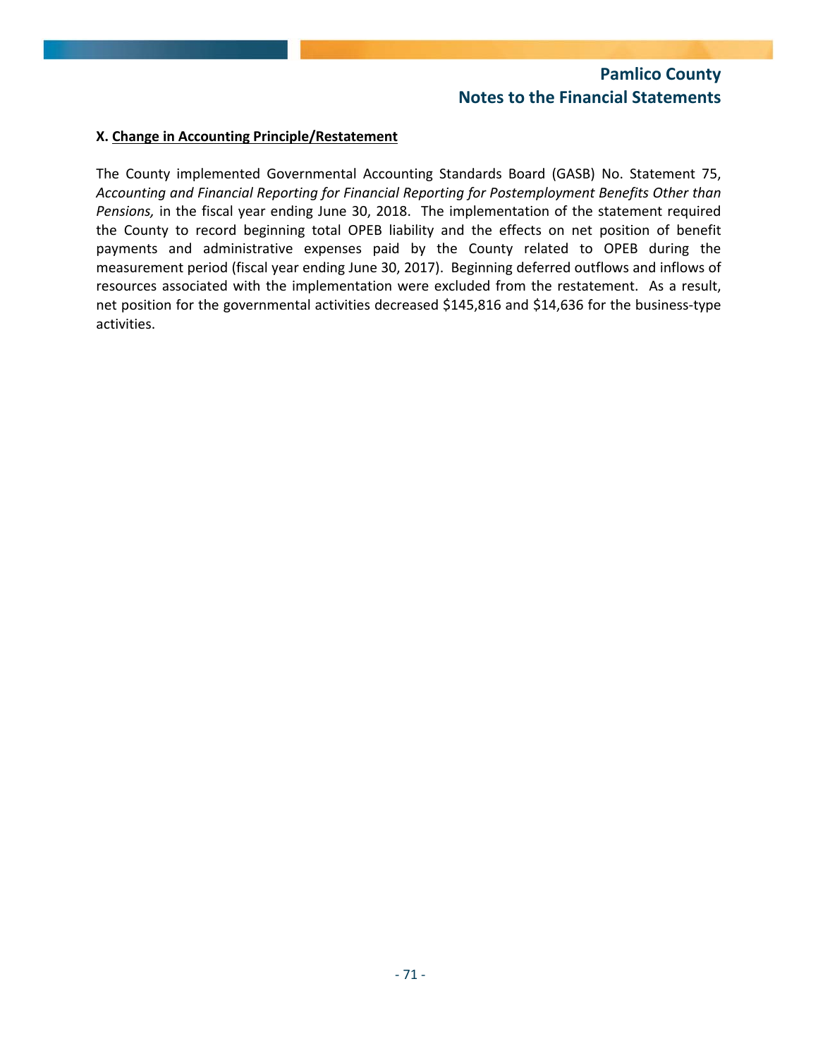**X. Change in Accounting Principle/Restatement**

The County implemented Governmental Accounting Standards Board (GASB) No. Statement 75, *Accounting and Financial Reporting for Financial Reporting for Postemployment Benefits Other than Pensions,* in the fiscal year ending June 30, 2018. The implementation of the statement required the County to record beginning total OPEB liability and the effects on net position of benefit payments and administrative expenses paid by the County related to OPEB during the measurement period (fiscal year ending June 30, 2017). Beginning deferred outflows and inflows of resources associated with the implementation were excluded from the restatement. As a result, net position for the governmental activities decreased $145,816 and $14,636 for the business-type activities.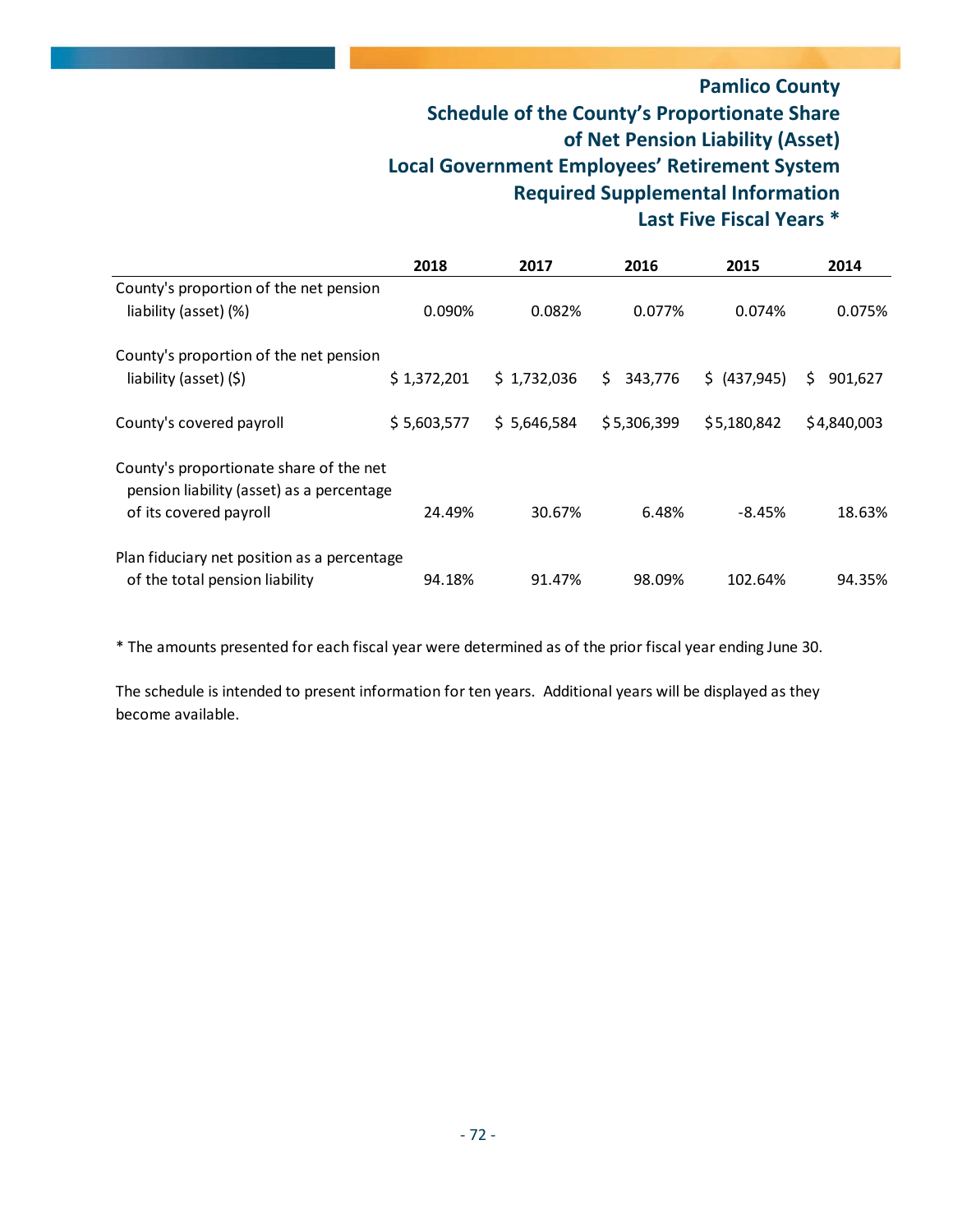# Pamlico County
## Schedule of the County's Proportionate Share of Net Pension Liability (Asset)
## Local Government Employees' Retirement System
## Required Supplemental Information
## Last Five Fiscal Years *

| | 2018 | 2017 | 2016 | 2015 | 2014 |
|---|---|---|---|---|---|
| County's proportion of the net pension liability (asset) (%) | 0.090% | 0.082% | 0.077% | 0.074% | 0.075% |
| County's proportion of the net pension liability (asset) ($) | $ 1,372,201 | $ 1,732,036 | $ 343,776 | $ (437,945) | $ 901,627 |
| County's covered payroll | $ 5,603,577 | $ 5,646,584 | $ 5,306,399 | $ 5,180,842 | $ 4,840,003 |
| County's proportionate share of the net pension liability (asset) as a percentage of its covered payroll | 24.49% | 30.67% | 6.48% | -8.45% | 18.63% |
| Plan fiduciary net position as a percentage of the total pension liability | 94.18% | 91.47% | 98.09% | 102.64% | 94.35% |

* The amounts presented for each fiscal year were determined as of the prior fiscal year ending June 30.

The schedule is intended to present information for ten years. Additional years will be displayed as they become available.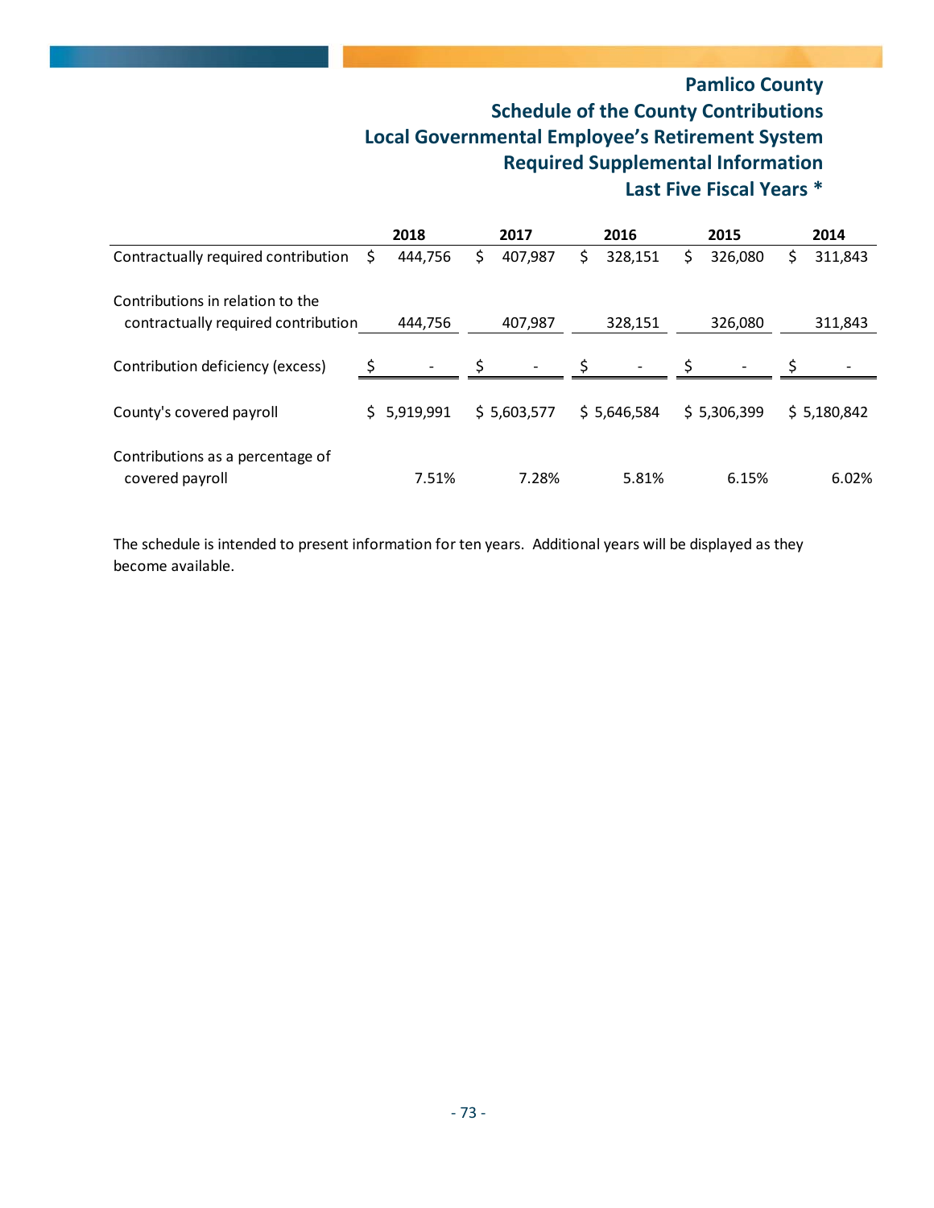# Pamlico County
## Schedule of the County Contributions
## Local Governmental Employee's Retirement System
## Required Supplemental Information
## Last Five Fiscal Years *

| | 2018 | 2017 | 2016 | 2015 | 2014 |
|---|---|---|---|---|---|
| Contractually required contribution | $ 444,756 | $ 407,987 | $ 328,151 | $ 326,080 | $ 311,843 |
| Contributions in relation to the contractually required contribution | 444,756 | 407,987 | 328,151 | 326,080 | 311,843 |
| Contribution deficiency (excess) | $ - | $ - | $ - | $ - | $ - |
| County's covered payroll | $ 5,919,991 | $ 5,603,577 | $ 5,646,584 | $ 5,306,399 | $ 5,180,842 |
| Contributions as a percentage of covered payroll | 7.51% | 7.28% | 5.81% | 6.15% | 6.02% |

The schedule is intended to present information for ten years. Additional years will be displayed as they become available.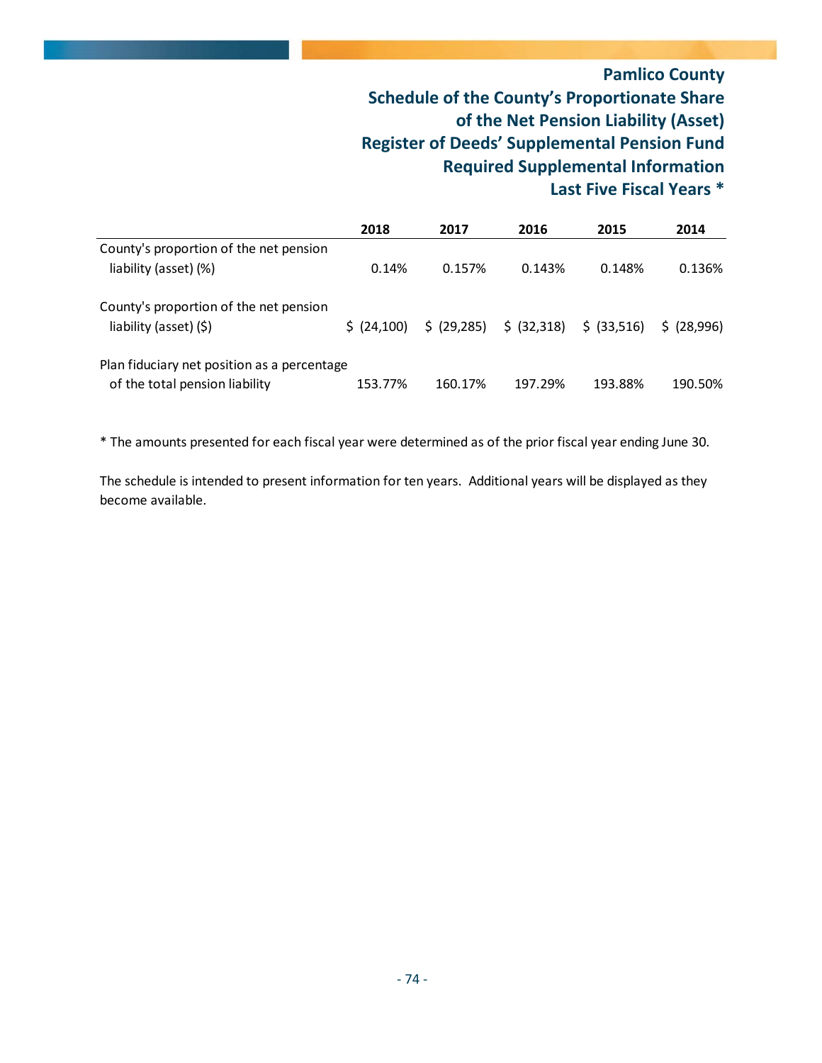# Pamlico County
## Schedule of the County's Proportionate Share of the Net Pension Liability (Asset)
## Register of Deeds' Supplemental Pension Fund
## Required Supplemental Information
## Last Five Fiscal Years *

| | 2018 | 2017 | 2016 | 2015 | 2014 |
|---|---|---|---|---|---|
| County's proportion of the net pension liability (asset) (%) | 0.14% | 0.157% | 0.143% | 0.148% | 0.136% |
| County's proportion of the net pension liability (asset) ($) | $ (24,100) | $ (29,285) | $ (32,318) | $ (33,516) | $ (28,996) |
| Plan fiduciary net position as a percentage of the total pension liability | 153.77% | 160.17% | 197.29% | 193.88% | 190.50% |

* The amounts presented for each fiscal year were determined as of the prior fiscal year ending June 30.

The schedule is intended to present information for ten years. Additional years will be displayed as they become available.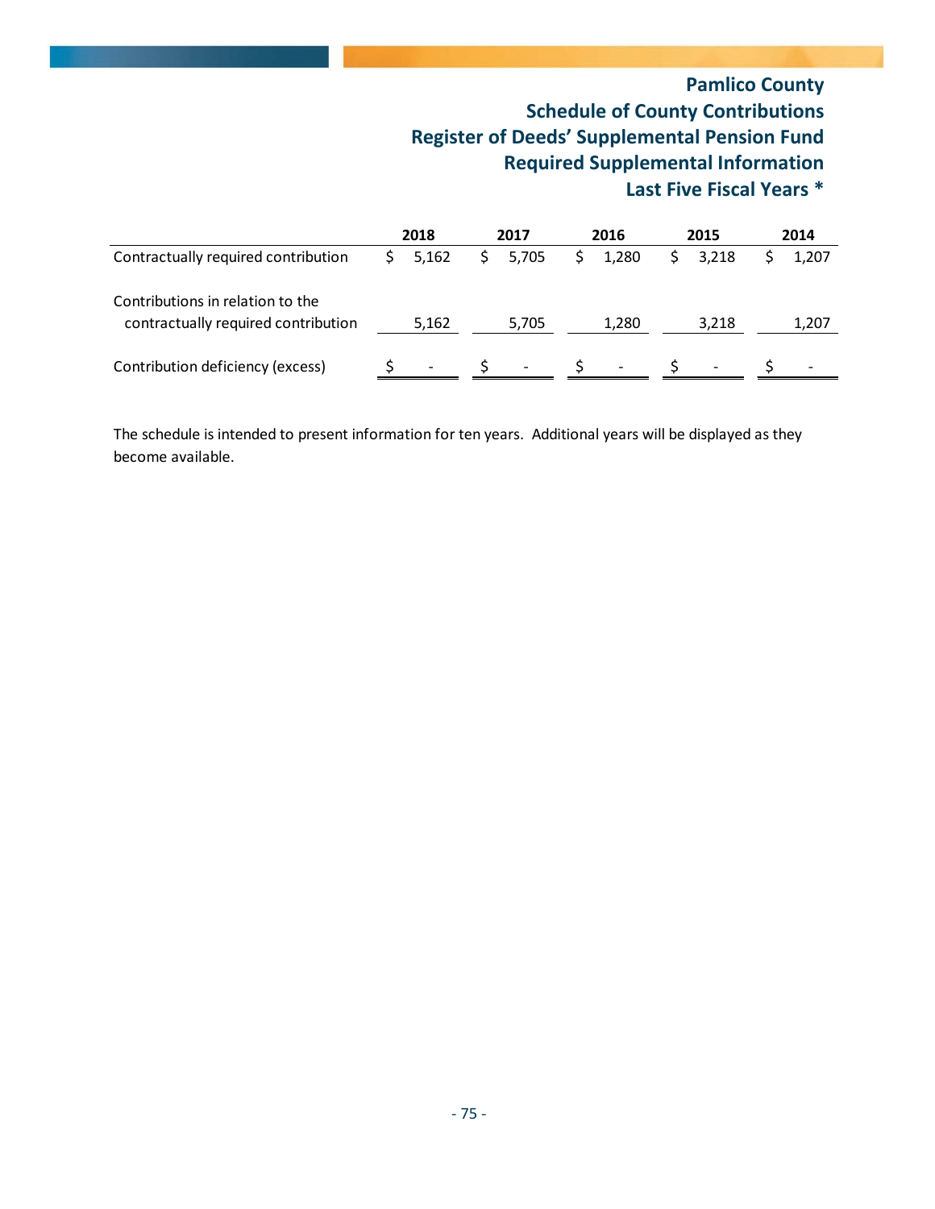# Pamlico County
## Schedule of County Contributions
## Register of Deeds' Supplemental Pension Fund
## Required Supplemental Information
## Last Five Fiscal Years *

| | 2018 | 2017 | 2016 | 2015 | 2014 |
|---|---|---|---|---|---|
| Contractually required contribution | $ 5,162 | $ 5,705 | $ 1,280 | $ 3,218 | $ 1,207 |
| Contributions in relation to the contractually required contribution | 5,162 | 5,705 | 1,280 | 3,218 | 1,207 |
| Contribution deficiency (excess) | $ - | $ - | $ - | $ - | $ - |

The schedule is intended to present information for ten years. Additional years will be displayed as they become available.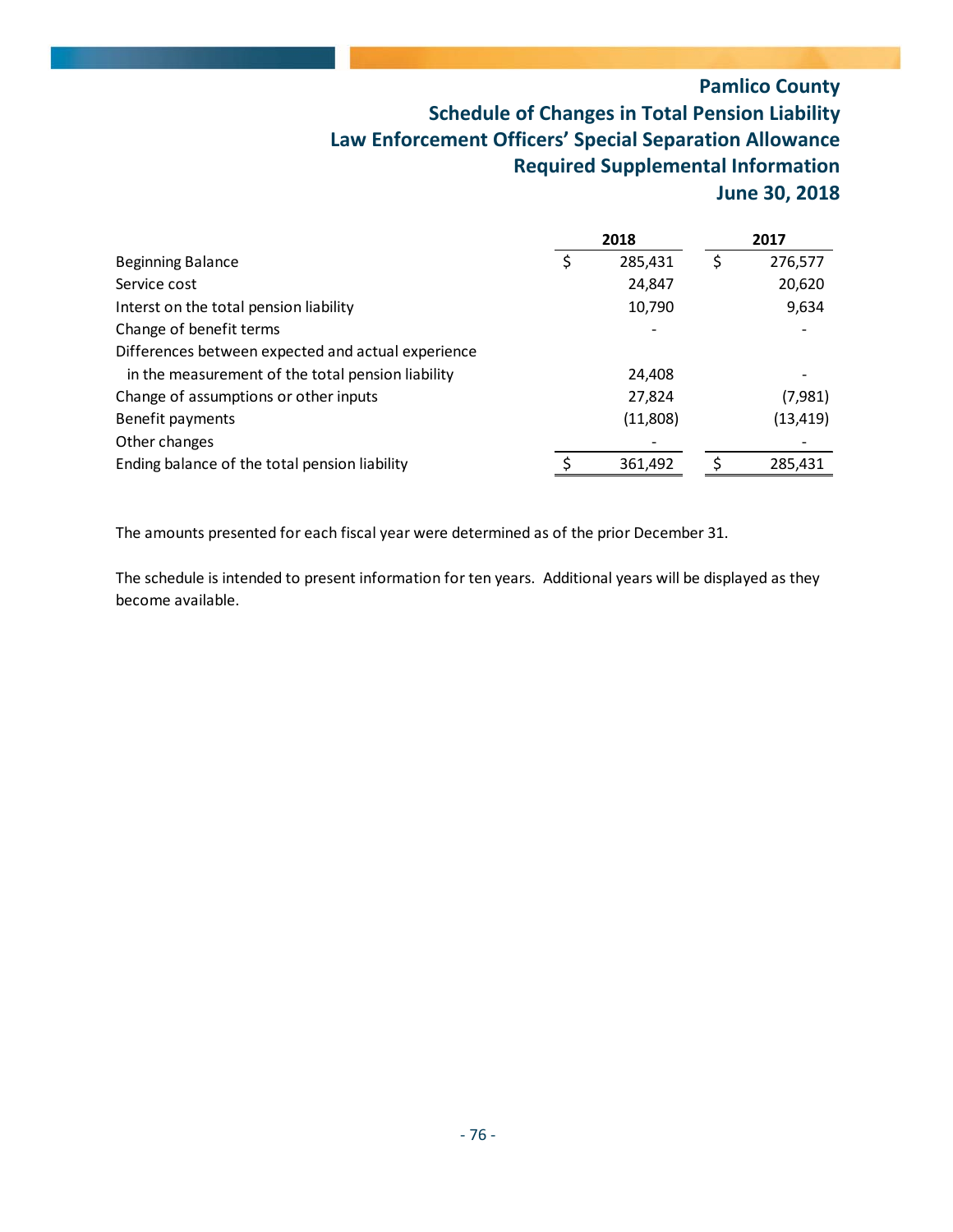# Pamlico County

## Schedule of Changes in Total Pension Liability
## Law Enforcement Officers' Special Separation Allowance
## Required Supplemental Information
## June 30, 2018

| | 2018 | 2017 |
|---|---|---|
| Beginning Balance | $ 285,431 | $ 276,577 |
| Service cost | 24,847 | 20,620 |
| Interst on the total pension liability | 10,790 | 9,634 |
| Change of benefit terms | - | - |
| Differences between expected and actual experience in the measurement of the total pension liability | 24,408 | - |
| Change of assumptions or other inputs | 27,824 | (7,981) |
| Benefit payments | (11,808) | (13,419) |
| Other changes | - | - |
| Ending balance of the total pension liability | $ 361,492 | $ 285,431 |

The amounts presented for each fiscal year were determined as of the prior December 31.

The schedule is intended to present information for ten years. Additional years will be displayed as they become available.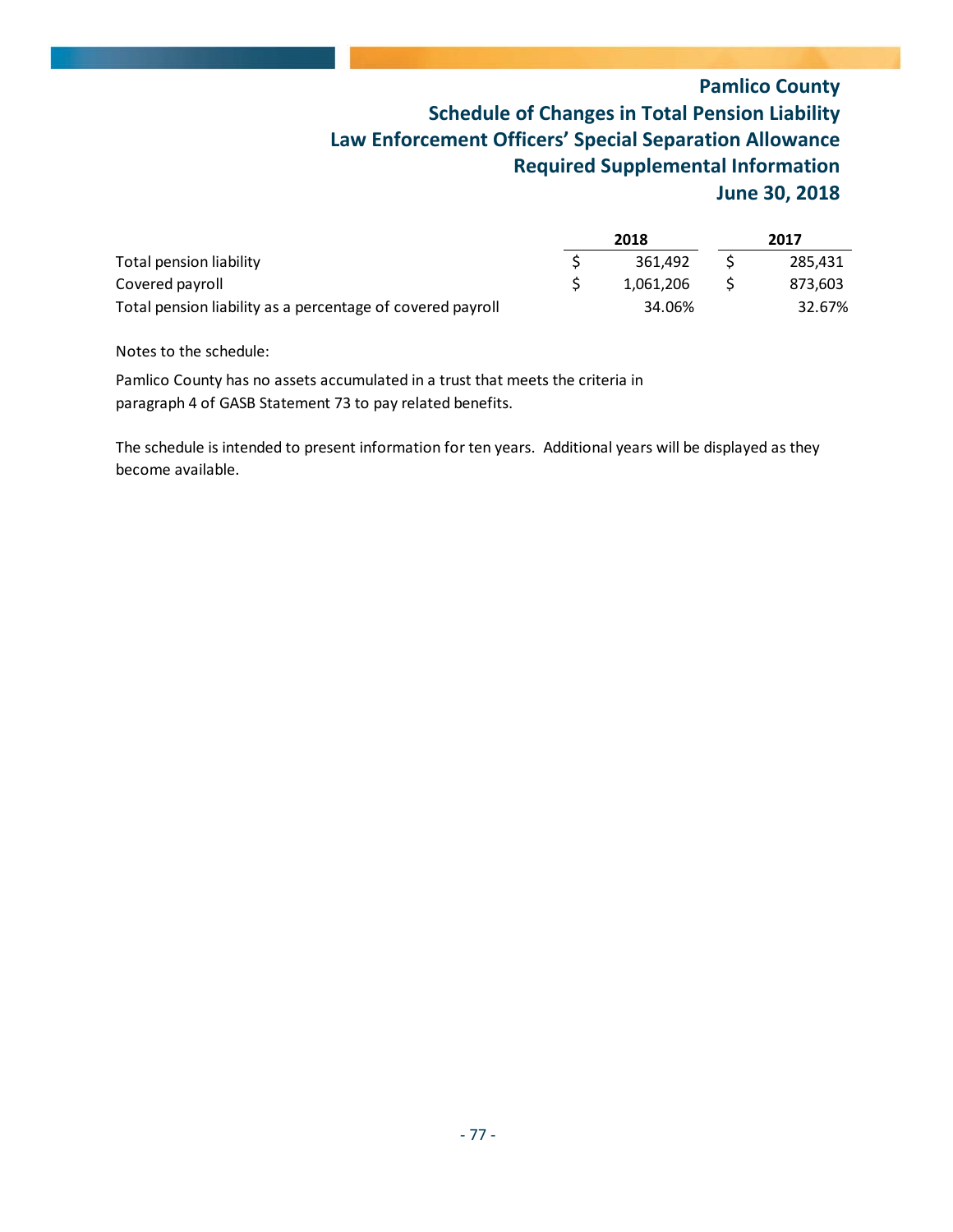# Pamlico County
## Schedule of Changes in Total Pension Liability
## Law Enforcement Officers' Special Separation Allowance
## Required Supplemental Information
## June 30, 2018

| | 2018 | 2017 |
|---|---|---|
| Total pension liability | $ 361,492 | $ 285,431 |
| Covered payroll | $ 1,061,206 | $ 873,603 |
| Total pension liability as a percentage of covered payroll | 34.06% | 32.67% |

Notes to the schedule:

Pamlico County has no assets accumulated in a trust that meets the criteria in paragraph 4 of GASB Statement 73 to pay related benefits.

The schedule is intended to present information for ten years. Additional years will be displayed as they become available.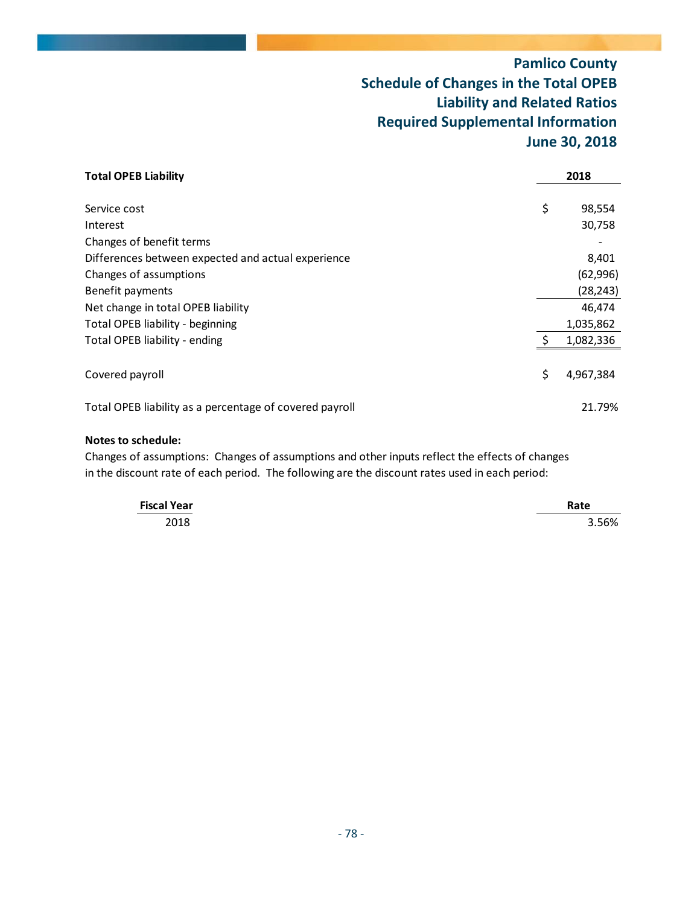# Pamlico County
## Schedule of Changes in the Total OPEB Liability and Related Ratios
## Required Supplemental Information
## June 30, 2018

| **Total OPEB Liability** | **2018** |
|---|---|
| Service cost | $ 98,554 |
| Interest | 30,758 |
| Changes of benefit terms | - |
| Differences between expected and actual experience | 8,401 |
| Changes of assumptions | (62,996) |
| Benefit payments | (28,243) |
| Net change in total OPEB liability | 46,474 |
| Total OPEB liability - beginning | 1,035,862 |
| Total OPEB liability - ending | $ 1,082,336 |
| | |
| Covered payroll | $ 4,967,384 |
| | |
| Total OPEB liability as a percentage of covered payroll | 21.79% |

**Notes to schedule:**

Changes of assumptions: Changes of assumptions and other inputs reflect the effects of changes in the discount rate of each period. The following are the discount rates used in each period:

| **Fiscal Year** | **Rate** |
|---|---|
| 2018 | 3.56% |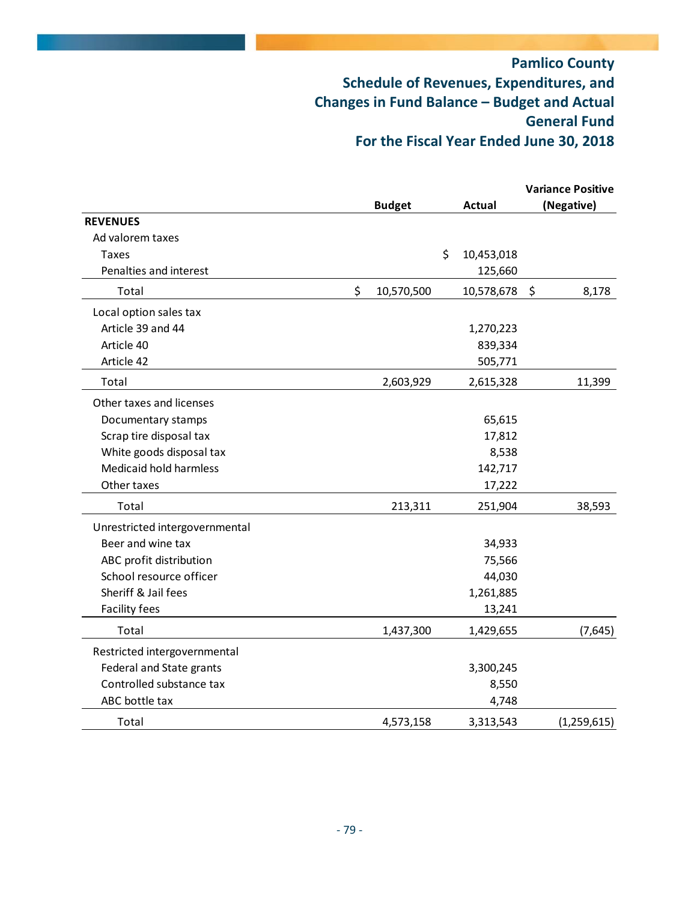# Pamlico County

## Schedule of Revenues, Expenditures, and Changes in Fund Balance – Budget and Actual

## General Fund

## For the Fiscal Year Ended June 30, 2018

| | Budget | Actual | Variance Positive (Negative) |
|---|---|---|---|
| **REVENUES** | | | |
| Ad valorem taxes | | | |
| Taxes | | $ 10,453,018 | |
| Penalties and interest | | 125,660 | |
| Total | $ 10,570,500 | 10,578,678 | $ 8,178 |
| Local option sales tax | | | |
| Article 39 and 44 | | 1,270,223 | |
| Article 40 | | 839,334 | |
| Article 42 | | 505,771 | |
| Total | 2,603,929 | 2,615,328 | 11,399 |
| Other taxes and licenses | | | |
| Documentary stamps | | 65,615 | |
| Scrap tire disposal tax | | 17,812 | |
| White goods disposal tax | | 8,538 | |
| Medicaid hold harmless | | 142,717 | |
| Other taxes | | 17,222 | |
| Total | 213,311 | 251,904 | 38,593 |
| Unrestricted intergovernmental | | | |
| Beer and wine tax | | 34,933 | |
| ABC profit distribution | | 75,566 | |
| School resource officer | | 44,030 | |
| Sheriff & Jail fees | | 1,261,885 | |
| Facility fees | | 13,241 | |
| Total | 1,437,300 | 1,429,655 | (7,645) |
| Restricted intergovernmental | | | |
| Federal and State grants | | 3,300,245 | |
| Controlled substance tax | | 8,550 | |
| ABC bottle tax | | 4,748 | |
| Total | 4,573,158 | 3,313,543 | (1,259,615) |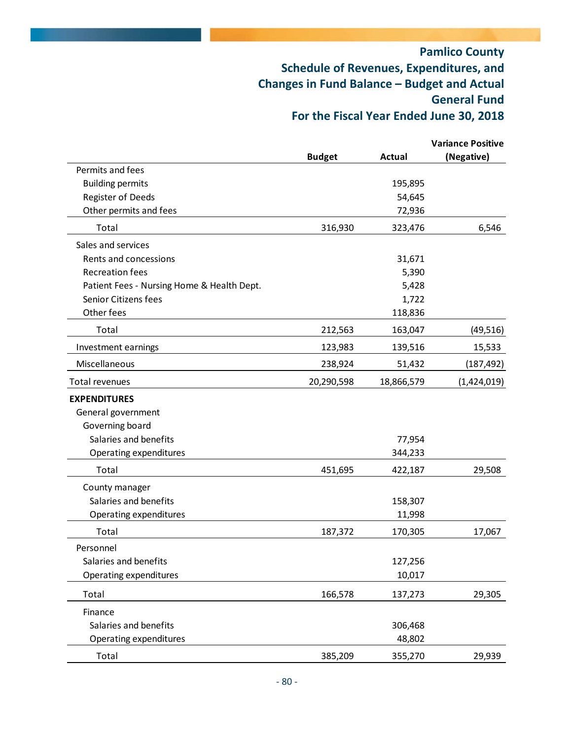# Pamlico County
## Schedule of Revenues, Expenditures, and Changes in Fund Balance – Budget and Actual
## General Fund
## For the Fiscal Year Ended June 30, 2018

| | Budget | Actual | Variance Positive (Negative) |
|---|---|---|---|
| Permits and fees | | | |
| Building permits | | 195,895 | |
| Register of Deeds | | 54,645 | |
| Other permits and fees | | 72,936 | |
| Total | 316,930 | 323,476 | 6,546 |
| Sales and services | | | |
| Rents and concessions | | 31,671 | |
| Recreation fees | | 5,390 | |
| Patient Fees - Nursing Home & Health Dept. | | 5,428 | |
| Senior Citizens fees | | 1,722 | |
| Other fees | | 118,836 | |
| Total | 212,563 | 163,047 | (49,516) |
| Investment earnings | 123,983 | 139,516 | 15,533 |
| Miscellaneous | 238,924 | 51,432 | (187,492) |
| Total revenues | 20,290,598 | 18,866,579 | (1,424,019) |
| **EXPENDITURES** | | | |
| General government | | | |
| Governing board | | | |
| Salaries and benefits | | 77,954 | |
| Operating expenditures | | 344,233 | |
| Total | 451,695 | 422,187 | 29,508 |
| County manager | | | |
| Salaries and benefits | | 158,307 | |
| Operating expenditures | | 11,998 | |
| Total | 187,372 | 170,305 | 17,067 |
| Personnel | | | |
| Salaries and benefits | | 127,256 | |
| Operating expenditures | | 10,017 | |
| Total | 166,578 | 137,273 | 29,305 |
| Finance | | | |
| Salaries and benefits | | 306,468 | |
| Operating expenditures | | 48,802 | |
| Total | 385,209 | 355,270 | 29,939 |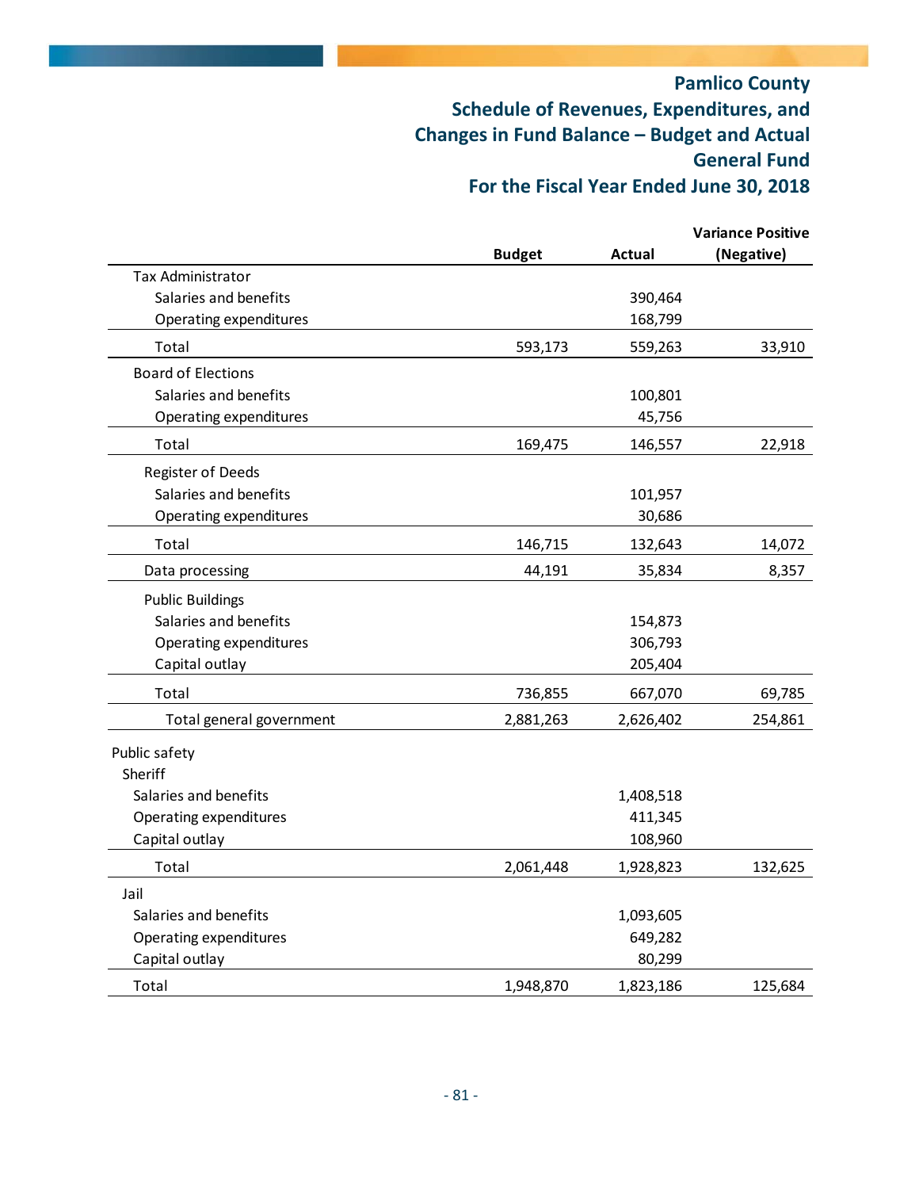# Pamlico County

## Schedule of Revenues, Expenditures, and Changes in Fund Balance – Budget and Actual

## General Fund

## For the Fiscal Year Ended June 30, 2018

| | Budget | Actual | Variance Positive (Negative) |
|---|---|---|---|
| Tax Administrator | | | |
| Salaries and benefits | | 390,464 | |
| Operating expenditures | | 168,799 | |
| Total | 593,173 | 559,263 | 33,910 |
| Board of Elections | | | |
| Salaries and benefits | | 100,801 | |
| Operating expenditures | | 45,756 | |
| Total | 169,475 | 146,557 | 22,918 |
| Register of Deeds | | | |
| Salaries and benefits | | 101,957 | |
| Operating expenditures | | 30,686 | |
| Total | 146,715 | 132,643 | 14,072 |
| Data processing | 44,191 | 35,834 | 8,357 |
| Public Buildings | | | |
| Salaries and benefits | | 154,873 | |
| Operating expenditures | | 306,793 | |
| Capital outlay | | 205,404 | |
| Total | 736,855 | 667,070 | 69,785 |
| Total general government | 2,881,263 | 2,626,402 | 254,861 |
| Public safety | | | |
| Sheriff | | | |
| Salaries and benefits | | 1,408,518 | |
| Operating expenditures | | 411,345 | |
| Capital outlay | | 108,960 | |
| Total | 2,061,448 | 1,928,823 | 132,625 |
| Jail | | | |
| Salaries and benefits | | 1,093,605 | |
| Operating expenditures | | 649,282 | |
| Capital outlay | | 80,299 | |
| Total | 1,948,870 | 1,823,186 | 125,684 |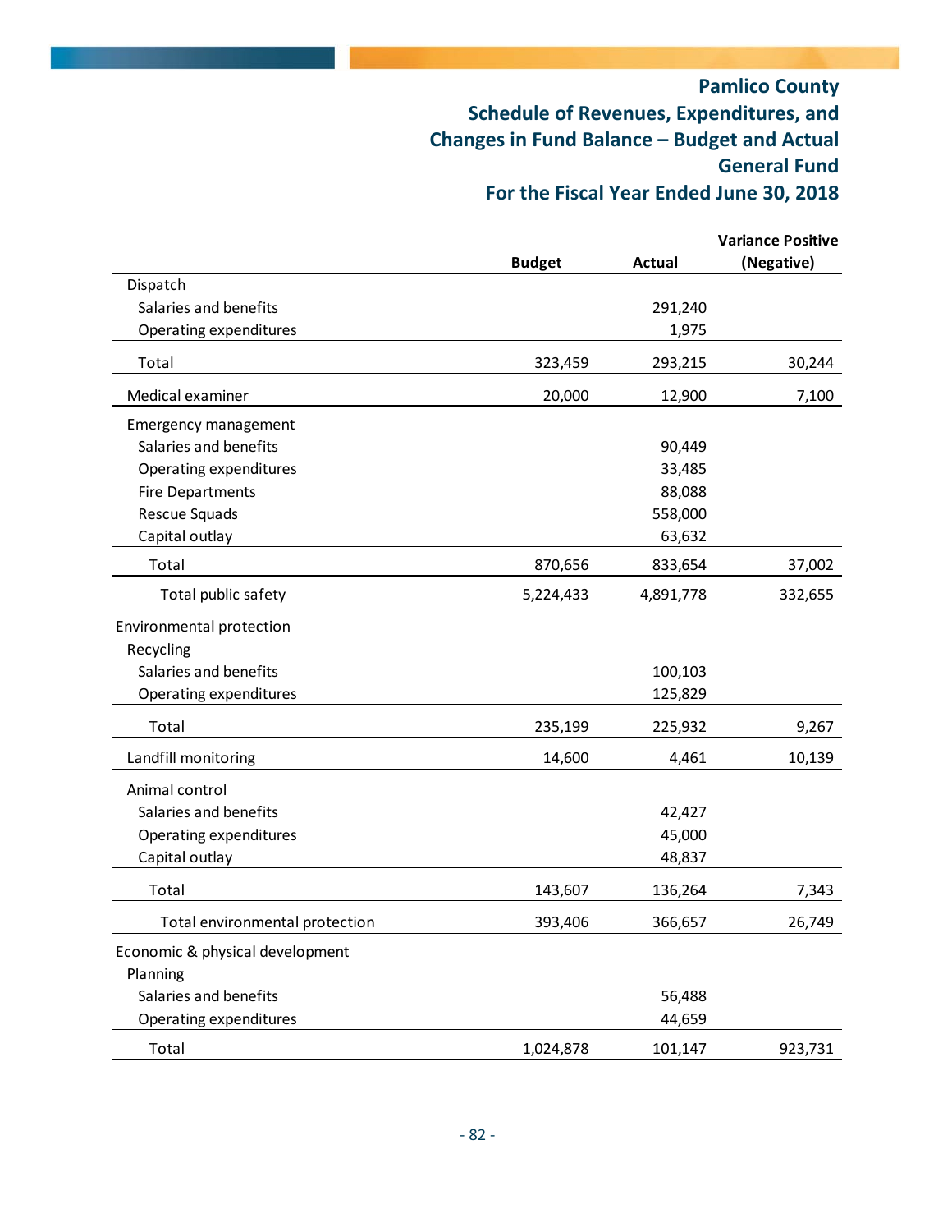# Pamlico County
## Schedule of Revenues, Expenditures, and Changes in Fund Balance – Budget and Actual
## General Fund
## For the Fiscal Year Ended June 30, 2018

| | Budget | Actual | Variance Positive (Negative) |
|---|---|---|---|
| Dispatch | | | |
| Salaries and benefits | | 291,240 | |
| Operating expenditures | | 1,975 | |
| Total | 323,459 | 293,215 | 30,244 |
| Medical examiner | 20,000 | 12,900 | 7,100 |
| Emergency management | | | |
| Salaries and benefits | | 90,449 | |
| Operating expenditures | | 33,485 | |
| Fire Departments | | 88,088 | |
| Rescue Squads | | 558,000 | |
| Capital outlay | | 63,632 | |
| Total | 870,656 | 833,654 | 37,002 |
| Total public safety | 5,224,433 | 4,891,778 | 332,655 |
| Environmental protection | | | |
| Recycling | | | |
| Salaries and benefits | | 100,103 | |
| Operating expenditures | | 125,829 | |
| Total | 235,199 | 225,932 | 9,267 |
| Landfill monitoring | 14,600 | 4,461 | 10,139 |
| Animal control | | | |
| Salaries and benefits | | 42,427 | |
| Operating expenditures | | 45,000 | |
| Capital outlay | | 48,837 | |
| Total | 143,607 | 136,264 | 7,343 |
| Total environmental protection | 393,406 | 366,657 | 26,749 |
| Economic & physical development | | | |
| Planning | | | |
| Salaries and benefits | | 56,488 | |
| Operating expenditures | | 44,659 | |
| Total | 1,024,878 | 101,147 | 923,731 |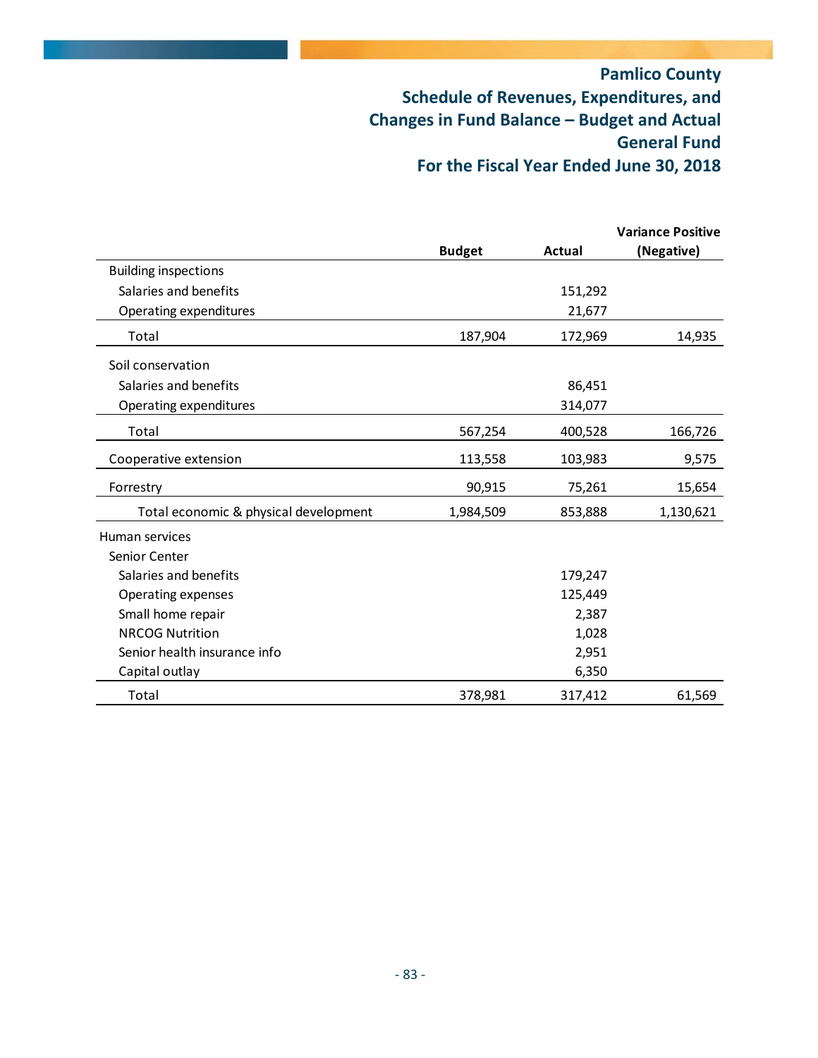# Pamlico County
## Schedule of Revenues, Expenditures, and Changes in Fund Balance – Budget and Actual
## General Fund
## For the Fiscal Year Ended June 30, 2018

| | Budget | Actual | Variance Positive (Negative) |
|---|---|---|---|
| Building inspections | | | |
| Salaries and benefits | | 151,292 | |
| Operating expenditures | | 21,677 | |
| Total | 187,904 | 172,969 | 14,935 |
| Soil conservation | | | |
| Salaries and benefits | | 86,451 | |
| Operating expenditures | | 314,077 | |
| Total | 567,254 | 400,528 | 166,726 |
| Cooperative extension | 113,558 | 103,983 | 9,575 |
| Forrestry | 90,915 | 75,261 | 15,654 |
| Total economic & physical development | 1,984,509 | 853,888 | 1,130,621 |
| Human services | | | |
| Senior Center | | | |
| Salaries and benefits | | 179,247 | |
| Operating expenses | | 125,449 | |
| Small home repair | | 2,387 | |
| NRCOG Nutrition | | 1,028 | |
| Senior health insurance info | | 2,951 | |
| Capital outlay | | 6,350 | |
| Total | 378,981 | 317,412 | 61,569 |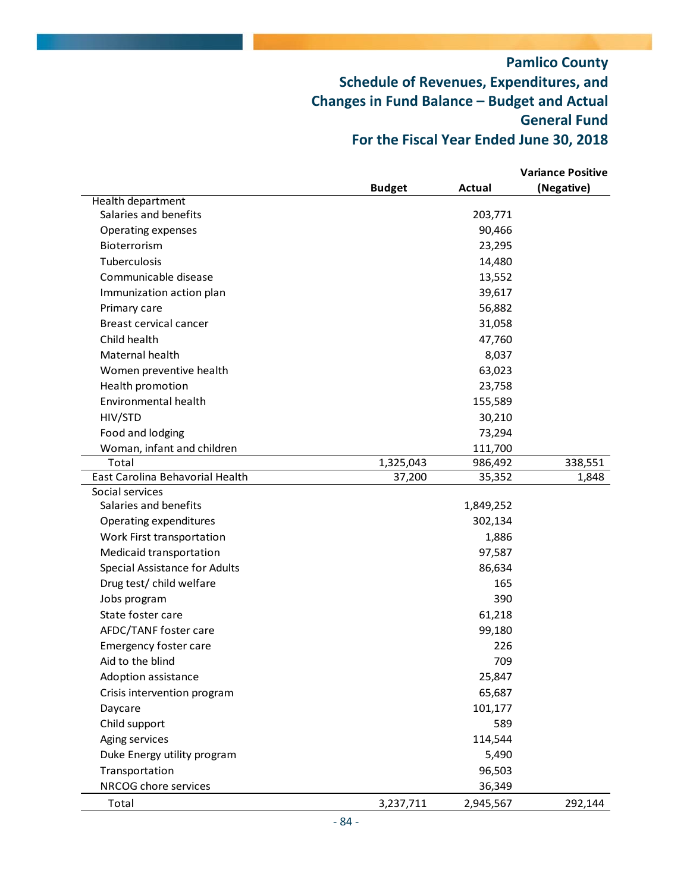# Pamlico County

## Schedule of Revenues, Expenditures, and Changes in Fund Balance – Budget and Actual

## General Fund

## For the Fiscal Year Ended June 30, 2018

| | Budget | Actual | Variance Positive (Negative) |
|---|---|---|---|
| Health department | | | |
| Salaries and benefits | | 203,771 | |
| Operating expenses | | 90,466 | |
| Bioterrorism | | 23,295 | |
| Tuberculosis | | 14,480 | |
| Communicable disease | | 13,552 | |
| Immunization action plan | | 39,617 | |
| Primary care | | 56,882 | |
| Breast cervical cancer | | 31,058 | |
| Child health | | 47,760 | |
| Maternal health | | 8,037 | |
| Women preventive health | | 63,023 | |
| Health promotion | | 23,758 | |
| Environmental health | | 155,589 | |
| HIV/STD | | 30,210 | |
| Food and lodging | | 73,294 | |
| Woman, infant and children | | 111,700 | |
| Total | 1,325,043 | 986,492 | 338,551 |
| East Carolina Behavorial Health | 37,200 | 35,352 | 1,848 |
| Social services | | | |
| Salaries and benefits | | 1,849,252 | |
| Operating expenditures | | 302,134 | |
| Work First transportation | | 1,886 | |
| Medicaid transportation | | 97,587 | |
| Special Assistance for Adults | | 86,634 | |
| Drug test/ child welfare | | 165 | |
| Jobs program | | 390 | |
| State foster care | | 61,218 | |
| AFDC/TANF foster care | | 99,180 | |
| Emergency foster care | | 226 | |
| Aid to the blind | | 709 | |
| Adoption assistance | | 25,847 | |
| Crisis intervention program | | 65,687 | |
| Daycare | | 101,177 | |
| Child support | | 589 | |
| Aging services | | 114,544 | |
| Duke Energy utility program | | 5,490 | |
| Transportation | | 96,503 | |
| NRCOG chore services | | 36,349 | |
| Total | 3,237,711 | 2,945,567 | 292,144 |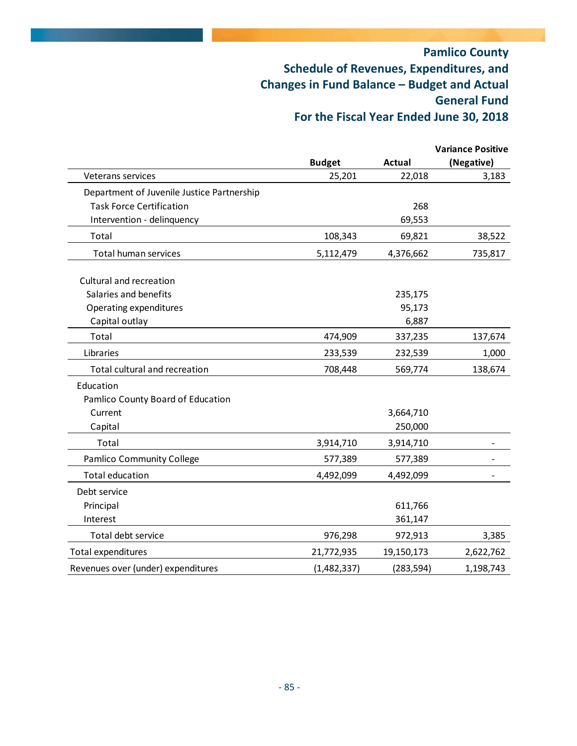# Pamlico County

## Schedule of Revenues, Expenditures, and Changes in Fund Balance – Budget and Actual

## General Fund

## For the Fiscal Year Ended June 30, 2018

| | Budget | Actual | Variance Positive (Negative) |
|---|---|---|---|
| Veterans services | 25,201 | 22,018 | 3,183 |
| Department of Juvenile Justice Partnership | | | |
| Task Force Certification | | 268 | |
| Intervention - delinquency | | 69,553 | |
| Total | 108,343 | 69,821 | 38,522 |
| Total human services | 5,112,479 | 4,376,662 | 735,817 |
| | | | |
| Cultural and recreation | | | |
| Salaries and benefits | | 235,175 | |
| Operating expenditures | | 95,173 | |
| Capital outlay | | 6,887 | |
| Total | 474,909 | 337,235 | 137,674 |
| Libraries | 233,539 | 232,539 | 1,000 |
| Total cultural and recreation | 708,448 | 569,774 | 138,674 |
| Education | | | |
| Pamlico County Board of Education | | | |
| Current | | 3,664,710 | |
| Capital | | 250,000 | |
| Total | 3,914,710 | 3,914,710 | - |
| Pamlico Community College | 577,389 | 577,389 | - |
| Total education | 4,492,099 | 4,492,099 | - |
| Debt service | | | |
| Principal | | 611,766 | |
| Interest | | 361,147 | |
| Total debt service | 976,298 | 972,913 | 3,385 |
| Total expenditures | 21,772,935 | 19,150,173 | 2,622,762 |
| Revenues over (under) expenditures | (1,482,337) | (283,594) | 1,198,743 |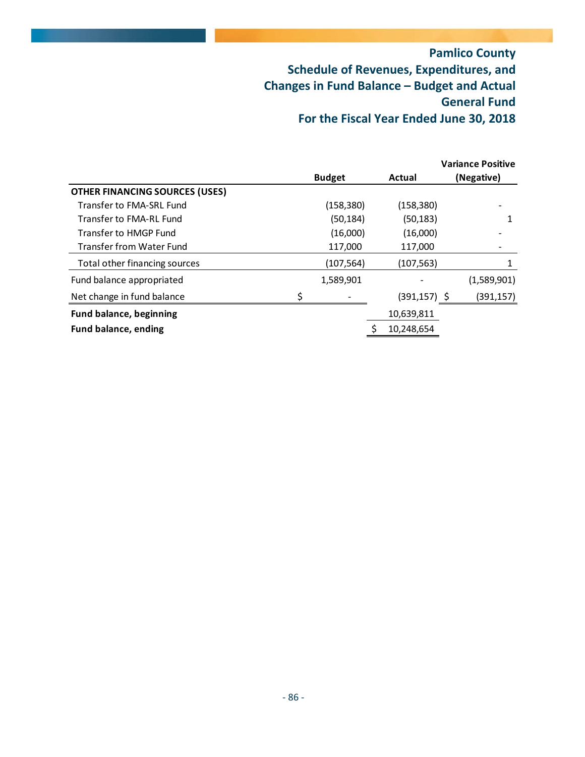# Pamlico County
## Schedule of Revenues, Expenditures, and Changes in Fund Balance – Budget and Actual
## General Fund
## For the Fiscal Year Ended June 30, 2018

| | Budget | Actual | Variance Positive (Negative) |
|---|---|---|---|
| **OTHER FINANCING SOURCES (USES)** | | | |
| Transfer to FMA-SRL Fund | (158,380) | (158,380) | - |
| Transfer to FMA-RL Fund | (50,184) | (50,183) | 1 |
| Transfer to HMGP Fund | (16,000) | (16,000) | - |
| Transfer from Water Fund | 117,000 | 117,000 | - |
| Total other financing sources | (107,564) | (107,563) | 1 |
| Fund balance appropriated | 1,589,901 | - | (1,589,901) |
| Net change in fund balance | $ - | (391,157) | $ (391,157) |
| **Fund balance, beginning** | | 10,639,811 | |
| **Fund balance, ending** | | $ 10,248,654 | |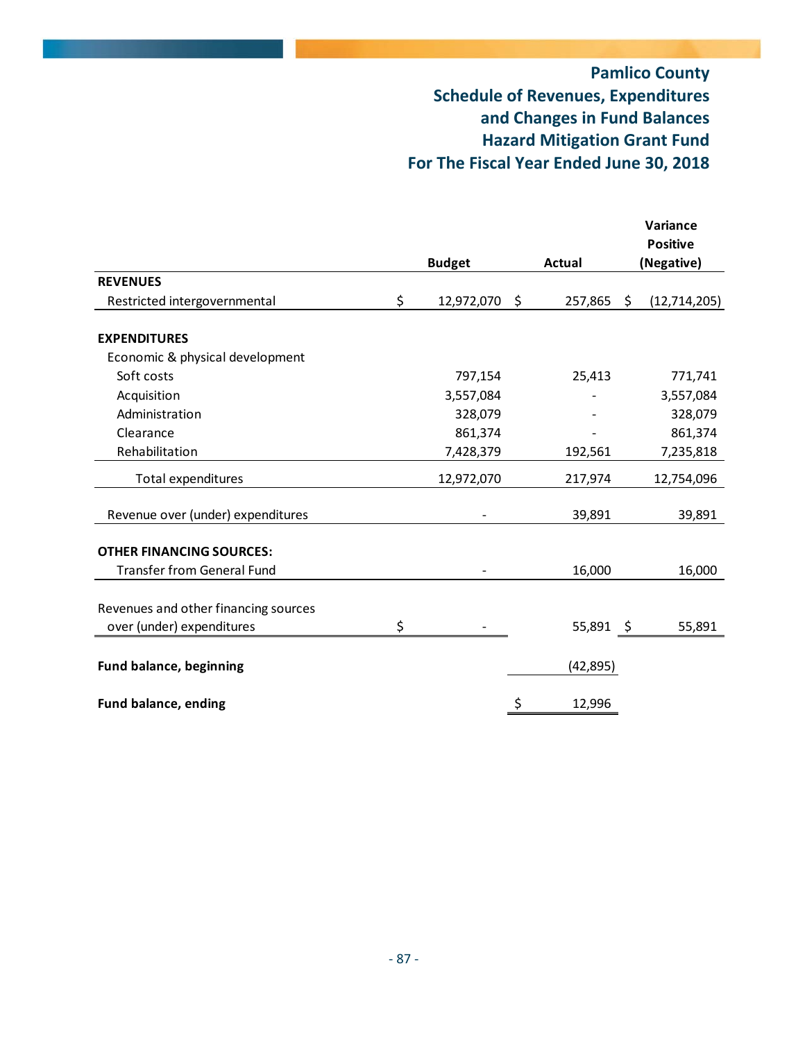# Pamlico County
## Schedule of Revenues, Expenditures and Changes in Fund Balances
## Hazard Mitigation Grant Fund
## For The Fiscal Year Ended June 30, 2018

| | Budget | Actual | Variance Positive (Negative) |
|---|---|---|---|
| **REVENUES** | | | |
| Restricted intergovernmental | $ 12,972,070 | $ 257,865 | $ (12,714,205) |
| | | | |
| **EXPENDITURES** | | | |
| Economic & physical development | | | |
| Soft costs | 797,154 | 25,413 | 771,741 |
| Acquisition | 3,557,084 | - | 3,557,084 |
| Administration | 328,079 | - | 328,079 |
| Clearance | 861,374 | - | 861,374 |
| Rehabilitation | 7,428,379 | 192,561 | 7,235,818 |
| Total expenditures | 12,972,070 | 217,974 | 12,754,096 |
| | | | |
| Revenue over (under) expenditures | - | 39,891 | 39,891 |
| | | | |
| **OTHER FINANCING SOURCES:** | | | |
| Transfer from General Fund | - | 16,000 | 16,000 |
| | | | |
| Revenues and other financing sources over (under) expenditures | $ - | 55,891 | $ 55,891 |
| | | | |
| **Fund balance, beginning** | | (42,895) | |
| | | | |
| **Fund balance, ending** | | $ 12,996 | |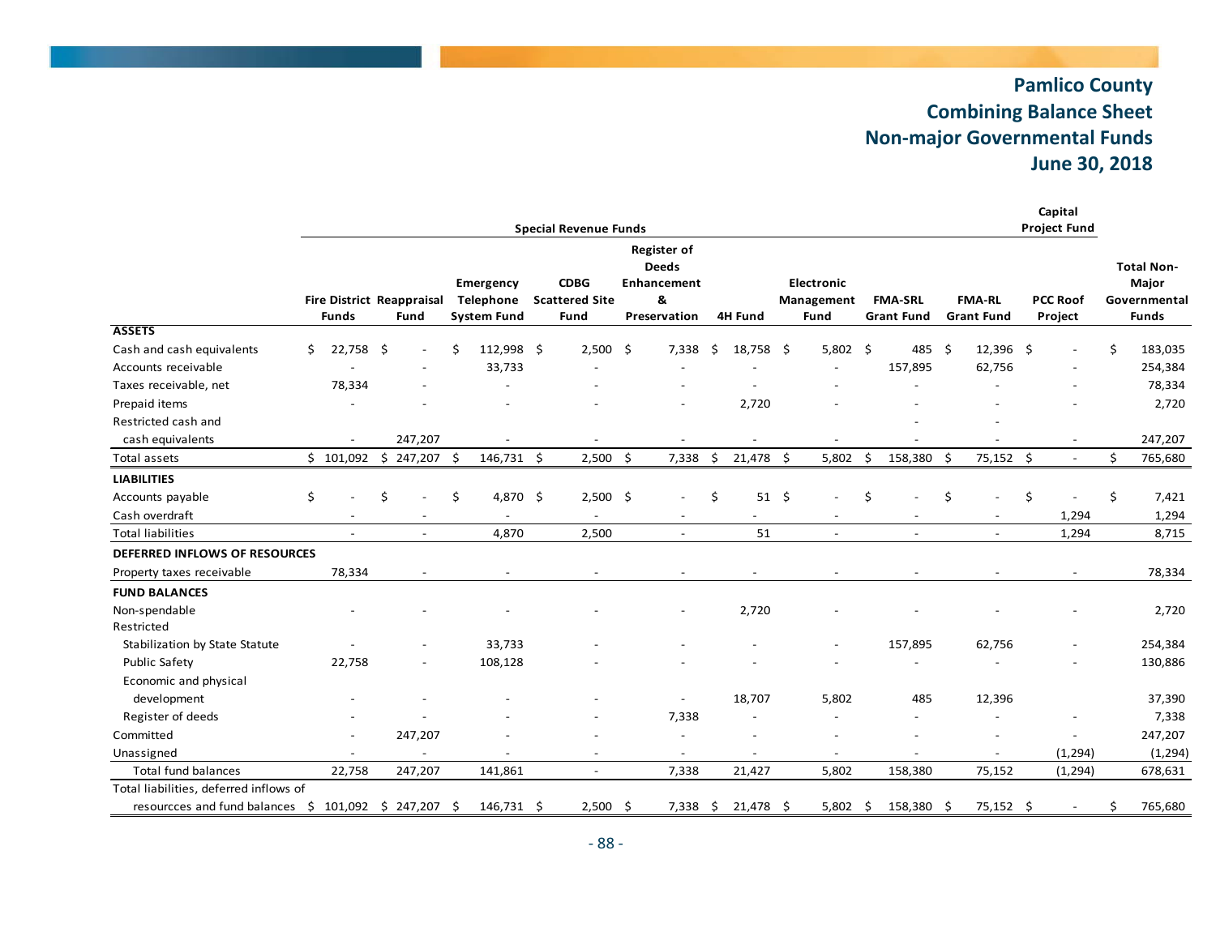# Pamlico County
## Combining Balance Sheet
## Non-major Governmental Funds
## June 30, 2018

| | Special Revenue Funds | | | | | | | | | Capital Project Fund | |
|---|---|---|---|---|---|---|---|---|---|---|---|
| | Fire District Funds | Reappraisal Fund | Emergency Telephone System Fund | CDBG Scattered Site Fund | Register of Deeds Enhancement & Preservation | 4H Fund | Electronic Management Fund | FMA-SRL Grant Fund | FMA-RL Grant Fund | PCC Roof Project | Total Non-Major Governmental Funds |
| **ASSETS** | | | | | | | | | | | |
| Cash and cash equivalents | $ 22,758 | $ - | $ 112,998 | $ 2,500 | $ 7,338 | $ 18,758 | $ 5,802 | $ 485 | $ 12,396 | $ - | $ 183,035 |
| Accounts receivable | - | - | 33,733 | - | - | - | - | 157,895 | 62,756 | - | 254,384 |
| Taxes receivable, net | 78,334 | - | - | - | - | - | - | - | - | - | 78,334 |
| Prepaid items | - | - | - | - | - | 2,720 | - | - | - | - | 2,720 |
| Restricted cash and cash equivalents | - | 247,207 | - | - | - | - | - | - | - | - | 247,207 |
| Total assets | $ 101,092 | $ 247,207 | $ 146,731 | $ 2,500 | $ 7,338 | $ 21,478 | $ 5,802 | $ 158,380 | $ 75,152 | $ - | $ 765,680 |
| **LIABILITIES** | | | | | | | | | | | |
| Accounts payable | $ - | $ - | $ 4,870 | $ 2,500 | $ - | $ 51 | $ - | $ - | $ - | $ - | $ 7,421 |
| Cash overdraft | - | - | - | - | - | - | - | - | - | 1,294 | 1,294 |
| Total liabilities | - | - | 4,870 | 2,500 | - | 51 | - | - | - | 1,294 | 8,715 |
| **DEFERRED INFLOWS OF RESOURCES** | | | | | | | | | | | |
| Property taxes receivable | 78,334 | - | - | - | - | - | - | - | - | - | 78,334 |
| **FUND BALANCES** | | | | | | | | | | | |
| Non-spendable | - | - | - | - | - | 2,720 | - | - | - | - | 2,720 |
| Restricted | | | | | | | | | | | |
| Stabilization by State Statute | - | - | 33,733 | - | - | - | - | 157,895 | 62,756 | - | 254,384 |
| Public Safety | 22,758 | - | 108,128 | - | - | - | - | - | - | - | 130,886 |
| Economic and physical development | - | - | - | - | - | 18,707 | 5,802 | 485 | 12,396 | | 37,390 |
| Register of deeds | - | - | - | - | 7,338 | - | - | - | - | - | 7,338 |
| Committed | - | 247,207 | - | - | - | - | - | - | - | - | 247,207 |
| Unassigned | - | - | - | - | - | - | - | - | - | (1,294) | (1,294) |
| Total fund balances | 22,758 | 247,207 | 141,861 | - | 7,338 | 21,427 | 5,802 | 158,380 | 75,152 | (1,294) | 678,631 |
| Total liabilities, deferred inflows of resourcces and fund balances | $ 101,092 | $ 247,207 | $ 146,731 | $ 2,500 | $ 7,338 | $ 21,478 | $ 5,802 | $ 158,380 | $ 75,152 | $ - | $ 765,680 |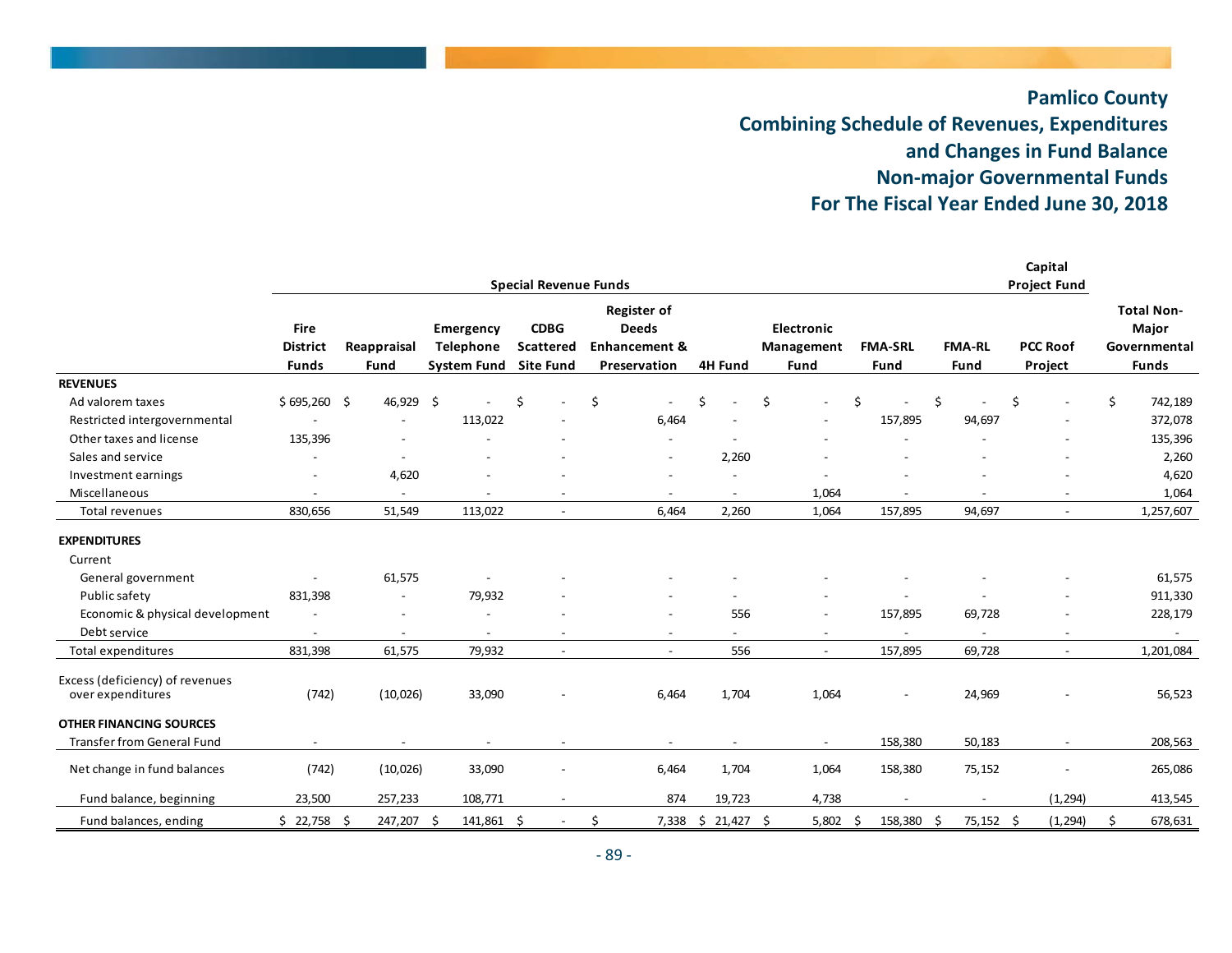# Pamlico County
## Combining Schedule of Revenues, Expenditures and Changes in Fund Balance
## Non-major Governmental Funds
## For The Fiscal Year Ended June 30, 2018

| | Special Revenue Funds | | | | | | | | | Capital Project Fund | |
|---|---|---|---|---|---|---|---|---|---|---|---|
| | Fire District Funds | Reappraisal Fund | Emergency Telephone System Fund | CDBG Scattered Site Fund | Register of Deeds Enhancement & Preservation | 4H Fund | Electronic Management Fund | FMA-SRL Fund | FMA-RL Fund | PCC Roof Project | Total Non-Major Governmental Funds |
| **REVENUES** | | | | | | | | | | | |
| Ad valorem taxes | $ 695,260 | $ 46,929 | $ - | $ - | $ - | $ - | $ - | $ - | $ - | $ - | $ 742,189 |
| Restricted intergovernmental | - | - | 113,022 | - | 6,464 | - | - | 157,895 | 94,697 | - | 372,078 |
| Other taxes and license | 135,396 | - | - | - | - | - | - | - | - | - | 135,396 |
| Sales and service | - | - | - | - | - | 2,260 | - | - | - | - | 2,260 |
| Investment earnings | - | 4,620 | - | - | - | - | - | - | - | - | 4,620 |
| Miscellaneous | - | - | - | - | - | - | 1,064 | - | - | - | 1,064 |
| Total revenues | 830,656 | 51,549 | 113,022 | - | 6,464 | 2,260 | 1,064 | 157,895 | 94,697 | - | 1,257,607 |
| **EXPENDITURES** | | | | | | | | | | | |
| Current | | | | | | | | | | | |
| General government | - | 61,575 | - | - | - | - | - | - | - | - | 61,575 |
| Public safety | 831,398 | - | 79,932 | - | - | - | - | - | - | - | 911,330 |
| Economic & physical development | - | - | - | - | - | 556 | - | 157,895 | 69,728 | - | 228,179 |
| Debt service | - | - | - | - | - | - | - | - | - | - | - |
| Total expenditures | 831,398 | 61,575 | 79,932 | - | - | 556 | - | 157,895 | 69,728 | - | 1,201,084 |
| Excess (deficiency) of revenues over expenditures | (742) | (10,026) | 33,090 | - | 6,464 | 1,704 | 1,064 | - | 24,969 | - | 56,523 |
| **OTHER FINANCING SOURCES** | | | | | | | | | | | |
| Transfer from General Fund | - | - | - | - | - | - | - | 158,380 | 50,183 | - | 208,563 |
| Net change in fund balances | (742) | (10,026) | 33,090 | - | 6,464 | 1,704 | 1,064 | 158,380 | 75,152 | - | 265,086 |
| Fund balance, beginning | 23,500 | 257,233 | 108,771 | - | 874 | 19,723 | 4,738 | - | - | (1,294) | 413,545 |
| Fund balances, ending | $ 22,758 | $ 247,207 | $ 141,861 | $ - | $ 7,338 | $ 21,427 | $ 5,802 | $ 158,380 | $ 75,152 | $ (1,294) | $ 678,631 |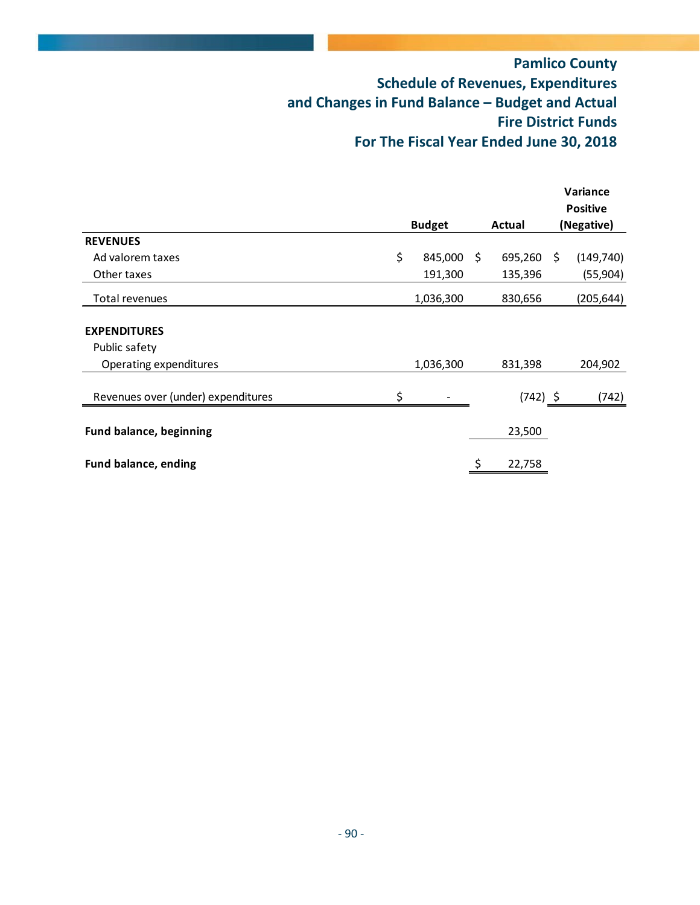# Pamlico County

## Schedule of Revenues, Expenditures and Changes in Fund Balance – Budget and Actual

## Fire District Funds

## For The Fiscal Year Ended June 30, 2018

| | Budget | Actual | Variance Positive (Negative) |
|---|---|---|---|
| **REVENUES** | | | |
| Ad valorem taxes | $ 845,000 | $ 695,260 | $ (149,740) |
| Other taxes | 191,300 | 135,396 | (55,904) |
| Total revenues | 1,036,300 | 830,656 | (205,644) |
| | | | |
| **EXPENDITURES** | | | |
| Public safety | | | |
| Operating expenditures | 1,036,300 | 831,398 | 204,902 |
| | | | |
| Revenues over (under) expenditures | $ - | (742) | $ (742) |
| | | | |
| **Fund balance, beginning** | | 23,500 | |
| | | | |
| **Fund balance, ending** | | $ 22,758 | |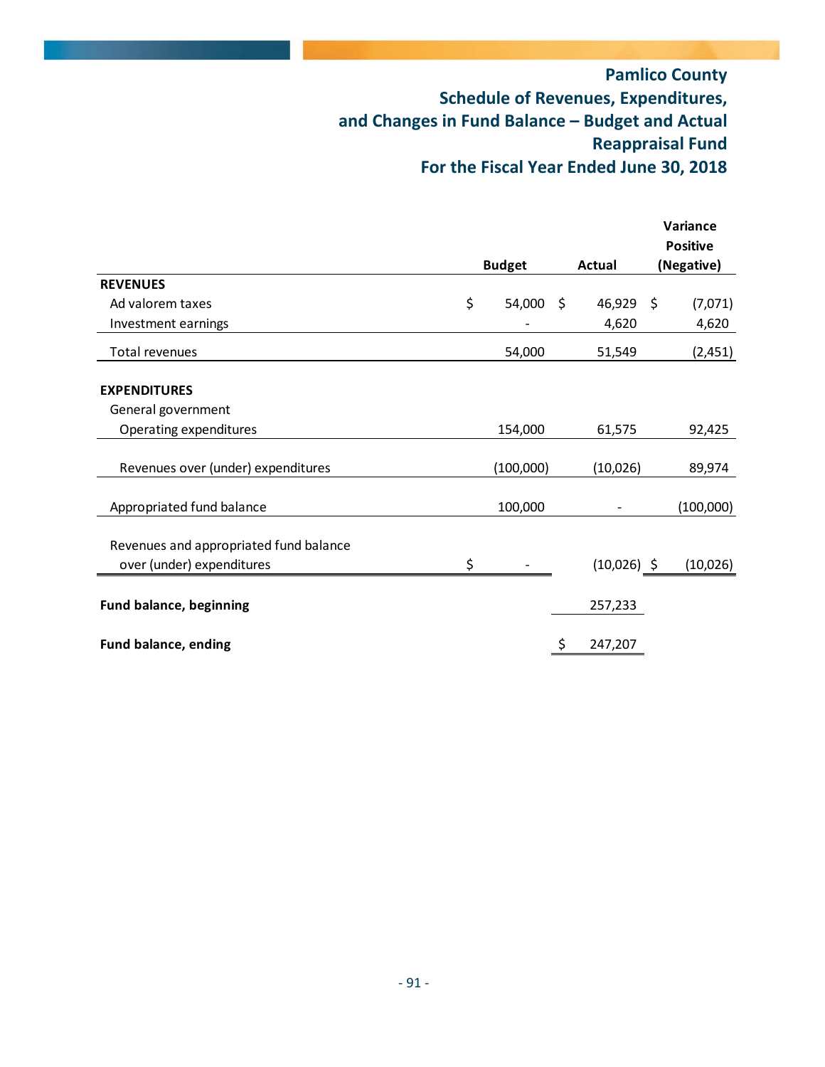# Pamlico County
## Schedule of Revenues, Expenditures, and Changes in Fund Balance – Budget and Actual
## Reappraisal Fund
## For the Fiscal Year Ended June 30, 2018

| | Budget | Actual | Variance Positive (Negative) |
|---|---|---|---|
| **REVENUES** | | | |
| Ad valorem taxes | $ 54,000 | $ 46,929 | $ (7,071) |
| Investment earnings | - | 4,620 | 4,620 |
| Total revenues | 54,000 | 51,549 | (2,451) |
| | | | |
| **EXPENDITURES** | | | |
| General government | | | |
| Operating expenditures | 154,000 | 61,575 | 92,425 |
| | | | |
| Revenues over (under) expenditures | (100,000) | (10,026) | 89,974 |
| | | | |
| Appropriated fund balance | 100,000 | - | (100,000) |
| | | | |
| Revenues and appropriated fund balance over (under) expenditures | $ - | (10,026) | $ (10,026) |
| | | | |
| **Fund balance, beginning** | | 257,233 | |
| | | | |
| **Fund balance, ending** | | $ 247,207 | |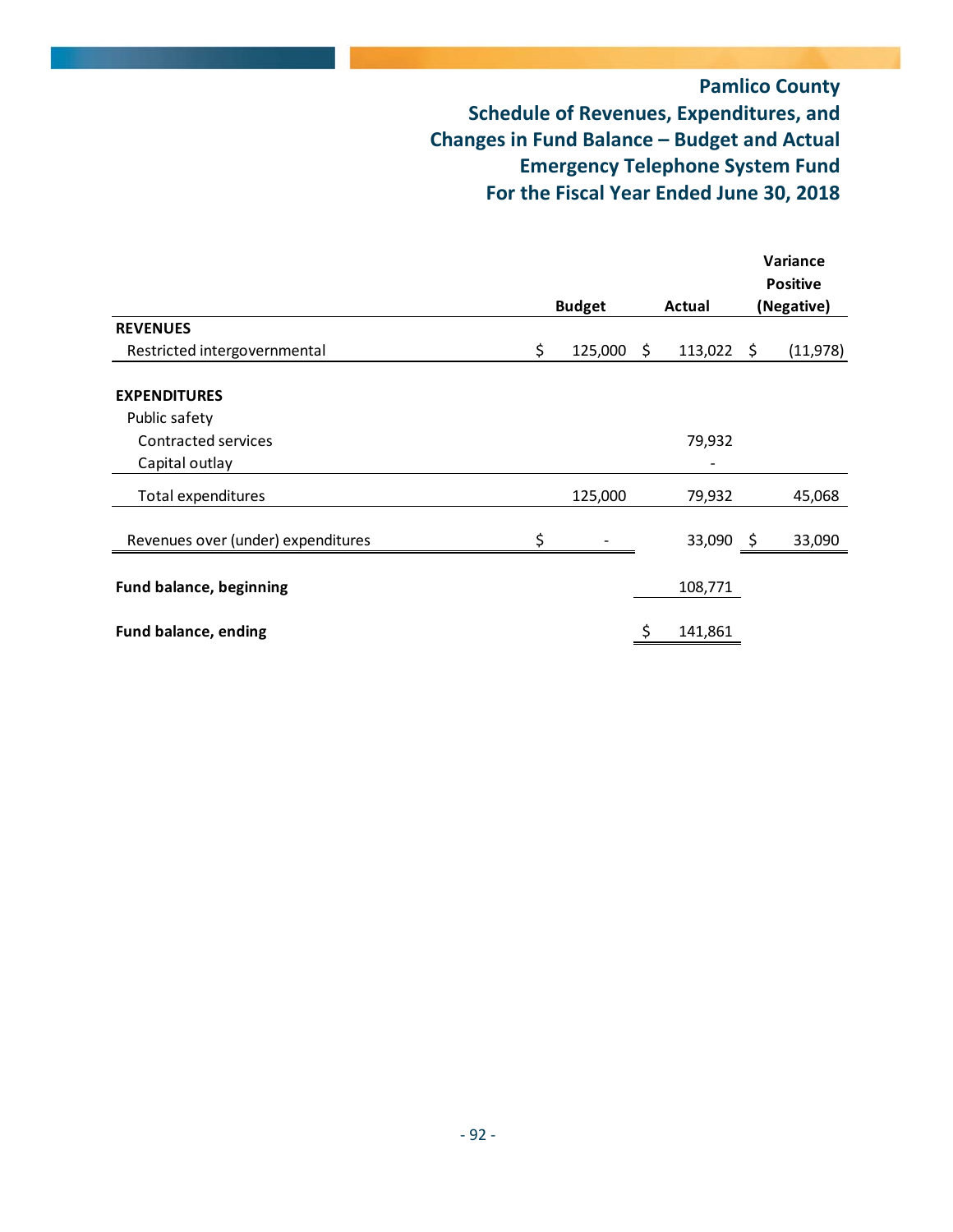# Pamlico County

## Schedule of Revenues, Expenditures, and Changes in Fund Balance – Budget and Actual

## Emergency Telephone System Fund

## For the Fiscal Year Ended June 30, 2018

| | Budget | Actual | Variance Positive (Negative) |
|---|---|---|---|
| **REVENUES** | | | |
| Restricted intergovernmental | $ 125,000 | $ 113,022 | $ (11,978) |
| | | | |
| **EXPENDITURES** | | | |
| Public safety | | | |
| Contracted services | | 79,932 | |
| Capital outlay | | - | |
| Total expenditures | 125,000 | 79,932 | 45,068 |
| | | | |
| Revenues over (under) expenditures | $ - | 33,090 | $ 33,090 |
| | | | |
| **Fund balance, beginning** | | 108,771 | |
| | | | |
| **Fund balance, ending** | | $ 141,861 | |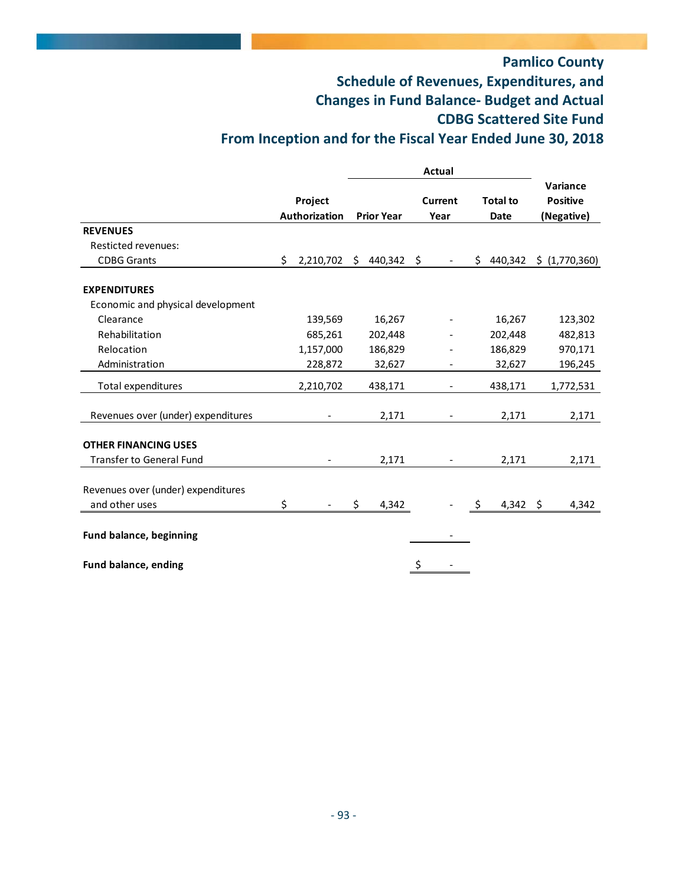# Pamlico County

## Schedule of Revenues, Expenditures, and Changes in Fund Balance- Budget and Actual

## CDBG Scattered Site Fund

## From Inception and for the Fiscal Year Ended June 30, 2018

| | Project Authorization | Actual Prior Year | Actual Current Year | Actual Total to Date | Variance Positive (Negative) |
|---|---|---|---|---|---|
| **REVENUES** | | | | | |
| Resticted revenues: | | | | | |
| CDBG Grants | $ 2,210,702 | $ 440,342 | $ - | $ 440,342 | $ (1,770,360) |
| | | | | | |
| **EXPENDITURES** | | | | | |
| Economic and physical development | | | | | |
| Clearance | 139,569 | 16,267 | - | 16,267 | 123,302 |
| Rehabilitation | 685,261 | 202,448 | - | 202,448 | 482,813 |
| Relocation | 1,157,000 | 186,829 | - | 186,829 | 970,171 |
| Administration | 228,872 | 32,627 | - | 32,627 | 196,245 |
| Total expenditures | 2,210,702 | 438,171 | - | 438,171 | 1,772,531 |
| | | | | | |
| Revenues over (under) expenditures | - | 2,171 | - | 2,171 | 2,171 |
| | | | | | |
| **OTHER FINANCING USES** | | | | | |
| Transfer to General Fund | - | 2,171 | - | 2,171 | 2,171 |
| | | | | | |
| Revenues over (under) expenditures and other uses | $ - | $ 4,342 | - | $ 4,342 | $ 4,342 |
| | | | | | |
| **Fund balance, beginning** | | | - | | |
| | | | | | |
| **Fund balance, ending** | | | $ - | | |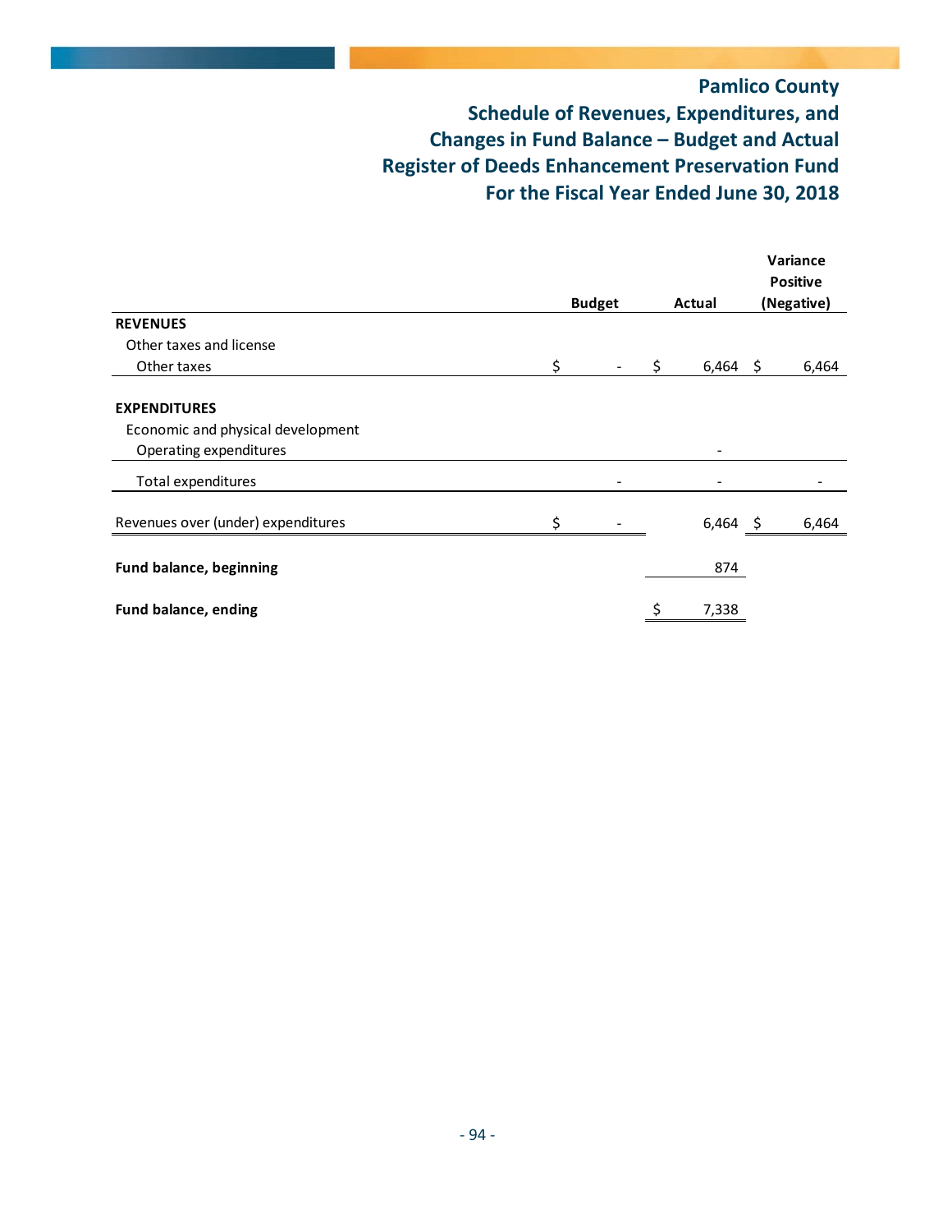# Pamlico County

## Schedule of Revenues, Expenditures, and Changes in Fund Balance – Budget and Actual

## Register of Deeds Enhancement Preservation Fund

## For the Fiscal Year Ended June 30, 2018

| | Budget | Actual | Variance Positive (Negative) |
|---|---|---|---|
| **REVENUES** | | | |
| Other taxes and license | | | |
| Other taxes | $ - | $ 6,464 | $ 6,464 |
| **EXPENDITURES** | | | |
| Economic and physical development | | | |
| Operating expenditures | | - | |
| Total expenditures | - | - | - |
| Revenues over (under) expenditures | $ - | 6,464 | $ 6,464 |
| **Fund balance, beginning** | | 874 | |
| **Fund balance, ending** | | $ 7,338 | |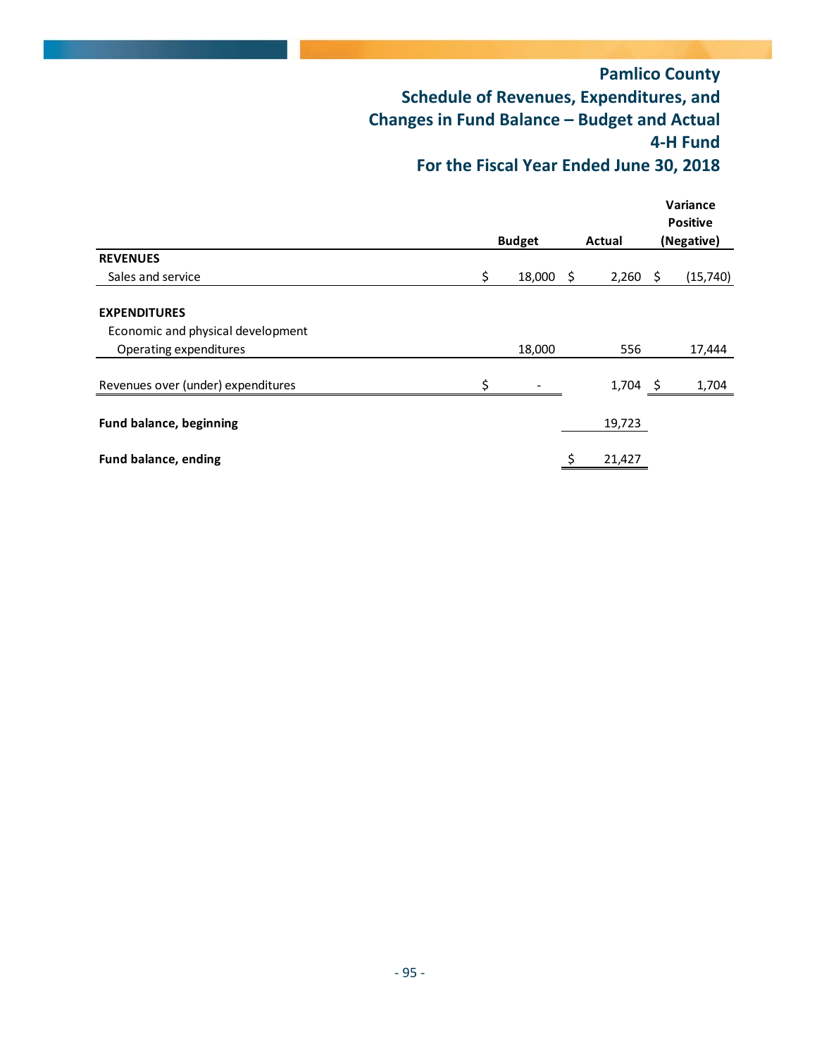# Pamlico County
## Schedule of Revenues, Expenditures, and Changes in Fund Balance – Budget and Actual
## 4-H Fund
## For the Fiscal Year Ended June 30, 2018

| | Budget | Actual | Variance Positive (Negative) |
|---|---|---|---|
| **REVENUES** | | | |
| Sales and service | $ 18,000 | $ 2,260 | $ (15,740) |
| | | | |
| **EXPENDITURES** | | | |
| Economic and physical development | | | |
| Operating expenditures | 18,000 | 556 | 17,444 |
| | | | |
| Revenues over (under) expenditures | $ - | 1,704 | $ 1,704 |
| | | | |
| **Fund balance, beginning** | | 19,723 | |
| | | | |
| **Fund balance, ending** | | $ 21,427 | |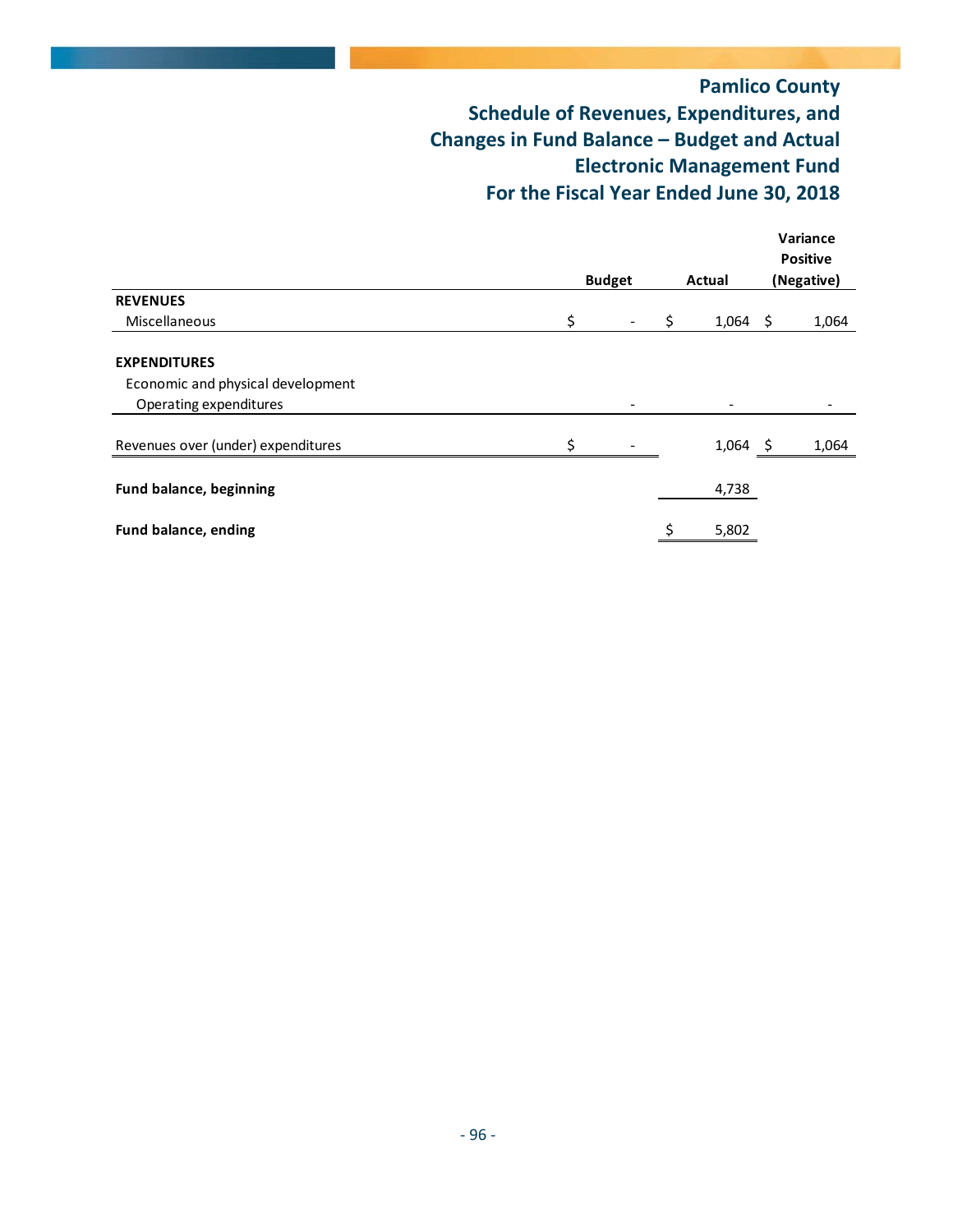# Pamlico County
## Schedule of Revenues, Expenditures, and Changes in Fund Balance – Budget and Actual
## Electronic Management Fund
## For the Fiscal Year Ended June 30, 2018

| | Budget | Actual | Variance Positive (Negative) |
|---|---|---|---|
| **REVENUES** | | | |
| Miscellaneous | $ - | $ 1,064 | $ 1,064 |
| | | | |
| **EXPENDITURES** | | | |
| Economic and physical development | | | |
| Operating expenditures | - | - | - |
| | | | |
| Revenues over (under) expenditures | $ - | 1,064 | $ 1,064 |
| | | | |
| **Fund balance, beginning** | | 4,738 | |
| | | | |
| **Fund balance, ending** | | $ 5,802 | |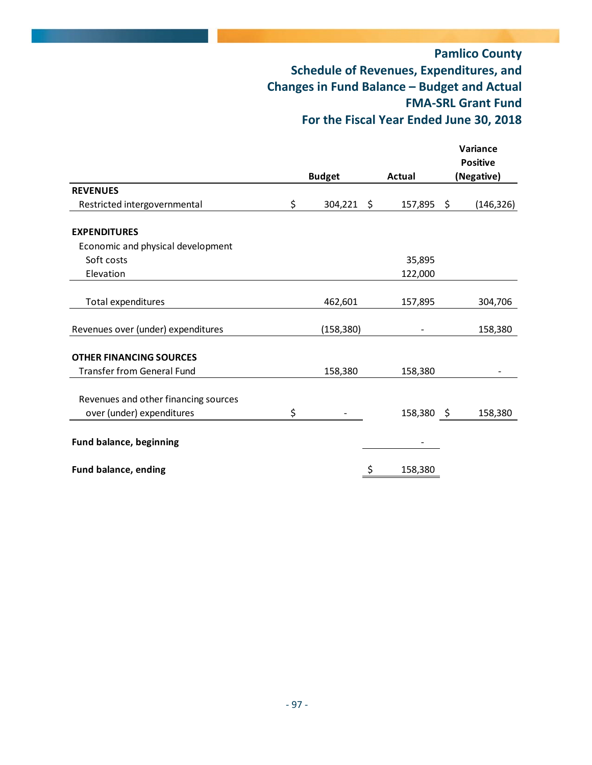# Pamlico County
## Schedule of Revenues, Expenditures, and Changes in Fund Balance – Budget and Actual
## FMA-SRL Grant Fund
## For the Fiscal Year Ended June 30, 2018

| | Budget | Actual | Variance Positive (Negative) |
|---|---|---|---|
| **REVENUES** | | | |
| Restricted intergovernmental | $ 304,221 | $ 157,895 | $ (146,326) |
| | | | |
| **EXPENDITURES** | | | |
| Economic and physical development | | | |
| Soft costs | | 35,895 | |
| Elevation | | 122,000 | |
| | | | |
| Total expenditures | 462,601 | 157,895 | 304,706 |
| | | | |
| Revenues over (under) expenditures | (158,380) | - | 158,380 |
| | | | |
| **OTHER FINANCING SOURCES** | | | |
| Transfer from General Fund | 158,380 | 158,380 | - |
| | | | |
| Revenues and other financing sources over (under) expenditures | $ - | 158,380 | $ 158,380 |
| | | | |
| **Fund balance, beginning** | | - | |
| | | | |
| **Fund balance, ending** | | $ 158,380 | |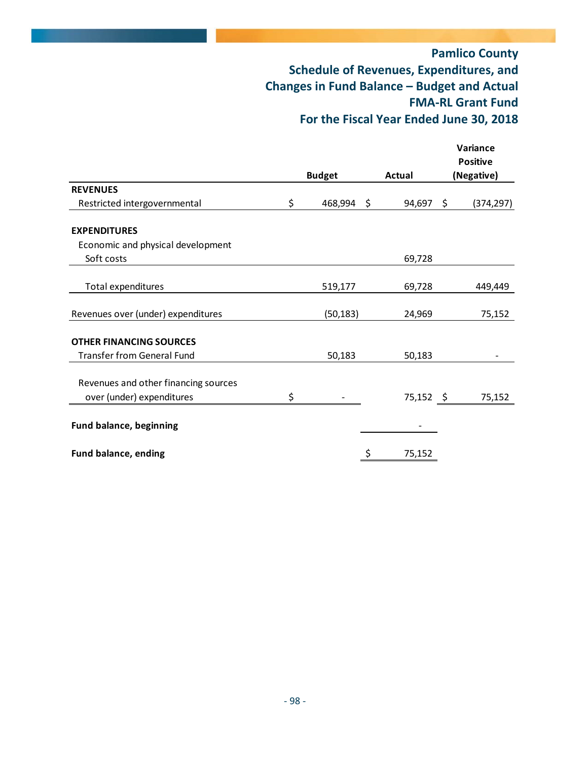# Pamlico County
## Schedule of Revenues, Expenditures, and Changes in Fund Balance – Budget and Actual
## FMA-RL Grant Fund
## For the Fiscal Year Ended June 30, 2018

| | Budget | Actual | Variance Positive (Negative) |
|---|---|---|---|
| **REVENUES** | | | |
| Restricted intergovernmental | $ 468,994 | $ 94,697 | $ (374,297) |
| | | | |
| **EXPENDITURES** | | | |
| Economic and physical development | | | |
| Soft costs | | 69,728 | |
| | | | |
| Total expenditures | 519,177 | 69,728 | 449,449 |
| | | | |
| Revenues over (under) expenditures | (50,183) | 24,969 | 75,152 |
| | | | |
| **OTHER FINANCING SOURCES** | | | |
| Transfer from General Fund | 50,183 | 50,183 | - |
| | | | |
| Revenues and other financing sources over (under) expenditures | $ - | 75,152 | $ 75,152 |
| | | | |
| **Fund balance, beginning** | | - | |
| | | | |
| **Fund balance, ending** | | $ 75,152 | |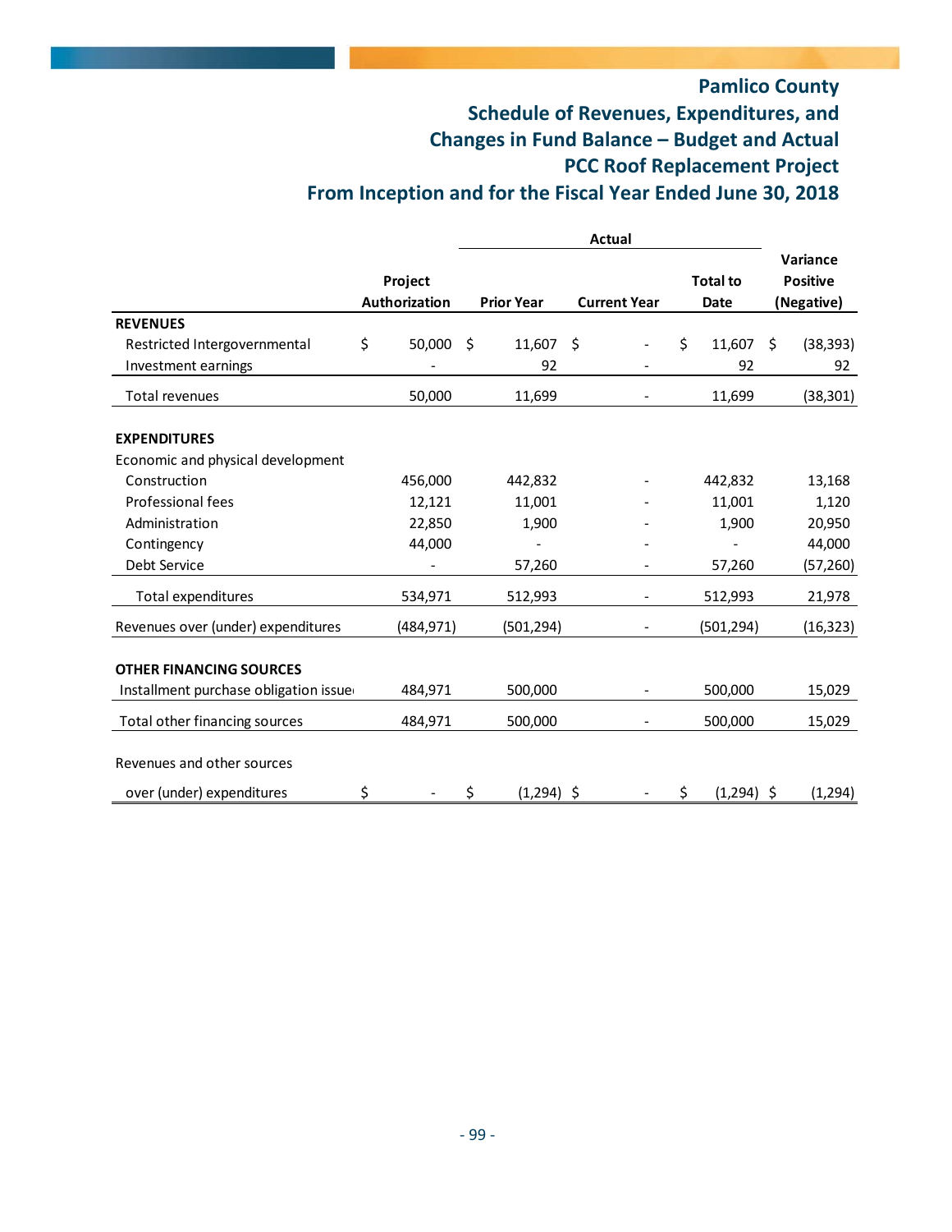# Pamlico County

## Schedule of Revenues, Expenditures, and Changes in Fund Balance – Budget and Actual

## PCC Roof Replacement Project

## From Inception and for the Fiscal Year Ended June 30, 2018

| | Project Authorization | Actual Prior Year | Actual Current Year | Actual Total to Date | Variance Positive (Negative) |
|---|---|---|---|---|---|
| **REVENUES** | | | | | |
| Restricted Intergovernmental | $ 50,000 | $ 11,607 | $ - | $ 11,607 | $ (38,393) |
| Investment earnings | - | 92 | - | 92 | 92 |
| Total revenues | 50,000 | 11,699 | - | 11,699 | (38,301) |
| **EXPENDITURES** | | | | | |
| Economic and physical development | | | | | |
| Construction | 456,000 | 442,832 | - | 442,832 | 13,168 |
| Professional fees | 12,121 | 11,001 | - | 11,001 | 1,120 |
| Administration | 22,850 | 1,900 | - | 1,900 | 20,950 |
| Contingency | 44,000 | - | - | - | 44,000 |
| Debt Service | - | 57,260 | - | 57,260 | (57,260) |
| Total expenditures | 534,971 | 512,993 | - | 512,993 | 21,978 |
| Revenues over (under) expenditures | (484,971) | (501,294) | - | (501,294) | (16,323) |
| **OTHER FINANCING SOURCES** | | | | | |
| Installment purchase obligation issue | 484,971 | 500,000 | - | 500,000 | 15,029 |
| Total other financing sources | 484,971 | 500,000 | - | 500,000 | 15,029 |
| Revenues and other sources over (under) expenditures | $ - | $ (1,294) | $ - | $ (1,294) | $ (1,294) |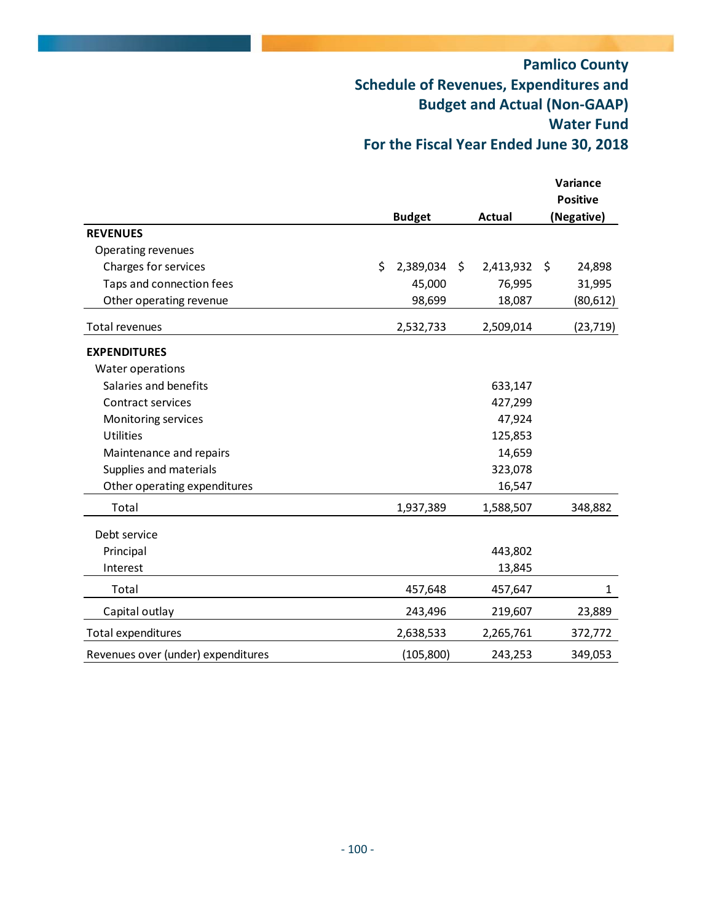# Pamlico County
## Schedule of Revenues, Expenditures and Budget and Actual (Non-GAAP)
## Water Fund
## For the Fiscal Year Ended June 30, 2018

| | Budget | Actual | Variance Positive (Negative) |
|---|---|---|---|
| **REVENUES** | | | |
| Operating revenues | | | |
| Charges for services | $ 2,389,034 | $ 2,413,932 | $ 24,898 |
| Taps and connection fees | 45,000 | 76,995 | 31,995 |
| Other operating revenue | 98,699 | 18,087 | (80,612) |
| Total revenues | 2,532,733 | 2,509,014 | (23,719) |
| **EXPENDITURES** | | | |
| Water operations | | | |
| Salaries and benefits | | 633,147 | |
| Contract services | | 427,299 | |
| Monitoring services | | 47,924 | |
| Utilities | | 125,853 | |
| Maintenance and repairs | | 14,659 | |
| Supplies and materials | | 323,078 | |
| Other operating expenditures | | 16,547 | |
| Total | 1,937,389 | 1,588,507 | 348,882 |
| Debt service | | | |
| Principal | | 443,802 | |
| Interest | | 13,845 | |
| Total | 457,648 | 457,647 | 1 |
| Capital outlay | 243,496 | 219,607 | 23,889 |
| Total expenditures | 2,638,533 | 2,265,761 | 372,772 |
| Revenues over (under) expenditures | (105,800) | 243,253 | 349,053 |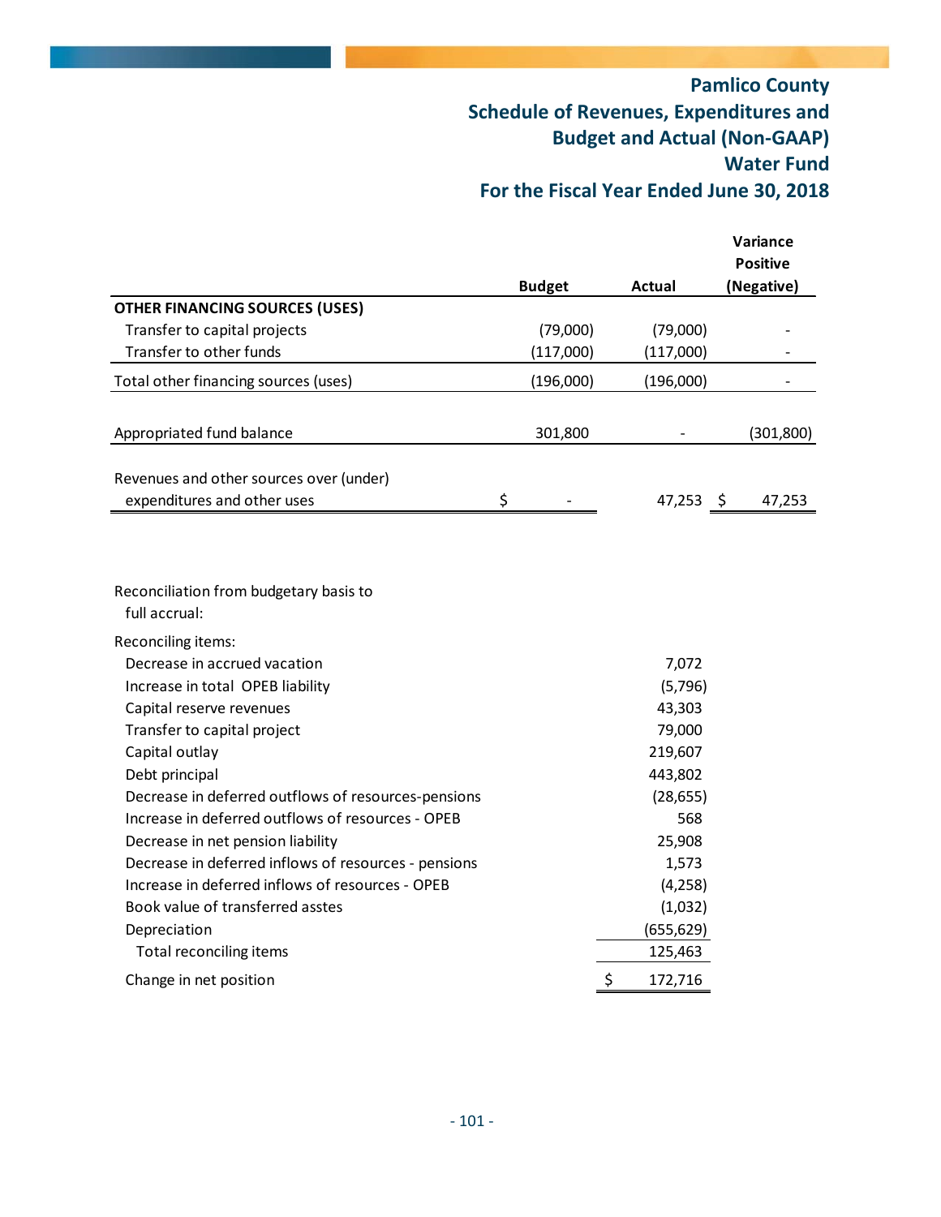# Pamlico County
## Schedule of Revenues, Expenditures and Budget and Actual (Non-GAAP)
## Water Fund
## For the Fiscal Year Ended June 30, 2018

| | Budget | Actual | Variance Positive (Negative) |
|---|---|---|---|
| **OTHER FINANCING SOURCES (USES)** | | | |
| Transfer to capital projects | (79,000) | (79,000) | - |
| Transfer to other funds | (117,000) | (117,000) | - |
| Total other financing sources (uses) | (196,000) | (196,000) | - |
| Appropriated fund balance | 301,800 | - | (301,800) |
| Revenues and other sources over (under) expenditures and other uses | $ - | 47,253 | $ 47,253 |

Reconciliation from budgetary basis to full accrual:

| | |
|---|---|
| Reconciling items: | |
| Decrease in accrued vacation | 7,072 |
| Increase in total OPEB liability | (5,796) |
| Capital reserve revenues | 43,303 |
| Transfer to capital project | 79,000 |
| Capital outlay | 219,607 |
| Debt principal | 443,802 |
| Decrease in deferred outflows of resources-pensions | (28,655) |
| Increase in deferred outflows of resources - OPEB | 568 |
| Decrease in net pension liability | 25,908 |
| Decrease in deferred inflows of resources - pensions | 1,573 |
| Increase in deferred inflows of resources - OPEB | (4,258) |
| Book value of transferred asstes | (1,032) |
| Depreciation | (655,629) |
| Total reconciling items | 125,463 |
| Change in net position | $ 172,716 |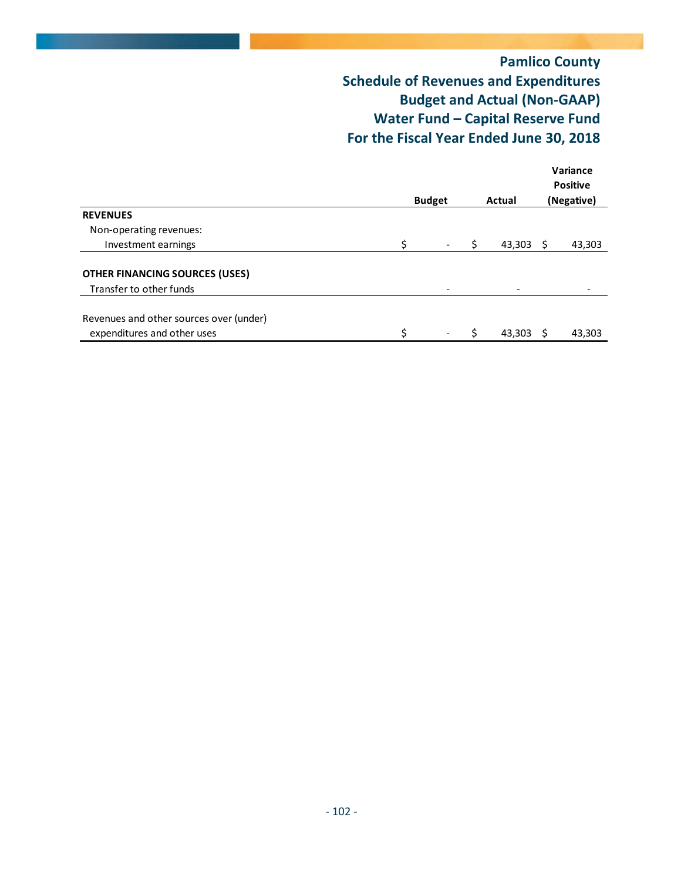# Pamlico County
## Schedule of Revenues and Expenditures
## Budget and Actual (Non-GAAP)
## Water Fund – Capital Reserve Fund
## For the Fiscal Year Ended June 30, 2018

| | Budget | Actual | Variance Positive (Negative) |
|---|---|---|---|
| **REVENUES** | | | |
| Non-operating revenues: | | | |
| Investment earnings | $ - | $ 43,303 | $ 43,303 |
| | | | |
| **OTHER FINANCING SOURCES (USES)** | | | |
| Transfer to other funds | - | - | - |
| | | | |
| Revenues and other sources over (under) expenditures and other uses | $ - | $ 43,303 | $ 43,303 |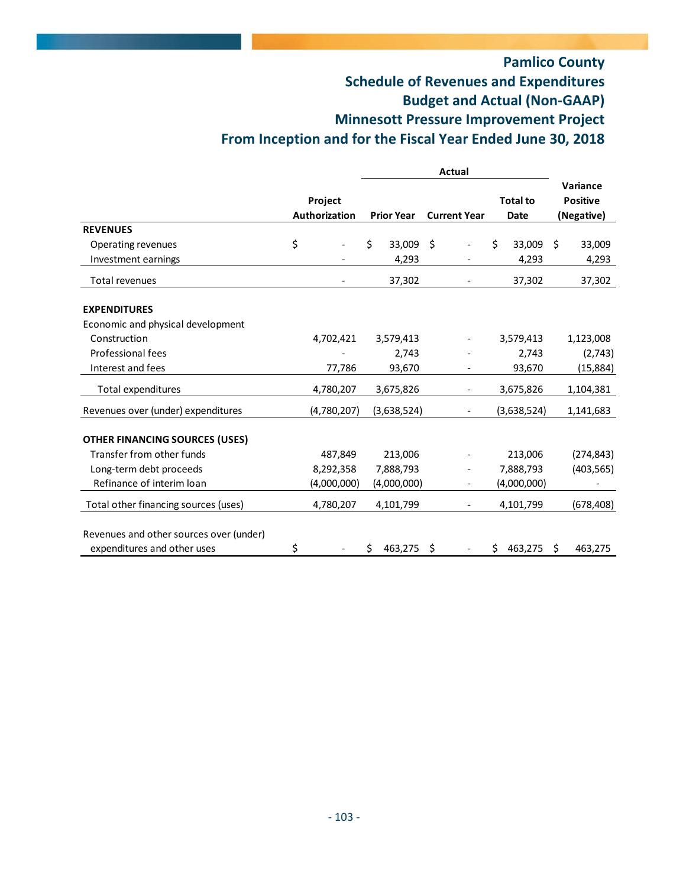# Pamlico County
## Schedule of Revenues and Expenditures
## Budget and Actual (Non-GAAP)
## Minnesott Pressure Improvement Project
## From Inception and for the Fiscal Year Ended June 30, 2018

| | Project Authorization | Actual Prior Year | Actual Current Year | Actual Total to Date | Variance Positive (Negative) |
|---|---|---|---|---|---|
| **REVENUES** | | | | | |
| Operating revenues | $ - | $ 33,009 | $ - | $ 33,009 | $ 33,009 |
| Investment earnings | - | 4,293 | - | 4,293 | 4,293 |
| Total revenues | - | 37,302 | - | 37,302 | 37,302 |
| **EXPENDITURES** | | | | | |
| Economic and physical development | | | | | |
| Construction | 4,702,421 | 3,579,413 | - | 3,579,413 | 1,123,008 |
| Professional fees | - | 2,743 | - | 2,743 | (2,743) |
| Interest and fees | 77,786 | 93,670 | - | 93,670 | (15,884) |
| Total expenditures | 4,780,207 | 3,675,826 | - | 3,675,826 | 1,104,381 |
| Revenues over (under) expenditures | (4,780,207) | (3,638,524) | - | (3,638,524) | 1,141,683 |
| **OTHER FINANCING SOURCES (USES)** | | | | | |
| Transfer from other funds | 487,849 | 213,006 | - | 213,006 | (274,843) |
| Long-term debt proceeds | 8,292,358 | 7,888,793 | - | 7,888,793 | (403,565) |
| Refinance of interim loan | (4,000,000) | (4,000,000) | - | (4,000,000) | - |
| Total other financing sources (uses) | 4,780,207 | 4,101,799 | - | 4,101,799 | (678,408) |
| Revenues and other sources over (under) expenditures and other uses | $ - | $ 463,275 | $ - | $ 463,275 | $ 463,275 |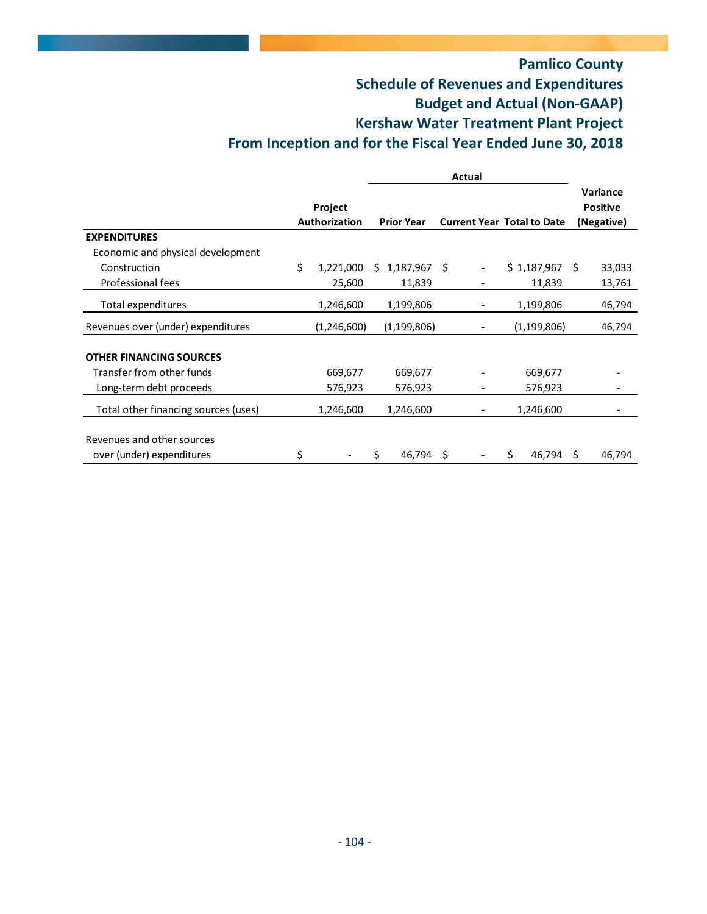# Pamlico County
## Schedule of Revenues and Expenditures
## Budget and Actual (Non-GAAP)
## Kershaw Water Treatment Plant Project
## From Inception and for the Fiscal Year Ended June 30, 2018

| | Project Authorization | Actual | | | Variance Positive (Negative) |
|---|---|---|---|---|---|
| | | Prior Year | Current Year | Total to Date | |
| **EXPENDITURES** | | | | | |
| Economic and physical development | | | | | |
| Construction | $ 1,221,000 | $ 1,187,967 | $ - | $ 1,187,967 | $ 33,033 |
| Professional fees | 25,600 | 11,839 | - | 11,839 | 13,761 |
| Total expenditures | 1,246,600 | 1,199,806 | - | 1,199,806 | 46,794 |
| Revenues over (under) expenditures | (1,246,600) | (1,199,806) | - | (1,199,806) | 46,794 |
| **OTHER FINANCING SOURCES** | | | | | |
| Transfer from other funds | 669,677 | 669,677 | - | 669,677 | - |
| Long-term debt proceeds | 576,923 | 576,923 | - | 576,923 | - |
| Total other financing sources (uses) | 1,246,600 | 1,246,600 | - | 1,246,600 | - |
| Revenues and other sources over (under) expenditures | $ - | $ 46,794 | $ - | $ 46,794 | $ 46,794 |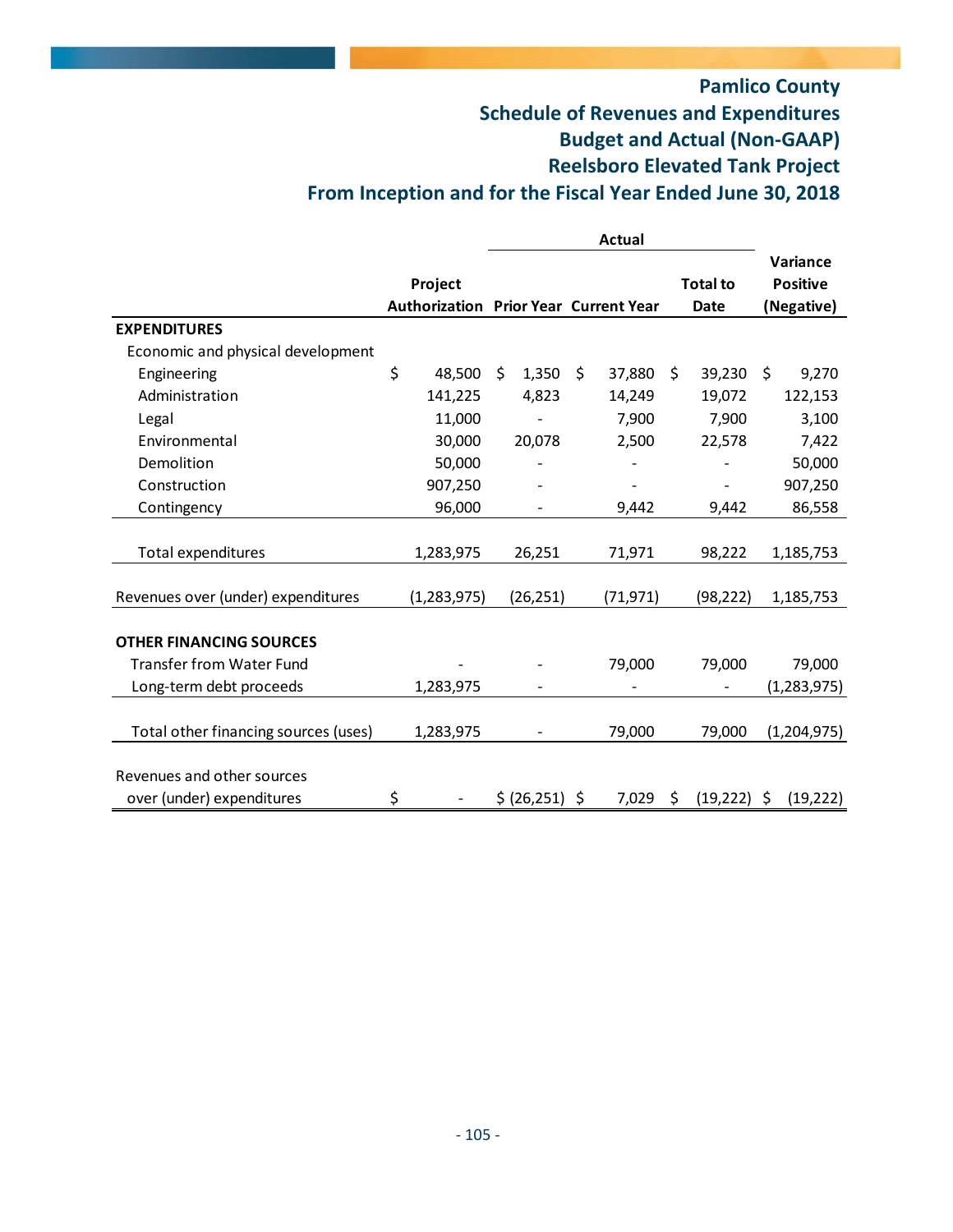# Pamlico County
## Schedule of Revenues and Expenditures
## Budget and Actual (Non-GAAP)
## Reelsboro Elevated Tank Project
## From Inception and for the Fiscal Year Ended June 30, 2018

| | Project Authorization | Actual Prior Year | Actual Current Year | Actual Total to Date | Variance Positive (Negative) |
|---|---|---|---|---|---|
| **EXPENDITURES** | | | | | |
| Economic and physical development | | | | | |
| Engineering | $ 48,500 | $ 1,350 | $ 37,880 | $ 39,230 | $ 9,270 |
| Administration | 141,225 | 4,823 | 14,249 | 19,072 | 122,153 |
| Legal | 11,000 | - | 7,900 | 7,900 | 3,100 |
| Environmental | 30,000 | 20,078 | 2,500 | 22,578 | 7,422 |
| Demolition | 50,000 | - | - | - | 50,000 |
| Construction | 907,250 | - | - | - | 907,250 |
| Contingency | 96,000 | - | 9,442 | 9,442 | 86,558 |
| Total expenditures | 1,283,975 | 26,251 | 71,971 | 98,222 | 1,185,753 |
| Revenues over (under) expenditures | (1,283,975) | (26,251) | (71,971) | (98,222) | 1,185,753 |
| **OTHER FINANCING SOURCES** | | | | | |
| Transfer from Water Fund | - | - | 79,000 | 79,000 | 79,000 |
| Long-term debt proceeds | 1,283,975 | - | - | - | (1,283,975) |
| Total other financing sources (uses) | 1,283,975 | - | 79,000 | 79,000 | (1,204,975) |
| Revenues and other sources over (under) expenditures | $ - | $ (26,251) | $ 7,029 | $ (19,222) | $ (19,222) |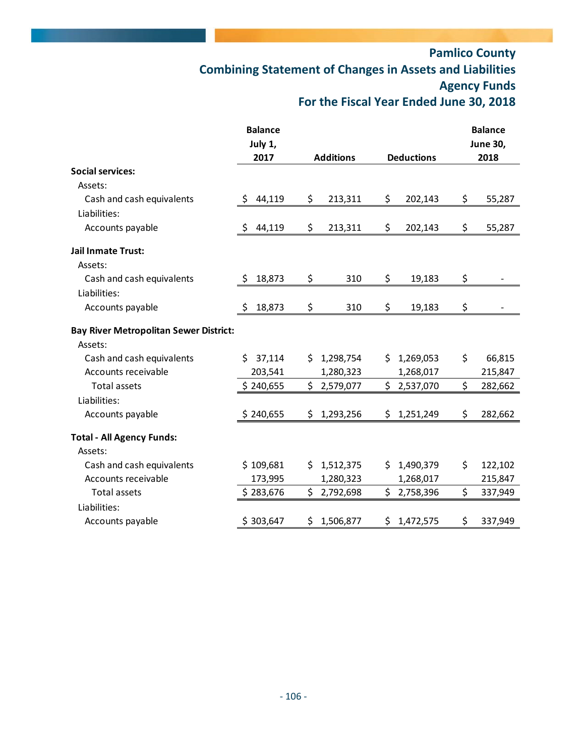# Pamlico County

## Combining Statement of Changes in Assets and Liabilities

## Agency Funds

## For the Fiscal Year Ended June 30, 2018

| | Balance July 1, 2017 | Additions | Deductions | Balance June 30, 2018 |
|---|---|---|---|---|
| **Social services:** | | | | |
| Assets: | | | | |
| Cash and cash equivalents | $ 44,119 | $ 213,311 | $ 202,143 | $ 55,287 |
| Liabilities: | | | | |
| Accounts payable | $ 44,119 | $ 213,311 | $ 202,143 | $ 55,287 |
| **Jail Inmate Trust:** | | | | |
| Assets: | | | | |
| Cash and cash equivalents | $ 18,873 | $ 310 | $ 19,183 | $ - |
| Liabilities: | | | | |
| Accounts payable | $ 18,873 | $ 310 | $ 19,183 | $ - |
| **Bay River Metropolitan Sewer District:** | | | | |
| Assets: | | | | |
| Cash and cash equivalents | $ 37,114 | $ 1,298,754 | $ 1,269,053 | $ 66,815 |
| Accounts receivable | 203,541 | 1,280,323 | 1,268,017 | 215,847 |
| Total assets | $ 240,655 | $ 2,579,077 | $ 2,537,070 | $ 282,662 |
| Liabilities: | | | | |
| Accounts payable | $ 240,655 | $ 1,293,256 | $ 1,251,249 | $ 282,662 |
| **Total - All Agency Funds:** | | | | |
| Assets: | | | | |
| Cash and cash equivalents | $ 109,681 | $ 1,512,375 | $ 1,490,379 | $ 122,102 |
| Accounts receivable | 173,995 | 1,280,323 | 1,268,017 | 215,847 |
| Total assets | $ 283,676 | $ 2,792,698 | $ 2,758,396 | $ 337,949 |
| Liabilities: | | | | |
| Accounts payable | $ 303,647 | $ 1,506,877 | $ 1,472,575 | $ 337,949 |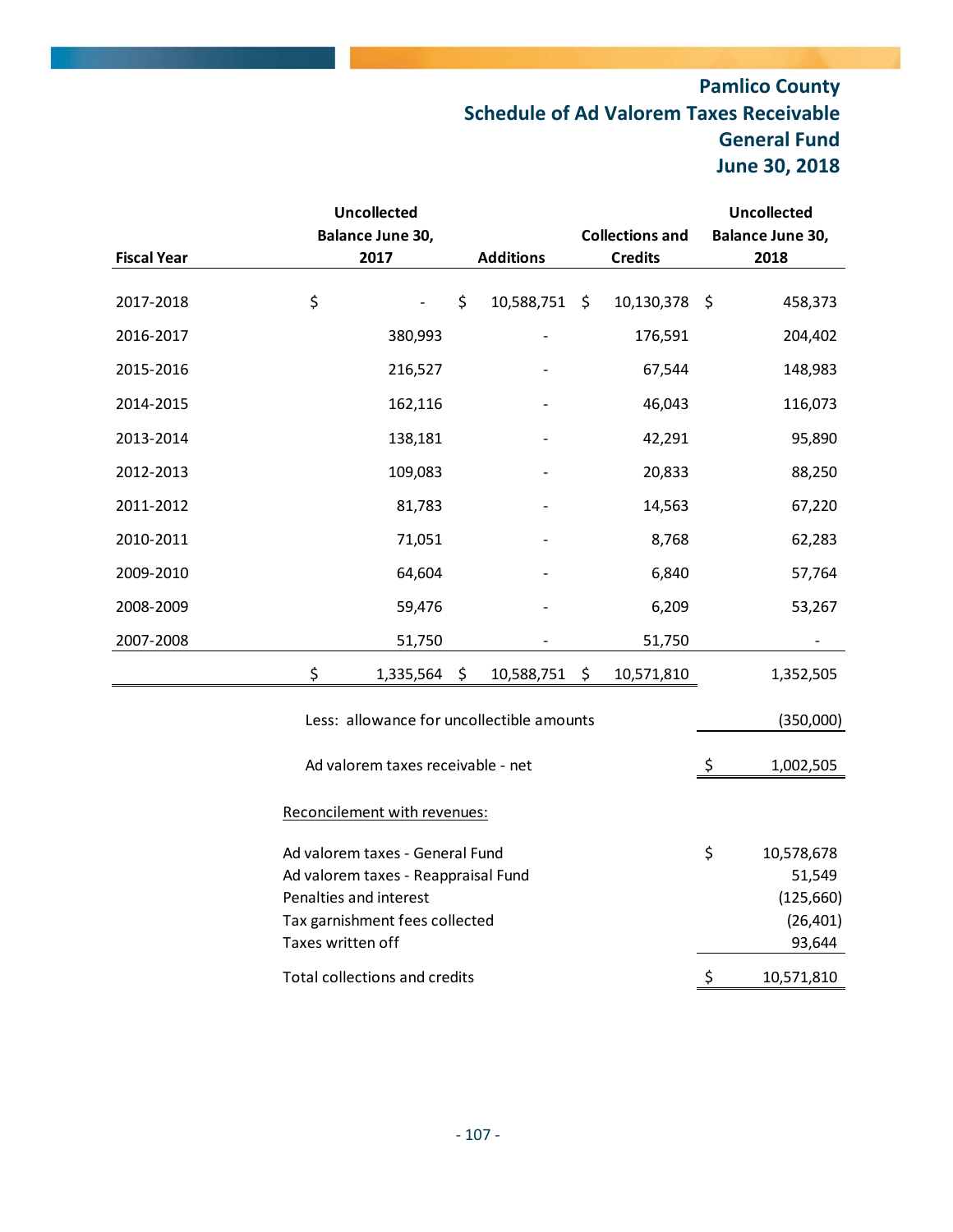# Pamlico County
## Schedule of Ad Valorem Taxes Receivable
## General Fund
## June 30, 2018

| Fiscal Year | Uncollected Balance June 30, 2017 | Additions | Collections and Credits | Uncollected Balance June 30, 2018 |
|---|---|---|---|---|
| 2017-2018 | $ - | $ 10,588,751 | $ 10,130,378 | $ 458,373 |
| 2016-2017 | 380,993 | - | 176,591 | 204,402 |
| 2015-2016 | 216,527 | - | 67,544 | 148,983 |
| 2014-2015 | 162,116 | - | 46,043 | 116,073 |
| 2013-2014 | 138,181 | - | 42,291 | 95,890 |
| 2012-2013 | 109,083 | - | 20,833 | 88,250 |
| 2011-2012 | 81,783 | - | 14,563 | 67,220 |
| 2010-2011 | 71,051 | - | 8,768 | 62,283 |
| 2009-2010 | 64,604 | - | 6,840 | 57,764 |
| 2008-2009 | 59,476 | - | 6,209 | 53,267 |
| 2007-2008 | 51,750 | - | 51,750 | - |
| | $ 1,335,564 | $ 10,588,751 | $ 10,571,810 | 1,352,505 |
| | Less: allowance for uncollectible amounts | | | (350,000) |
| | Ad valorem taxes receivable - net | | | $ 1,002,505 |

Reconcilement with revenues:

| | |
|---|---|
| Ad valorem taxes - General Fund | $ 10,578,678 |
| Ad valorem taxes - Reappraisal Fund | 51,549 |
| Penalties and interest | (125,660) |
| Tax garnishment fees collected | (26,401) |
| Taxes written off | 93,644 |
| Total collections and credits | $ 10,571,810 |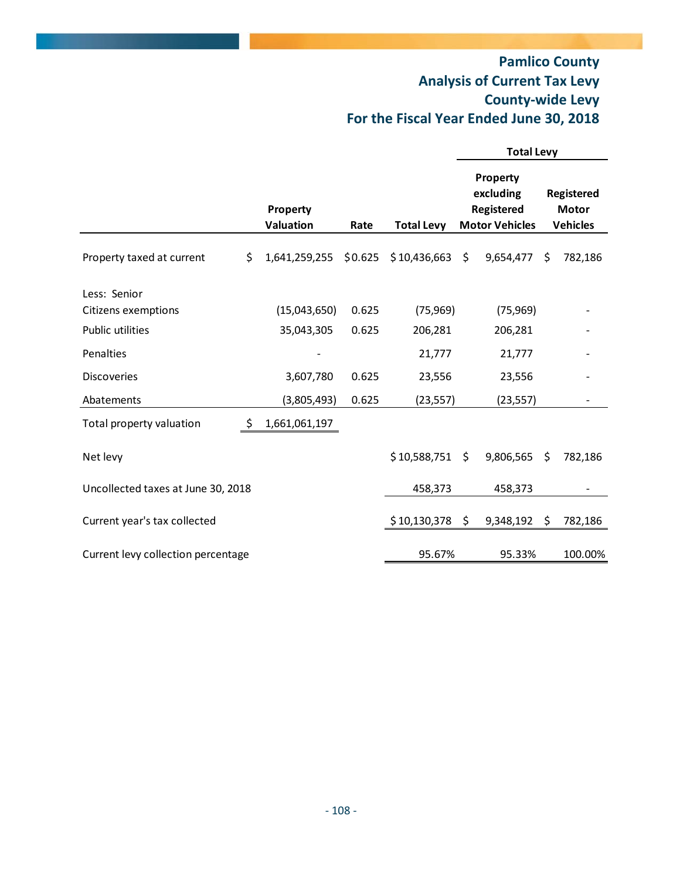# Pamlico County
## Analysis of Current Tax Levy
## County-wide Levy
## For the Fiscal Year Ended June 30, 2018

| | | | | Total Levy | |
|---|---|---|---|---|---|
| | Property Valuation | Rate | Total Levy | Property excluding Registered Motor Vehicles | Registered Motor Vehicles |
| Property taxed at current | $ 1,641,259,255 | $0.625 | $ 10,436,663 | $ 9,654,477 | $ 782,186 |
| Less: Senior Citizens exemptions | (15,043,650) | 0.625 | (75,969) | (75,969) | - |
| Public utilities | 35,043,305 | 0.625 | 206,281 | 206,281 | - |
| Penalties | - | | 21,777 | 21,777 | - |
| Discoveries | 3,607,780 | 0.625 | 23,556 | 23,556 | - |
| Abatements | (3,805,493) | 0.625 | (23,557) | (23,557) | - |
| Total property valuation | $ 1,661,061,197 | | | | |
| Net levy | | | $ 10,588,751 | $ 9,806,565 | $ 782,186 |
| Uncollected taxes at June 30, 2018 | | | 458,373 | 458,373 | - |
| Current year's tax collected | | | $ 10,130,378 | $ 9,348,192 | $ 782,186 |
| Current levy collection percentage | | | 95.67% | 95.33% | 100.00% |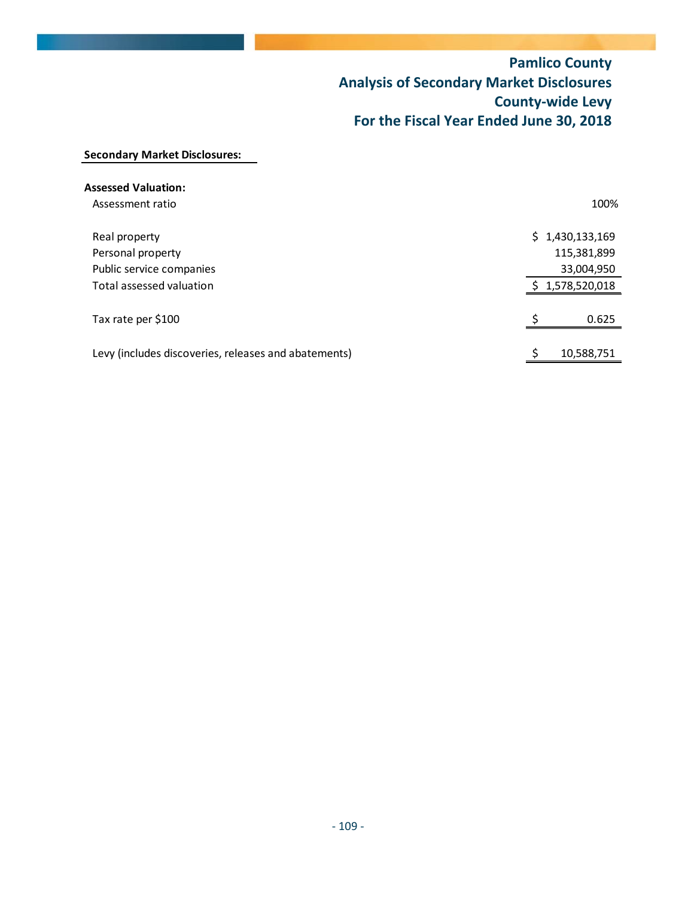# Pamlico County
## Analysis of Secondary Market Disclosures
## County-wide Levy
## For the Fiscal Year Ended June 30, 2018

**Secondary Market Disclosures:**

**Assessed Valuation:**

| | |
|---|---|
| Assessment ratio | 100% |
| | |
| Real property | $ 1,430,133,169 |
| Personal property | 115,381,899 |
| Public service companies | 33,004,950 |
| Total assessed valuation | $ 1,578,520,018 |
| | |
| Tax rate per $100 | $ 0.625 |
| | |
| Levy (includes discoveries, releases and abatements) | $ 10,588,751 |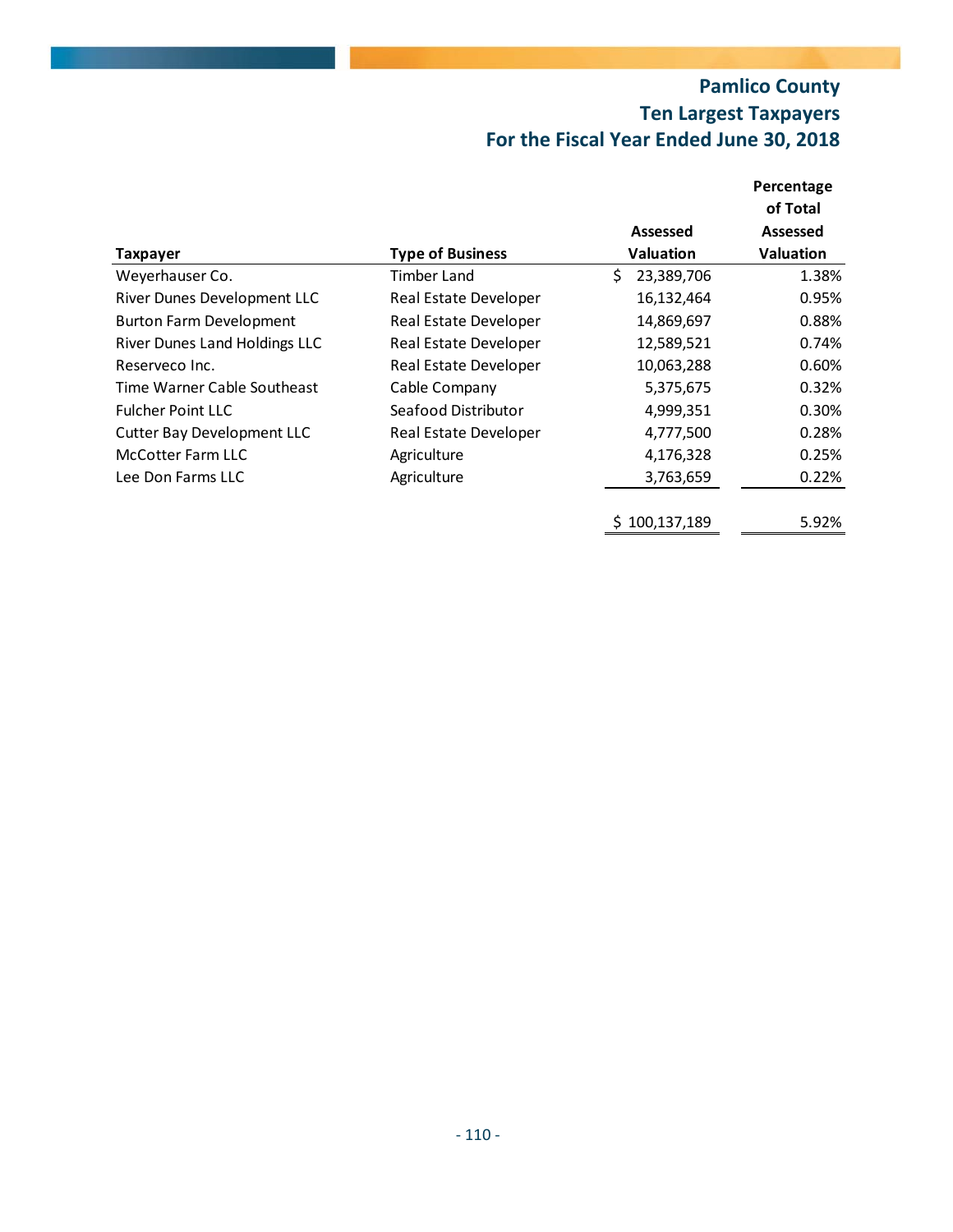# Pamlico County
## Ten Largest Taxpayers
## For the Fiscal Year Ended June 30, 2018

| Taxpayer | Type of Business | Assessed Valuation | Percentage of Total Assessed Valuation |
|---|---|---|---|
| Weyerhauser Co. | Timber Land | $ 23,389,706 | 1.38% |
| River Dunes Development LLC | Real Estate Developer | 16,132,464 | 0.95% |
| Burton Farm Development | Real Estate Developer | 14,869,697 | 0.88% |
| River Dunes Land Holdings LLC | Real Estate Developer | 12,589,521 | 0.74% |
| Reserveco Inc. | Real Estate Developer | 10,063,288 | 0.60% |
| Time Warner Cable Southeast | Cable Company | 5,375,675 | 0.32% |
| Fulcher Point LLC | Seafood Distributor | 4,999,351 | 0.30% |
| Cutter Bay Development LLC | Real Estate Developer | 4,777,500 | 0.28% |
| McCotter Farm LLC | Agriculture | 4,176,328 | 0.25% |
| Lee Don Farms LLC | Agriculture | 3,763,659 | 0.22% |
| | | $ 100,137,189 | 5.92% |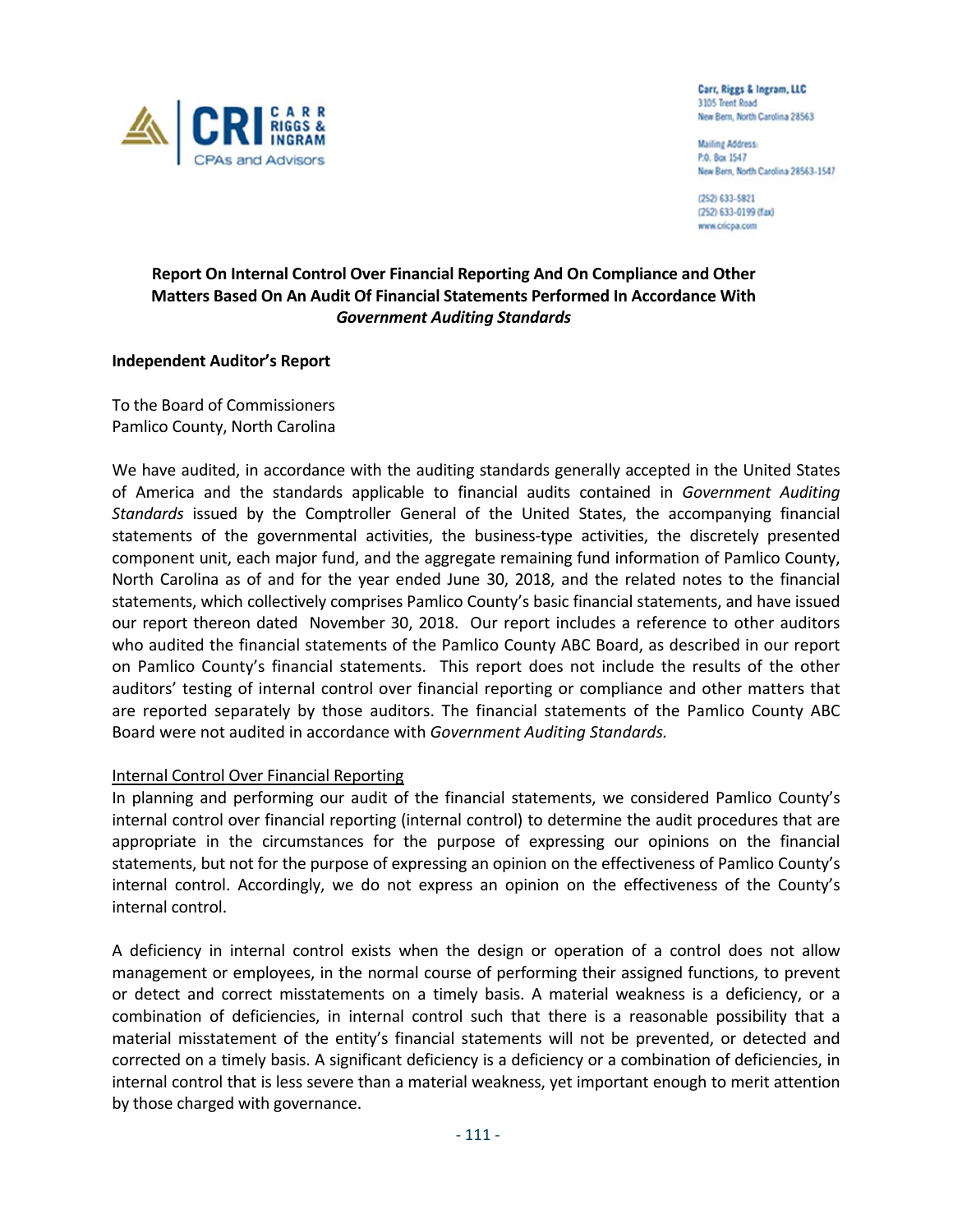Carr, Riggs & Ingram, LLC
3105 Trent Road
New Bern, North Carolina 28563

Mailing Address:
P.O. Box 1547
New Bern, North Carolina 28563-1547

(252) 633-5821
(252) 633-0199 (fax)
www.cricpa.com

# Report On Internal Control Over Financial Reporting And On Compliance and Other Matters Based On An Audit Of Financial Statements Performed In Accordance With *Government Auditing Standards*

**Independent Auditor's Report**

To the Board of Commissioners
Pamlico County, North Carolina

We have audited, in accordance with the auditing standards generally accepted in the United States of America and the standards applicable to financial audits contained in *Government Auditing Standards* issued by the Comptroller General of the United States, the accompanying financial statements of the governmental activities, the business-type activities, the discretely presented component unit, each major fund, and the aggregate remaining fund information of Pamlico County, North Carolina as of and for the year ended June 30, 2018, and the related notes to the financial statements, which collectively comprises Pamlico County's basic financial statements, and have issued our report thereon dated November 30, 2018. Our report includes a reference to other auditors who audited the financial statements of the Pamlico County ABC Board, as described in our report on Pamlico County's financial statements. This report does not include the results of the other auditors' testing of internal control over financial reporting or compliance and other matters that are reported separately by those auditors. The financial statements of the Pamlico County ABC Board were not audited in accordance with *Government Auditing Standards.*

## Internal Control Over Financial Reporting

In planning and performing our audit of the financial statements, we considered Pamlico County's internal control over financial reporting (internal control) to determine the audit procedures that are appropriate in the circumstances for the purpose of expressing our opinions on the financial statements, but not for the purpose of expressing an opinion on the effectiveness of Pamlico County's internal control. Accordingly, we do not express an opinion on the effectiveness of the County's internal control.

A deficiency in internal control exists when the design or operation of a control does not allow management or employees, in the normal course of performing their assigned functions, to prevent or detect and correct misstatements on a timely basis. A material weakness is a deficiency, or a combination of deficiencies, in internal control such that there is a reasonable possibility that a material misstatement of the entity's financial statements will not be prevented, or detected and corrected on a timely basis. A significant deficiency is a deficiency or a combination of deficiencies, in internal control that is less severe than a material weakness, yet important enough to merit attention by those charged with governance.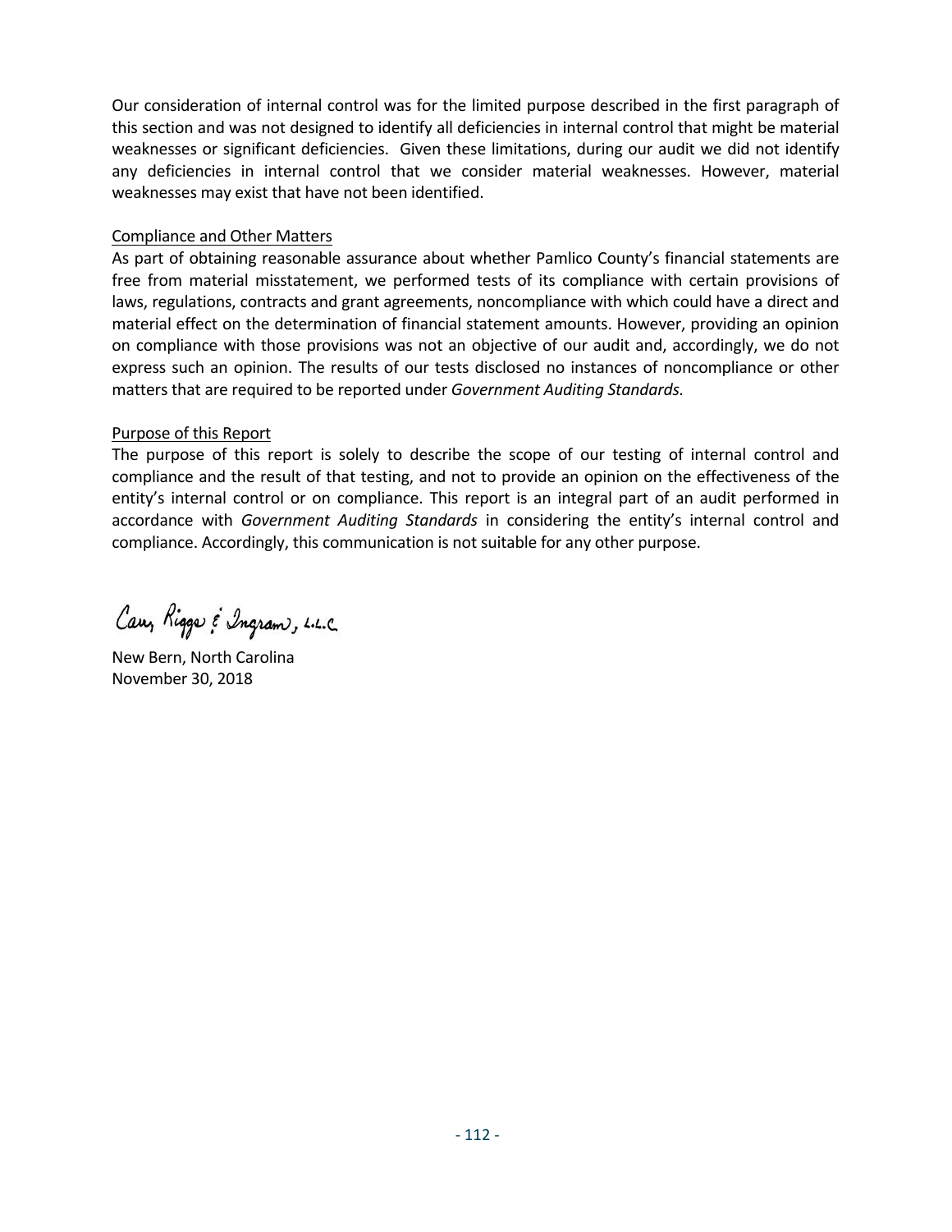Our consideration of internal control was for the limited purpose described in the first paragraph of this section and was not designed to identify all deficiencies in internal control that might be material weaknesses or significant deficiencies. Given these limitations, during our audit we did not identify any deficiencies in internal control that we consider material weaknesses. However, material weaknesses may exist that have not been identified.

Compliance and Other Matters

As part of obtaining reasonable assurance about whether Pamlico County's financial statements are free from material misstatement, we performed tests of its compliance with certain provisions of laws, regulations, contracts and grant agreements, noncompliance with which could have a direct and material effect on the determination of financial statement amounts. However, providing an opinion on compliance with those provisions was not an objective of our audit and, accordingly, we do not express such an opinion. The results of our tests disclosed no instances of noncompliance or other matters that are required to be reported under *Government Auditing Standards*.

Purpose of this Report

The purpose of this report is solely to describe the scope of our testing of internal control and compliance and the result of that testing, and not to provide an opinion on the effectiveness of the entity's internal control or on compliance. This report is an integral part of an audit performed in accordance with *Government Auditing Standards* in considering the entity's internal control and compliance. Accordingly, this communication is not suitable for any other purpose.

Carr, Riggs & Ingram, L.L.C.

New Bern, North Carolina
November 30, 2018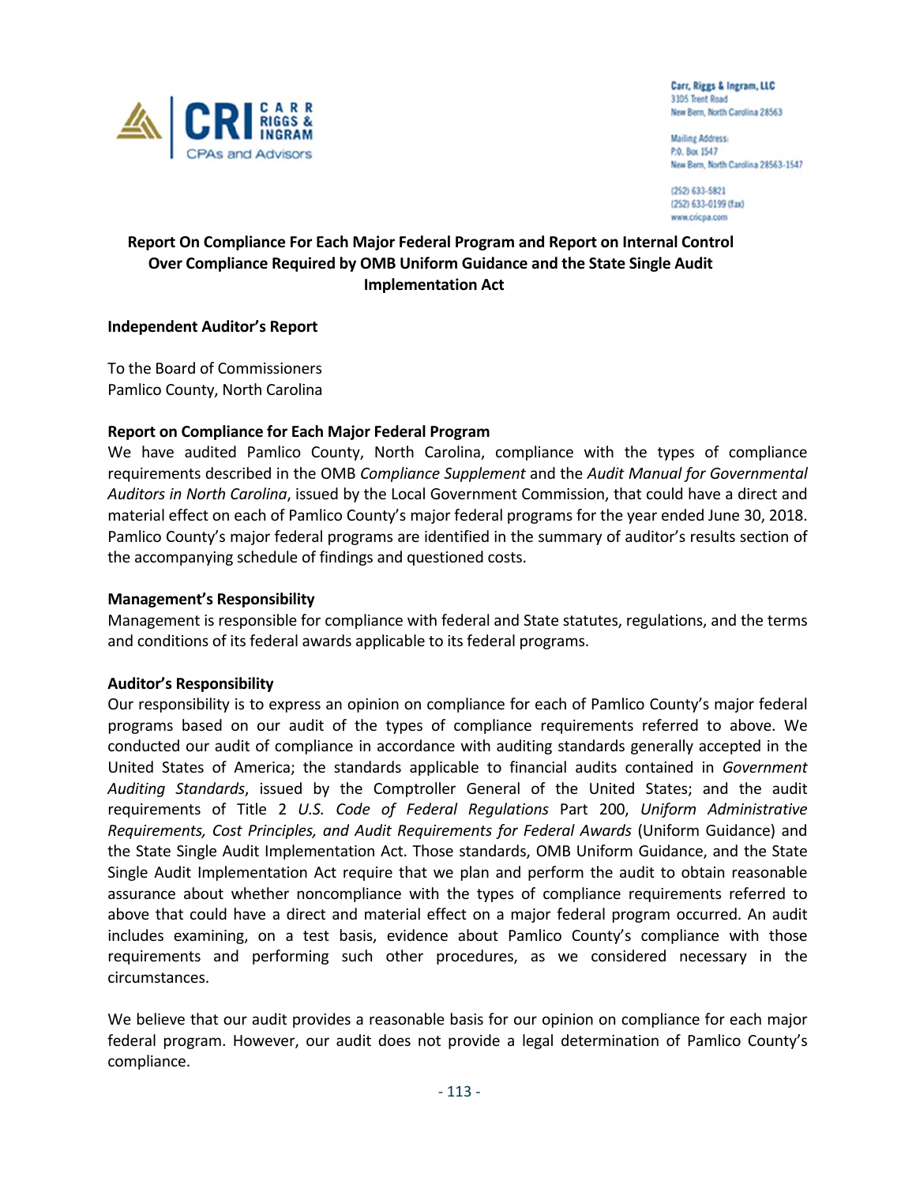Carr, Riggs & Ingram, LLC
3105 Trent Road
New Bern, North Carolina 28563

Mailing Address:
P.O. Box 1547
New Bern, North Carolina 28563-1547

(252) 633-5821
(252) 633-0199 (fax)
www.cricpa.com

## Report On Compliance For Each Major Federal Program and Report on Internal Control Over Compliance Required by OMB Uniform Guidance and the State Single Audit Implementation Act

### Independent Auditor's Report

To the Board of Commissioners
Pamlico County, North Carolina

### Report on Compliance for Each Major Federal Program

We have audited Pamlico County, North Carolina, compliance with the types of compliance requirements described in the OMB *Compliance Supplement* and the *Audit Manual for Governmental Auditors in North Carolina*, issued by the Local Government Commission, that could have a direct and material effect on each of Pamlico County's major federal programs for the year ended June 30, 2018. Pamlico County's major federal programs are identified in the summary of auditor's results section of the accompanying schedule of findings and questioned costs.

### Management's Responsibility

Management is responsible for compliance with federal and State statutes, regulations, and the terms and conditions of its federal awards applicable to its federal programs.

### Auditor's Responsibility

Our responsibility is to express an opinion on compliance for each of Pamlico County's major federal programs based on our audit of the types of compliance requirements referred to above. We conducted our audit of compliance in accordance with auditing standards generally accepted in the United States of America; the standards applicable to financial audits contained in *Government Auditing Standards*, issued by the Comptroller General of the United States; and the audit requirements of Title 2 *U.S. Code of Federal Regulations* Part 200, *Uniform Administrative Requirements, Cost Principles, and Audit Requirements for Federal Awards* (Uniform Guidance) and the State Single Audit Implementation Act. Those standards, OMB Uniform Guidance, and the State Single Audit Implementation Act require that we plan and perform the audit to obtain reasonable assurance about whether noncompliance with the types of compliance requirements referred to above that could have a direct and material effect on a major federal program occurred. An audit includes examining, on a test basis, evidence about Pamlico County's compliance with those requirements and performing such other procedures, as we considered necessary in the circumstances.

We believe that our audit provides a reasonable basis for our opinion on compliance for each major federal program. However, our audit does not provide a legal determination of Pamlico County's compliance.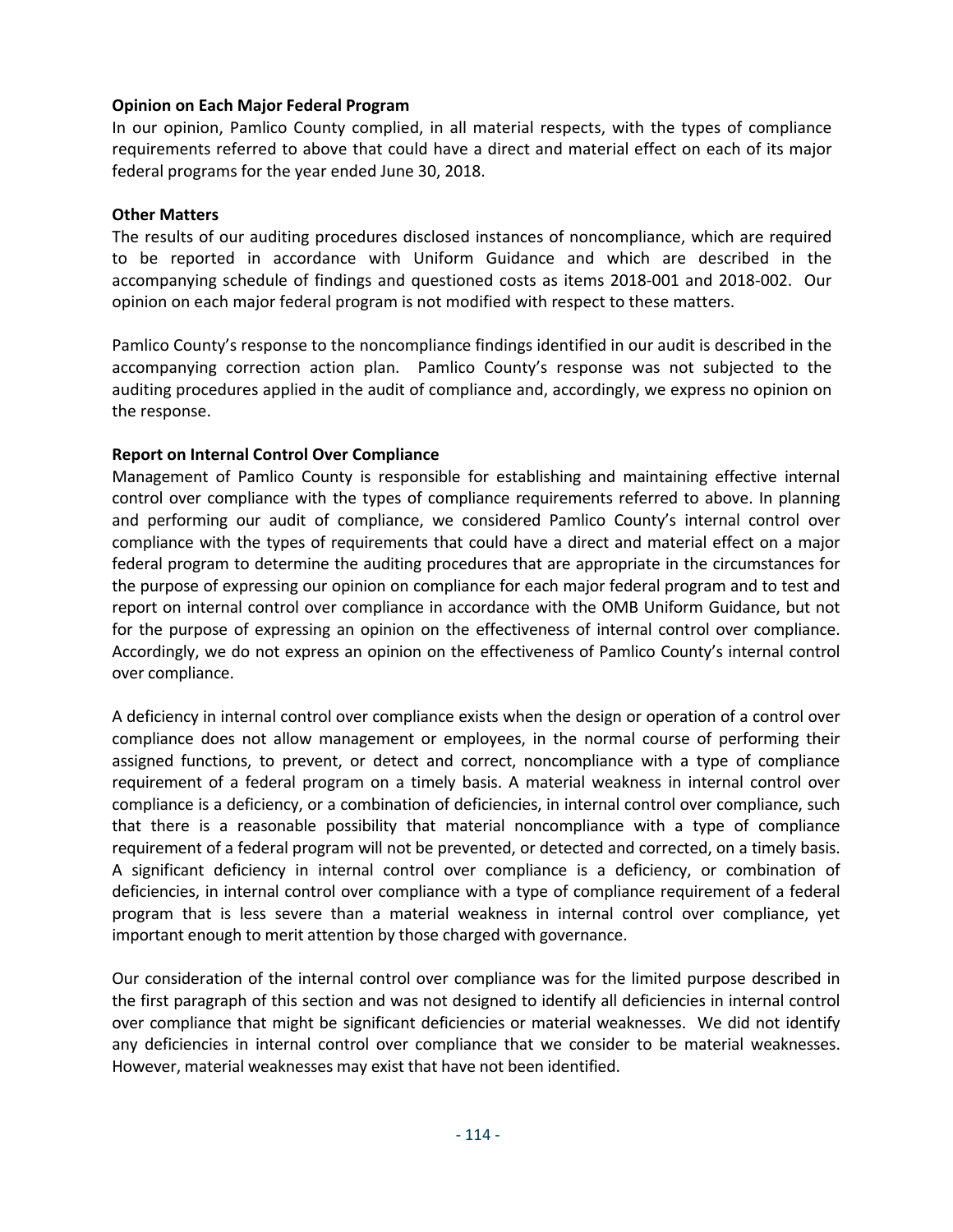**Opinion on Each Major Federal Program**

In our opinion, Pamlico County complied, in all material respects, with the types of compliance requirements referred to above that could have a direct and material effect on each of its major federal programs for the year ended June 30, 2018.

**Other Matters**

The results of our auditing procedures disclosed instances of noncompliance, which are required to be reported in accordance with Uniform Guidance and which are described in the accompanying schedule of findings and questioned costs as items 2018-001 and 2018-002. Our opinion on each major federal program is not modified with respect to these matters.

Pamlico County's response to the noncompliance findings identified in our audit is described in the accompanying correction action plan. Pamlico County's response was not subjected to the auditing procedures applied in the audit of compliance and, accordingly, we express no opinion on the response.

**Report on Internal Control Over Compliance**

Management of Pamlico County is responsible for establishing and maintaining effective internal control over compliance with the types of compliance requirements referred to above. In planning and performing our audit of compliance, we considered Pamlico County's internal control over compliance with the types of requirements that could have a direct and material effect on a major federal program to determine the auditing procedures that are appropriate in the circumstances for the purpose of expressing our opinion on compliance for each major federal program and to test and report on internal control over compliance in accordance with the OMB Uniform Guidance, but not for the purpose of expressing an opinion on the effectiveness of internal control over compliance. Accordingly, we do not express an opinion on the effectiveness of Pamlico County's internal control over compliance.

A deficiency in internal control over compliance exists when the design or operation of a control over compliance does not allow management or employees, in the normal course of performing their assigned functions, to prevent, or detect and correct, noncompliance with a type of compliance requirement of a federal program on a timely basis. A material weakness in internal control over compliance is a deficiency, or a combination of deficiencies, in internal control over compliance, such that there is a reasonable possibility that material noncompliance with a type of compliance requirement of a federal program will not be prevented, or detected and corrected, on a timely basis. A significant deficiency in internal control over compliance is a deficiency, or combination of deficiencies, in internal control over compliance with a type of compliance requirement of a federal program that is less severe than a material weakness in internal control over compliance, yet important enough to merit attention by those charged with governance.

Our consideration of the internal control over compliance was for the limited purpose described in the first paragraph of this section and was not designed to identify all deficiencies in internal control over compliance that might be significant deficiencies or material weaknesses. We did not identify any deficiencies in internal control over compliance that we consider to be material weaknesses. However, material weaknesses may exist that have not been identified.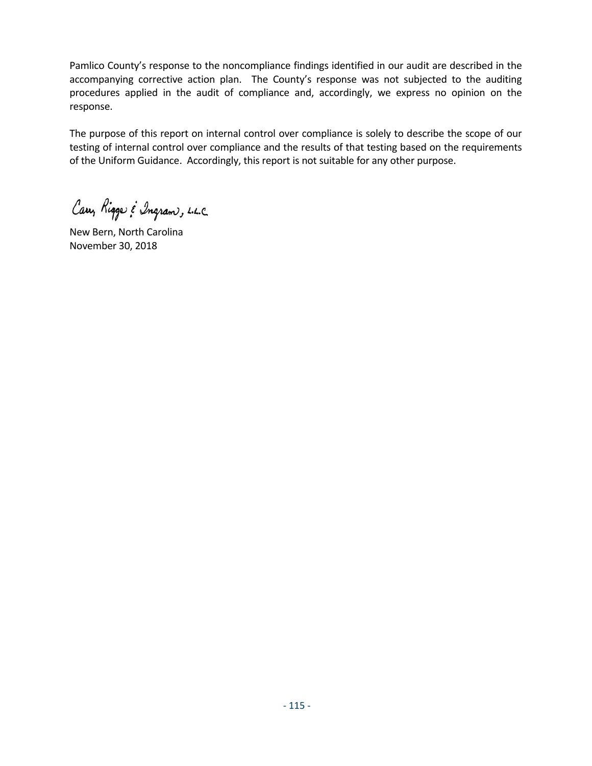Pamlico County's response to the noncompliance findings identified in our audit are described in the accompanying corrective action plan. The County's response was not subjected to the auditing procedures applied in the audit of compliance and, accordingly, we express no opinion on the response.

The purpose of this report on internal control over compliance is solely to describe the scope of our testing of internal control over compliance and the results of that testing based on the requirements of the Uniform Guidance. Accordingly, this report is not suitable for any other purpose.

Carr, Riggs & Ingram, L.L.C.

New Bern, North Carolina
November 30, 2018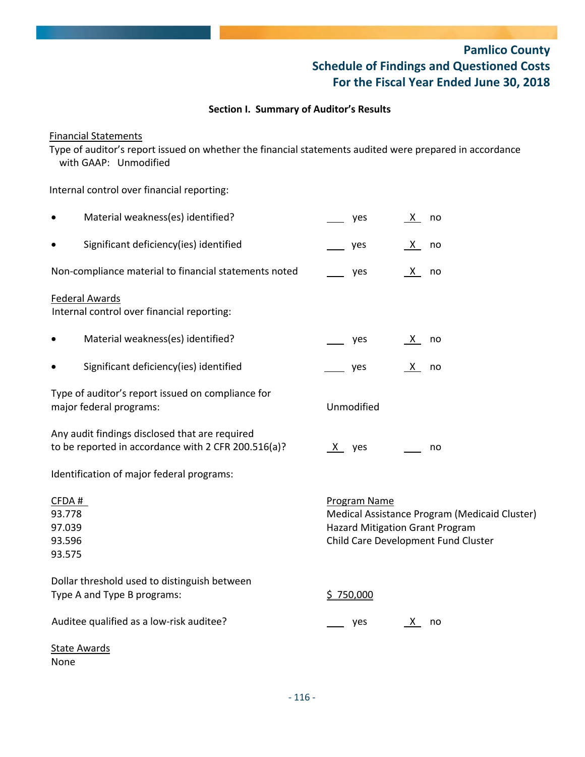# Pamlico County
## Schedule of Findings and Questioned Costs
## For the Fiscal Year Ended June 30, 2018

### Section I. Summary of Auditor's Results

Financial Statements

Type of auditor's report issued on whether the financial statements audited were prepared in accordance with GAAP: Unmodified

Internal control over financial reporting:

| | | |
|---|---|---|
| • Material weakness(es) identified? | ___ yes | X no |
| • Significant deficiency(ies) identified | ___ yes | X no |
| Non-compliance material to financial statements noted | ___ yes | X no |

Federal Awards

Internal control over financial reporting:

| | | |
|---|---|---|
| • Material weakness(es) identified? | ___ yes | X no |
| • Significant deficiency(ies) identified | ___ yes | X no |

Type of auditor's report issued on compliance for major federal programs: Unmodified

| | | |
|---|---|---|
| Any audit findings disclosed that are required to be reported in accordance with 2 CFR 200.516(a)? | X yes | ___ no |

Identification of major federal programs:

| CFDA # | Program Name |
|---|---|
| 93.778 | Medical Assistance Program (Medicaid Cluster) |
| 97.039 | Hazard Mitigation Grant Program |
| 93.596 | Child Care Development Fund Cluster |
| 93.575 | |

Dollar threshold used to distinguish between Type A and Type B programs: $ 750,000

| | | |
|---|---|---|
| Auditee qualified as a low-risk auditee? | ___ yes | X no |

State Awards

None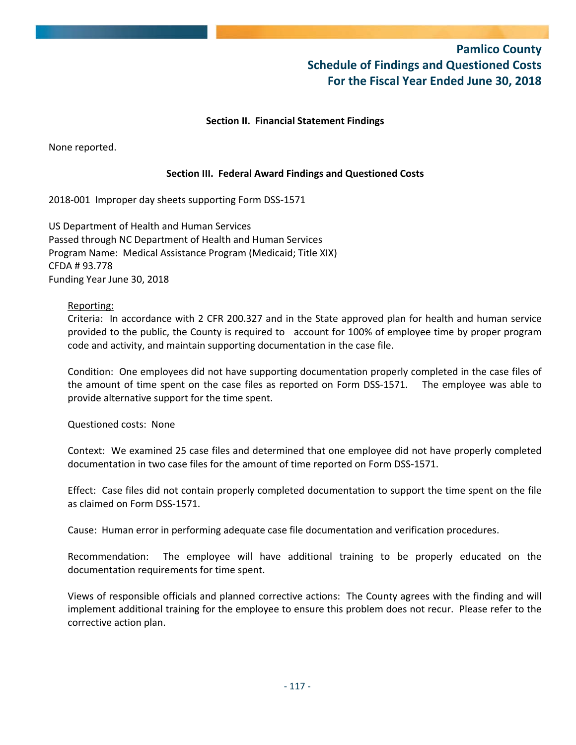# Pamlico County
# Schedule of Findings and Questioned Costs
# For the Fiscal Year Ended June 30, 2018

**Section II. Financial Statement Findings**

None reported.

**Section III. Federal Award Findings and Questioned Costs**

2018-001 Improper day sheets supporting Form DSS-1571

US Department of Health and Human Services
Passed through NC Department of Health and Human Services
Program Name: Medical Assistance Program (Medicaid; Title XIX)
CFDA # 93.778
Funding Year June 30, 2018

Reporting:

Criteria: In accordance with 2 CFR 200.327 and in the State approved plan for health and human service provided to the public, the County is required to account for 100% of employee time by proper program code and activity, and maintain supporting documentation in the case file.

Condition: One employees did not have supporting documentation properly completed in the case files of the amount of time spent on the case files as reported on Form DSS-1571. The employee was able to provide alternative support for the time spent.

Questioned costs: None

Context: We examined 25 case files and determined that one employee did not have properly completed documentation in two case files for the amount of time reported on Form DSS-1571.

Effect: Case files did not contain properly completed documentation to support the time spent on the file as claimed on Form DSS-1571.

Cause: Human error in performing adequate case file documentation and verification procedures.

Recommendation: The employee will have additional training to be properly educated on the documentation requirements for time spent.

Views of responsible officials and planned corrective actions: The County agrees with the finding and will implement additional training for the employee to ensure this problem does not recur. Please refer to the corrective action plan.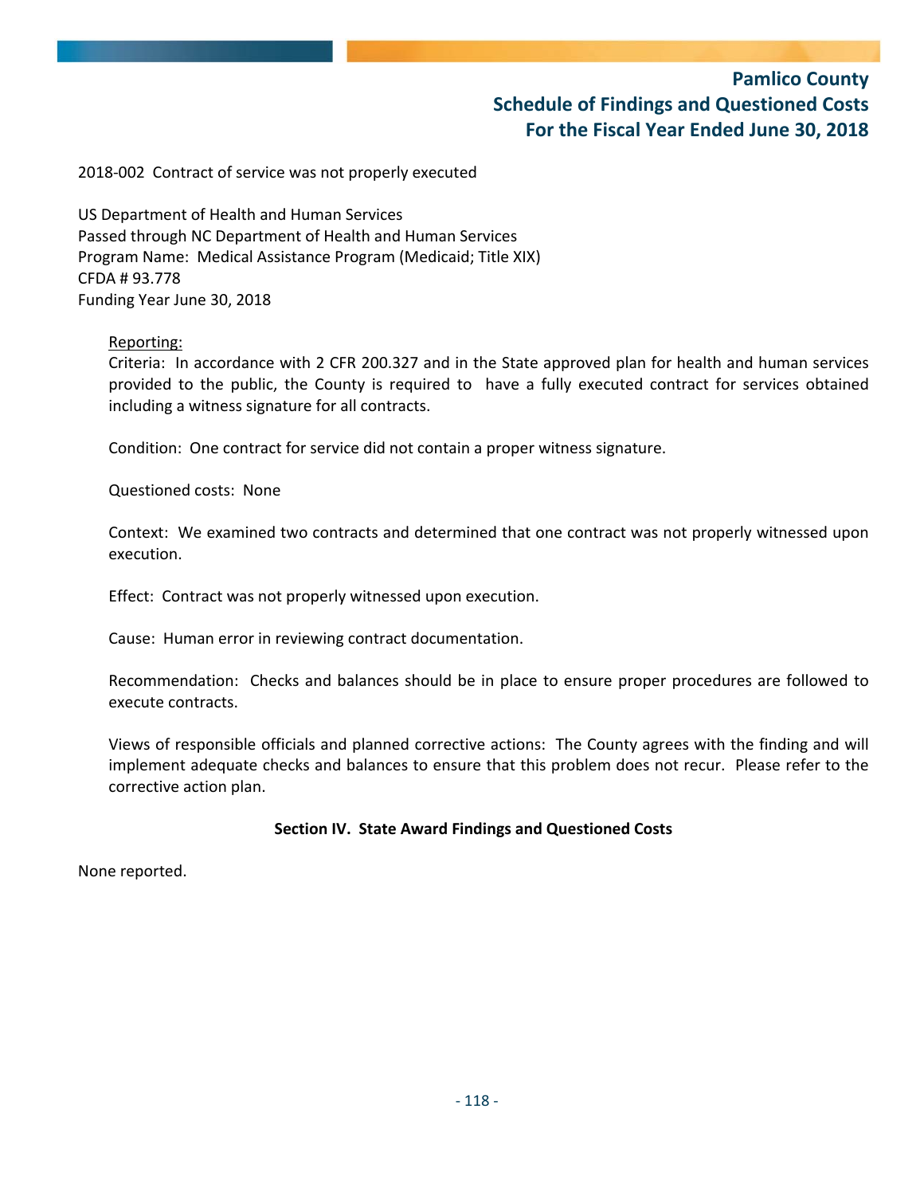2018-002 Contract of service was not properly executed

US Department of Health and Human Services
Passed through NC Department of Health and Human Services
Program Name: Medical Assistance Program (Medicaid; Title XIX)
CFDA # 93.778
Funding Year June 30, 2018

Reporting:
Criteria: In accordance with 2 CFR 200.327 and in the State approved plan for health and human services provided to the public, the County is required to have a fully executed contract for services obtained including a witness signature for all contracts.

Condition: One contract for service did not contain a proper witness signature.

Questioned costs: None

Context: We examined two contracts and determined that one contract was not properly witnessed upon execution.

Effect: Contract was not properly witnessed upon execution.

Cause: Human error in reviewing contract documentation.

Recommendation: Checks and balances should be in place to ensure proper procedures are followed to execute contracts.

Views of responsible officials and planned corrective actions: The County agrees with the finding and will implement adequate checks and balances to ensure that this problem does not recur. Please refer to the corrective action plan.

**Section IV. State Award Findings and Questioned Costs**

None reported.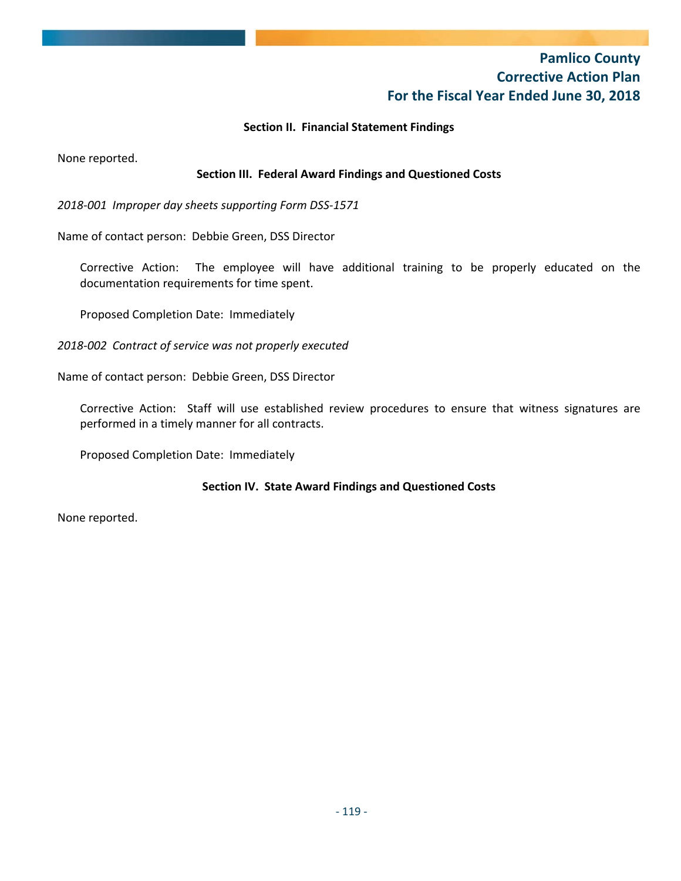# Pamlico County
# Corrective Action Plan
# For the Fiscal Year Ended June 30, 2018

### Section II. Financial Statement Findings

None reported.

### Section III. Federal Award Findings and Questioned Costs

*2018-001 Improper day sheets supporting Form DSS-1571*

Name of contact person: Debbie Green, DSS Director

Corrective Action: The employee will have additional training to be properly educated on the documentation requirements for time spent.

Proposed Completion Date: Immediately

*2018-002 Contract of service was not properly executed*

Name of contact person: Debbie Green, DSS Director

Corrective Action: Staff will use established review procedures to ensure that witness signatures are performed in a timely manner for all contracts.

Proposed Completion Date: Immediately

### Section IV. State Award Findings and Questioned Costs

None reported.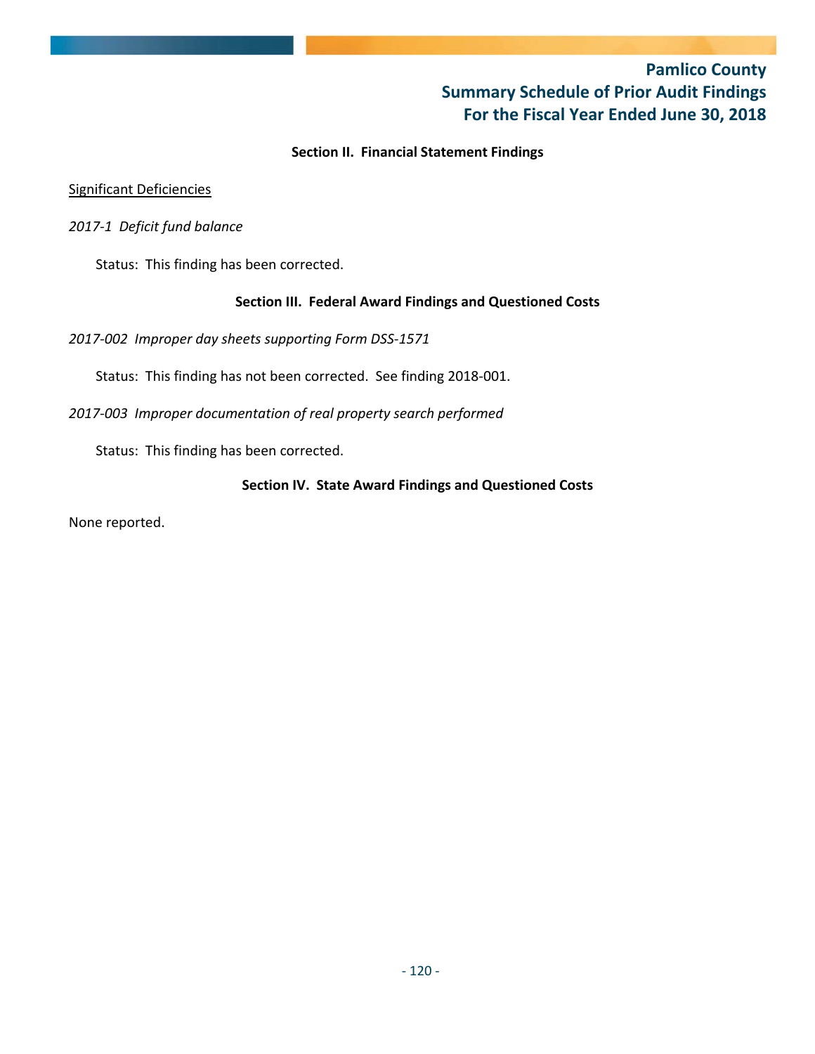# Pamlico County
# Summary Schedule of Prior Audit Findings
# For the Fiscal Year Ended June 30, 2018

**Section II. Financial Statement Findings**

<u>Significant Deficiencies</u>

*2017-1 Deficit fund balance*

Status: This finding has been corrected.

**Section III. Federal Award Findings and Questioned Costs**

*2017-002 Improper day sheets supporting Form DSS-1571*

Status: This finding has not been corrected. See finding 2018-001.

*2017-003 Improper documentation of real property search performed*

Status: This finding has been corrected.

**Section IV. State Award Findings and Questioned Costs**

None reported.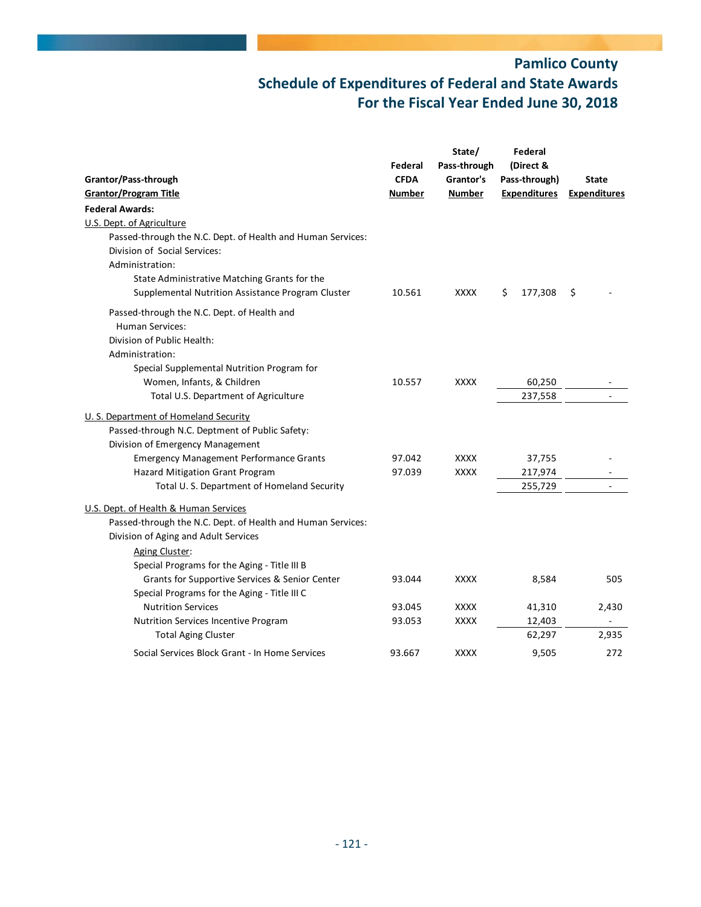# Pamlico County
## Schedule of Expenditures of Federal and State Awards
## For the Fiscal Year Ended June 30, 2018

| Grantor/Pass-through Grantor/Program Title | Federal CFDA Number | State/ Pass-through Grantor's Number | Federal (Direct & Pass-through) Expenditures | State Expenditures |
|---|---|---|---|---|
| **Federal Awards:** | | | | |
| U.S. Dept. of Agriculture | | | | |
| Passed-through the N.C. Dept. of Health and Human Services: | | | | |
| Division of Social Services: | | | | |
| Administration: | | | | |
| State Administrative Matching Grants for the Supplemental Nutrition Assistance Program Cluster | 10.561 | XXXX | $ 177,308 | $ - |
| Passed-through the N.C. Dept. of Health and Human Services: | | | | |
| Division of Public Health: | | | | |
| Administration: | | | | |
| Special Supplemental Nutrition Program for Women, Infants, & Children | 10.557 | XXXX | 60,250 | - |
| Total U.S. Department of Agriculture | | | 237,558 | - |
| U. S. Department of Homeland Security | | | | |
| Passed-through N.C. Deptment of Public Safety: | | | | |
| Division of Emergency Management | | | | |
| Emergency Management Performance Grants | 97.042 | XXXX | 37,755 | - |
| Hazard Mitigation Grant Program | 97.039 | XXXX | 217,974 | - |
| Total U. S. Department of Homeland Security | | | 255,729 | - |
| U.S. Dept. of Health & Human Services | | | | |
| Passed-through the N.C. Dept. of Health and Human Services: | | | | |
| Division of Aging and Adult Services | | | | |
| Aging Cluster: | | | | |
| Special Programs for the Aging - Title III B Grants for Supportive Services & Senior Center | 93.044 | XXXX | 8,584 | 505 |
| Special Programs for the Aging - Title III C Nutrition Services | 93.045 | XXXX | 41,310 | 2,430 |
| Nutrition Services Incentive Program | 93.053 | XXXX | 12,403 | - |
| Total Aging Cluster | | | 62,297 | 2,935 |
| Social Services Block Grant - In Home Services | 93.667 | XXXX | 9,505 | 272 |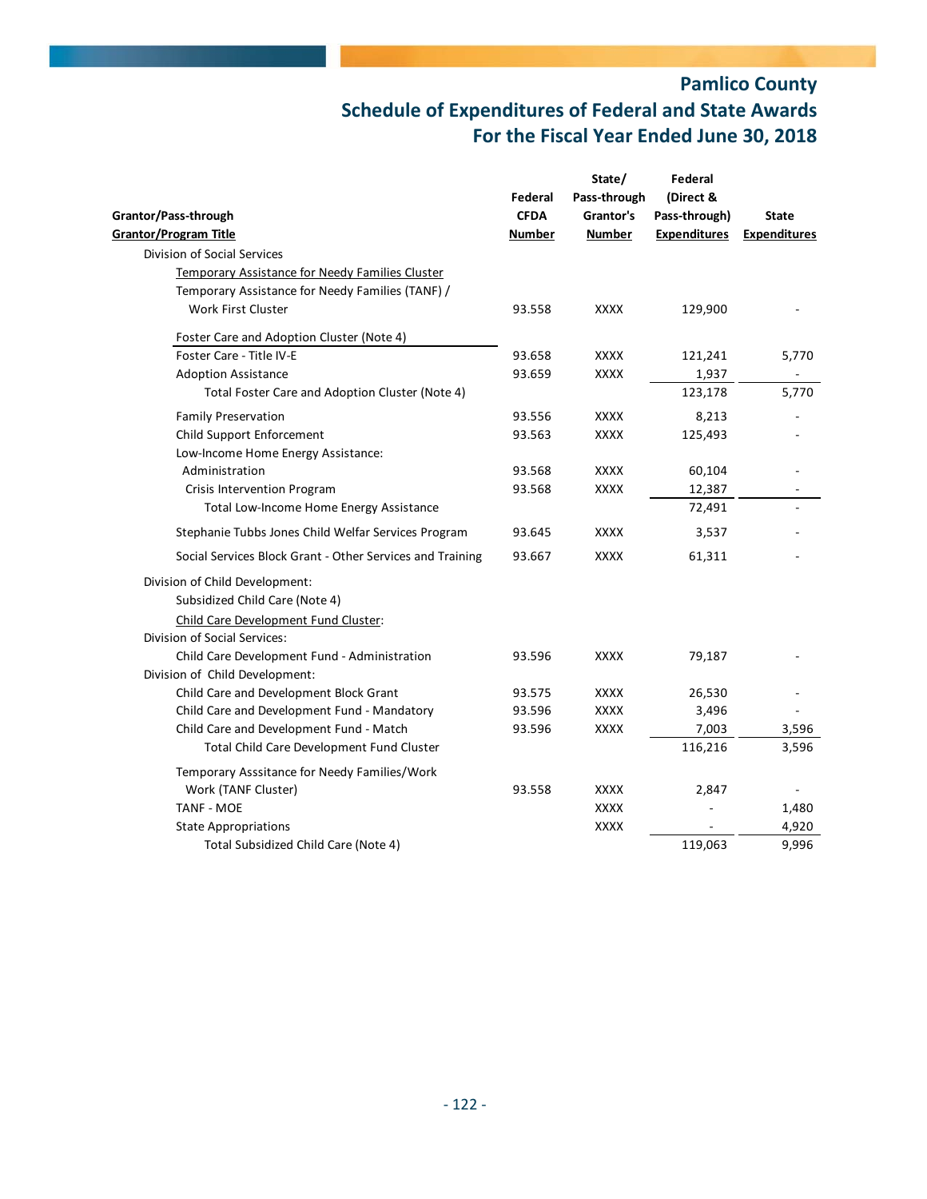# Pamlico County
## Schedule of Expenditures of Federal and State Awards
## For the Fiscal Year Ended June 30, 2018

| Grantor/Pass-through Grantor/Program Title | Federal CFDA Number | State/ Pass-through Grantor's Number | Federal (Direct & Pass-through) Expenditures | State Expenditures |
|---|---|---|---|---|
| Division of Social Services | | | | |
| Temporary Assistance for Needy Families Cluster | | | | |
| Temporary Assistance for Needy Families (TANF) / Work First Cluster | 93.558 | XXXX | 129,900 | - |
| Foster Care and Adoption Cluster (Note 4) | | | | |
| Foster Care - Title IV-E | 93.658 | XXXX | 121,241 | 5,770 |
| Adoption Assistance | 93.659 | XXXX | 1,937 | - |
| Total Foster Care and Adoption Cluster (Note 4) | | | 123,178 | 5,770 |
| Family Preservation | 93.556 | XXXX | 8,213 | - |
| Child Support Enforcement | 93.563 | XXXX | 125,493 | - |
| Low-Income Home Energy Assistance: | | | | |
| Administration | 93.568 | XXXX | 60,104 | - |
| Crisis Intervention Program | 93.568 | XXXX | 12,387 | - |
| Total Low-Income Home Energy Assistance | | | 72,491 | - |
| Stephanie Tubbs Jones Child Welfar Services Program | 93.645 | XXXX | 3,537 | - |
| Social Services Block Grant - Other Services and Training | 93.667 | XXXX | 61,311 | - |
| Division of Child Development: | | | | |
| Subsidized Child Care (Note 4) | | | | |
| Child Care Development Fund Cluster: | | | | |
| Division of Social Services: | | | | |
| Child Care Development Fund - Administration | 93.596 | XXXX | 79,187 | - |
| Division of Child Development: | | | | |
| Child Care and Development Block Grant | 93.575 | XXXX | 26,530 | - |
| Child Care and Development Fund - Mandatory | 93.596 | XXXX | 3,496 | - |
| Child Care and Development Fund - Match | 93.596 | XXXX | 7,003 | 3,596 |
| Total Child Care Development Fund Cluster | | | 116,216 | 3,596 |
| Temporary Asssitance for Needy Families/Work Work (TANF Cluster) | 93.558 | XXXX | 2,847 | - |
| TANF - MOE | | XXXX | - | 1,480 |
| State Appropriations | | XXXX | - | 4,920 |
| Total Subsidized Child Care (Note 4) | | | 119,063 | 9,996 |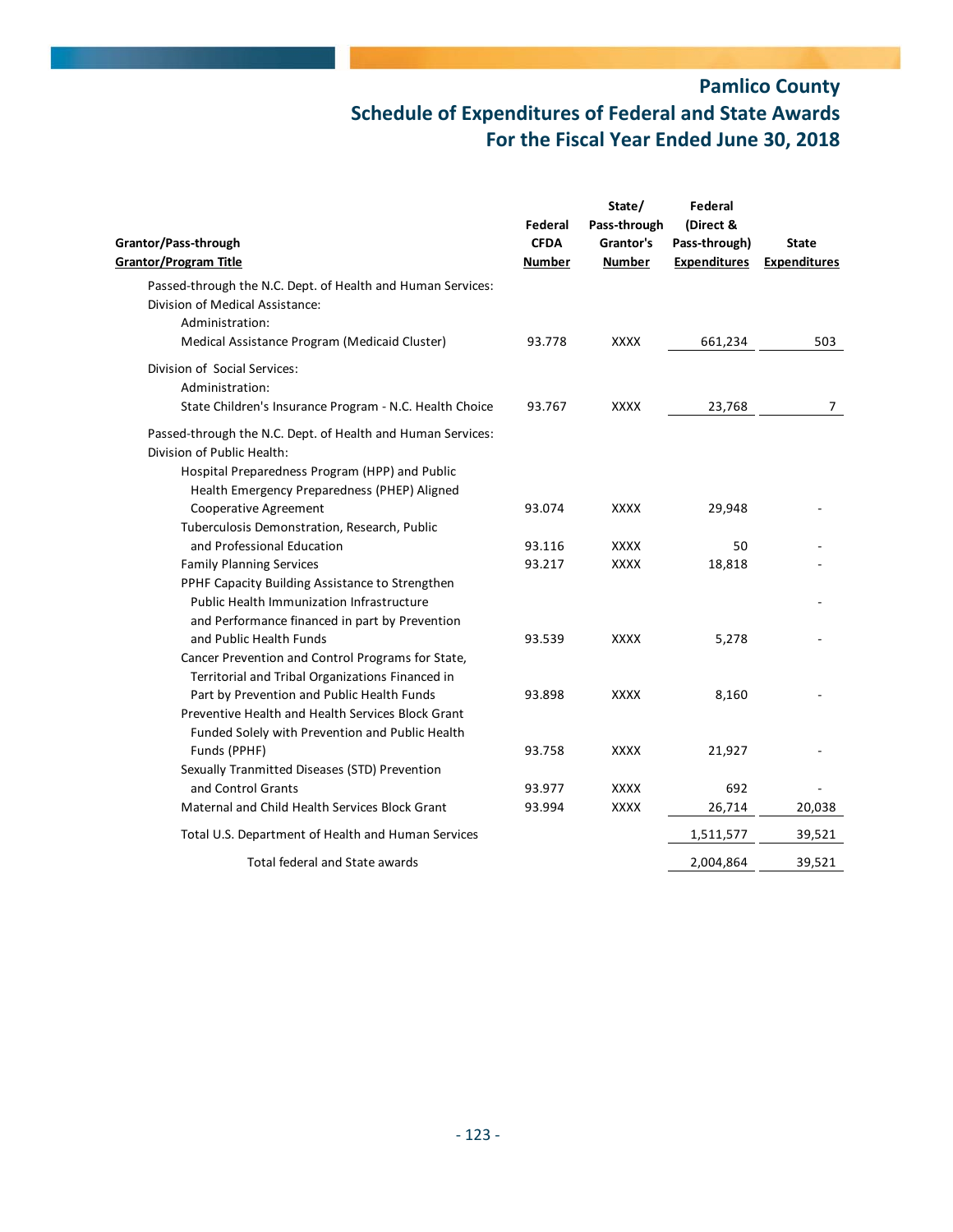# Pamlico County
## Schedule of Expenditures of Federal and State Awards
## For the Fiscal Year Ended June 30, 2018

| Grantor/Pass-through Grantor/Program Title | Federal CFDA Number | State/ Pass-through Grantor's Number | Federal (Direct & Pass-through) Expenditures | State Expenditures |
|---|---|---|---|---|
| Passed-through the N.C. Dept. of Health and Human Services: | | | | |
| Division of Medical Assistance: | | | | |
| Administration: | | | | |
| Medical Assistance Program (Medicaid Cluster) | 93.778 | XXXX | 661,234 | 503 |
| Division of Social Services: | | | | |
| Administration: | | | | |
| State Children's Insurance Program - N.C. Health Choice | 93.767 | XXXX | 23,768 | 7 |
| Passed-through the N.C. Dept. of Health and Human Services: | | | | |
| Division of Public Health: | | | | |
| Hospital Preparedness Program (HPP) and Public Health Emergency Preparedness (PHEP) Aligned Cooperative Agreement | 93.074 | XXXX | 29,948 | - |
| Tuberculosis Demonstration, Research, Public and Professional Education | 93.116 | XXXX | 50 | - |
| Family Planning Services | 93.217 | XXXX | 18,818 | - |
| PPHF Capacity Building Assistance to Strengthen Public Health Immunization Infrastructure and Performance financed in part by Prevention and Public Health Funds | 93.539 | XXXX | 5,278 | - |
| Cancer Prevention and Control Programs for State, Territorial and Tribal Organizations Financed in Part by Prevention and Public Health Funds | 93.898 | XXXX | 8,160 | - |
| Preventive Health and Health Services Block Grant Funded Solely with Prevention and Public Health Funds (PPHF) | 93.758 | XXXX | 21,927 | - |
| Sexually Tranmitted Diseases (STD) Prevention and Control Grants | 93.977 | XXXX | 692 | - |
| Maternal and Child Health Services Block Grant | 93.994 | XXXX | 26,714 | 20,038 |
| Total U.S. Department of Health and Human Services | | | 1,511,577 | 39,521 |
| Total federal and State awards | | | 2,004,864 | 39,521 |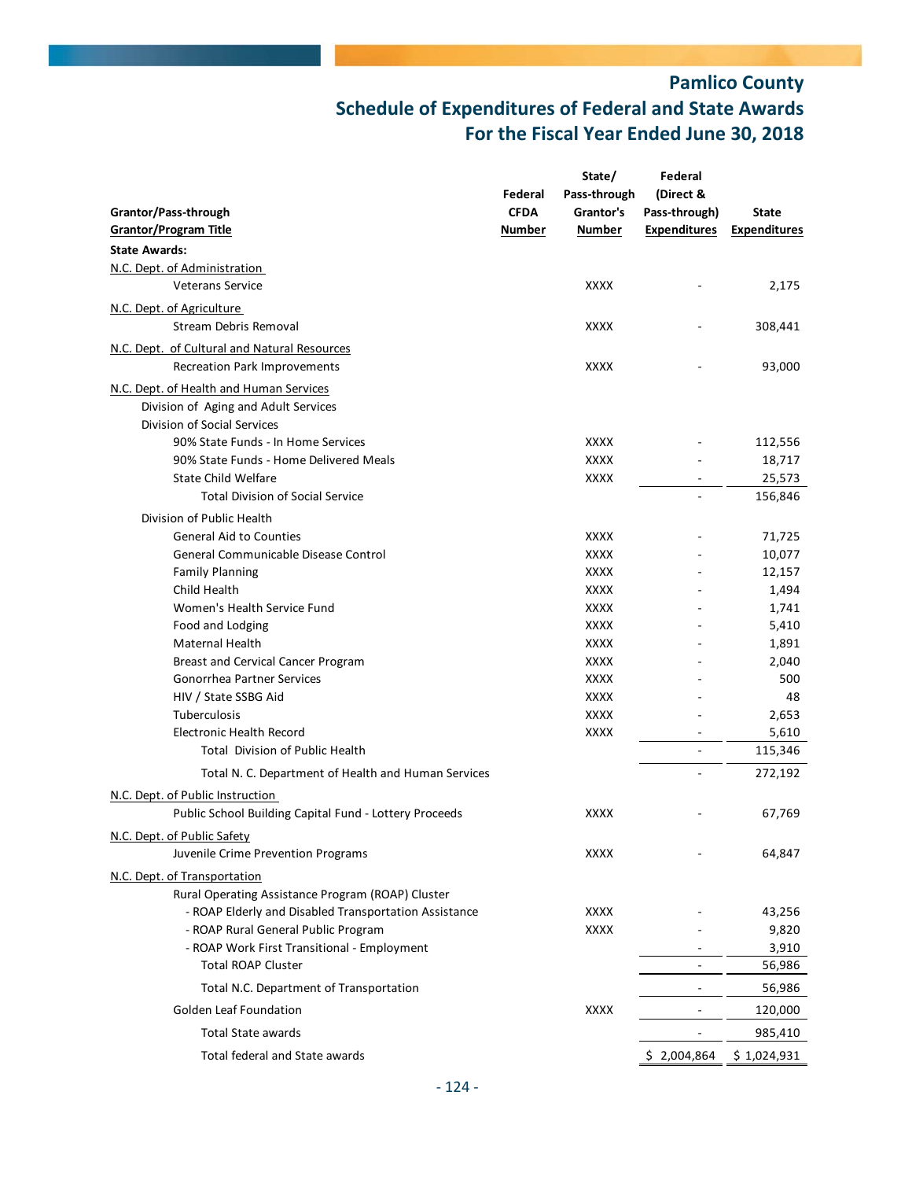# Pamlico County
## Schedule of Expenditures of Federal and State Awards
## For the Fiscal Year Ended June 30, 2018

| Grantor/Pass-through Grantor/Program Title | Federal CFDA Number | State/ Pass-through Grantor's Number | Federal (Direct & Pass-through) Expenditures | State Expenditures |
|---|---|---|---|---|
| **State Awards:** | | | | |
| N.C. Dept. of Administration | | | | |
| Veterans Service | | XXXX | - | 2,175 |
| N.C. Dept. of Agriculture | | | | |
| Stream Debris Removal | | XXXX | - | 308,441 |
| N.C. Dept. of Cultural and Natural Resources | | | | |
| Recreation Park Improvements | | XXXX | - | 93,000 |
| N.C. Dept. of Health and Human Services | | | | |
| Division of Aging and Adult Services | | | | |
| Division of Social Services | | | | |
| 90% State Funds - In Home Services | | XXXX | - | 112,556 |
| 90% State Funds - Home Delivered Meals | | XXXX | - | 18,717 |
| State Child Welfare | | XXXX | - | 25,573 |
| Total Division of Social Service | | | - | 156,846 |
| Division of Public Health | | | | |
| General Aid to Counties | | XXXX | - | 71,725 |
| General Communicable Disease Control | | XXXX | - | 10,077 |
| Family Planning | | XXXX | - | 12,157 |
| Child Health | | XXXX | - | 1,494 |
| Women's Health Service Fund | | XXXX | - | 1,741 |
| Food and Lodging | | XXXX | - | 5,410 |
| Maternal Health | | XXXX | - | 1,891 |
| Breast and Cervical Cancer Program | | XXXX | - | 2,040 |
| Gonorrhea Partner Services | | XXXX | - | 500 |
| HIV / State SSBG Aid | | XXXX | - | 48 |
| Tuberculosis | | XXXX | - | 2,653 |
| Electronic Health Record | | XXXX | - | 5,610 |
| Total Division of Public Health | | | - | 115,346 |
| Total N. C. Department of Health and Human Services | | | - | 272,192 |
| N.C. Dept. of Public Instruction | | | | |
| Public School Building Capital Fund - Lottery Proceeds | | XXXX | - | 67,769 |
| N.C. Dept. of Public Safety | | | | |
| Juvenile Crime Prevention Programs | | XXXX | - | 64,847 |
| N.C. Dept. of Transportation | | | | |
| Rural Operating Assistance Program (ROAP) Cluster | | | | |
| - ROAP Elderly and Disabled Transportation Assistance | | XXXX | - | 43,256 |
| - ROAP Rural General Public Program | | XXXX | - | 9,820 |
| - ROAP Work First Transitional - Employment | | | - | 3,910 |
| Total ROAP Cluster | | | - | 56,986 |
| Total N.C. Department of Transportation | | | - | 56,986 |
| Golden Leaf Foundation | | XXXX | - | 120,000 |
| Total State awards | | | - | 985,410 |
| Total federal and State awards | | | $ 2,004,864 | $ 1,024,931 |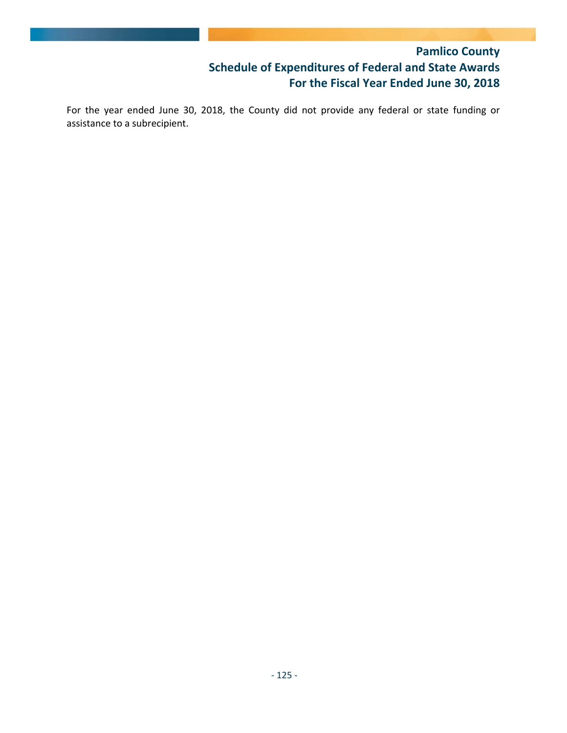# Pamlico County
## Schedule of Expenditures of Federal and State Awards
## For the Fiscal Year Ended June 30, 2018

For the year ended June 30, 2018, the County did not provide any federal or state funding or assistance to a subrecipient.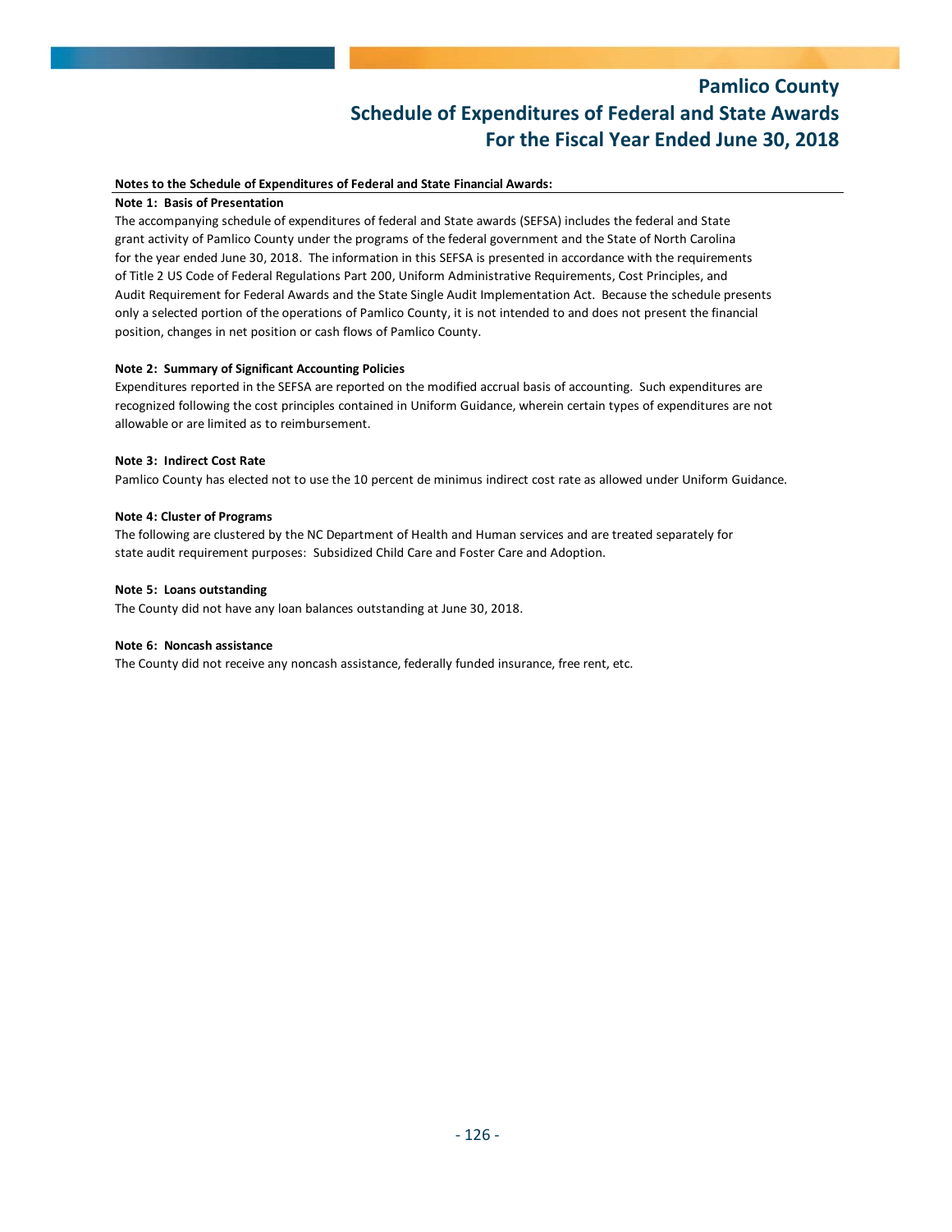# Pamlico County
## Schedule of Expenditures of Federal and State Awards
## For the Fiscal Year Ended June 30, 2018

**Notes to the Schedule of Expenditures of Federal and State Financial Awards:**

**Note 1: Basis of Presentation**

The accompanying schedule of expenditures of federal and State awards (SEFSA) includes the federal and State grant activity of Pamlico County under the programs of the federal government and the State of North Carolina for the year ended June 30, 2018. The information in this SEFSA is presented in accordance with the requirements of Title 2 US Code of Federal Regulations Part 200, Uniform Administrative Requirements, Cost Principles, and Audit Requirement for Federal Awards and the State Single Audit Implementation Act. Because the schedule presents only a selected portion of the operations of Pamlico County, it is not intended to and does not present the financial position, changes in net position or cash flows of Pamlico County.

**Note 2: Summary of Significant Accounting Policies**

Expenditures reported in the SEFSA are reported on the modified accrual basis of accounting. Such expenditures are recognized following the cost principles contained in Uniform Guidance, wherein certain types of expenditures are not allowable or are limited as to reimbursement.

**Note 3: Indirect Cost Rate**

Pamlico County has elected not to use the 10 percent de minimus indirect cost rate as allowed under Uniform Guidance.

**Note 4: Cluster of Programs**

The following are clustered by the NC Department of Health and Human services and are treated separately for state audit requirement purposes: Subsidized Child Care and Foster Care and Adoption.

**Note 5: Loans outstanding**

The County did not have any loan balances outstanding at June 30, 2018.

**Note 6: Noncash assistance**

The County did not receive any noncash assistance, federally funded insurance, free rent, etc.